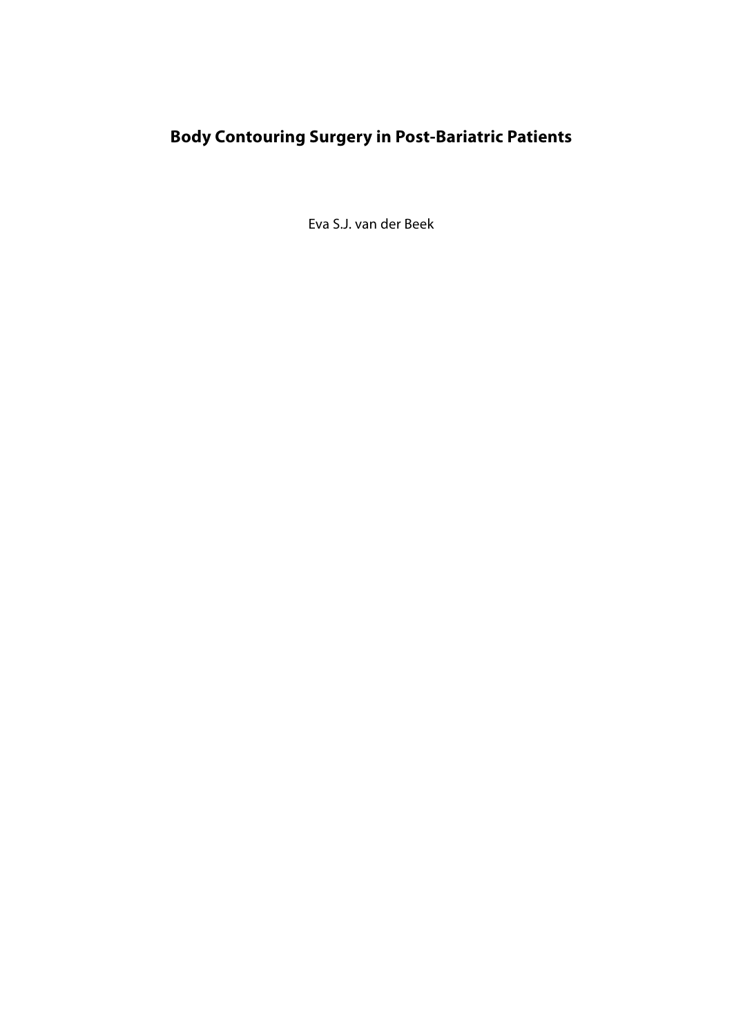# Body Contouring Surgery in Post-Bariatric Patients

Eva S.J. van der Beek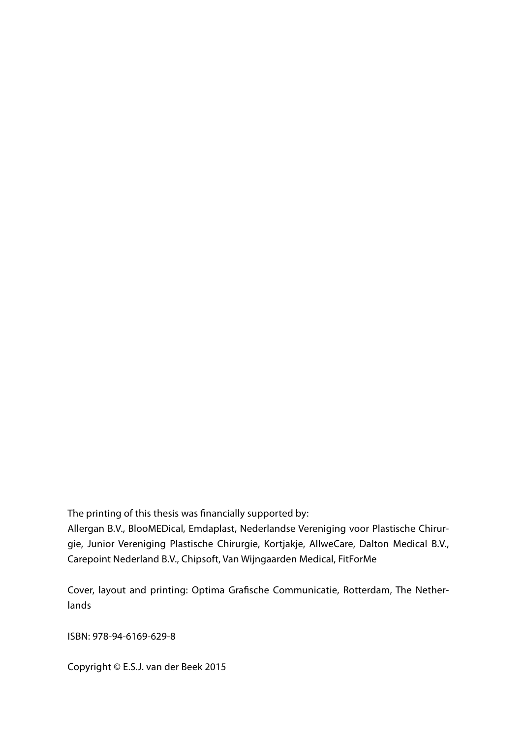The printing of this thesis was financially supported by:
Allergan B.V., BlooMEDical, Emdaplast, Nederlandse Vereniging voor Plastische Chirurgie, Junior Vereniging Plastische Chirurgie, Kortjakje, AllweCare, Dalton Medical B.V., Carepoint Nederland B.V., Chipsoft, Van Wijngaarden Medical, FitForMe

Cover, layout and printing: Optima Grafische Communicatie, Rotterdam, The Netherlands

ISBN: 978-94-6169-629-8

Copyright © E.S.J. van der Beek 2015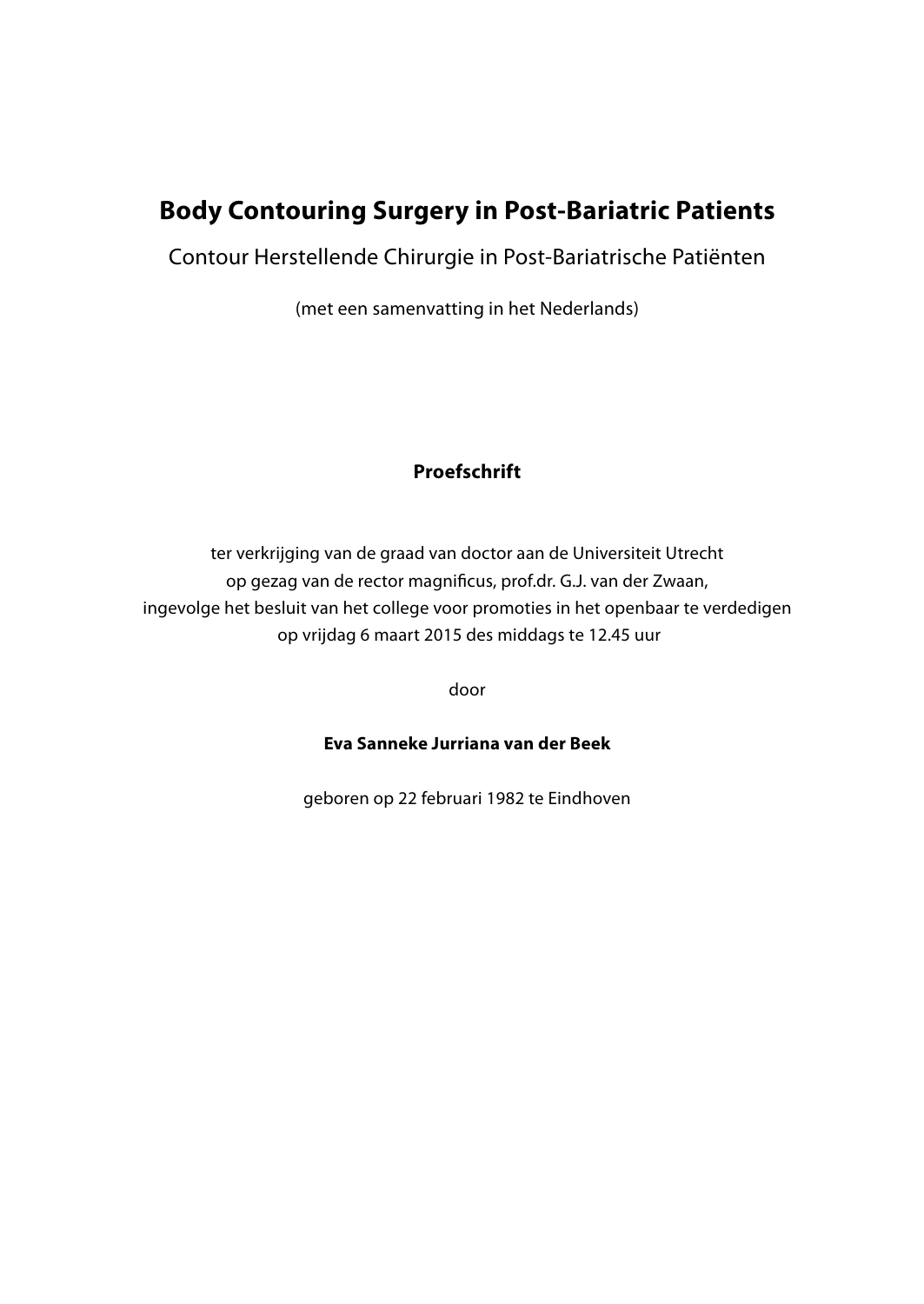# Body Contouring Surgery in Post-Bariatric Patients

Contour Herstellende Chirurgie in Post-Bariatrische Patiënten

(met een samenvatting in het Nederlands)

**Proefschrift**

ter verkrijging van de graad van doctor aan de Universiteit Utrecht
op gezag van de rector magnificus, prof.dr. G.J. van der Zwaan,
ingevolge het besluit van het college voor promoties in het openbaar te verdedigen
op vrijdag 6 maart 2015 des middags te 12.45 uur

door

**Eva Sanneke Jurriana van der Beek**

geboren op 22 februari 1982 te Eindhoven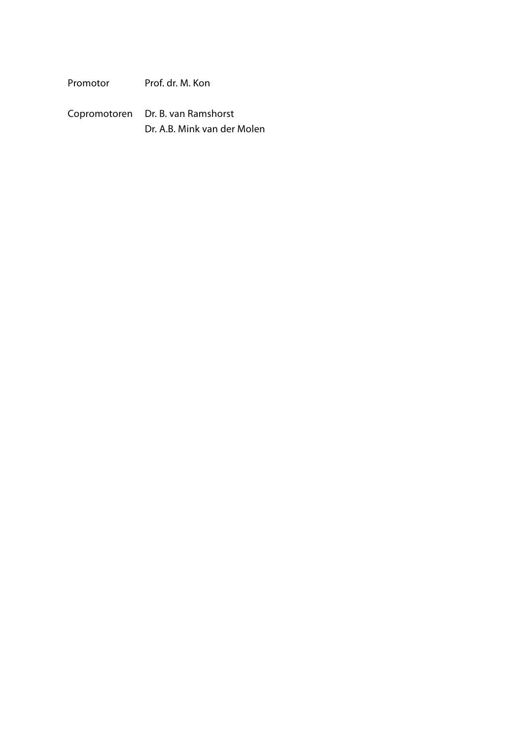| | |
|---|---|
| Promotor | Prof. dr. M. Kon |
| Copromotoren | Dr. B. van Ramshorst |
| | Dr. A.B. Mink van der Molen |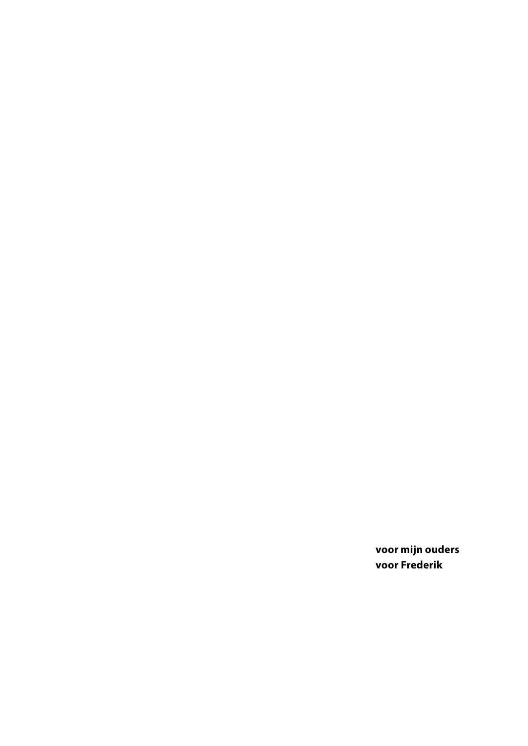**voor mijn ouders**
**voor Frederik**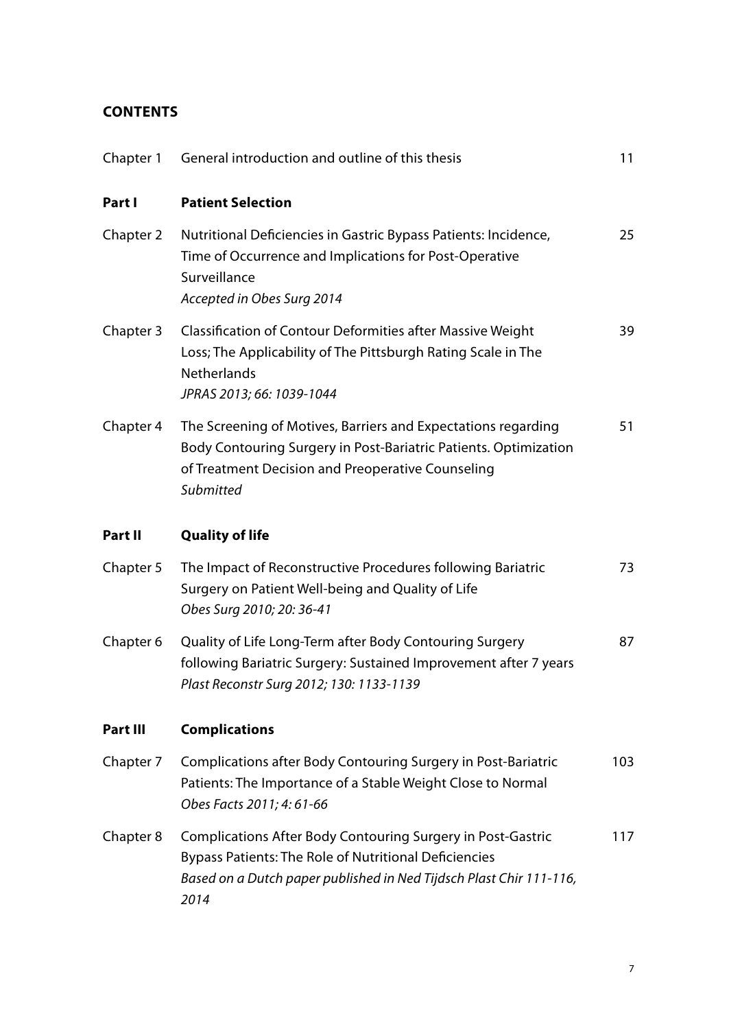## CONTENTS

| | | |
|---|---|---|
| Chapter 1 | General introduction and outline of this thesis | 11 |
| **Part I** | **Patient Selection** | |
| Chapter 2 | Nutritional Deficiencies in Gastric Bypass Patients: Incidence, Time of Occurrence and Implications for Post-Operative Surveillance<br>*Accepted in Obes Surg 2014* | 25 |
| Chapter 3 | Classification of Contour Deformities after Massive Weight Loss; The Applicability of The Pittsburgh Rating Scale in The Netherlands<br>*JPRAS 2013; 66: 1039-1044* | 39 |
| Chapter 4 | The Screening of Motives, Barriers and Expectations regarding Body Contouring Surgery in Post-Bariatric Patients. Optimization of Treatment Decision and Preoperative Counseling<br>*Submitted* | 51 |
| **Part II** | **Quality of life** | |
| Chapter 5 | The Impact of Reconstructive Procedures following Bariatric Surgery on Patient Well-being and Quality of Life<br>*Obes Surg 2010; 20: 36-41* | 73 |
| Chapter 6 | Quality of Life Long-Term after Body Contouring Surgery following Bariatric Surgery: Sustained Improvement after 7 years<br>*Plast Reconstr Surg 2012; 130: 1133-1139* | 87 |
| **Part III** | **Complications** | |
| Chapter 7 | Complications after Body Contouring Surgery in Post-Bariatric Patients: The Importance of a Stable Weight Close to Normal<br>*Obes Facts 2011; 4: 61-66* | 103 |
| Chapter 8 | Complications After Body Contouring Surgery in Post-Gastric Bypass Patients: The Role of Nutritional Deficiencies<br>*Based on a Dutch paper published in Ned Tijdsch Plast Chir 111-116, 2014* | 117 |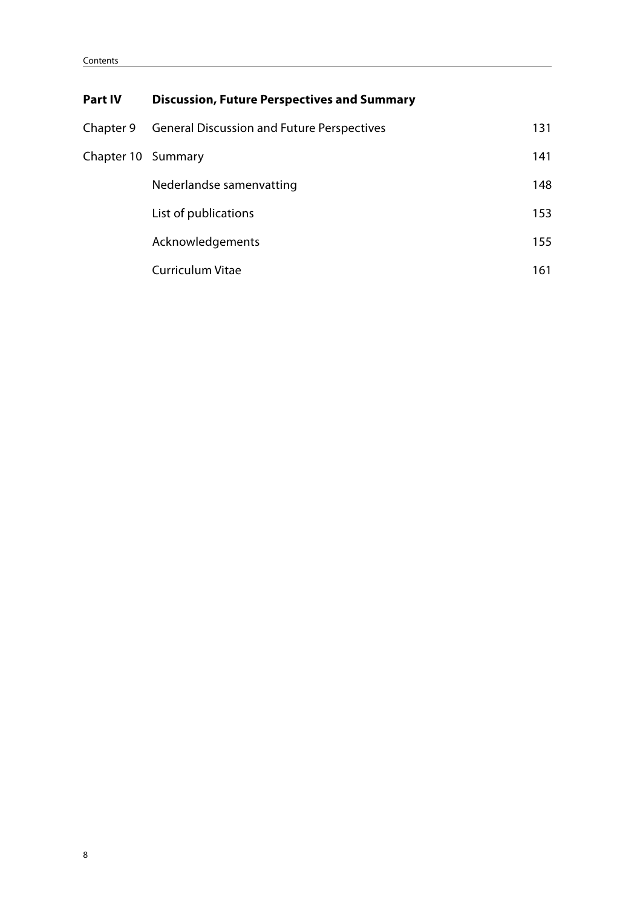| | | |
|---|---|---|
| **Part IV** | **Discussion, Future Perspectives and Summary** | |
| Chapter 9 | General Discussion and Future Perspectives | 131 |
| Chapter 10 | Summary | 141 |
| | Nederlandse samenvatting | 148 |
| | List of publications | 153 |
| | Acknowledgements | 155 |
| | Curriculum Vitae | 161 |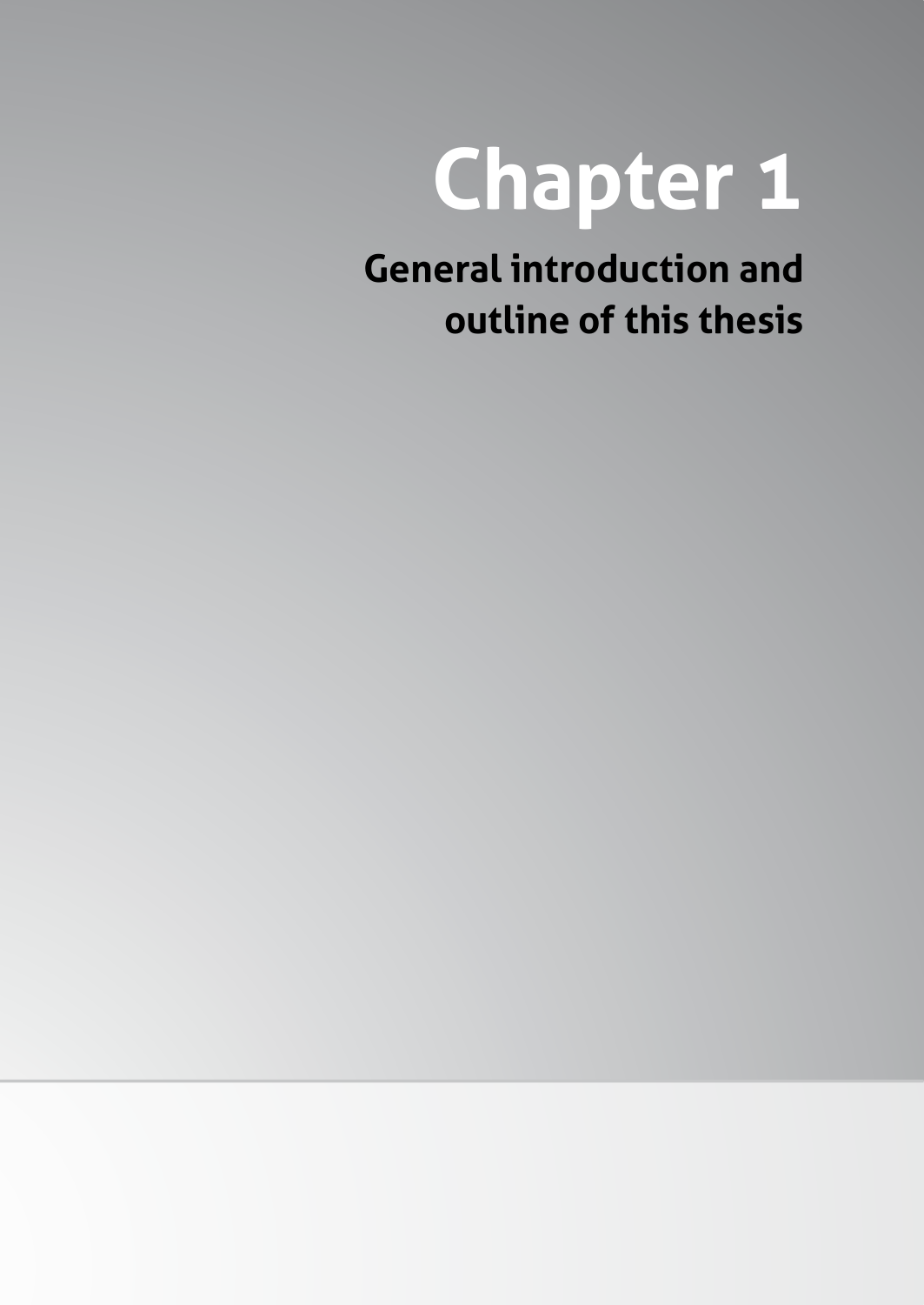# Chapter 1

## General introduction and outline of this thesis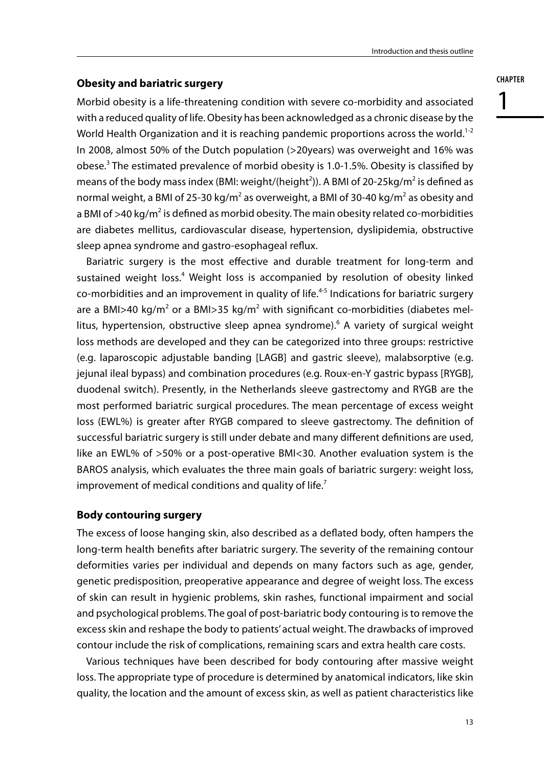## Obesity and bariatric surgery

Morbid obesity is a life-threatening condition with severe co-morbidity and associated with a reduced quality of life. Obesity has been acknowledged as a chronic disease by the World Health Organization and it is reaching pandemic proportions across the world.[1-2] In 2008, almost 50% of the Dutch population (>20years) was overweight and 16% was obese.[3] The estimated prevalence of morbid obesity is 1.0-1.5%. Obesity is classified by means of the body mass index (BMI: weight/(height$^2$)). A BMI of 20-25kg/m$^2$ is defined as normal weight, a BMI of 25-30 kg/m$^2$ as overweight, a BMI of 30-40 kg/m$^2$ as obesity and a BMI of >40 kg/m$^2$ is defined as morbid obesity. The main obesity related co-morbidities are diabetes mellitus, cardiovascular disease, hypertension, dyslipidemia, obstructive sleep apnea syndrome and gastro-esophageal reflux.

Bariatric surgery is the most effective and durable treatment for long-term and sustained weight loss.[4] Weight loss is accompanied by resolution of obesity linked co-morbidities and an improvement in quality of life.[4-5] Indications for bariatric surgery are a BMI>40 kg/m$^2$ or a BMI>35 kg/m$^2$ with significant co-morbidities (diabetes mellitus, hypertension, obstructive sleep apnea syndrome).[6] A variety of surgical weight loss methods are developed and they can be categorized into three groups: restrictive (e.g. laparoscopic adjustable banding [LAGB] and gastric sleeve), malabsorptive (e.g. jejunal ileal bypass) and combination procedures (e.g. Roux-en-Y gastric bypass [RYGB], duodenal switch). Presently, in the Netherlands sleeve gastrectomy and RYGB are the most performed bariatric surgical procedures. The mean percentage of excess weight loss (EWL%) is greater after RYGB compared to sleeve gastrectomy. The definition of successful bariatric surgery is still under debate and many different definitions are used, like an EWL% of >50% or a post-operative BMI<30. Another evaluation system is the BAROS analysis, which evaluates the three main goals of bariatric surgery: weight loss, improvement of medical conditions and quality of life.[7]

## Body contouring surgery

The excess of loose hanging skin, also described as a deflated body, often hampers the long-term health benefits after bariatric surgery. The severity of the remaining contour deformities varies per individual and depends on many factors such as age, gender, genetic predisposition, preoperative appearance and degree of weight loss. The excess of skin can result in hygienic problems, skin rashes, functional impairment and social and psychological problems. The goal of post-bariatric body contouring is to remove the excess skin and reshape the body to patients' actual weight. The drawbacks of improved contour include the risk of complications, remaining scars and extra health care costs.

Various techniques have been described for body contouring after massive weight loss. The appropriate type of procedure is determined by anatomical indicators, like skin quality, the location and the amount of excess skin, as well as patient characteristics like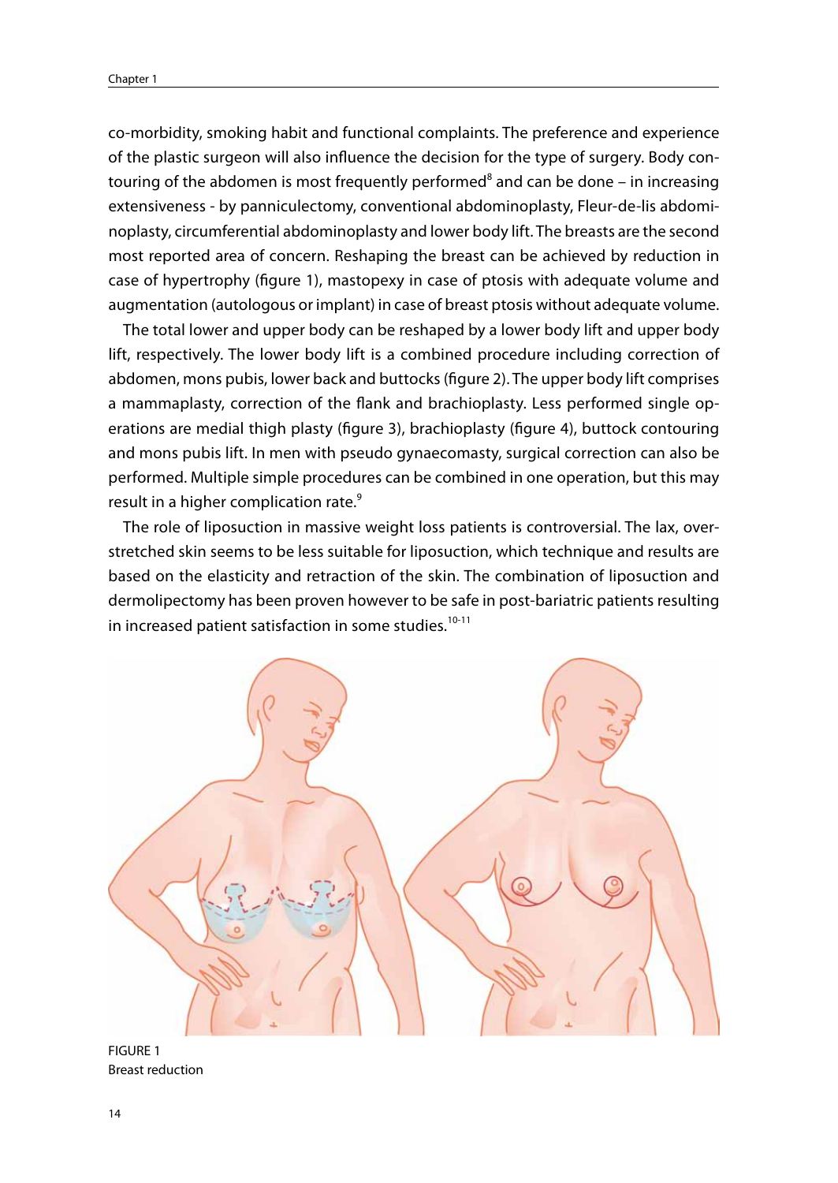co-morbidity, smoking habit and functional complaints. The preference and experience of the plastic surgeon will also influence the decision for the type of surgery. Body contouring of the abdomen is most frequently performed[8] and can be done – in increasing extensiveness - by panniculectomy, conventional abdominoplasty, Fleur-de-lis abdominoplasty, circumferential abdominoplasty and lower body lift. The breasts are the second most reported area of concern. Reshaping the breast can be achieved by reduction in case of hypertrophy (figure 1), mastopexy in case of ptosis with adequate volume and augmentation (autologous or implant) in case of breast ptosis without adequate volume.

The total lower and upper body can be reshaped by a lower body lift and upper body lift, respectively. The lower body lift is a combined procedure including correction of abdomen, mons pubis, lower back and buttocks (figure 2). The upper body lift comprises a mammaplasty, correction of the flank and brachioplasty. Less performed single operations are medial thigh plasty (figure 3), brachioplasty (figure 4), buttock contouring and mons pubis lift. In men with pseudo gynaecomasty, surgical correction can also be performed. Multiple simple procedures can be combined in one operation, but this may result in a higher complication rate.[9]

The role of liposuction in massive weight loss patients is controversial. The lax, overstretched skin seems to be less suitable for liposuction, which technique and results are based on the elasticity and retraction of the skin. The combination of liposuction and dermolipectomy has been proven however to be safe in post-bariatric patients resulting in increased patient satisfaction in some studies.[10-11]

FIGURE 1
Breast reduction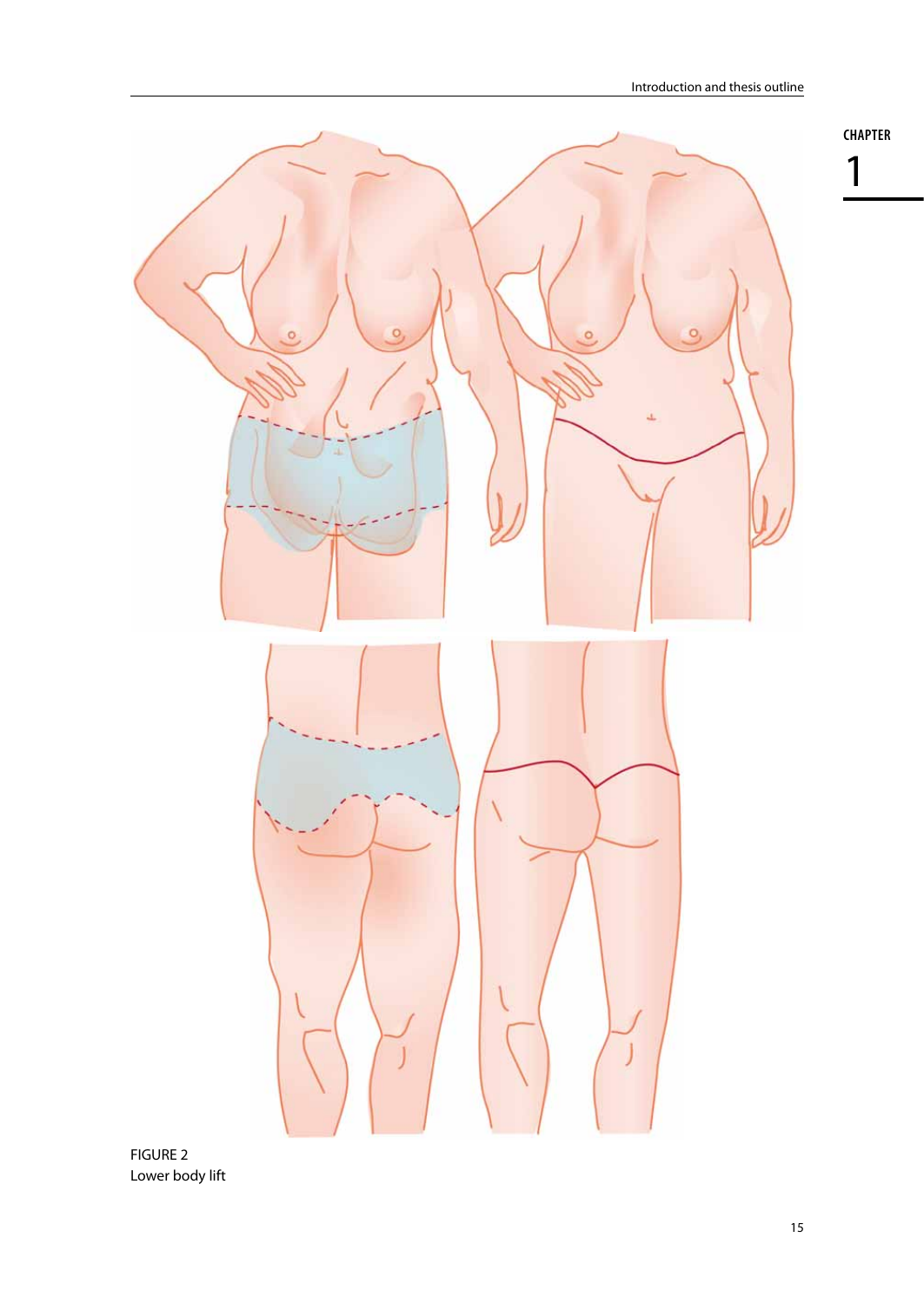FIGURE 2
Lower body lift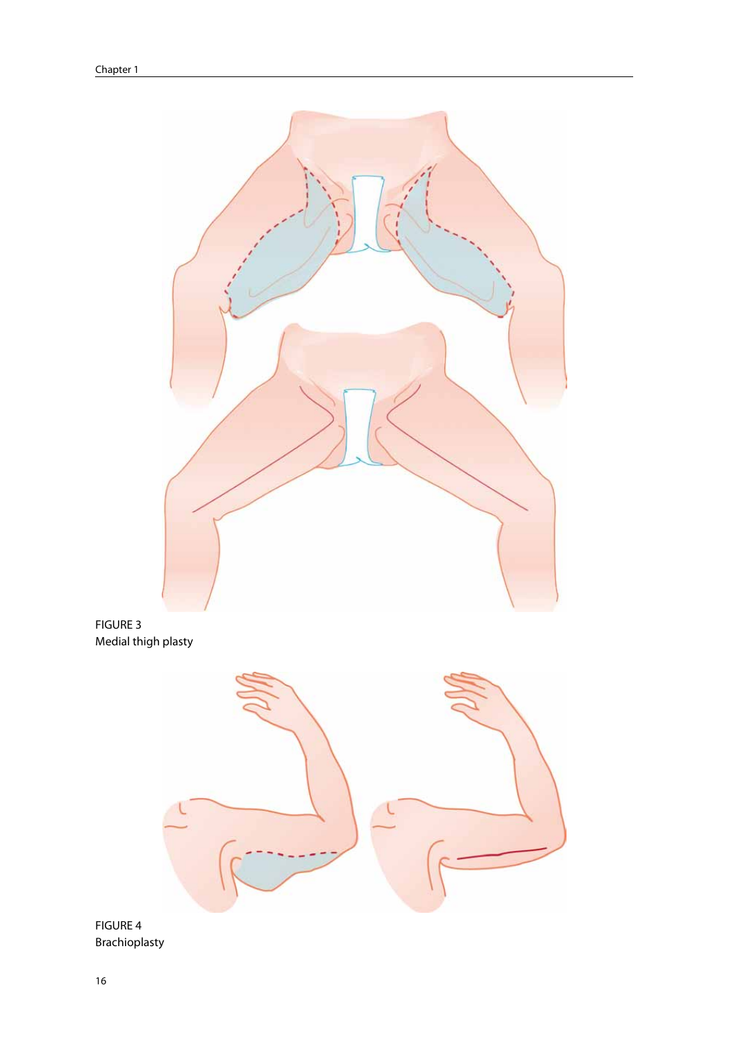FIGURE 3
Medial thigh plasty

FIGURE 4
Brachioplasty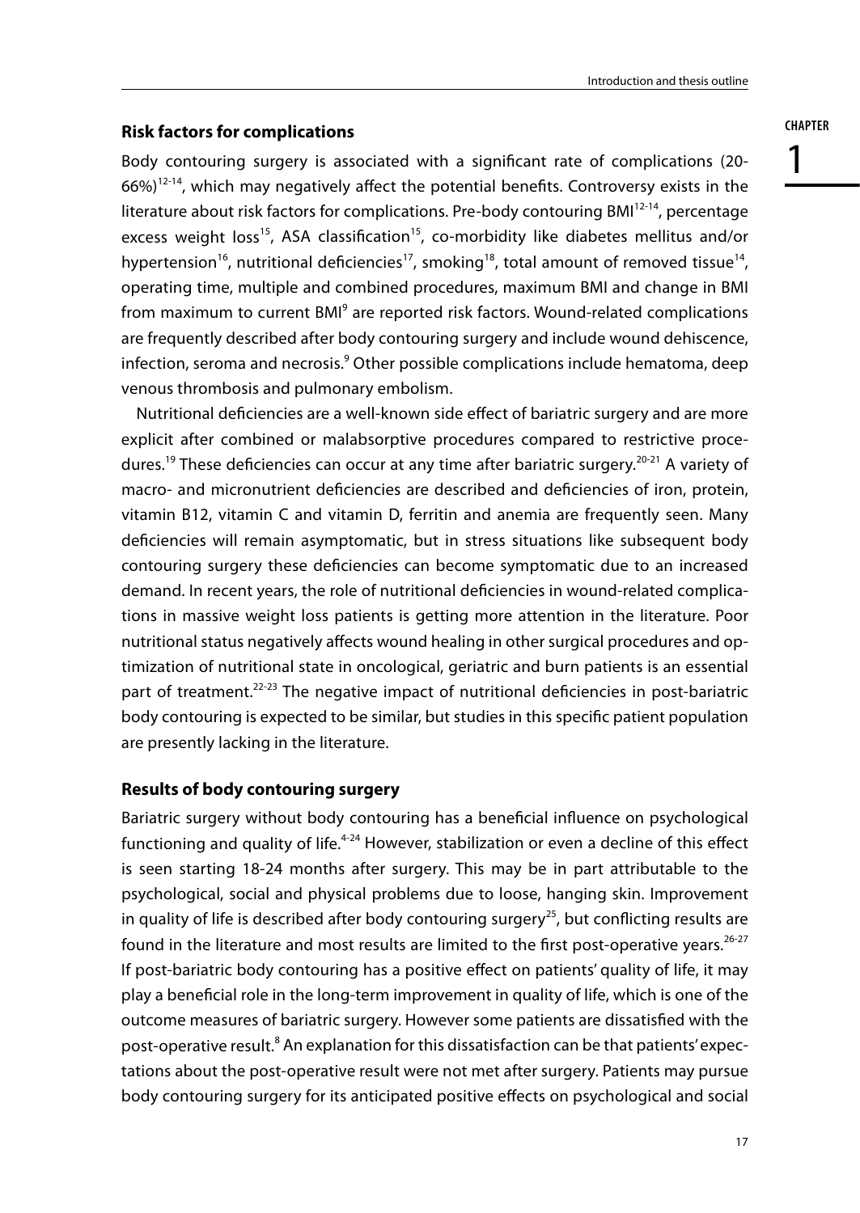## Risk factors for complications

Body contouring surgery is associated with a significant rate of complications (20-66%)[12-14], which may negatively affect the potential benefits. Controversy exists in the literature about risk factors for complications. Pre-body contouring BMI[12-14], percentage excess weight loss[15], ASA classification[15], co-morbidity like diabetes mellitus and/or hypertension[16], nutritional deficiencies[17], smoking[18], total amount of removed tissue[14], operating time, multiple and combined procedures, maximum BMI and change in BMI from maximum to current BMI[9] are reported risk factors. Wound-related complications are frequently described after body contouring surgery and include wound dehiscence, infection, seroma and necrosis.[9] Other possible complications include hematoma, deep venous thrombosis and pulmonary embolism.

Nutritional deficiencies are a well-known side effect of bariatric surgery and are more explicit after combined or malabsorptive procedures compared to restrictive procedures.[19] These deficiencies can occur at any time after bariatric surgery.[20-21] A variety of macro- and micronutrient deficiencies are described and deficiencies of iron, protein, vitamin B12, vitamin C and vitamin D, ferritin and anemia are frequently seen. Many deficiencies will remain asymptomatic, but in stress situations like subsequent body contouring surgery these deficiencies can become symptomatic due to an increased demand. In recent years, the role of nutritional deficiencies in wound-related complications in massive weight loss patients is getting more attention in the literature. Poor nutritional status negatively affects wound healing in other surgical procedures and optimization of nutritional state in oncological, geriatric and burn patients is an essential part of treatment.[22-23] The negative impact of nutritional deficiencies in post-bariatric body contouring is expected to be similar, but studies in this specific patient population are presently lacking in the literature.

## Results of body contouring surgery

Bariatric surgery without body contouring has a beneficial influence on psychological functioning and quality of life.[4-24] However, stabilization or even a decline of this effect is seen starting 18-24 months after surgery. This may be in part attributable to the psychological, social and physical problems due to loose, hanging skin. Improvement in quality of life is described after body contouring surgery[25], but conflicting results are found in the literature and most results are limited to the first post-operative years.[26-27] If post-bariatric body contouring has a positive effect on patients' quality of life, it may play a beneficial role in the long-term improvement in quality of life, which is one of the outcome measures of bariatric surgery. However some patients are dissatisfied with the post-operative result.[8] An explanation for this dissatisfaction can be that patients' expectations about the post-operative result were not met after surgery. Patients may pursue body contouring surgery for its anticipated positive effects on psychological and social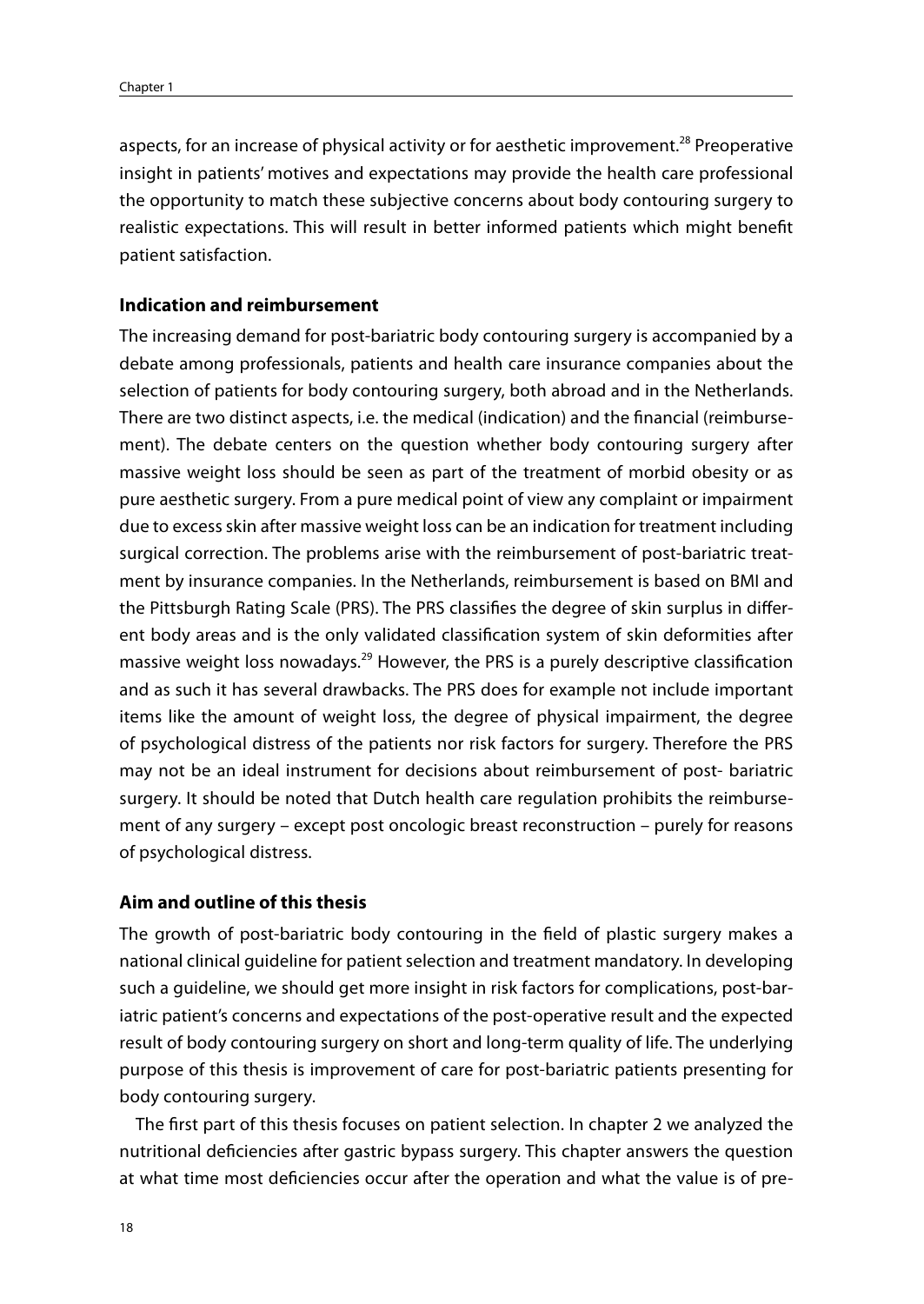aspects, for an increase of physical activity or for aesthetic improvement.[28] Preoperative insight in patients' motives and expectations may provide the health care professional the opportunity to match these subjective concerns about body contouring surgery to realistic expectations. This will result in better informed patients which might benefit patient satisfaction.

### Indication and reimbursement

The increasing demand for post-bariatric body contouring surgery is accompanied by a debate among professionals, patients and health care insurance companies about the selection of patients for body contouring surgery, both abroad and in the Netherlands. There are two distinct aspects, i.e. the medical (indication) and the financial (reimbursement). The debate centers on the question whether body contouring surgery after massive weight loss should be seen as part of the treatment of morbid obesity or as pure aesthetic surgery. From a pure medical point of view any complaint or impairment due to excess skin after massive weight loss can be an indication for treatment including surgical correction. The problems arise with the reimbursement of post-bariatric treatment by insurance companies. In the Netherlands, reimbursement is based on BMI and the Pittsburgh Rating Scale (PRS). The PRS classifies the degree of skin surplus in different body areas and is the only validated classification system of skin deformities after massive weight loss nowadays.[29] However, the PRS is a purely descriptive classification and as such it has several drawbacks. The PRS does for example not include important items like the amount of weight loss, the degree of physical impairment, the degree of psychological distress of the patients nor risk factors for surgery. Therefore the PRS may not be an ideal instrument for decisions about reimbursement of post- bariatric surgery. It should be noted that Dutch health care regulation prohibits the reimbursement of any surgery – except post oncologic breast reconstruction – purely for reasons of psychological distress.

### Aim and outline of this thesis

The growth of post-bariatric body contouring in the field of plastic surgery makes a national clinical guideline for patient selection and treatment mandatory. In developing such a guideline, we should get more insight in risk factors for complications, post-bariatric patient's concerns and expectations of the post-operative result and the expected result of body contouring surgery on short and long-term quality of life. The underlying purpose of this thesis is improvement of care for post-bariatric patients presenting for body contouring surgery.

The first part of this thesis focuses on patient selection. In chapter 2 we analyzed the nutritional deficiencies after gastric bypass surgery. This chapter answers the question at what time most deficiencies occur after the operation and what the value is of pre-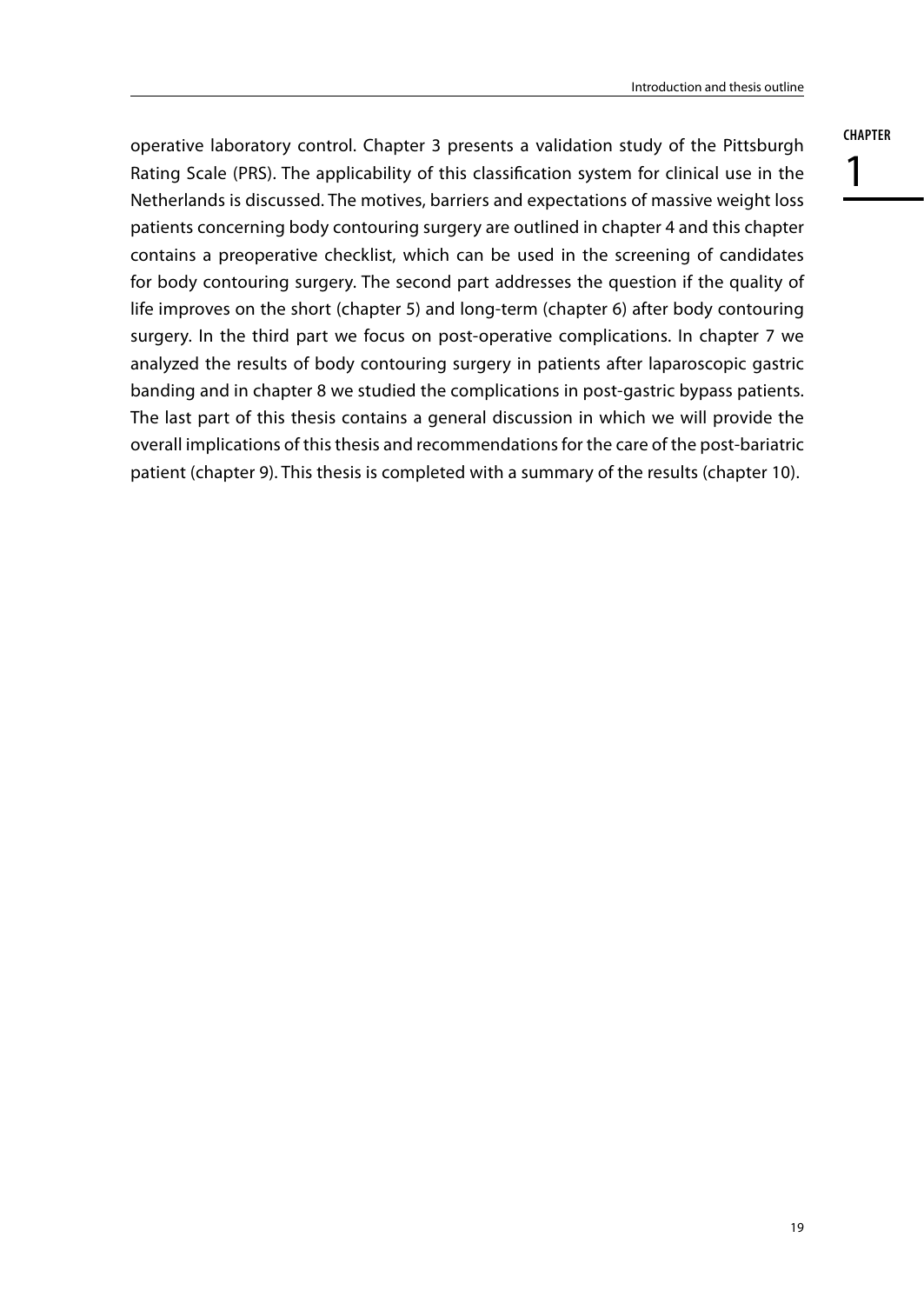operative laboratory control. Chapter 3 presents a validation study of the Pittsburgh Rating Scale (PRS). The applicability of this classification system for clinical use in the Netherlands is discussed. The motives, barriers and expectations of massive weight loss patients concerning body contouring surgery are outlined in chapter 4 and this chapter contains a preoperative checklist, which can be used in the screening of candidates for body contouring surgery. The second part addresses the question if the quality of life improves on the short (chapter 5) and long-term (chapter 6) after body contouring surgery. In the third part we focus on post-operative complications. In chapter 7 we analyzed the results of body contouring surgery in patients after laparoscopic gastric banding and in chapter 8 we studied the complications in post-gastric bypass patients. The last part of this thesis contains a general discussion in which we will provide the overall implications of this thesis and recommendations for the care of the post-bariatric patient (chapter 9). This thesis is completed with a summary of the results (chapter 10).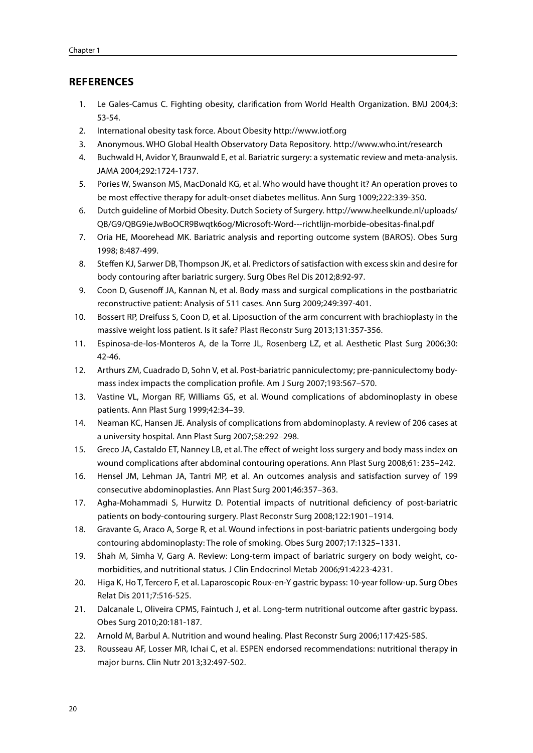## REFERENCES

1. Le Gales-Camus C. Fighting obesity, clarification from World Health Organization. BMJ 2004;3: 53-54.
2. International obesity task force. About Obesity http://www.iotf.org
3. Anonymous. WHO Global Health Observatory Data Repository. http://www.who.int/research
4. Buchwald H, Avidor Y, Braunwald E, et al. Bariatric surgery: a systematic review and meta-analysis. JAMA 2004;292:1724-1737.
5. Pories W, Swanson MS, MacDonald KG, et al. Who would have thought it? An operation proves to be most effective therapy for adult-onset diabetes mellitus. Ann Surg 1009;222:339-350.
6. Dutch guideline of Morbid Obesity. Dutch Society of Surgery. http://www.heelkunde.nl/uploads/QB/G9/QBG9ieJwBoOCR9Bwqtk6og/Microsoft-Word---richtlijn-morbide-obesitas-final.pdf
7. Oria HE, Moorehead MK. Bariatric analysis and reporting outcome system (BAROS). Obes Surg 1998; 8:487-499.
8. Steffen KJ, Sarwer DB, Thompson JK, et al. Predictors of satisfaction with excess skin and desire for body contouring after bariatric surgery. Surg Obes Rel Dis 2012;8:92-97.
9. Coon D, Gusenoff JA, Kannan N, et al. Body mass and surgical complications in the postbariatric reconstructive patient: Analysis of 511 cases. Ann Surg 2009;249:397-401.
10. Bossert RP, Dreifuss S, Coon D, et al. Liposuction of the arm concurrent with brachioplasty in the massive weight loss patient. Is it safe? Plast Reconstr Surg 2013;131:357-356.
11. Espinosa-de-los-Monteros A, de la Torre JL, Rosenberg LZ, et al. Aesthetic Plast Surg 2006;30: 42-46.
12. Arthurs ZM, Cuadrado D, Sohn V, et al. Post-bariatric panniculectomy; pre-panniculectomy body-mass index impacts the complication profile. Am J Surg 2007;193:567–570.
13. Vastine VL, Morgan RF, Williams GS, et al. Wound complications of abdominoplasty in obese patients. Ann Plast Surg 1999;42:34–39.
14. Neaman KC, Hansen JE. Analysis of complications from abdominoplasty. A review of 206 cases at a university hospital. Ann Plast Surg 2007;58:292–298.
15. Greco JA, Castaldo ET, Nanney LB, et al. The effect of weight loss surgery and body mass index on wound complications after abdominal contouring operations. Ann Plast Surg 2008;61: 235–242.
16. Hensel JM, Lehman JA, Tantri MP, et al. An outcomes analysis and satisfaction survey of 199 consecutive abdominoplasties. Ann Plast Surg 2001;46:357–363.
17. Agha-Mohammadi S, Hurwitz D. Potential impacts of nutritional deficiency of post-bariatric patients on body-contouring surgery. Plast Reconstr Surg 2008;122:1901–1914.
18. Gravante G, Araco A, Sorge R, et al. Wound infections in post-bariatric patients undergoing body contouring abdominoplasty: The role of smoking. Obes Surg 2007;17:1325–1331.
19. Shah M, Simha V, Garg A. Review: Long-term impact of bariatric surgery on body weight, co-morbidities, and nutritional status. J Clin Endocrinol Metab 2006;91:4223-4231.
20. Higa K, Ho T, Tercero F, et al. Laparoscopic Roux-en-Y gastric bypass: 10-year follow-up. Surg Obes Relat Dis 2011;7:516-525.
21. Dalcanale L, Oliveira CPMS, Faintuch J, et al. Long-term nutritional outcome after gastric bypass. Obes Surg 2010;20:181-187.
22. Arnold M, Barbul A. Nutrition and wound healing. Plast Reconstr Surg 2006;117:42S-58S.
23. Rousseau AF, Losser MR, Ichai C, et al. ESPEN endorsed recommendations: nutritional therapy in major burns. Clin Nutr 2013;32:497-502.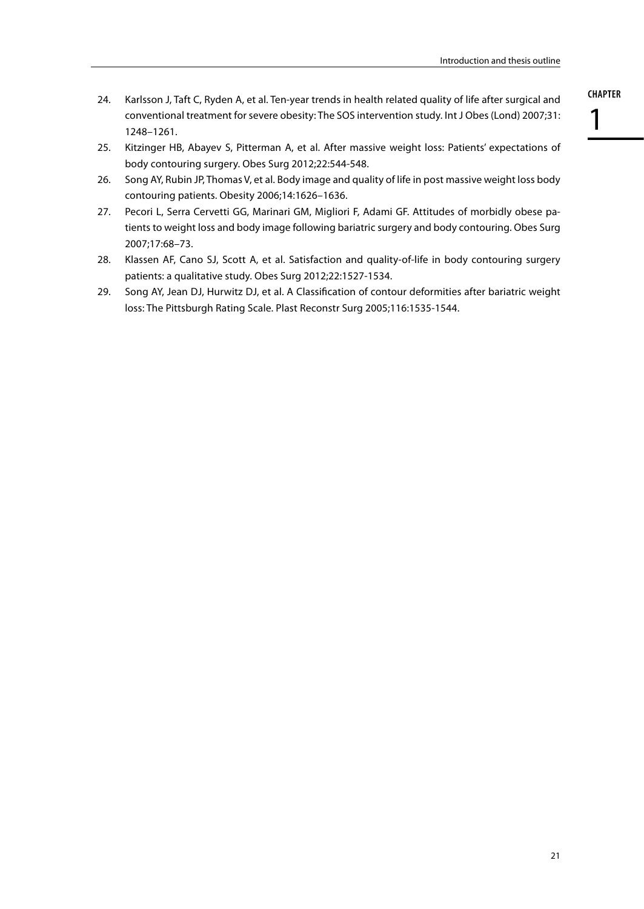24. Karlsson J, Taft C, Ryden A, et al. Ten-year trends in health related quality of life after surgical and conventional treatment for severe obesity: The SOS intervention study. Int J Obes (Lond) 2007;31: 1248–1261.
25. Kitzinger HB, Abayev S, Pitterman A, et al. After massive weight loss: Patients' expectations of body contouring surgery. Obes Surg 2012;22:544-548.
26. Song AY, Rubin JP, Thomas V, et al. Body image and quality of life in post massive weight loss body contouring patients. Obesity 2006;14:1626–1636.
27. Pecori L, Serra Cervetti GG, Marinari GM, Migliori F, Adami GF. Attitudes of morbidly obese patients to weight loss and body image following bariatric surgery and body contouring. Obes Surg 2007;17:68–73.
28. Klassen AF, Cano SJ, Scott A, et al. Satisfaction and quality-of-life in body contouring surgery patients: a qualitative study. Obes Surg 2012;22:1527-1534.
29. Song AY, Jean DJ, Hurwitz DJ, et al. A Classification of contour deformities after bariatric weight loss: The Pittsburgh Rating Scale. Plast Reconstr Surg 2005;116:1535-1544.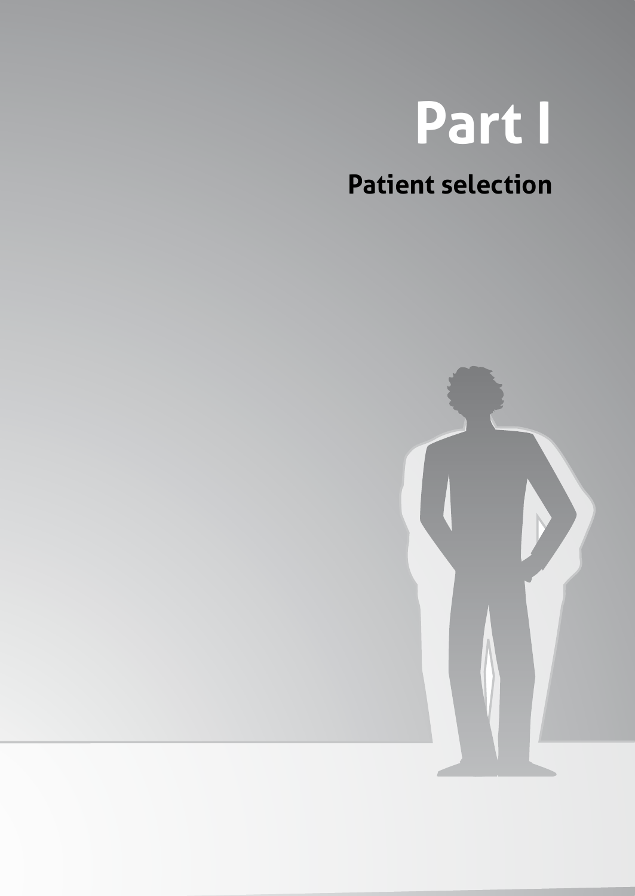# Part I

## Patient selection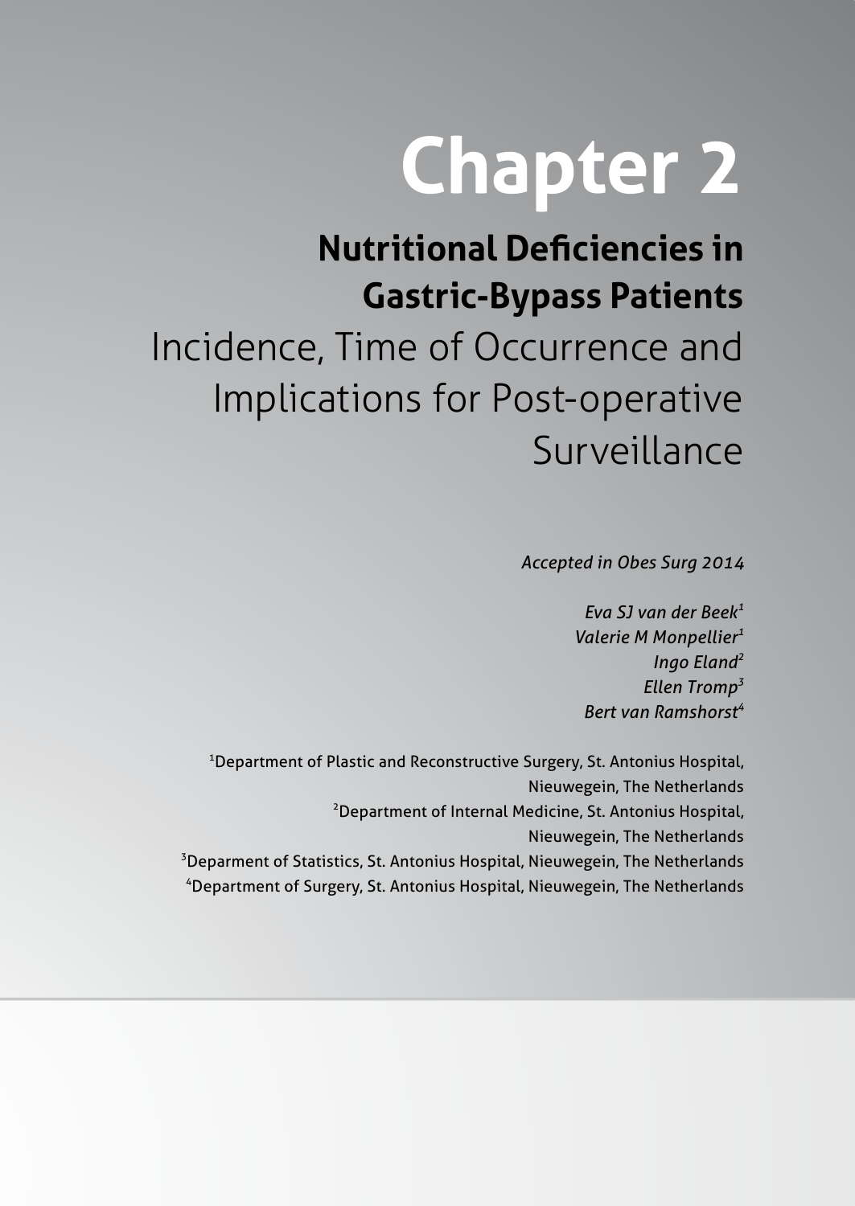# Chapter 2

## Nutritional Deficiencies in Gastric-Bypass Patients

Incidence, Time of Occurrence and Implications for Post-operative Surveillance

*Accepted in Obes Surg 2014*

*Eva SJ van der Beek*[1]
*Valerie M Monpellier*[1]
*Ingo Eland*[2]
*Ellen Tromp*[3]
*Bert van Ramshorst*[4]

[1]Department of Plastic and Reconstructive Surgery, St. Antonius Hospital, Nieuwegein, The Netherlands
[2]Department of Internal Medicine, St. Antonius Hospital, Nieuwegein, The Netherlands
[3]Deparment of Statistics, St. Antonius Hospital, Nieuwegein, The Netherlands
[4]Department of Surgery, St. Antonius Hospital, Nieuwegein, The Netherlands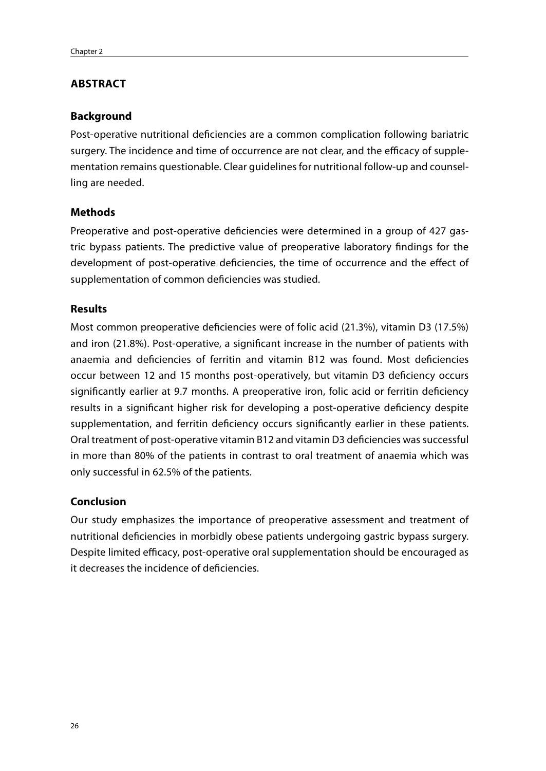## ABSTRACT

### Background

Post-operative nutritional deficiencies are a common complication following bariatric surgery. The incidence and time of occurrence are not clear, and the efficacy of supplementation remains questionable. Clear guidelines for nutritional follow-up and counselling are needed.

### Methods

Preoperative and post-operative deficiencies were determined in a group of 427 gastric bypass patients. The predictive value of preoperative laboratory findings for the development of post-operative deficiencies, the time of occurrence and the effect of supplementation of common deficiencies was studied.

### Results

Most common preoperative deficiencies were of folic acid (21.3%), vitamin D3 (17.5%) and iron (21.8%). Post-operative, a significant increase in the number of patients with anaemia and deficiencies of ferritin and vitamin B12 was found. Most deficiencies occur between 12 and 15 months post-operatively, but vitamin D3 deficiency occurs significantly earlier at 9.7 months. A preoperative iron, folic acid or ferritin deficiency results in a significant higher risk for developing a post-operative deficiency despite supplementation, and ferritin deficiency occurs significantly earlier in these patients. Oral treatment of post-operative vitamin B12 and vitamin D3 deficiencies was successful in more than 80% of the patients in contrast to oral treatment of anaemia which was only successful in 62.5% of the patients.

### Conclusion

Our study emphasizes the importance of preoperative assessment and treatment of nutritional deficiencies in morbidly obese patients undergoing gastric bypass surgery. Despite limited efficacy, post-operative oral supplementation should be encouraged as it decreases the incidence of deficiencies.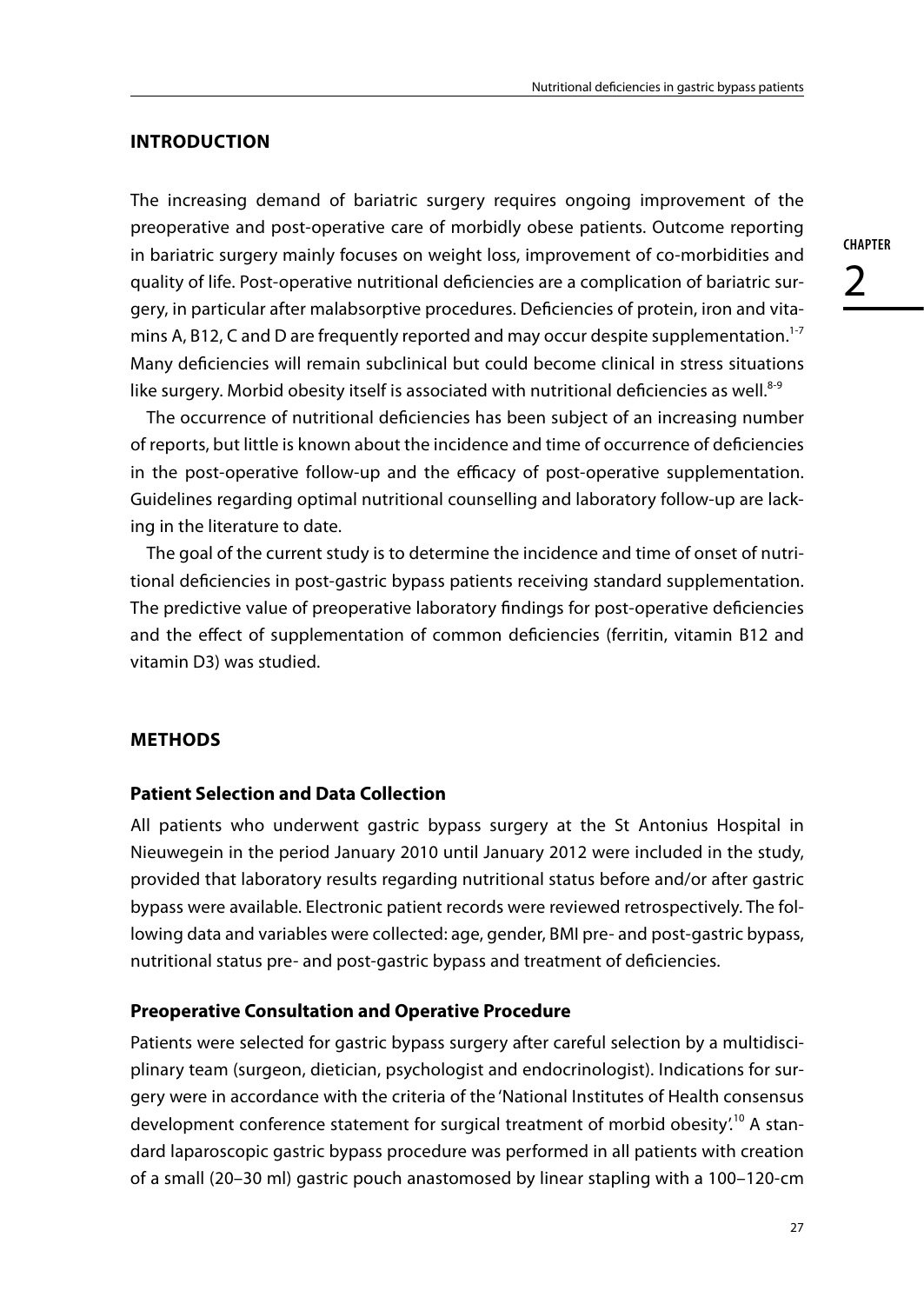## INTRODUCTION

The increasing demand of bariatric surgery requires ongoing improvement of the preoperative and post-operative care of morbidly obese patients. Outcome reporting in bariatric surgery mainly focuses on weight loss, improvement of co-morbidities and quality of life. Post-operative nutritional deficiencies are a complication of bariatric surgery, in particular after malabsorptive procedures. Deficiencies of protein, iron and vitamins A, B12, C and D are frequently reported and may occur despite supplementation.[1-7] Many deficiencies will remain subclinical but could become clinical in stress situations like surgery. Morbid obesity itself is associated with nutritional deficiencies as well.[8-9]

The occurrence of nutritional deficiencies has been subject of an increasing number of reports, but little is known about the incidence and time of occurrence of deficiencies in the post-operative follow-up and the efficacy of post-operative supplementation. Guidelines regarding optimal nutritional counselling and laboratory follow-up are lacking in the literature to date.

The goal of the current study is to determine the incidence and time of onset of nutritional deficiencies in post-gastric bypass patients receiving standard supplementation. The predictive value of preoperative laboratory findings for post-operative deficiencies and the effect of supplementation of common deficiencies (ferritin, vitamin B12 and vitamin D3) was studied.

## METHODS

### Patient Selection and Data Collection

All patients who underwent gastric bypass surgery at the St Antonius Hospital in Nieuwegein in the period January 2010 until January 2012 were included in the study, provided that laboratory results regarding nutritional status before and/or after gastric bypass were available. Electronic patient records were reviewed retrospectively. The following data and variables were collected: age, gender, BMI pre- and post-gastric bypass, nutritional status pre- and post-gastric bypass and treatment of deficiencies.

### Preoperative Consultation and Operative Procedure

Patients were selected for gastric bypass surgery after careful selection by a multidisciplinary team (surgeon, dietician, psychologist and endocrinologist). Indications for surgery were in accordance with the criteria of the 'National Institutes of Health consensus development conference statement for surgical treatment of morbid obesity'.[10] A standard laparoscopic gastric bypass procedure was performed in all patients with creation of a small (20–30 ml) gastric pouch anastomosed by linear stapling with a 100–120-cm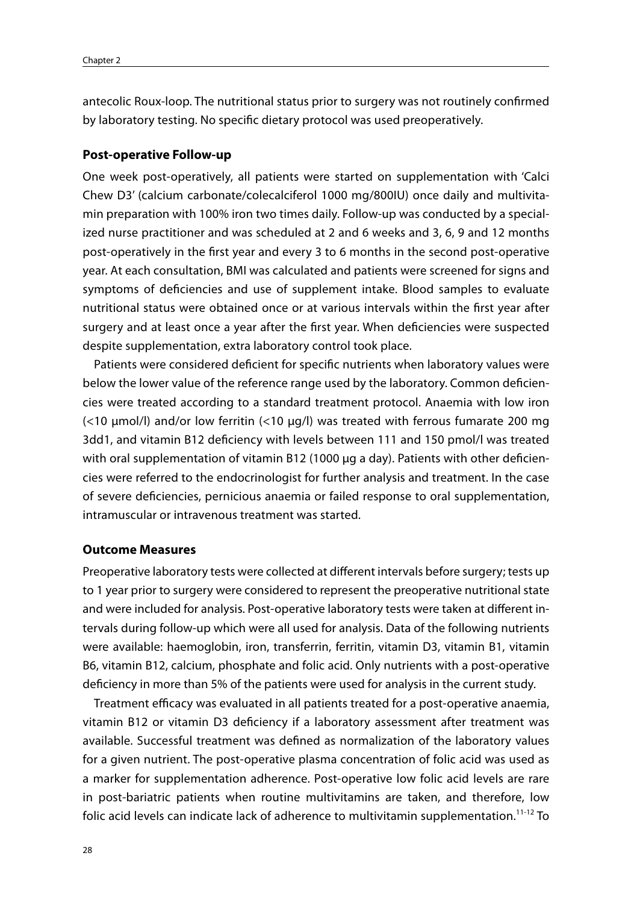antecolic Roux-loop. The nutritional status prior to surgery was not routinely confirmed by laboratory testing. No specific dietary protocol was used preoperatively.

### Post-operative Follow-up

One week post-operatively, all patients were started on supplementation with 'Calci Chew D3' (calcium carbonate/colecalciferol 1000 mg/800IU) once daily and multivitamin preparation with 100% iron two times daily. Follow-up was conducted by a specialized nurse practitioner and was scheduled at 2 and 6 weeks and 3, 6, 9 and 12 months post-operatively in the first year and every 3 to 6 months in the second post-operative year. At each consultation, BMI was calculated and patients were screened for signs and symptoms of deficiencies and use of supplement intake. Blood samples to evaluate nutritional status were obtained once or at various intervals within the first year after surgery and at least once a year after the first year. When deficiencies were suspected despite supplementation, extra laboratory control took place.

Patients were considered deficient for specific nutrients when laboratory values were below the lower value of the reference range used by the laboratory. Common deficiencies were treated according to a standard treatment protocol. Anaemia with low iron (<10 µmol/l) and/or low ferritin (<10 µg/l) was treated with ferrous fumarate 200 mg 3dd1, and vitamin B12 deficiency with levels between 111 and 150 pmol/l was treated with oral supplementation of vitamin B12 (1000 µg a day). Patients with other deficiencies were referred to the endocrinologist for further analysis and treatment. In the case of severe deficiencies, pernicious anaemia or failed response to oral supplementation, intramuscular or intravenous treatment was started.

### Outcome Measures

Preoperative laboratory tests were collected at different intervals before surgery; tests up to 1 year prior to surgery were considered to represent the preoperative nutritional state and were included for analysis. Post-operative laboratory tests were taken at different intervals during follow-up which were all used for analysis. Data of the following nutrients were available: haemoglobin, iron, transferrin, ferritin, vitamin D3, vitamin B1, vitamin B6, vitamin B12, calcium, phosphate and folic acid. Only nutrients with a post-operative deficiency in more than 5% of the patients were used for analysis in the current study.

Treatment efficacy was evaluated in all patients treated for a post-operative anaemia, vitamin B12 or vitamin D3 deficiency if a laboratory assessment after treatment was available. Successful treatment was defined as normalization of the laboratory values for a given nutrient. The post-operative plasma concentration of folic acid was used as a marker for supplementation adherence. Post-operative low folic acid levels are rare in post-bariatric patients when routine multivitamins are taken, and therefore, low folic acid levels can indicate lack of adherence to multivitamin supplementation.[11-12] To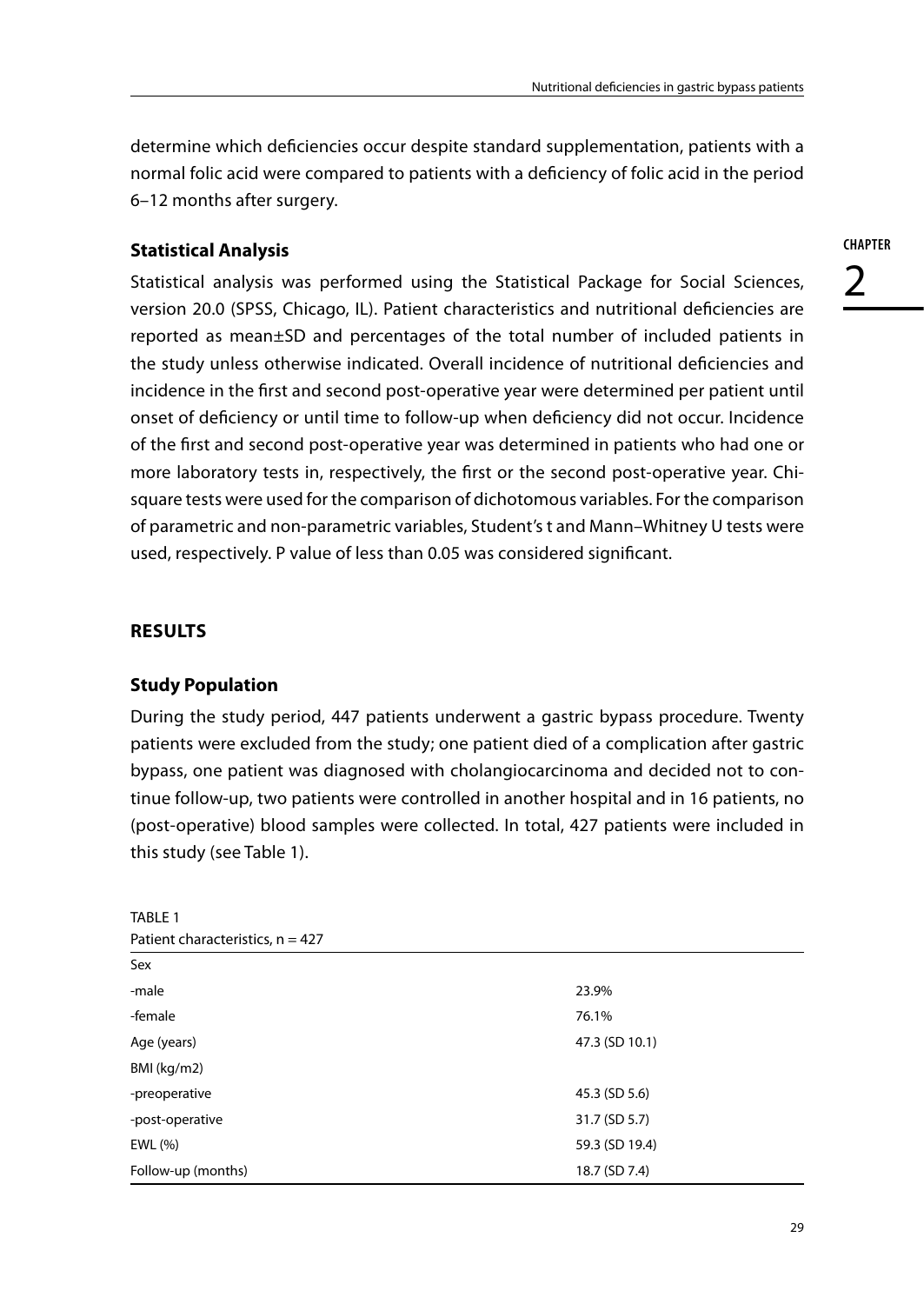determine which deficiencies occur despite standard supplementation, patients with a normal folic acid were compared to patients with a deficiency of folic acid in the period 6–12 months after surgery.

### Statistical Analysis

Statistical analysis was performed using the Statistical Package for Social Sciences, version 20.0 (SPSS, Chicago, IL). Patient characteristics and nutritional deficiencies are reported as mean±SD and percentages of the total number of included patients in the study unless otherwise indicated. Overall incidence of nutritional deficiencies and incidence in the first and second post-operative year were determined per patient until onset of deficiency or until time to follow-up when deficiency did not occur. Incidence of the first and second post-operative year was determined in patients who had one or more laboratory tests in, respectively, the first or the second post-operative year. Chi-square tests were used for the comparison of dichotomous variables. For the comparison of parametric and non-parametric variables, Student's t and Mann–Whitney U tests were used, respectively. P value of less than 0.05 was considered significant.

## RESULTS

### Study Population

During the study period, 447 patients underwent a gastric bypass procedure. Twenty patients were excluded from the study; one patient died of a complication after gastric bypass, one patient was diagnosed with cholangiocarcinoma and decided not to continue follow-up, two patients were controlled in another hospital and in 16 patients, no (post-operative) blood samples were collected. In total, 427 patients were included in this study (see Table 1).

TABLE 1
Patient characteristics, n = 427

| | |
|---|---|
| Sex | |
| -male | 23.9% |
| -female | 76.1% |
| Age (years) | 47.3 (SD 10.1) |
| BMI (kg/m2) | |
| -preoperative | 45.3 (SD 5.6) |
| -post-operative | 31.7 (SD 5.7) |
| EWL (%) | 59.3 (SD 19.4) |
| Follow-up (months) | 18.7 (SD 7.4) |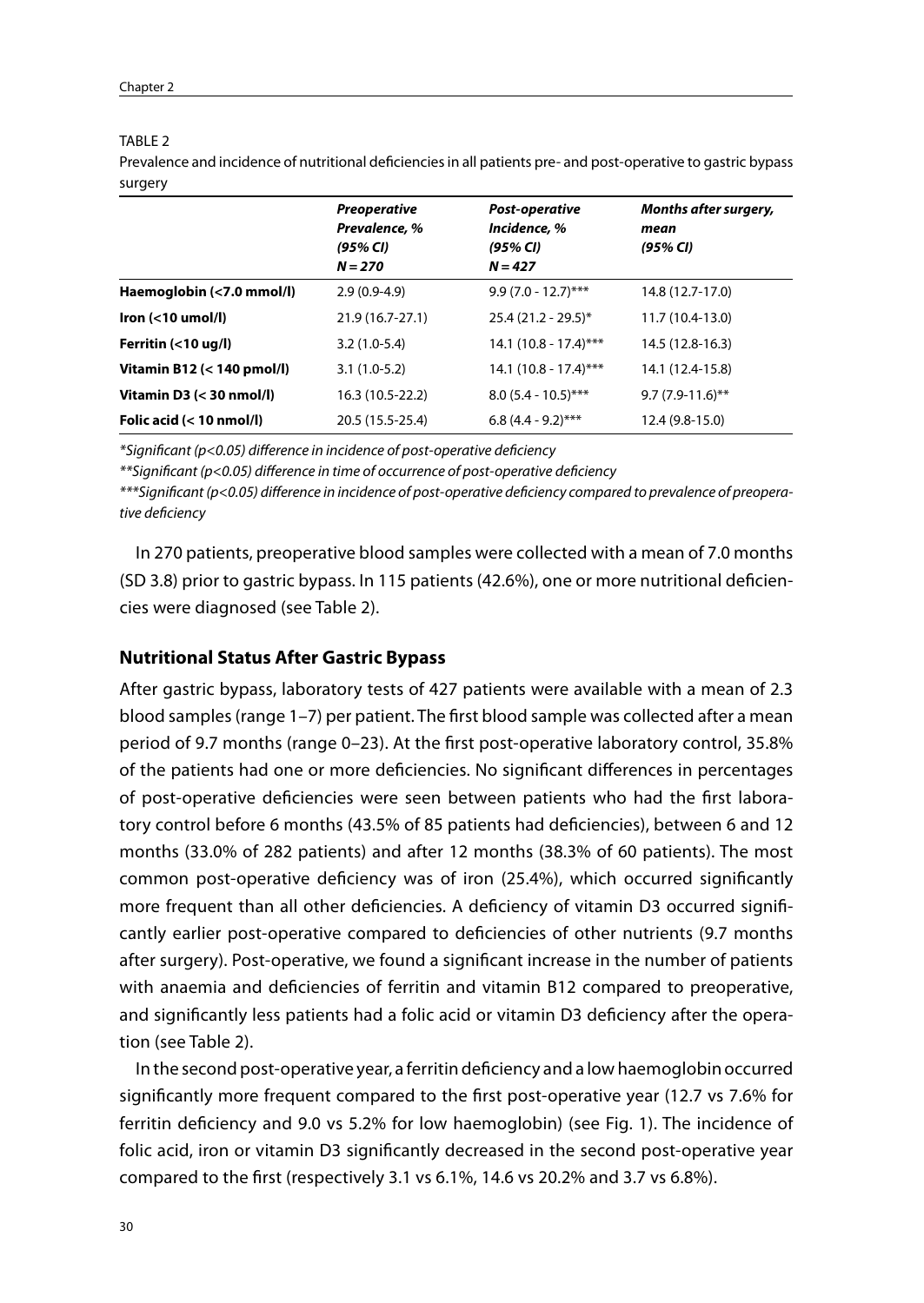TABLE 2

Prevalence and incidence of nutritional deficiencies in all patients pre- and post-operative to gastric bypass surgery

| | *Preoperative Prevalence, % (95% CI) N = 270* | *Post-operative Incidence, % (95% CI) N = 427* | *Months after surgery, mean (95% CI)* |
|---|---|---|---|
| **Haemoglobin (<7.0 mmol/l)** | 2.9 (0.9-4.9) | 9.9 (7.0 - 12.7)*** | 14.8 (12.7-17.0) |
| **Iron (<10 umol/l)** | 21.9 (16.7-27.1) | 25.4 (21.2 - 29.5)* | 11.7 (10.4-13.0) |
| **Ferritin (<10 ug/l)** | 3.2 (1.0-5.4) | 14.1 (10.8 - 17.4)*** | 14.5 (12.8-16.3) |
| **Vitamin B12 (< 140 pmol/l)** | 3.1 (1.0-5.2) | 14.1 (10.8 - 17.4)*** | 14.1 (12.4-15.8) |
| **Vitamin D3 (< 30 nmol/l)** | 16.3 (10.5-22.2) | 8.0 (5.4 - 10.5)*** | 9.7 (7.9-11.6)** |
| **Folic acid (< 10 nmol/l)** | 20.5 (15.5-25.4) | 6.8 (4.4 - 9.2)*** | 12.4 (9.8-15.0) |

*\*Significant (p<0.05) difference in incidence of post-operative deficiency*

*\*\*Significant (p<0.05) difference in time of occurrence of post-operative deficiency*

*\*\*\*Significant (p<0.05) difference in incidence of post-operative deficiency compared to prevalence of preoperative deficiency*

In 270 patients, preoperative blood samples were collected with a mean of 7.0 months (SD 3.8) prior to gastric bypass. In 115 patients (42.6%), one or more nutritional deficiencies were diagnosed (see Table 2).

### Nutritional Status After Gastric Bypass

After gastric bypass, laboratory tests of 427 patients were available with a mean of 2.3 blood samples (range 1–7) per patient. The first blood sample was collected after a mean period of 9.7 months (range 0–23). At the first post-operative laboratory control, 35.8% of the patients had one or more deficiencies. No significant differences in percentages of post-operative deficiencies were seen between patients who had the first laboratory control before 6 months (43.5% of 85 patients had deficiencies), between 6 and 12 months (33.0% of 282 patients) and after 12 months (38.3% of 60 patients). The most common post-operative deficiency was of iron (25.4%), which occurred significantly more frequent than all other deficiencies. A deficiency of vitamin D3 occurred significantly earlier post-operative compared to deficiencies of other nutrients (9.7 months after surgery). Post-operative, we found a significant increase in the number of patients with anaemia and deficiencies of ferritin and vitamin B12 compared to preoperative, and significantly less patients had a folic acid or vitamin D3 deficiency after the operation (see Table 2).

In the second post-operative year, a ferritin deficiency and a low haemoglobin occurred significantly more frequent compared to the first post-operative year (12.7 vs 7.6% for ferritin deficiency and 9.0 vs 5.2% for low haemoglobin) (see Fig. 1). The incidence of folic acid, iron or vitamin D3 significantly decreased in the second post-operative year compared to the first (respectively 3.1 vs 6.1%, 14.6 vs 20.2% and 3.7 vs 6.8%).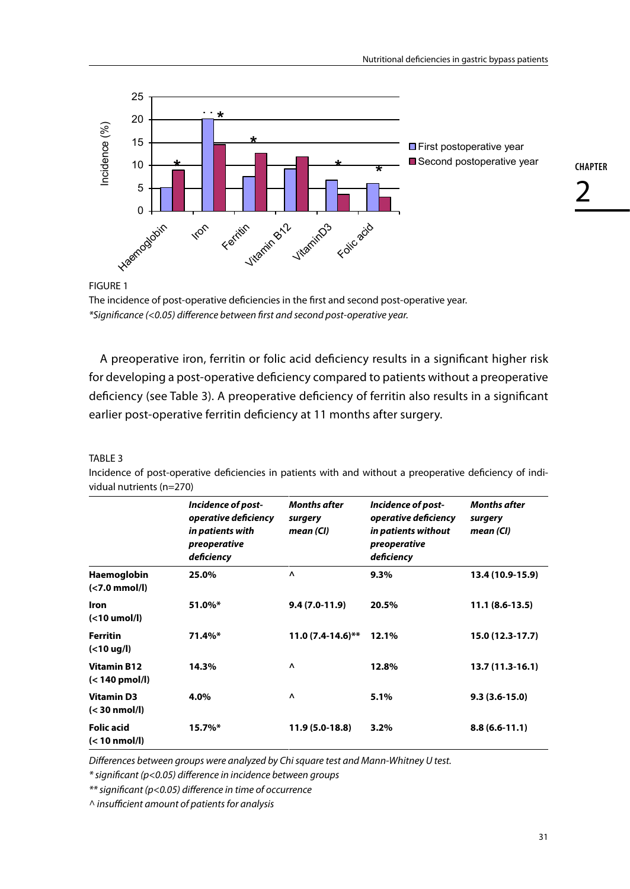FIGURE 1

The incidence of post-operative deficiencies in the first and second post-operative year.
*\*Significance (<0.05) difference between first and second post-operative year.*

A preoperative iron, ferritin or folic acid deficiency results in a significant higher risk for developing a post-operative deficiency compared to patients without a preoperative deficiency (see Table 3). A preoperative deficiency of ferritin also results in a significant earlier post-operative ferritin deficiency at 11 months after surgery.

TABLE 3

Incidence of post-operative deficiencies in patients with and without a preoperative deficiency of individual nutrients (n=270)

| | ***Incidence of post-operative deficiency in patients with preoperative deficiency*** | ***Months after surgery mean (CI)*** | ***Incidence of post-operative deficiency in patients without preoperative deficiency*** | ***Months after surgery mean (CI)*** |
|---|---|---|---|---|
| **Haemoglobin (<7.0 mmol/l)** | **25.0%** | **^** | **9.3%** | **13.4 (10.9-15.9)** |
| **Iron (<10 umol/l)** | **51.0%*** | **9.4 (7.0-11.9)** | **20.5%** | **11.1 (8.6-13.5)** |
| **Ferritin (<10 ug/l)** | **71.4%*** | **11.0 (7.4-14.6)**** | **12.1%** | **15.0 (12.3-17.7)** |
| **Vitamin B12 (< 140 pmol/l)** | **14.3%** | **^** | **12.8%** | **13.7 (11.3-16.1)** |
| **Vitamin D3 (< 30 nmol/l)** | **4.0%** | **^** | **5.1%** | **9.3 (3.6-15.0)** |
| **Folic acid (< 10 nmol/l)** | **15.7%*** | **11.9 (5.0-18.8)** | **3.2%** | **8.8 (6.6-11.1)** |

*Differences between groups were analyzed by Chi square test and Mann-Whitney U test.*

*\* significant (p<0.05) difference in incidence between groups*

*\*\* significant (p<0.05) difference in time of occurrence*

*^ insufficient amount of patients for analysis*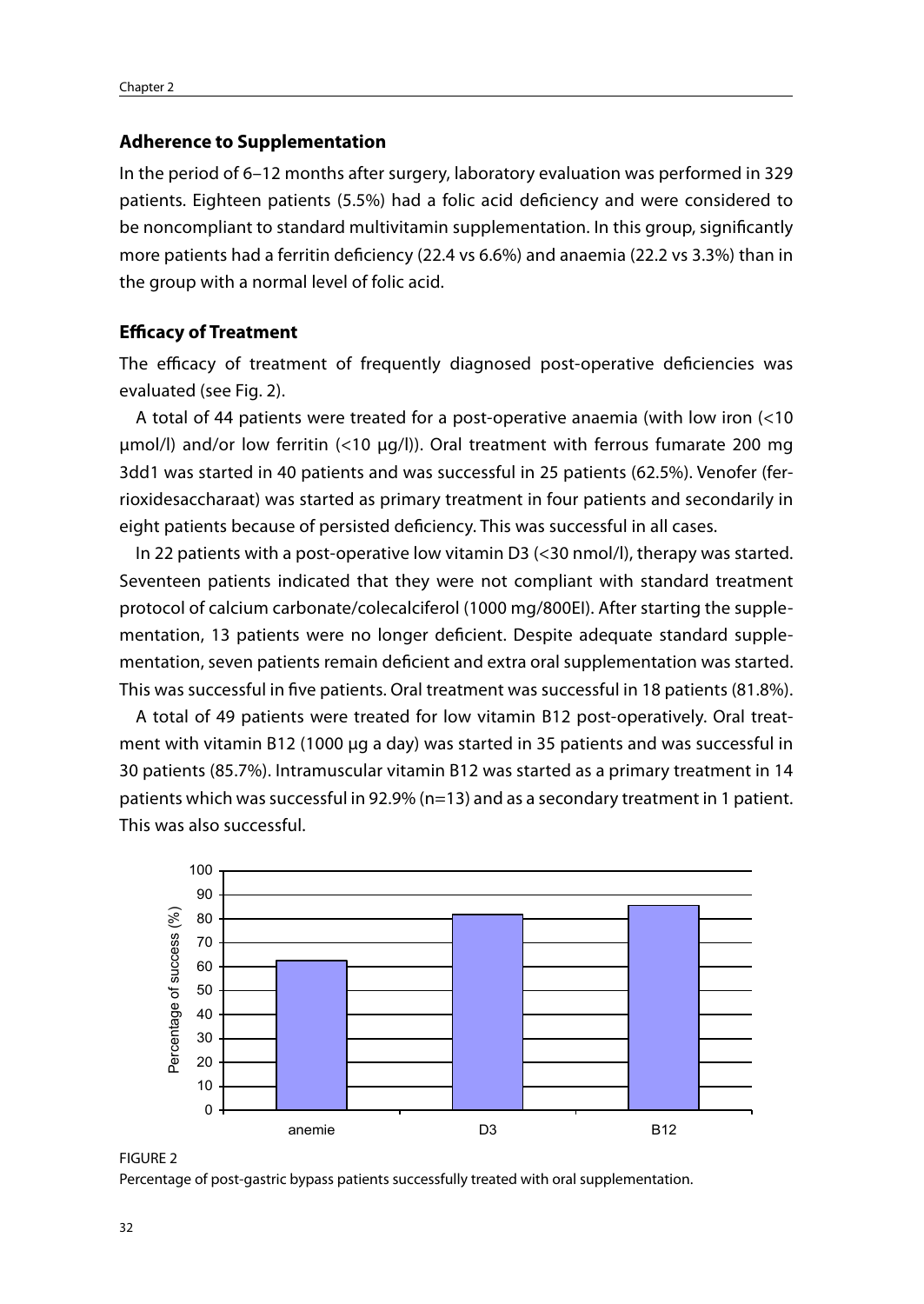### Adherence to Supplementation

In the period of 6–12 months after surgery, laboratory evaluation was performed in 329 patients. Eighteen patients (5.5%) had a folic acid deficiency and were considered to be noncompliant to standard multivitamin supplementation. In this group, significantly more patients had a ferritin deficiency (22.4 vs 6.6%) and anaemia (22.2 vs 3.3%) than in the group with a normal level of folic acid.

### Efficacy of Treatment

The efficacy of treatment of frequently diagnosed post-operative deficiencies was evaluated (see Fig. 2).

A total of 44 patients were treated for a post-operative anaemia (with low iron (<10 µmol/l) and/or low ferritin (<10 µg/l)). Oral treatment with ferrous fumarate 200 mg 3dd1 was started in 40 patients and was successful in 25 patients (62.5%). Venofer (ferrioxidesaccharaat) was started as primary treatment in four patients and secondarily in eight patients because of persisted deficiency. This was successful in all cases.

In 22 patients with a post-operative low vitamin D3 (<30 nmol/l), therapy was started. Seventeen patients indicated that they were not compliant with standard treatment protocol of calcium carbonate/colecalciferol (1000 mg/800EI). After starting the supplementation, 13 patients were no longer deficient. Despite adequate standard supplementation, seven patients remain deficient and extra oral supplementation was started. This was successful in five patients. Oral treatment was successful in 18 patients (81.8%).

A total of 49 patients were treated for low vitamin B12 post-operatively. Oral treatment with vitamin B12 (1000 µg a day) was started in 35 patients and was successful in 30 patients (85.7%). Intramuscular vitamin B12 was started as a primary treatment in 14 patients which was successful in 92.9% (n=13) and as a secondary treatment in 1 patient. This was also successful.

FIGURE 2

Percentage of post-gastric bypass patients successfully treated with oral supplementation.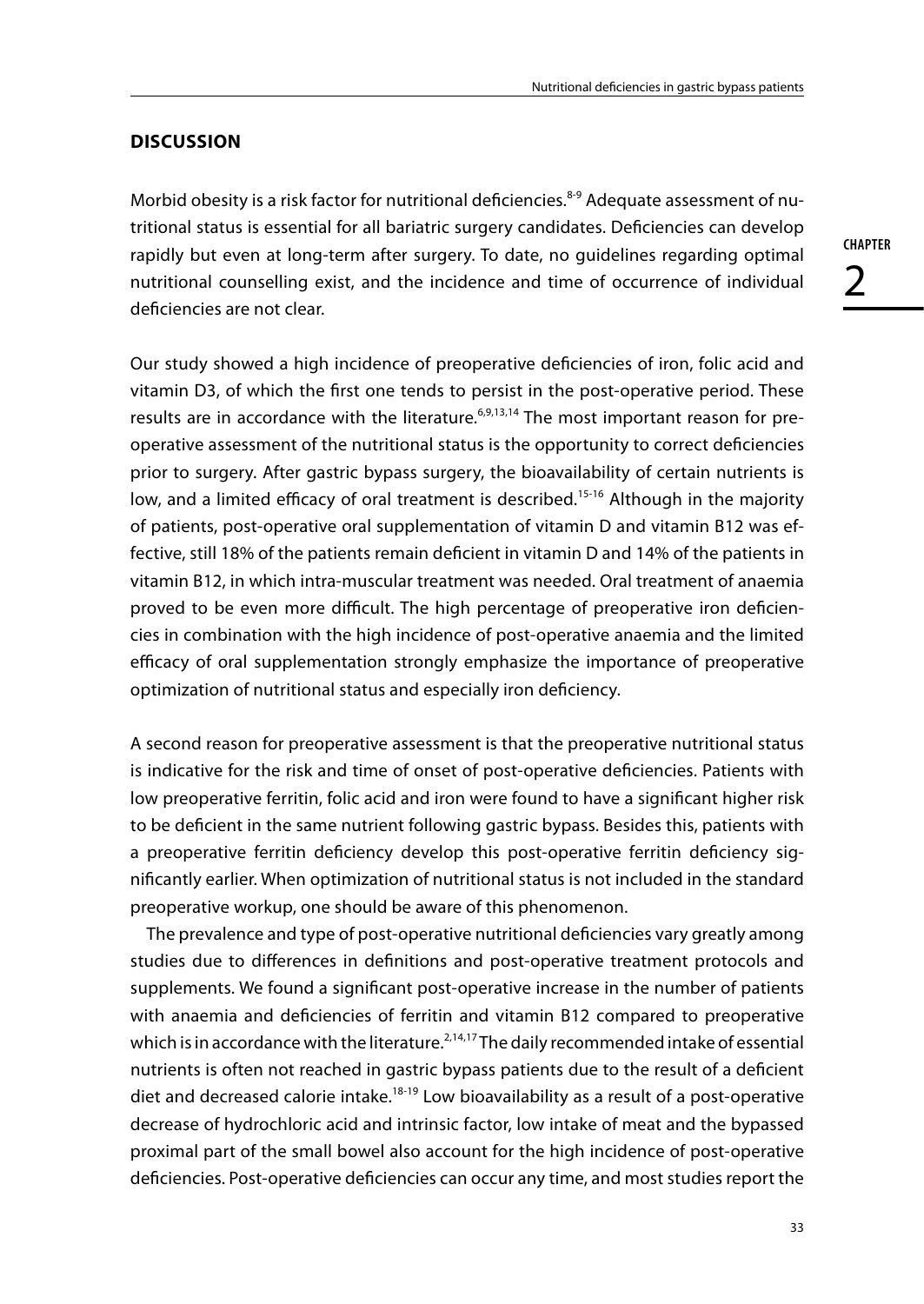## DISCUSSION

Morbid obesity is a risk factor for nutritional deficiencies.[8-9] Adequate assessment of nutritional status is essential for all bariatric surgery candidates. Deficiencies can develop rapidly but even at long-term after surgery. To date, no guidelines regarding optimal nutritional counselling exist, and the incidence and time of occurrence of individual deficiencies are not clear.

Our study showed a high incidence of preoperative deficiencies of iron, folic acid and vitamin D3, of which the first one tends to persist in the post-operative period. These results are in accordance with the literature.[6,9,13,14] The most important reason for preoperative assessment of the nutritional status is the opportunity to correct deficiencies prior to surgery. After gastric bypass surgery, the bioavailability of certain nutrients is low, and a limited efficacy of oral treatment is described.[15-16] Although in the majority of patients, post-operative oral supplementation of vitamin D and vitamin B12 was effective, still 18% of the patients remain deficient in vitamin D and 14% of the patients in vitamin B12, in which intra-muscular treatment was needed. Oral treatment of anaemia proved to be even more difficult. The high percentage of preoperative iron deficiencies in combination with the high incidence of post-operative anaemia and the limited efficacy of oral supplementation strongly emphasize the importance of preoperative optimization of nutritional status and especially iron deficiency.

A second reason for preoperative assessment is that the preoperative nutritional status is indicative for the risk and time of onset of post-operative deficiencies. Patients with low preoperative ferritin, folic acid and iron were found to have a significant higher risk to be deficient in the same nutrient following gastric bypass. Besides this, patients with a preoperative ferritin deficiency develop this post-operative ferritin deficiency significantly earlier. When optimization of nutritional status is not included in the standard preoperative workup, one should be aware of this phenomenon.

The prevalence and type of post-operative nutritional deficiencies vary greatly among studies due to differences in definitions and post-operative treatment protocols and supplements. We found a significant post-operative increase in the number of patients with anaemia and deficiencies of ferritin and vitamin B12 compared to preoperative which is in accordance with the literature.[2,14,17] The daily recommended intake of essential nutrients is often not reached in gastric bypass patients due to the result of a deficient diet and decreased calorie intake.[18-19] Low bioavailability as a result of a post-operative decrease of hydrochloric acid and intrinsic factor, low intake of meat and the bypassed proximal part of the small bowel also account for the high incidence of post-operative deficiencies. Post-operative deficiencies can occur any time, and most studies report the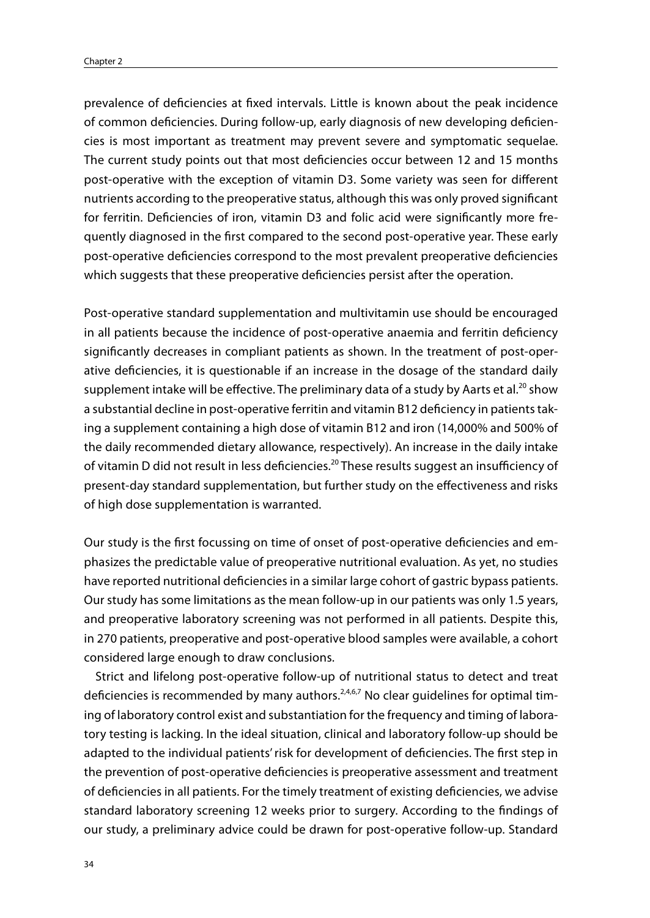prevalence of deficiencies at fixed intervals. Little is known about the peak incidence of common deficiencies. During follow-up, early diagnosis of new developing deficiencies is most important as treatment may prevent severe and symptomatic sequelae. The current study points out that most deficiencies occur between 12 and 15 months post-operative with the exception of vitamin D3. Some variety was seen for different nutrients according to the preoperative status, although this was only proved significant for ferritin. Deficiencies of iron, vitamin D3 and folic acid were significantly more frequently diagnosed in the first compared to the second post-operative year. These early post-operative deficiencies correspond to the most prevalent preoperative deficiencies which suggests that these preoperative deficiencies persist after the operation.

Post-operative standard supplementation and multivitamin use should be encouraged in all patients because the incidence of post-operative anaemia and ferritin deficiency significantly decreases in compliant patients as shown. In the treatment of post-operative deficiencies, it is questionable if an increase in the dosage of the standard daily supplement intake will be effective. The preliminary data of a study by Aarts et al.[20] show a substantial decline in post-operative ferritin and vitamin B12 deficiency in patients taking a supplement containing a high dose of vitamin B12 and iron (14,000% and 500% of the daily recommended dietary allowance, respectively). An increase in the daily intake of vitamin D did not result in less deficiencies.[20] These results suggest an insufficiency of present-day standard supplementation, but further study on the effectiveness and risks of high dose supplementation is warranted.

Our study is the first focussing on time of onset of post-operative deficiencies and emphasizes the predictable value of preoperative nutritional evaluation. As yet, no studies have reported nutritional deficiencies in a similar large cohort of gastric bypass patients. Our study has some limitations as the mean follow-up in our patients was only 1.5 years, and preoperative laboratory screening was not performed in all patients. Despite this, in 270 patients, preoperative and post-operative blood samples were available, a cohort considered large enough to draw conclusions.

Strict and lifelong post-operative follow-up of nutritional status to detect and treat deficiencies is recommended by many authors.[2,4,6,7] No clear guidelines for optimal timing of laboratory control exist and substantiation for the frequency and timing of laboratory testing is lacking. In the ideal situation, clinical and laboratory follow-up should be adapted to the individual patients' risk for development of deficiencies. The first step in the prevention of post-operative deficiencies is preoperative assessment and treatment of deficiencies in all patients. For the timely treatment of existing deficiencies, we advise standard laboratory screening 12 weeks prior to surgery. According to the findings of our study, a preliminary advice could be drawn for post-operative follow-up. Standard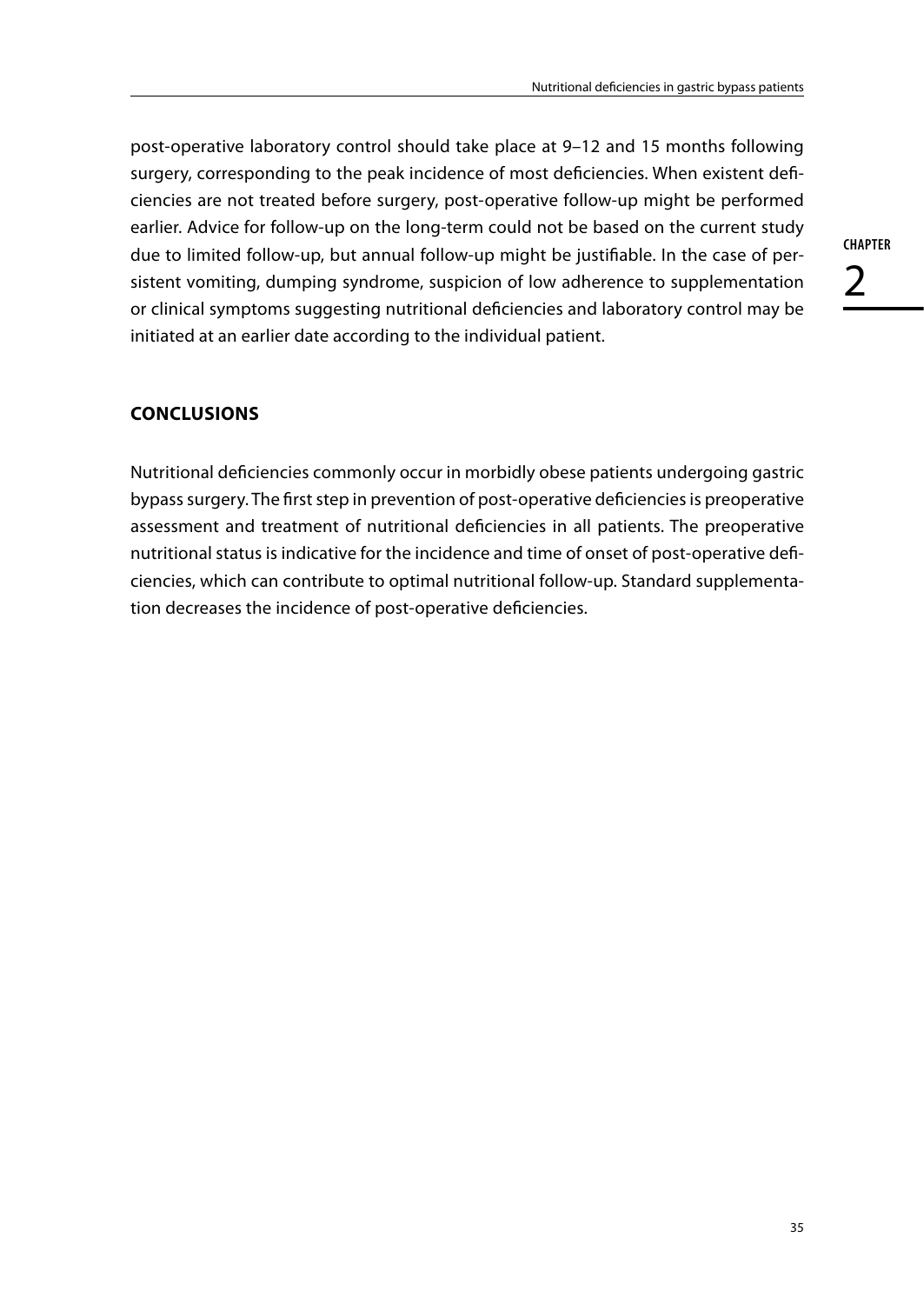post-operative laboratory control should take place at 9–12 and 15 months following surgery, corresponding to the peak incidence of most deficiencies. When existent deficiencies are not treated before surgery, post-operative follow-up might be performed earlier. Advice for follow-up on the long-term could not be based on the current study due to limited follow-up, but annual follow-up might be justifiable. In the case of persistent vomiting, dumping syndrome, suspicion of low adherence to supplementation or clinical symptoms suggesting nutritional deficiencies and laboratory control may be initiated at an earlier date according to the individual patient.

## CONCLUSIONS

Nutritional deficiencies commonly occur in morbidly obese patients undergoing gastric bypass surgery. The first step in prevention of post-operative deficiencies is preoperative assessment and treatment of nutritional deficiencies in all patients. The preoperative nutritional status is indicative for the incidence and time of onset of post-operative deficiencies, which can contribute to optimal nutritional follow-up. Standard supplementation decreases the incidence of post-operative deficiencies.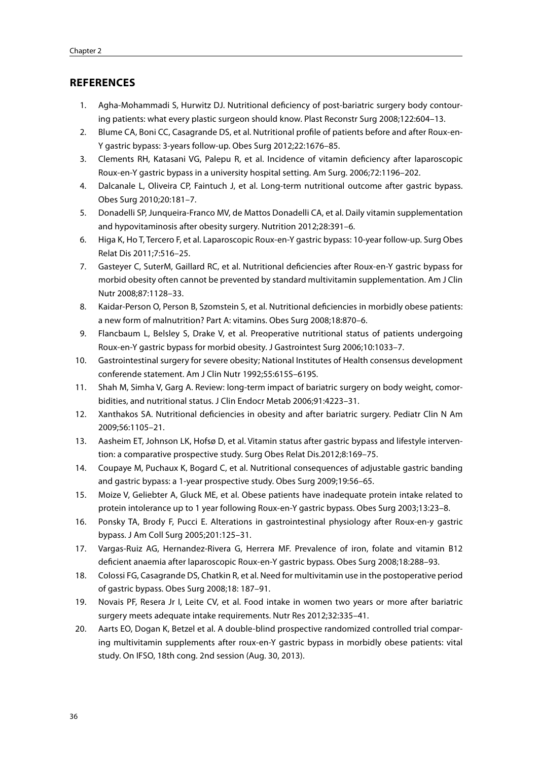## REFERENCES

1. Agha-Mohammadi S, Hurwitz DJ. Nutritional deficiency of post-bariatric surgery body contouring patients: what every plastic surgeon should know. Plast Reconstr Surg 2008;122:604–13.
2. Blume CA, Boni CC, Casagrande DS, et al. Nutritional profile of patients before and after Roux-en-Y gastric bypass: 3-years follow-up. Obes Surg 2012;22:1676–85.
3. Clements RH, Katasani VG, Palepu R, et al. Incidence of vitamin deficiency after laparoscopic Roux-en-Y gastric bypass in a university hospital setting. Am Surg. 2006;72:1196–202.
4. Dalcanale L, Oliveira CP, Faintuch J, et al. Long-term nutritional outcome after gastric bypass. Obes Surg 2010;20:181–7.
5. Donadelli SP, Junqueira-Franco MV, de Mattos Donadelli CA, et al. Daily vitamin supplementation and hypovitaminosis after obesity surgery. Nutrition 2012;28:391–6.
6. Higa K, Ho T, Tercero F, et al. Laparoscopic Roux-en-Y gastric bypass: 10-year follow-up. Surg Obes Relat Dis 2011;7:516–25.
7. Gasteyer C, SuterM, Gaillard RC, et al. Nutritional deficiencies after Roux-en-Y gastric bypass for morbid obesity often cannot be prevented by standard multivitamin supplementation. Am J Clin Nutr 2008;87:1128–33.
8. Kaidar-Person O, Person B, Szomstein S, et al. Nutritional deficiencies in morbidly obese patients: a new form of malnutrition? Part A: vitamins. Obes Surg 2008;18:870–6.
9. Flancbaum L, Belsley S, Drake V, et al. Preoperative nutritional status of patients undergoing Roux-en-Y gastric bypass for morbid obesity. J Gastrointest Surg 2006;10:1033–7.
10. Gastrointestinal surgery for severe obesity; National Institutes of Health consensus development conferende statement. Am J Clin Nutr 1992;55:615S–619S.
11. Shah M, Simha V, Garg A. Review: long-term impact of bariatric surgery on body weight, comorbidities, and nutritional status. J Clin Endocr Metab 2006;91:4223–31.
12. Xanthakos SA. Nutritional deficiencies in obesity and after bariatric surgery. Pediatr Clin N Am 2009;56:1105–21.
13. Aasheim ET, Johnson LK, Hofsø D, et al. Vitamin status after gastric bypass and lifestyle intervention: a comparative prospective study. Surg Obes Relat Dis.2012;8:169–75.
14. Coupaye M, Puchaux K, Bogard C, et al. Nutritional consequences of adjustable gastric banding and gastric bypass: a 1-year prospective study. Obes Surg 2009;19:56–65.
15. Moize V, Geliebter A, Gluck ME, et al. Obese patients have inadequate protein intake related to protein intolerance up to 1 year following Roux-en-Y gastric bypass. Obes Surg 2003;13:23–8.
16. Ponsky TA, Brody F, Pucci E. Alterations in gastrointestinal physiology after Roux-en-y gastric bypass. J Am Coll Surg 2005;201:125–31.
17. Vargas-Ruiz AG, Hernandez-Rivera G, Herrera MF. Prevalence of iron, folate and vitamin B12 deficient anaemia after laparoscopic Roux-en-Y gastric bypass. Obes Surg 2008;18:288–93.
18. Colossi FG, Casagrande DS, Chatkin R, et al. Need for multivitamin use in the postoperative period of gastric bypass. Obes Surg 2008;18: 187–91.
19. Novais PF, Resera Jr I, Leite CV, et al. Food intake in women two years or more after bariatric surgery meets adequate intake requirements. Nutr Res 2012;32:335–41.
20. Aarts EO, Dogan K, Betzel et al. A double-blind prospective randomized controlled trial comparing multivitamin supplements after roux-en-Y gastric bypass in morbidly obese patients: vital study. On IFSO, 18th cong. 2nd session (Aug. 30, 2013).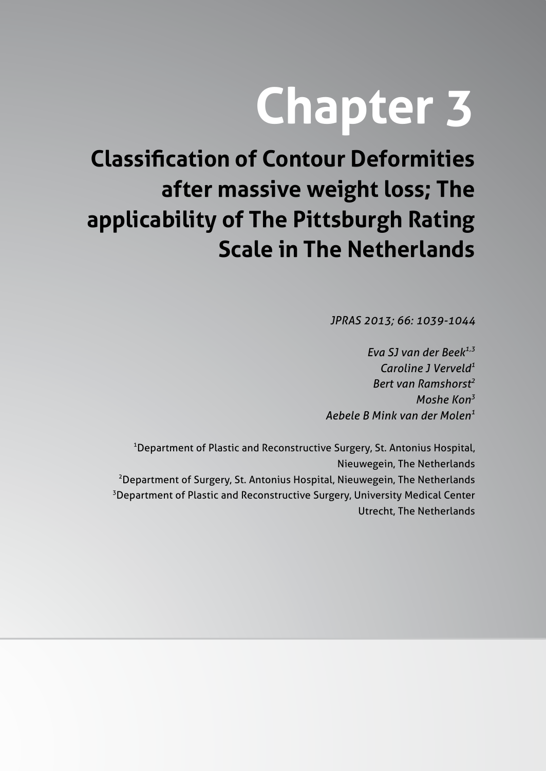# Chapter 3

## Classification of Contour Deformities after massive weight loss; The applicability of The Pittsburgh Rating Scale in The Netherlands

*JPRAS 2013; 66: 1039-1044*

*Eva SJ van der Beek*[1,3]
*Caroline J Verveld*[1]
*Bert van Ramshorst*[2]
*Moshe Kon*[3]
*Aebele B Mink van der Molen*[1]

[1]Department of Plastic and Reconstructive Surgery, St. Antonius Hospital, Nieuwegein, The Netherlands
[2]Department of Surgery, St. Antonius Hospital, Nieuwegein, The Netherlands
[3]Department of Plastic and Reconstructive Surgery, University Medical Center Utrecht, The Netherlands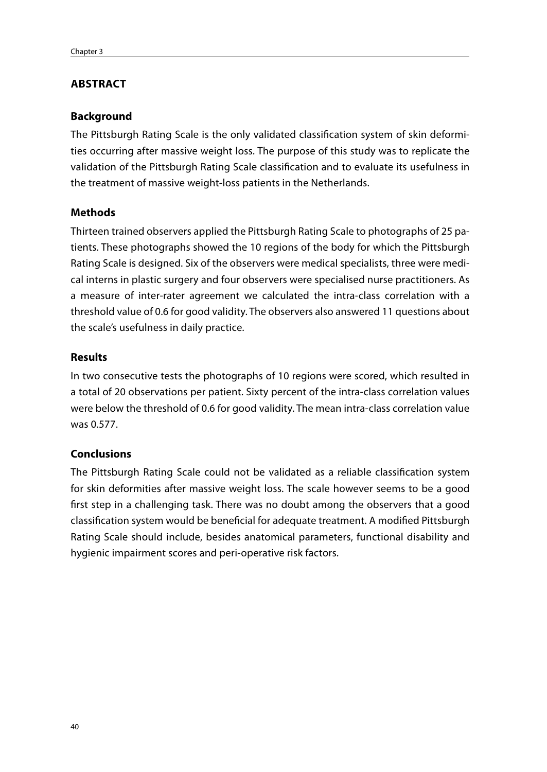## ABSTRACT

### Background

The Pittsburgh Rating Scale is the only validated classification system of skin deformities occurring after massive weight loss. The purpose of this study was to replicate the validation of the Pittsburgh Rating Scale classification and to evaluate its usefulness in the treatment of massive weight-loss patients in the Netherlands.

### Methods

Thirteen trained observers applied the Pittsburgh Rating Scale to photographs of 25 patients. These photographs showed the 10 regions of the body for which the Pittsburgh Rating Scale is designed. Six of the observers were medical specialists, three were medical interns in plastic surgery and four observers were specialised nurse practitioners. As a measure of inter-rater agreement we calculated the intra-class correlation with a threshold value of 0.6 for good validity. The observers also answered 11 questions about the scale's usefulness in daily practice.

### Results

In two consecutive tests the photographs of 10 regions were scored, which resulted in a total of 20 observations per patient. Sixty percent of the intra-class correlation values were below the threshold of 0.6 for good validity. The mean intra-class correlation value was 0.577.

### Conclusions

The Pittsburgh Rating Scale could not be validated as a reliable classification system for skin deformities after massive weight loss. The scale however seems to be a good first step in a challenging task. There was no doubt among the observers that a good classification system would be beneficial for adequate treatment. A modified Pittsburgh Rating Scale should include, besides anatomical parameters, functional disability and hygienic impairment scores and peri-operative risk factors.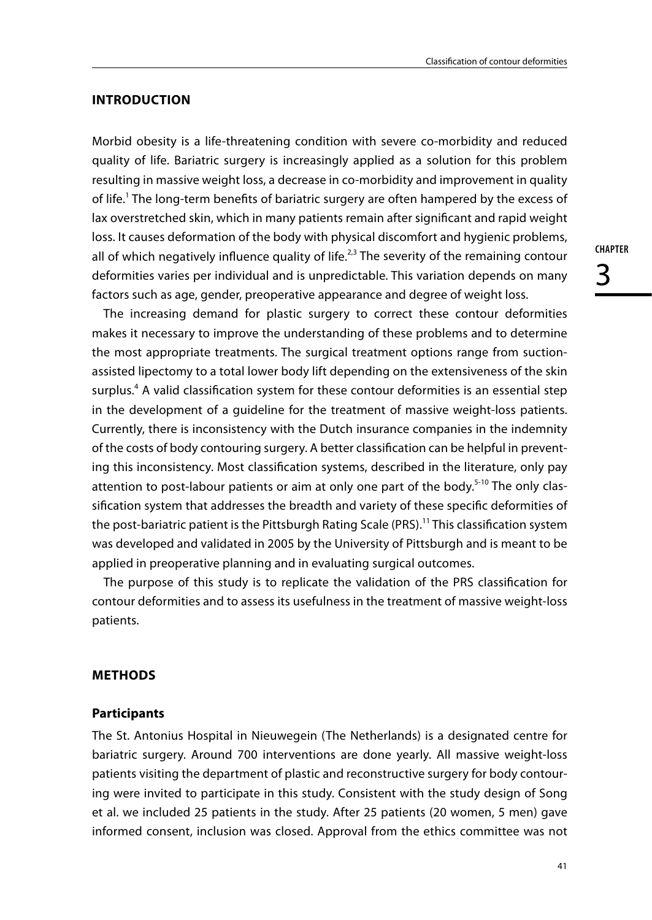## INTRODUCTION

Morbid obesity is a life-threatening condition with severe co-morbidity and reduced quality of life. Bariatric surgery is increasingly applied as a solution for this problem resulting in massive weight loss, a decrease in co-morbidity and improvement in quality of life.[1] The long-term benefits of bariatric surgery are often hampered by the excess of lax overstretched skin, which in many patients remain after significant and rapid weight loss. It causes deformation of the body with physical discomfort and hygienic problems, all of which negatively influence quality of life.[2,3] The severity of the remaining contour deformities varies per individual and is unpredictable. This variation depends on many factors such as age, gender, preoperative appearance and degree of weight loss.

The increasing demand for plastic surgery to correct these contour deformities makes it necessary to improve the understanding of these problems and to determine the most appropriate treatments. The surgical treatment options range from suction-assisted lipectomy to a total lower body lift depending on the extensiveness of the skin surplus.[4] A valid classification system for these contour deformities is an essential step in the development of a guideline for the treatment of massive weight-loss patients. Currently, there is inconsistency with the Dutch insurance companies in the indemnity of the costs of body contouring surgery. A better classification can be helpful in preventing this inconsistency. Most classification systems, described in the literature, only pay attention to post-labour patients or aim at only one part of the body.[5-10] The only classification system that addresses the breadth and variety of these specific deformities of the post-bariatric patient is the Pittsburgh Rating Scale (PRS).[11] This classification system was developed and validated in 2005 by the University of Pittsburgh and is meant to be applied in preoperative planning and in evaluating surgical outcomes.

The purpose of this study is to replicate the validation of the PRS classification for contour deformities and to assess its usefulness in the treatment of massive weight-loss patients.

## METHODS

### Participants

The St. Antonius Hospital in Nieuwegein (The Netherlands) is a designated centre for bariatric surgery. Around 700 interventions are done yearly. All massive weight-loss patients visiting the department of plastic and reconstructive surgery for body contouring were invited to participate in this study. Consistent with the study design of Song et al. we included 25 patients in the study. After 25 patients (20 women, 5 men) gave informed consent, inclusion was closed. Approval from the ethics committee was not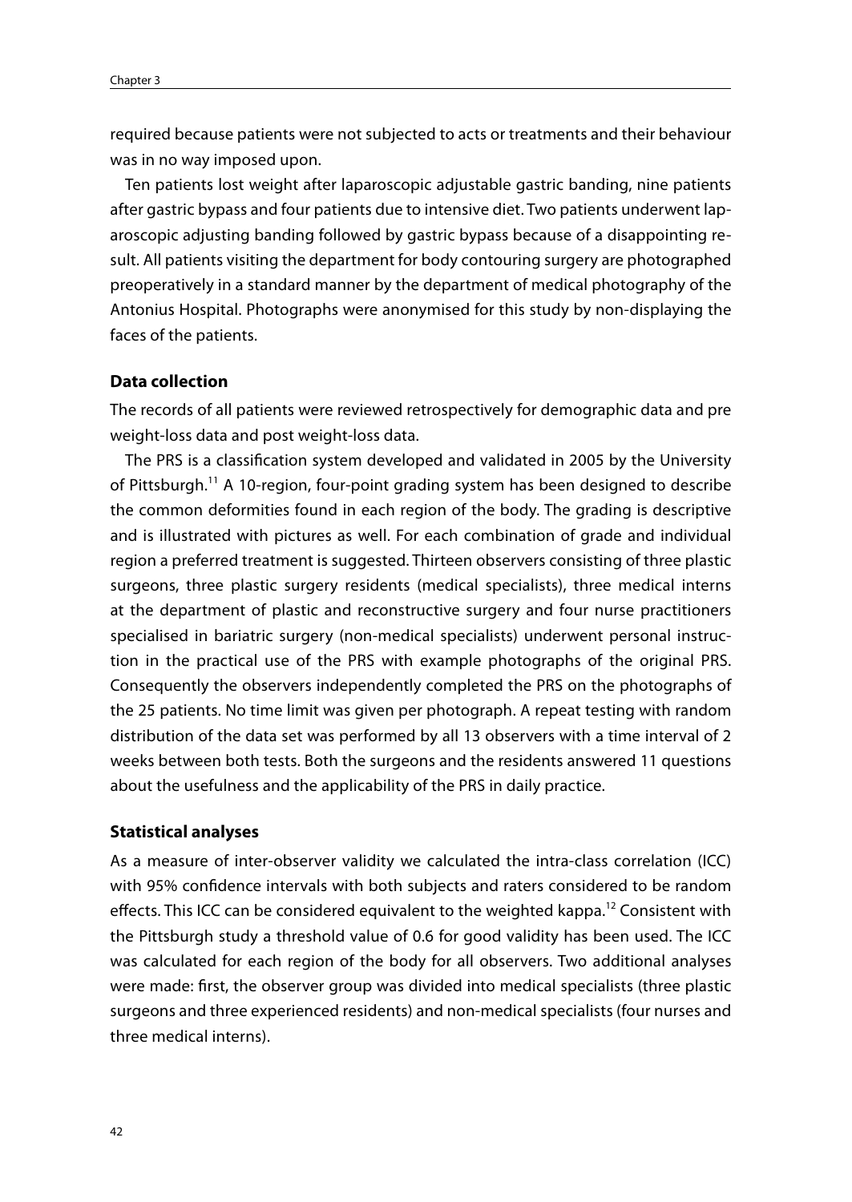required because patients were not subjected to acts or treatments and their behaviour was in no way imposed upon.

Ten patients lost weight after laparoscopic adjustable gastric banding, nine patients after gastric bypass and four patients due to intensive diet. Two patients underwent laparoscopic adjusting banding followed by gastric bypass because of a disappointing result. All patients visiting the department for body contouring surgery are photographed preoperatively in a standard manner by the department of medical photography of the Antonius Hospital. Photographs were anonymised for this study by non-displaying the faces of the patients.

### Data collection

The records of all patients were reviewed retrospectively for demographic data and pre weight-loss data and post weight-loss data.

The PRS is a classification system developed and validated in 2005 by the University of Pittsburgh.[11] A 10-region, four-point grading system has been designed to describe the common deformities found in each region of the body. The grading is descriptive and is illustrated with pictures as well. For each combination of grade and individual region a preferred treatment is suggested. Thirteen observers consisting of three plastic surgeons, three plastic surgery residents (medical specialists), three medical interns at the department of plastic and reconstructive surgery and four nurse practitioners specialised in bariatric surgery (non-medical specialists) underwent personal instruction in the practical use of the PRS with example photographs of the original PRS. Consequently the observers independently completed the PRS on the photographs of the 25 patients. No time limit was given per photograph. A repeat testing with random distribution of the data set was performed by all 13 observers with a time interval of 2 weeks between both tests. Both the surgeons and the residents answered 11 questions about the usefulness and the applicability of the PRS in daily practice.

### Statistical analyses

As a measure of inter-observer validity we calculated the intra-class correlation (ICC) with 95% confidence intervals with both subjects and raters considered to be random effects. This ICC can be considered equivalent to the weighted kappa.[12] Consistent with the Pittsburgh study a threshold value of 0.6 for good validity has been used. The ICC was calculated for each region of the body for all observers. Two additional analyses were made: first, the observer group was divided into medical specialists (three plastic surgeons and three experienced residents) and non-medical specialists (four nurses and three medical interns).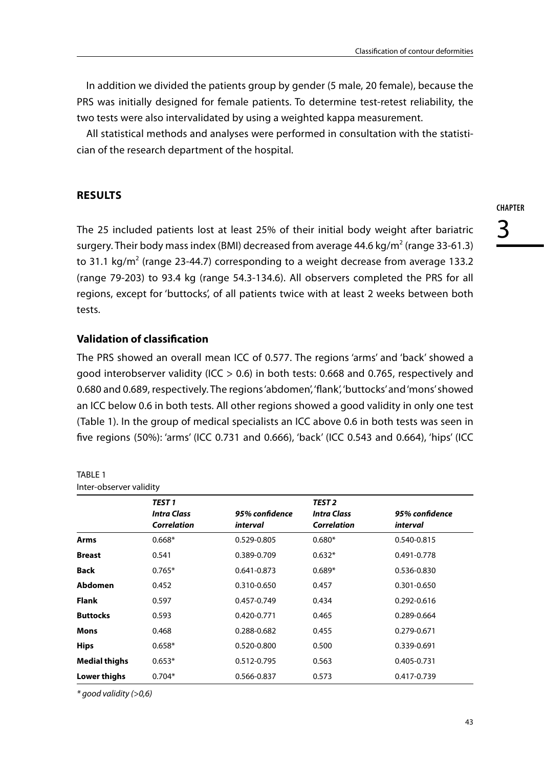In addition we divided the patients group by gender (5 male, 20 female), because the PRS was initially designed for female patients. To determine test-retest reliability, the two tests were also intervalidated by using a weighted kappa measurement.

All statistical methods and analyses were performed in consultation with the statistician of the research department of the hospital.

## RESULTS

The 25 included patients lost at least 25% of their initial body weight after bariatric surgery. Their body mass index (BMI) decreased from average 44.6 kg/m$^2$ (range 33-61.3) to 31.1 kg/m$^2$ (range 23-44.7) corresponding to a weight decrease from average 133.2 (range 79-203) to 93.4 kg (range 54.3-134.6). All observers completed the PRS for all regions, except for 'buttocks', of all patients twice with at least 2 weeks between both tests.

### Validation of classification

The PRS showed an overall mean ICC of 0.577. The regions 'arms' and 'back' showed a good interobserver validity (ICC > 0.6) in both tests: 0.668 and 0.765, respectively and 0.680 and 0.689, respectively. The regions 'abdomen', 'flank', 'buttocks' and 'mons' showed an ICC below 0.6 in both tests. All other regions showed a good validity in only one test (Table 1). In the group of medical specialists an ICC above 0.6 in both tests was seen in five regions (50%): 'arms' (ICC 0.731 and 0.666), 'back' (ICC 0.543 and 0.664), 'hips' (ICC

TABLE 1
Inter-observer validity

| | ***TEST 1*** | | ***TEST 2*** | |
|---|---|---|---|---|
| | ***Intra Class Correlation*** | ***95% confidence interval*** | ***Intra Class Correlation*** | ***95% confidence interval*** |
| **Arms** | 0.668* | 0.529-0.805 | 0.680* | 0.540-0.815 |
| **Breast** | 0.541 | 0.389-0.709 | 0.632* | 0.491-0.778 |
| **Back** | 0.765* | 0.641-0.873 | 0.689* | 0.536-0.830 |
| **Abdomen** | 0.452 | 0.310-0.650 | 0.457 | 0.301-0.650 |
| **Flank** | 0.597 | 0.457-0.749 | 0.434 | 0.292-0.616 |
| **Buttocks** | 0.593 | 0.420-0.771 | 0.465 | 0.289-0.664 |
| **Mons** | 0.468 | 0.288-0.682 | 0.455 | 0.279-0.671 |
| **Hips** | 0.658* | 0.520-0.800 | 0.500 | 0.339-0.691 |
| **Medial thighs** | 0.653* | 0.512-0.795 | 0.563 | 0.405-0.731 |
| **Lower thighs** | 0.704* | 0.566-0.837 | 0.573 | 0.417-0.739 |

*\* good validity (>0,6)*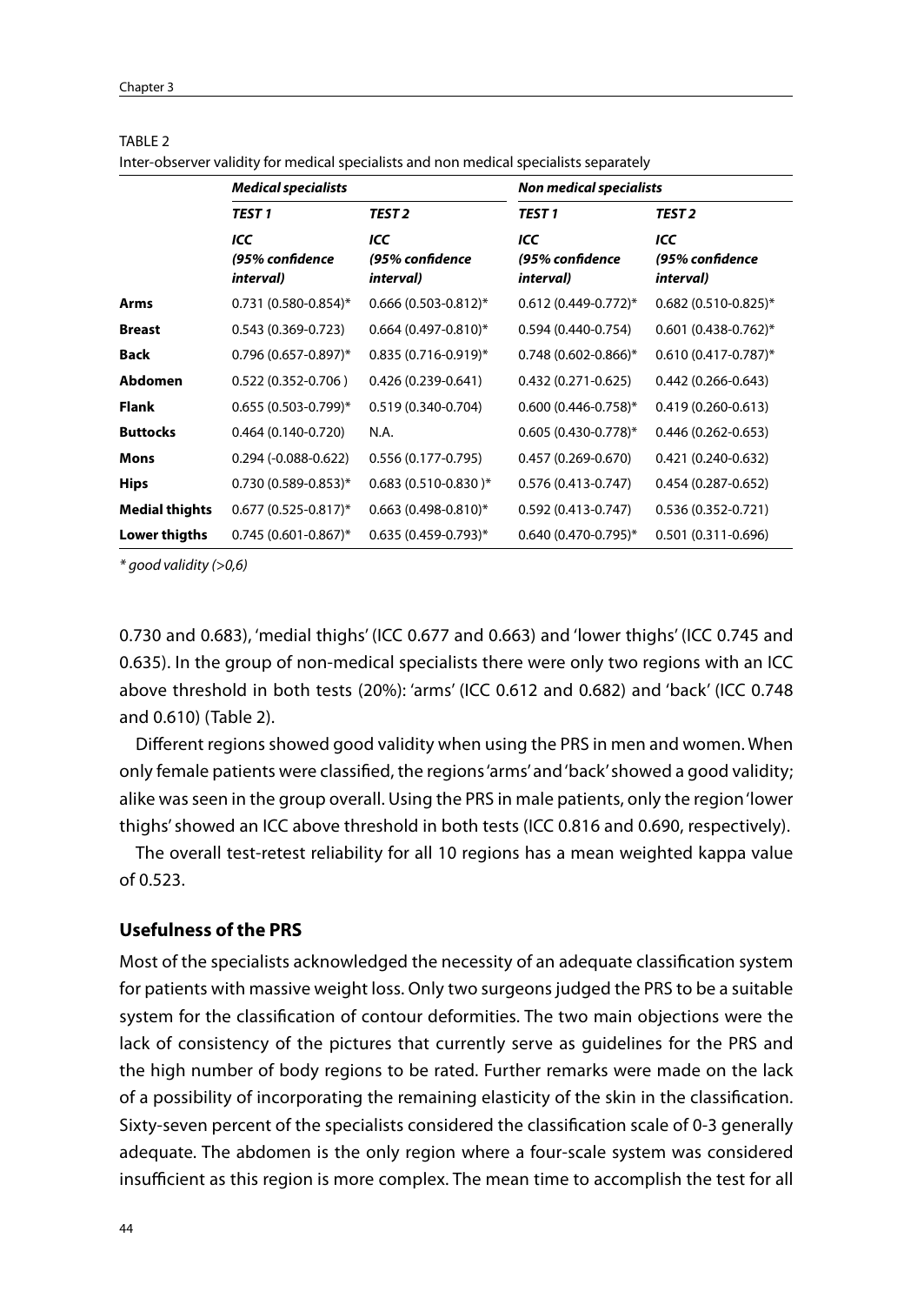TABLE 2

Inter-observer validity for medical specialists and non medical specialists separately

| | ***Medical specialists*** | | ***Non medical specialists*** | |
|---|---|---|---|---|
| | ***TEST 1*** | ***TEST 2*** | ***TEST 1*** | ***TEST 2*** |
| | ***ICC (95% confidence interval)*** | ***ICC (95% confidence interval)*** | ***ICC (95% confidence interval)*** | ***ICC (95% confidence interval)*** |
| **Arms** | 0.731 (0.580-0.854)* | 0.666 (0.503-0.812)* | 0.612 (0.449-0.772)* | 0.682 (0.510-0.825)* |
| **Breast** | 0.543 (0.369-0.723) | 0.664 (0.497-0.810)* | 0.594 (0.440-0.754) | 0.601 (0.438-0.762)* |
| **Back** | 0.796 (0.657-0.897)* | 0.835 (0.716-0.919)* | 0.748 (0.602-0.866)* | 0.610 (0.417-0.787)* |
| **Abdomen** | 0.522 (0.352-0.706 ) | 0.426 (0.239-0.641) | 0.432 (0.271-0.625) | 0.442 (0.266-0.643) |
| **Flank** | 0.655 (0.503-0.799)* | 0.519 (0.340-0.704) | 0.600 (0.446-0.758)* | 0.419 (0.260-0.613) |
| **Buttocks** | 0.464 (0.140-0.720) | N.A. | 0.605 (0.430-0.778)* | 0.446 (0.262-0.653) |
| **Mons** | 0.294 (-0.088-0.622) | 0.556 (0.177-0.795) | 0.457 (0.269-0.670) | 0.421 (0.240-0.632) |
| **Hips** | 0.730 (0.589-0.853)* | 0.683 (0.510-0.830 )* | 0.576 (0.413-0.747) | 0.454 (0.287-0.652) |
| **Medial thighs** | 0.677 (0.525-0.817)* | 0.663 (0.498-0.810)* | 0.592 (0.413-0.747) | 0.536 (0.352-0.721) |
| **Lower thigths** | 0.745 (0.601-0.867)* | 0.635 (0.459-0.793)* | 0.640 (0.470-0.795)* | 0.501 (0.311-0.696) |

*\* good validity (>0,6)*

0.730 and 0.683), 'medial thighs' (ICC 0.677 and 0.663) and 'lower thighs' (ICC 0.745 and 0.635). In the group of non-medical specialists there were only two regions with an ICC above threshold in both tests (20%): 'arms' (ICC 0.612 and 0.682) and 'back' (ICC 0.748 and 0.610) (Table 2).

Different regions showed good validity when using the PRS in men and women. When only female patients were classified, the regions 'arms' and 'back' showed a good validity; alike was seen in the group overall. Using the PRS in male patients, only the region 'lower thighs' showed an ICC above threshold in both tests (ICC 0.816 and 0.690, respectively).

The overall test-retest reliability for all 10 regions has a mean weighted kappa value of 0.523.

### Usefulness of the PRS

Most of the specialists acknowledged the necessity of an adequate classification system for patients with massive weight loss. Only two surgeons judged the PRS to be a suitable system for the classification of contour deformities. The two main objections were the lack of consistency of the pictures that currently serve as guidelines for the PRS and the high number of body regions to be rated. Further remarks were made on the lack of a possibility of incorporating the remaining elasticity of the skin in the classification. Sixty-seven percent of the specialists considered the classification scale of 0-3 generally adequate. The abdomen is the only region where a four-scale system was considered insufficient as this region is more complex. The mean time to accomplish the test for all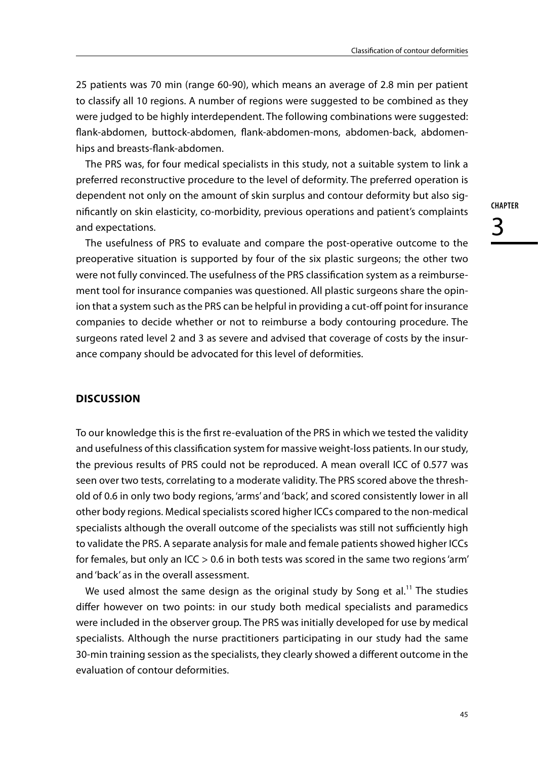25 patients was 70 min (range 60-90), which means an average of 2.8 min per patient to classify all 10 regions. A number of regions were suggested to be combined as they were judged to be highly interdependent. The following combinations were suggested: flank-abdomen, buttock-abdomen, flank-abdomen-mons, abdomen-back, abdomen-hips and breasts-flank-abdomen.

The PRS was, for four medical specialists in this study, not a suitable system to link a preferred reconstructive procedure to the level of deformity. The preferred operation is dependent not only on the amount of skin surplus and contour deformity but also significantly on skin elasticity, co-morbidity, previous operations and patient's complaints and expectations.

The usefulness of PRS to evaluate and compare the post-operative outcome to the preoperative situation is supported by four of the six plastic surgeons; the other two were not fully convinced. The usefulness of the PRS classification system as a reimbursement tool for insurance companies was questioned. All plastic surgeons share the opinion that a system such as the PRS can be helpful in providing a cut-off point for insurance companies to decide whether or not to reimburse a body contouring procedure. The surgeons rated level 2 and 3 as severe and advised that coverage of costs by the insurance company should be advocated for this level of deformities.

## DISCUSSION

To our knowledge this is the first re-evaluation of the PRS in which we tested the validity and usefulness of this classification system for massive weight-loss patients. In our study, the previous results of PRS could not be reproduced. A mean overall ICC of 0.577 was seen over two tests, correlating to a moderate validity. The PRS scored above the threshold of 0.6 in only two body regions, 'arms' and 'back', and scored consistently lower in all other body regions. Medical specialists scored higher ICCs compared to the non-medical specialists although the overall outcome of the specialists was still not sufficiently high to validate the PRS. A separate analysis for male and female patients showed higher ICCs for females, but only an ICC > 0.6 in both tests was scored in the same two regions 'arm' and 'back' as in the overall assessment.

We used almost the same design as the original study by Song et al.[11] The studies differ however on two points: in our study both medical specialists and paramedics were included in the observer group. The PRS was initially developed for use by medical specialists. Although the nurse practitioners participating in our study had the same 30-min training session as the specialists, they clearly showed a different outcome in the evaluation of contour deformities.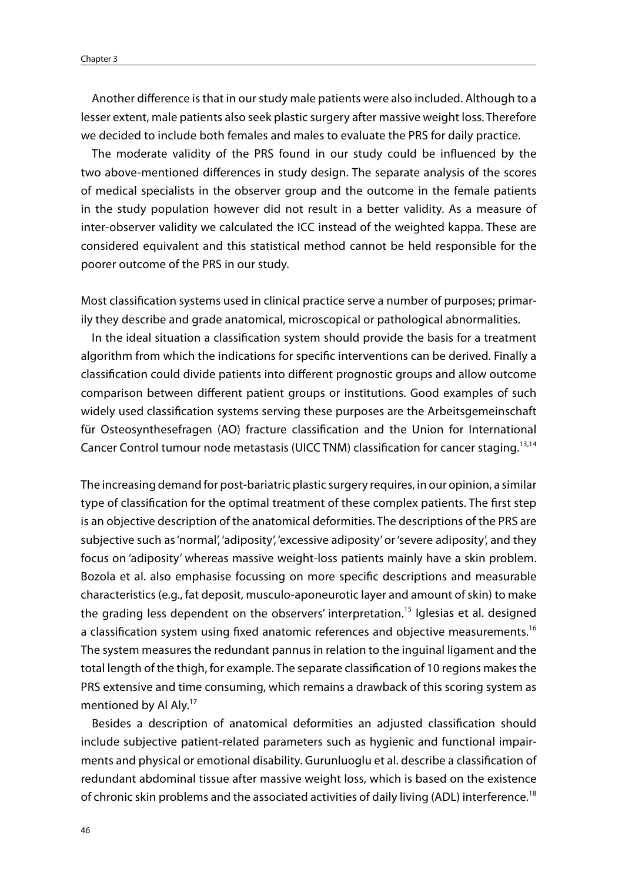Another difference is that in our study male patients were also included. Although to a lesser extent, male patients also seek plastic surgery after massive weight loss. Therefore we decided to include both females and males to evaluate the PRS for daily practice.

The moderate validity of the PRS found in our study could be influenced by the two above-mentioned differences in study design. The separate analysis of the scores of medical specialists in the observer group and the outcome in the female patients in the study population however did not result in a better validity. As a measure of inter-observer validity we calculated the ICC instead of the weighted kappa. These are considered equivalent and this statistical method cannot be held responsible for the poorer outcome of the PRS in our study.

Most classification systems used in clinical practice serve a number of purposes; primarily they describe and grade anatomical, microscopical or pathological abnormalities.

In the ideal situation a classification system should provide the basis for a treatment algorithm from which the indications for specific interventions can be derived. Finally a classification could divide patients into different prognostic groups and allow outcome comparison between different patient groups or institutions. Good examples of such widely used classification systems serving these purposes are the Arbeitsgemeinschaft für Osteosynthesefragen (AO) fracture classification and the Union for International Cancer Control tumour node metastasis (UICC TNM) classification for cancer staging.[13,14]

The increasing demand for post-bariatric plastic surgery requires, in our opinion, a similar type of classification for the optimal treatment of these complex patients. The first step is an objective description of the anatomical deformities. The descriptions of the PRS are subjective such as 'normal', 'adiposity', 'excessive adiposity' or 'severe adiposity', and they focus on 'adiposity' whereas massive weight-loss patients mainly have a skin problem. Bozola et al. also emphasise focussing on more specific descriptions and measurable characteristics (e.g., fat deposit, musculo-aponeurotic layer and amount of skin) to make the grading less dependent on the observers' interpretation.[15] Iglesias et al. designed a classification system using fixed anatomic references and objective measurements.[16] The system measures the redundant pannus in relation to the inguinal ligament and the total length of the thigh, for example. The separate classification of 10 regions makes the PRS extensive and time consuming, which remains a drawback of this scoring system as mentioned by Al Aly.[17]

Besides a description of anatomical deformities an adjusted classification should include subjective patient-related parameters such as hygienic and functional impairments and physical or emotional disability. Gurunluoglu et al. describe a classification of redundant abdominal tissue after massive weight loss, which is based on the existence of chronic skin problems and the associated activities of daily living (ADL) interference.[18]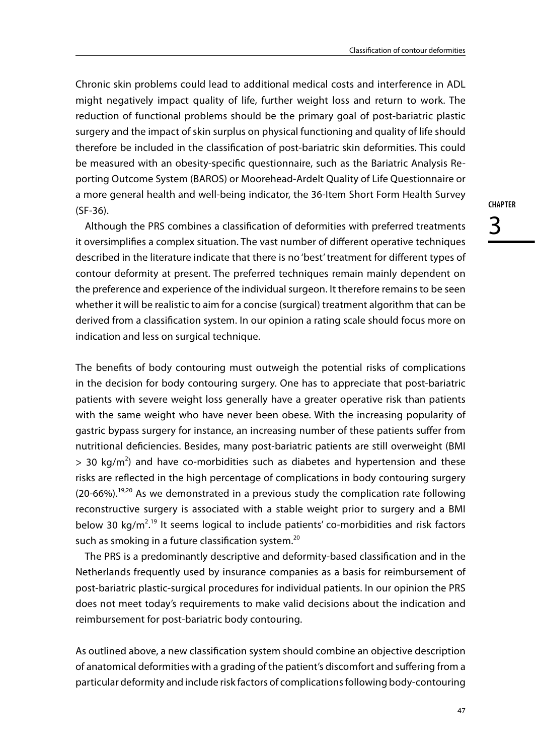Chronic skin problems could lead to additional medical costs and interference in ADL might negatively impact quality of life, further weight loss and return to work. The reduction of functional problems should be the primary goal of post-bariatric plastic surgery and the impact of skin surplus on physical functioning and quality of life should therefore be included in the classification of post-bariatric skin deformities. This could be measured with an obesity-specific questionnaire, such as the Bariatric Analysis Reporting Outcome System (BAROS) or Moorehead-Ardelt Quality of Life Questionnaire or a more general health and well-being indicator, the 36-Item Short Form Health Survey (SF-36).

Although the PRS combines a classification of deformities with preferred treatments it oversimplifies a complex situation. The vast number of different operative techniques described in the literature indicate that there is no 'best' treatment for different types of contour deformity at present. The preferred techniques remain mainly dependent on the preference and experience of the individual surgeon. It therefore remains to be seen whether it will be realistic to aim for a concise (surgical) treatment algorithm that can be derived from a classification system. In our opinion a rating scale should focus more on indication and less on surgical technique.

The benefits of body contouring must outweigh the potential risks of complications in the decision for body contouring surgery. One has to appreciate that post-bariatric patients with severe weight loss generally have a greater operative risk than patients with the same weight who have never been obese. With the increasing popularity of gastric bypass surgery for instance, an increasing number of these patients suffer from nutritional deficiencies. Besides, many post-bariatric patients are still overweight (BMI $> 30$ kg/m$^2$) and have co-morbidities such as diabetes and hypertension and these risks are reflected in the high percentage of complications in body contouring surgery (20-66%).[19,20] As we demonstrated in a previous study the complication rate following reconstructive surgery is associated with a stable weight prior to surgery and a BMI below 30 kg/m$^2$.[19] It seems logical to include patients' co-morbidities and risk factors such as smoking in a future classification system.[20]

The PRS is a predominantly descriptive and deformity-based classification and in the Netherlands frequently used by insurance companies as a basis for reimbursement of post-bariatric plastic-surgical procedures for individual patients. In our opinion the PRS does not meet today's requirements to make valid decisions about the indication and reimbursement for post-bariatric body contouring.

As outlined above, a new classification system should combine an objective description of anatomical deformities with a grading of the patient's discomfort and suffering from a particular deformity and include risk factors of complications following body-contouring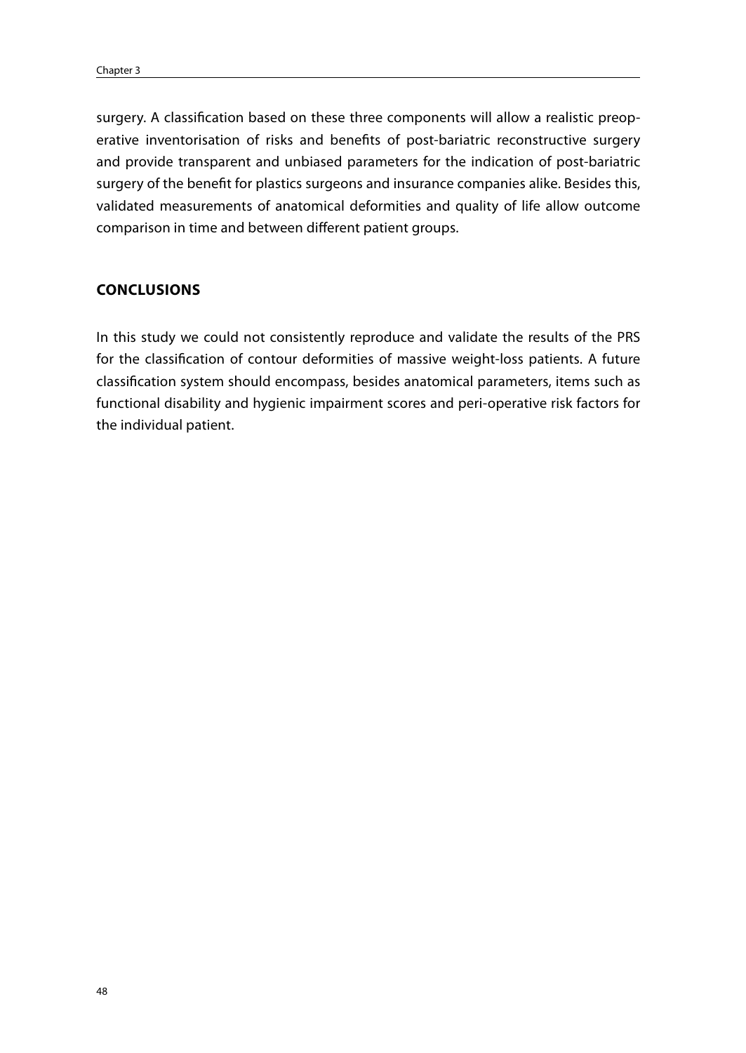surgery. A classification based on these three components will allow a realistic preoperative inventorisation of risks and benefits of post-bariatric reconstructive surgery and provide transparent and unbiased parameters for the indication of post-bariatric surgery of the benefit for plastics surgeons and insurance companies alike. Besides this, validated measurements of anatomical deformities and quality of life allow outcome comparison in time and between different patient groups.

## CONCLUSIONS

In this study we could not consistently reproduce and validate the results of the PRS for the classification of contour deformities of massive weight-loss patients. A future classification system should encompass, besides anatomical parameters, items such as functional disability and hygienic impairment scores and peri-operative risk factors for the individual patient.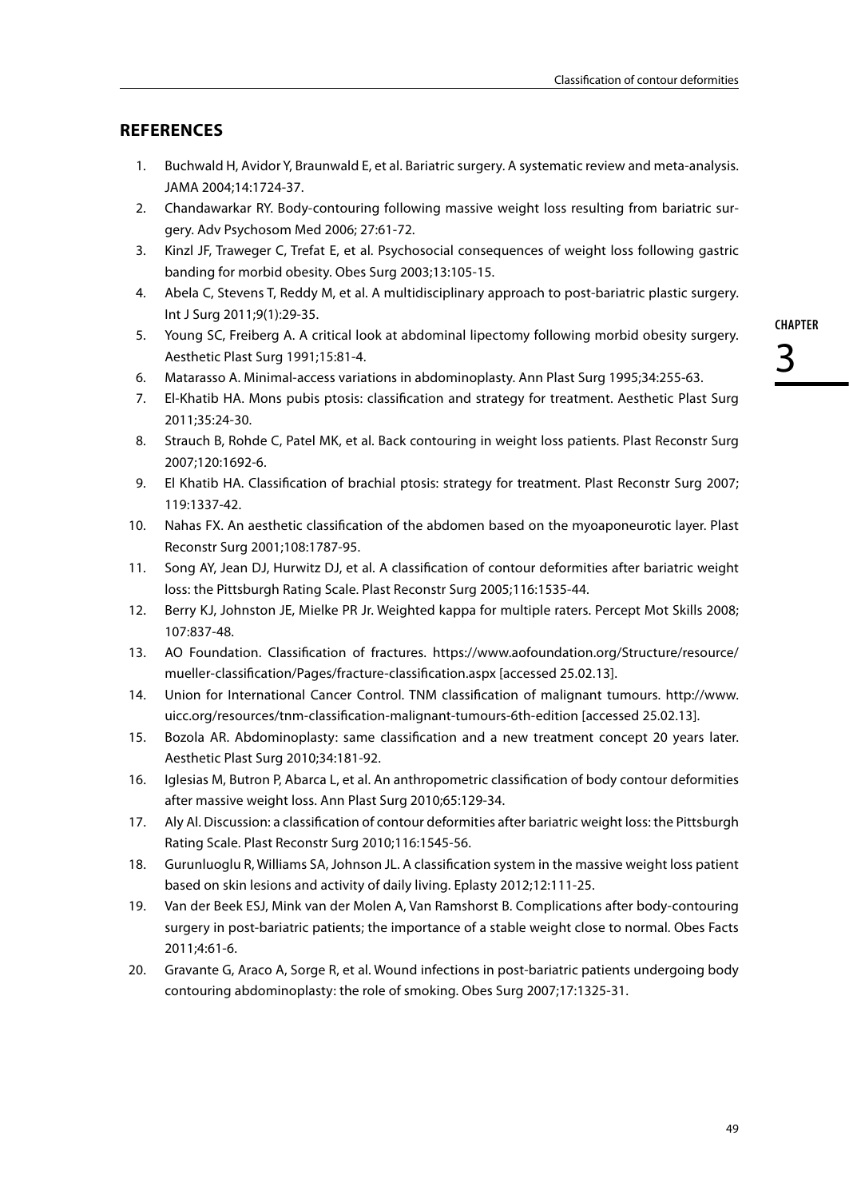## REFERENCES

1. Buchwald H, Avidor Y, Braunwald E, et al. Bariatric surgery. A systematic review and meta-analysis. JAMA 2004;14:1724-37.
2. Chandawarkar RY. Body-contouring following massive weight loss resulting from bariatric surgery. Adv Psychosom Med 2006; 27:61-72.
3. Kinzl JF, Traweger C, Trefat E, et al. Psychosocial consequences of weight loss following gastric banding for morbid obesity. Obes Surg 2003;13:105-15.
4. Abela C, Stevens T, Reddy M, et al. A multidisciplinary approach to post-bariatric plastic surgery. Int J Surg 2011;9(1):29-35.
5. Young SC, Freiberg A. A critical look at abdominal lipectomy following morbid obesity surgery. Aesthetic Plast Surg 1991;15:81-4.
6. Matarasso A. Minimal-access variations in abdominoplasty. Ann Plast Surg 1995;34:255-63.
7. El-Khatib HA. Mons pubis ptosis: classification and strategy for treatment. Aesthetic Plast Surg 2011;35:24-30.
8. Strauch B, Rohde C, Patel MK, et al. Back contouring in weight loss patients. Plast Reconstr Surg 2007;120:1692-6.
9. El Khatib HA. Classification of brachial ptosis: strategy for treatment. Plast Reconstr Surg 2007; 119:1337-42.
10. Nahas FX. An aesthetic classification of the abdomen based on the myoaponeurotic layer. Plast Reconstr Surg 2001;108:1787-95.
11. Song AY, Jean DJ, Hurwitz DJ, et al. A classification of contour deformities after bariatric weight loss: the Pittsburgh Rating Scale. Plast Reconstr Surg 2005;116:1535-44.
12. Berry KJ, Johnston JE, Mielke PR Jr. Weighted kappa for multiple raters. Percept Mot Skills 2008; 107:837-48.
13. AO Foundation. Classification of fractures. https://www.aofoundation.org/Structure/resource/mueller-classification/Pages/fracture-classification.aspx [accessed 25.02.13].
14. Union for International Cancer Control. TNM classification of malignant tumours. http://www.uicc.org/resources/tnm-classification-malignant-tumours-6th-edition [accessed 25.02.13].
15. Bozola AR. Abdominoplasty: same classification and a new treatment concept 20 years later. Aesthetic Plast Surg 2010;34:181-92.
16. Iglesias M, Butron P, Abarca L, et al. An anthropometric classification of body contour deformities after massive weight loss. Ann Plast Surg 2010;65:129-34.
17. Aly Al. Discussion: a classification of contour deformities after bariatric weight loss: the Pittsburgh Rating Scale. Plast Reconstr Surg 2010;116:1545-56.
18. Gurunluoglu R, Williams SA, Johnson JL. A classification system in the massive weight loss patient based on skin lesions and activity of daily living. Eplasty 2012;12:111-25.
19. Van der Beek ESJ, Mink van der Molen A, Van Ramshorst B. Complications after body-contouring surgery in post-bariatric patients; the importance of a stable weight close to normal. Obes Facts 2011;4:61-6.
20. Gravante G, Araco A, Sorge R, et al. Wound infections in post-bariatric patients undergoing body contouring abdominoplasty: the role of smoking. Obes Surg 2007;17:1325-31.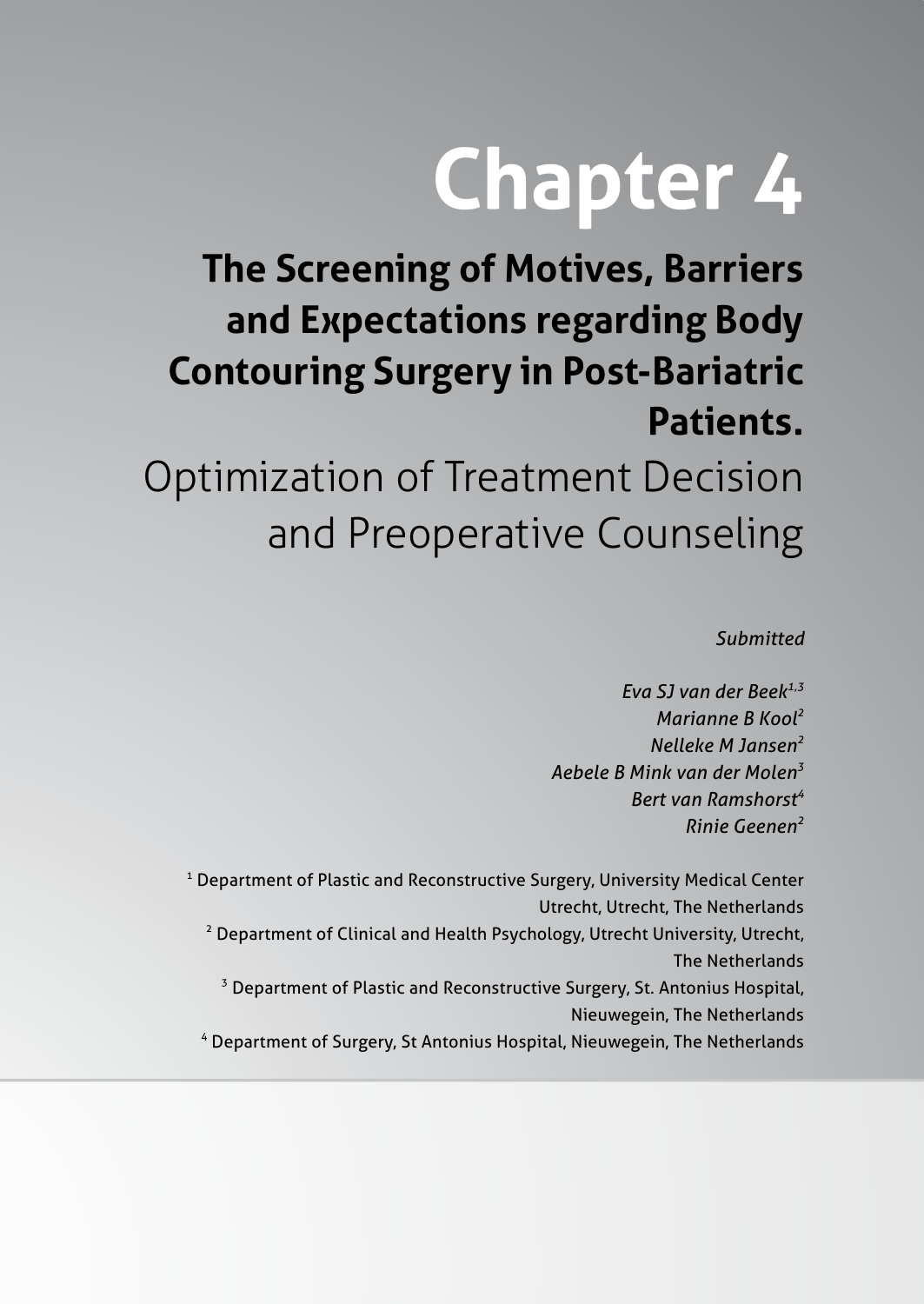# Chapter 4

## The Screening of Motives, Barriers and Expectations regarding Body Contouring Surgery in Post-Bariatric Patients.

Optimization of Treatment Decision and Preoperative Counseling

*Submitted*

*Eva SJ van der Beek*[1,3]
*Marianne B Kool*[2]
*Nelleke M Jansen*[2]
*Aebele B Mink van der Molen*[3]
*Bert van Ramshorst*[4]
*Rinie Geenen*[2]

[1] Department of Plastic and Reconstructive Surgery, University Medical Center Utrecht, Utrecht, The Netherlands
[2] Department of Clinical and Health Psychology, Utrecht University, Utrecht, The Netherlands
[3] Department of Plastic and Reconstructive Surgery, St. Antonius Hospital, Nieuwegein, The Netherlands
[4] Department of Surgery, St Antonius Hospital, Nieuwegein, The Netherlands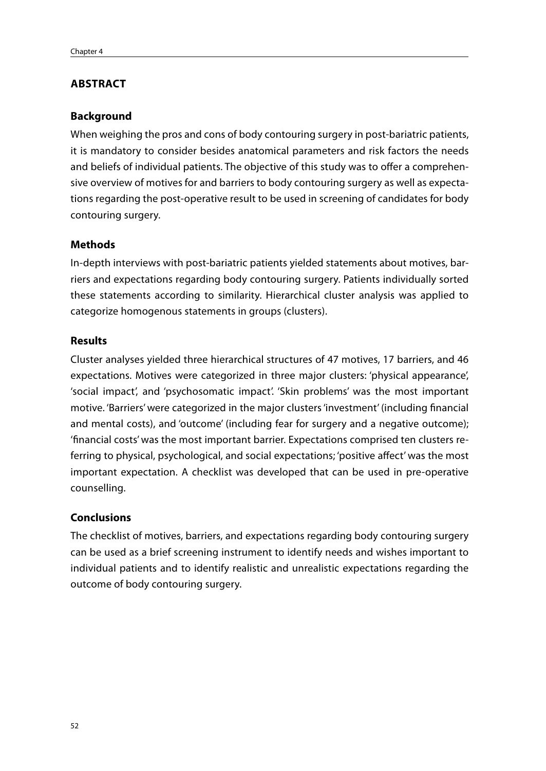## ABSTRACT

### Background

When weighing the pros and cons of body contouring surgery in post-bariatric patients, it is mandatory to consider besides anatomical parameters and risk factors the needs and beliefs of individual patients. The objective of this study was to offer a comprehensive overview of motives for and barriers to body contouring surgery as well as expectations regarding the post-operative result to be used in screening of candidates for body contouring surgery.

### Methods

In-depth interviews with post-bariatric patients yielded statements about motives, barriers and expectations regarding body contouring surgery. Patients individually sorted these statements according to similarity. Hierarchical cluster analysis was applied to categorize homogenous statements in groups (clusters).

### Results

Cluster analyses yielded three hierarchical structures of 47 motives, 17 barriers, and 46 expectations. Motives were categorized in three major clusters: 'physical appearance', 'social impact', and 'psychosomatic impact'. 'Skin problems' was the most important motive. 'Barriers' were categorized in the major clusters 'investment' (including financial and mental costs), and 'outcome' (including fear for surgery and a negative outcome); 'financial costs' was the most important barrier. Expectations comprised ten clusters referring to physical, psychological, and social expectations; 'positive affect' was the most important expectation. A checklist was developed that can be used in pre-operative counselling.

### Conclusions

The checklist of motives, barriers, and expectations regarding body contouring surgery can be used as a brief screening instrument to identify needs and wishes important to individual patients and to identify realistic and unrealistic expectations regarding the outcome of body contouring surgery.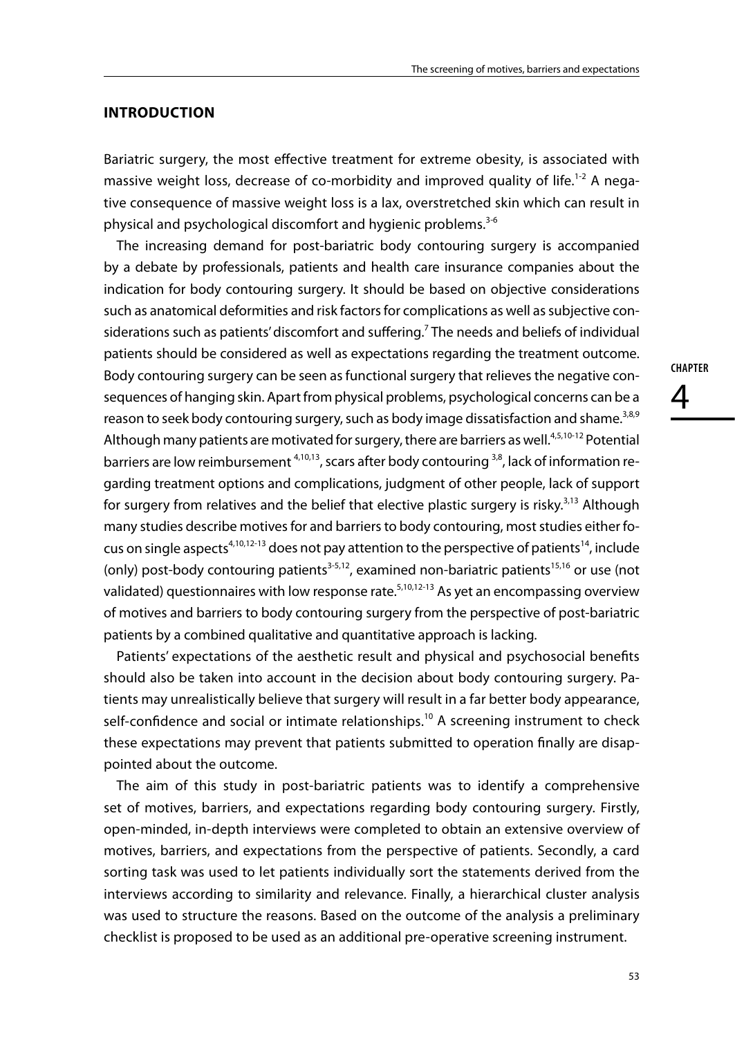## INTRODUCTION

Bariatric surgery, the most effective treatment for extreme obesity, is associated with massive weight loss, decrease of co-morbidity and improved quality of life.[1-2] A negative consequence of massive weight loss is a lax, overstretched skin which can result in physical and psychological discomfort and hygienic problems.[3-6]

The increasing demand for post-bariatric body contouring surgery is accompanied by a debate by professionals, patients and health care insurance companies about the indication for body contouring surgery. It should be based on objective considerations such as anatomical deformities and risk factors for complications as well as subjective considerations such as patients' discomfort and suffering.[7] The needs and beliefs of individual patients should be considered as well as expectations regarding the treatment outcome. Body contouring surgery can be seen as functional surgery that relieves the negative consequences of hanging skin. Apart from physical problems, psychological concerns can be a reason to seek body contouring surgery, such as body image dissatisfaction and shame.[3,8,9] Although many patients are motivated for surgery, there are barriers as well.[4,5,10-12] Potential barriers are low reimbursement [4,10,13], scars after body contouring [3,8], lack of information regarding treatment options and complications, judgment of other people, lack of support for surgery from relatives and the belief that elective plastic surgery is risky.[3,13] Although many studies describe motives for and barriers to body contouring, most studies either focus on single aspects[4,10,12-13] does not pay attention to the perspective of patients[14], include (only) post-body contouring patients[3-5,12], examined non-bariatric patients[15,16] or use (not validated) questionnaires with low response rate.[5,10,12-13] As yet an encompassing overview of motives and barriers to body contouring surgery from the perspective of post-bariatric patients by a combined qualitative and quantitative approach is lacking.

Patients' expectations of the aesthetic result and physical and psychosocial benefits should also be taken into account in the decision about body contouring surgery. Patients may unrealistically believe that surgery will result in a far better body appearance, self-confidence and social or intimate relationships.[10] A screening instrument to check these expectations may prevent that patients submitted to operation finally are disappointed about the outcome.

The aim of this study in post-bariatric patients was to identify a comprehensive set of motives, barriers, and expectations regarding body contouring surgery. Firstly, open-minded, in-depth interviews were completed to obtain an extensive overview of motives, barriers, and expectations from the perspective of patients. Secondly, a card sorting task was used to let patients individually sort the statements derived from the interviews according to similarity and relevance. Finally, a hierarchical cluster analysis was used to structure the reasons. Based on the outcome of the analysis a preliminary checklist is proposed to be used as an additional pre-operative screening instrument.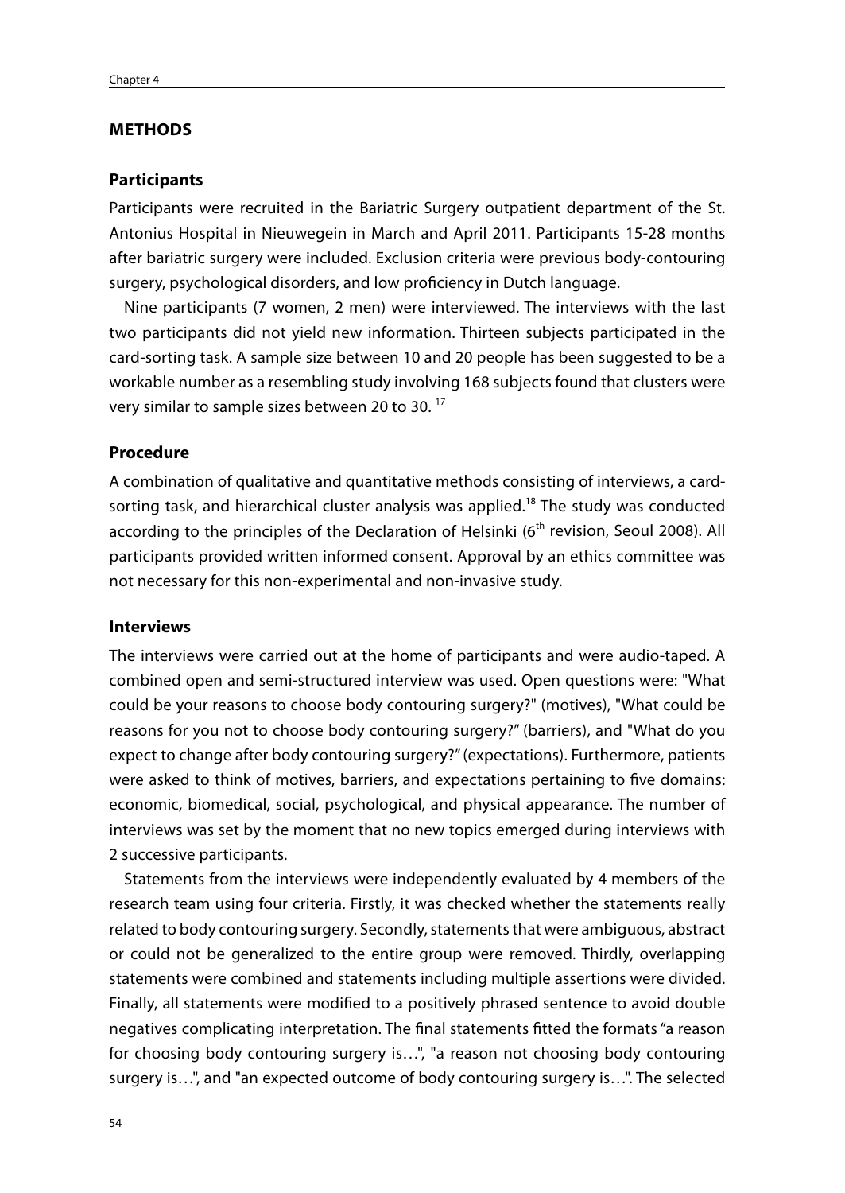## METHODS

### Participants

Participants were recruited in the Bariatric Surgery outpatient department of the St. Antonius Hospital in Nieuwegein in March and April 2011. Participants 15-28 months after bariatric surgery were included. Exclusion criteria were previous body-contouring surgery, psychological disorders, and low proficiency in Dutch language.

Nine participants (7 women, 2 men) were interviewed. The interviews with the last two participants did not yield new information. Thirteen subjects participated in the card-sorting task. A sample size between 10 and 20 people has been suggested to be a workable number as a resembling study involving 168 subjects found that clusters were very similar to sample sizes between 20 to 30. [17]

### Procedure

A combination of qualitative and quantitative methods consisting of interviews, a card-sorting task, and hierarchical cluster analysis was applied.[18] The study was conducted according to the principles of the Declaration of Helsinki (6$^{th}$ revision, Seoul 2008). All participants provided written informed consent. Approval by an ethics committee was not necessary for this non-experimental and non-invasive study.

### Interviews

The interviews were carried out at the home of participants and were audio-taped. A combined open and semi-structured interview was used. Open questions were: "What could be your reasons to choose body contouring surgery?" (motives), "What could be reasons for you not to choose body contouring surgery?" (barriers), and "What do you expect to change after body contouring surgery?" (expectations). Furthermore, patients were asked to think of motives, barriers, and expectations pertaining to five domains: economic, biomedical, social, psychological, and physical appearance. The number of interviews was set by the moment that no new topics emerged during interviews with 2 successive participants.

Statements from the interviews were independently evaluated by 4 members of the research team using four criteria. Firstly, it was checked whether the statements really related to body contouring surgery. Secondly, statements that were ambiguous, abstract or could not be generalized to the entire group were removed. Thirdly, overlapping statements were combined and statements including multiple assertions were divided. Finally, all statements were modified to a positively phrased sentence to avoid double negatives complicating interpretation. The final statements fitted the formats "a reason for choosing body contouring surgery is…", "a reason not choosing body contouring surgery is…", and "an expected outcome of body contouring surgery is…". The selected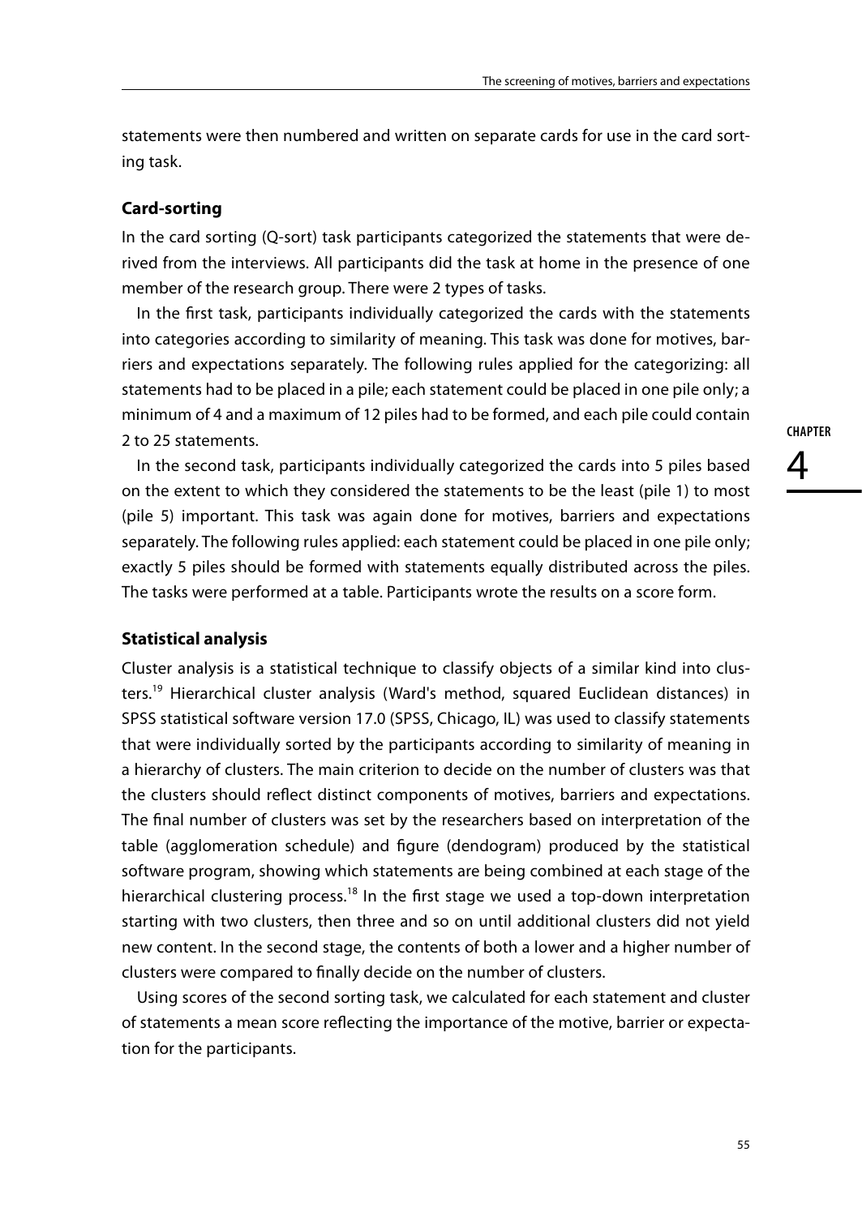statements were then numbered and written on separate cards for use in the card sorting task.

### Card-sorting

In the card sorting (Q-sort) task participants categorized the statements that were derived from the interviews. All participants did the task at home in the presence of one member of the research group. There were 2 types of tasks.

In the first task, participants individually categorized the cards with the statements into categories according to similarity of meaning. This task was done for motives, barriers and expectations separately. The following rules applied for the categorizing: all statements had to be placed in a pile; each statement could be placed in one pile only; a minimum of 4 and a maximum of 12 piles had to be formed, and each pile could contain 2 to 25 statements.

In the second task, participants individually categorized the cards into 5 piles based on the extent to which they considered the statements to be the least (pile 1) to most (pile 5) important. This task was again done for motives, barriers and expectations separately. The following rules applied: each statement could be placed in one pile only; exactly 5 piles should be formed with statements equally distributed across the piles. The tasks were performed at a table. Participants wrote the results on a score form.

### Statistical analysis

Cluster analysis is a statistical technique to classify objects of a similar kind into clusters.[19] Hierarchical cluster analysis (Ward's method, squared Euclidean distances) in SPSS statistical software version 17.0 (SPSS, Chicago, IL) was used to classify statements that were individually sorted by the participants according to similarity of meaning in a hierarchy of clusters. The main criterion to decide on the number of clusters was that the clusters should reflect distinct components of motives, barriers and expectations. The final number of clusters was set by the researchers based on interpretation of the table (agglomeration schedule) and figure (dendogram) produced by the statistical software program, showing which statements are being combined at each stage of the hierarchical clustering process.[18] In the first stage we used a top-down interpretation starting with two clusters, then three and so on until additional clusters did not yield new content. In the second stage, the contents of both a lower and a higher number of clusters were compared to finally decide on the number of clusters.

Using scores of the second sorting task, we calculated for each statement and cluster of statements a mean score reflecting the importance of the motive, barrier or expectation for the participants.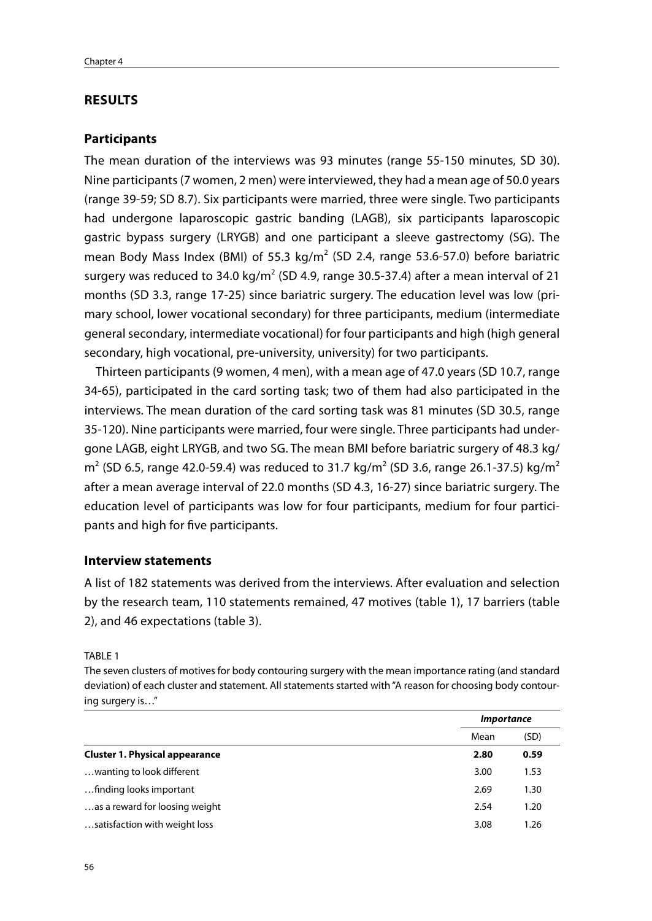## RESULTS

### Participants

The mean duration of the interviews was 93 minutes (range 55-150 minutes, SD 30). Nine participants (7 women, 2 men) were interviewed, they had a mean age of 50.0 years (range 39-59; SD 8.7). Six participants were married, three were single. Two participants had undergone laparoscopic gastric banding (LAGB), six participants laparoscopic gastric bypass surgery (LRYGB) and one participant a sleeve gastrectomy (SG). The mean Body Mass Index (BMI) of 55.3 kg/m$^2$ (SD 2.4, range 53.6-57.0) before bariatric surgery was reduced to 34.0 kg/m$^2$ (SD 4.9, range 30.5-37.4) after a mean interval of 21 months (SD 3.3, range 17-25) since bariatric surgery. The education level was low (primary school, lower vocational secondary) for three participants, medium (intermediate general secondary, intermediate vocational) for four participants and high (high general secondary, high vocational, pre-university, university) for two participants.

Thirteen participants (9 women, 4 men), with a mean age of 47.0 years (SD 10.7, range 34-65), participated in the card sorting task; two of them had also participated in the interviews. The mean duration of the card sorting task was 81 minutes (SD 30.5, range 35-120). Nine participants were married, four were single. Three participants had undergone LAGB, eight LRYGB, and two SG. The mean BMI before bariatric surgery of 48.3 kg/m$^2$ (SD 6.5, range 42.0-59.4) was reduced to 31.7 kg/m$^2$ (SD 3.6, range 26.1-37.5) kg/m$^2$ after a mean average interval of 22.0 months (SD 4.3, 16-27) since bariatric surgery. The education level of participants was low for four participants, medium for four participants and high for five participants.

### Interview statements

A list of 182 statements was derived from the interviews. After evaluation and selection by the research team, 110 statements remained, 47 motives (table 1), 17 barriers (table 2), and 46 expectations (table 3).

TABLE 1

The seven clusters of motives for body contouring surgery with the mean importance rating (and standard deviation) of each cluster and statement. All statements started with "A reason for choosing body contouring surgery is…"

| | *Importance* | |
|---|---|---|
| | Mean | (SD) |
| **Cluster 1. Physical appearance** | **2.80** | **0.59** |
| …wanting to look different | 3.00 | 1.53 |
| …finding looks important | 2.69 | 1.30 |
| …as a reward for loosing weight | 2.54 | 1.20 |
| …satisfaction with weight loss | 3.08 | 1.26 |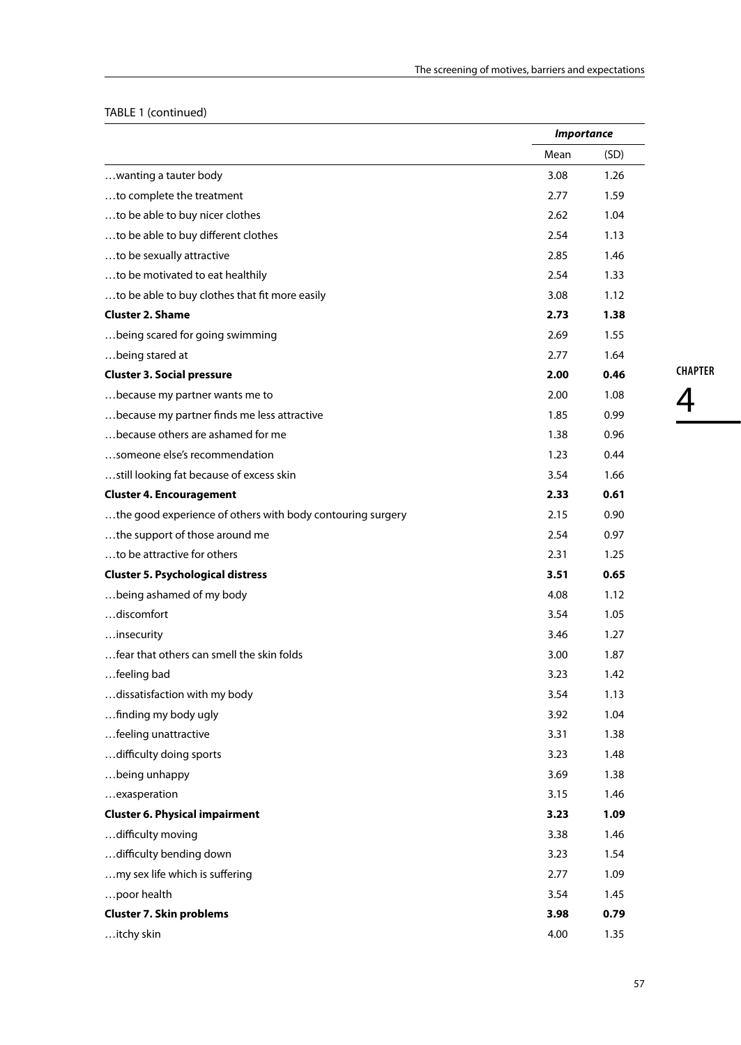TABLE 1 (continued)

| | *Importance* | |
|---|---|---|
| | Mean | (SD) |
| …wanting a tauter body | 3.08 | 1.26 |
| …to complete the treatment | 2.77 | 1.59 |
| …to be able to buy nicer clothes | 2.62 | 1.04 |
| …to be able to buy different clothes | 2.54 | 1.13 |
| …to be sexually attractive | 2.85 | 1.46 |
| …to be motivated to eat healthily | 2.54 | 1.33 |
| …to be able to buy clothes that fit more easily | 3.08 | 1.12 |
| **Cluster 2. Shame** | **2.73** | **1.38** |
| …being scared for going swimming | 2.69 | 1.55 |
| …being stared at | 2.77 | 1.64 |
| **Cluster 3. Social pressure** | **2.00** | **0.46** |
| …because my partner wants me to | 2.00 | 1.08 |
| …because my partner finds me less attractive | 1.85 | 0.99 |
| …because others are ashamed for me | 1.38 | 0.96 |
| …someone else's recommendation | 1.23 | 0.44 |
| …still looking fat because of excess skin | 3.54 | 1.66 |
| **Cluster 4. Encouragement** | **2.33** | **0.61** |
| …the good experience of others with body contouring surgery | 2.15 | 0.90 |
| …the support of those around me | 2.54 | 0.97 |
| …to be attractive for others | 2.31 | 1.25 |
| **Cluster 5. Psychological distress** | **3.51** | **0.65** |
| …being ashamed of my body | 4.08 | 1.12 |
| …discomfort | 3.54 | 1.05 |
| …insecurity | 3.46 | 1.27 |
| …fear that others can smell the skin folds | 3.00 | 1.87 |
| …feeling bad | 3.23 | 1.42 |
| …dissatisfaction with my body | 3.54 | 1.13 |
| …finding my body ugly | 3.92 | 1.04 |
| …feeling unattractive | 3.31 | 1.38 |
| …difficulty doing sports | 3.23 | 1.48 |
| …being unhappy | 3.69 | 1.38 |
| …exasperation | 3.15 | 1.46 |
| **Cluster 6. Physical impairment** | **3.23** | **1.09** |
| …difficulty moving | 3.38 | 1.46 |
| …difficulty bending down | 3.23 | 1.54 |
| …my sex life which is suffering | 2.77 | 1.09 |
| …poor health | 3.54 | 1.45 |
| **Cluster 7. Skin problems** | **3.98** | **0.79** |
| …itchy skin | 4.00 | 1.35 |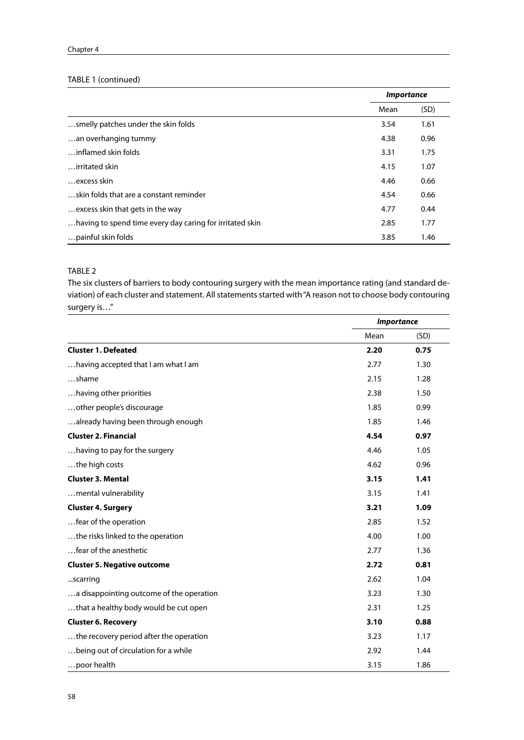TABLE 1 (continued)

| | *Importance* | |
|---|---|---|
| | Mean | (SD) |
| …smelly patches under the skin folds | 3.54 | 1.61 |
| …an overhanging tummy | 4.38 | 0.96 |
| …inflamed skin folds | 3.31 | 1.75 |
| …irritated skin | 4.15 | 1.07 |
| …excess skin | 4.46 | 0.66 |
| …skin folds that are a constant reminder | 4.54 | 0.66 |
| …excess skin that gets in the way | 4.77 | 0.44 |
| …having to spend time every day caring for irritated skin | 2.85 | 1.77 |
| …painful skin folds | 3.85 | 1.46 |

TABLE 2

The six clusters of barriers to body contouring surgery with the mean importance rating (and standard deviation) of each cluster and statement. All statements started with "A reason not to choose body contouring surgery is…"

| | *Importance* | |
|---|---|---|
| | Mean | (SD) |
| **Cluster 1. Defeated** | **2.20** | **0.75** |
| …having accepted that I am what I am | 2.77 | 1.30 |
| …shame | 2.15 | 1.28 |
| …having other priorities | 2.38 | 1.50 |
| …other people's discourage | 1.85 | 0.99 |
| …already having been through enough | 1.85 | 1.46 |
| **Cluster 2. Financial** | **4.54** | **0.97** |
| …having to pay for the surgery | 4.46 | 1.05 |
| …the high costs | 4.62 | 0.96 |
| **Cluster 3. Mental** | **3.15** | **1.41** |
| …mental vulnerability | 3.15 | 1.41 |
| **Cluster 4. Surgery** | **3.21** | **1.09** |
| …fear of the operation | 2.85 | 1.52 |
| …the risks linked to the operation | 4.00 | 1.00 |
| …fear of the anesthetic | 2.77 | 1.36 |
| **Cluster 5. Negative outcome** | **2.72** | **0.81** |
| ...scarring | 2.62 | 1.04 |
| …a disappointing outcome of the operation | 3.23 | 1.30 |
| …that a healthy body would be cut open | 2.31 | 1.25 |
| **Cluster 6. Recovery** | **3.10** | **0.88** |
| …the recovery period after the operation | 3.23 | 1.17 |
| …being out of circulation for a while | 2.92 | 1.44 |
| …poor health | 3.15 | 1.86 |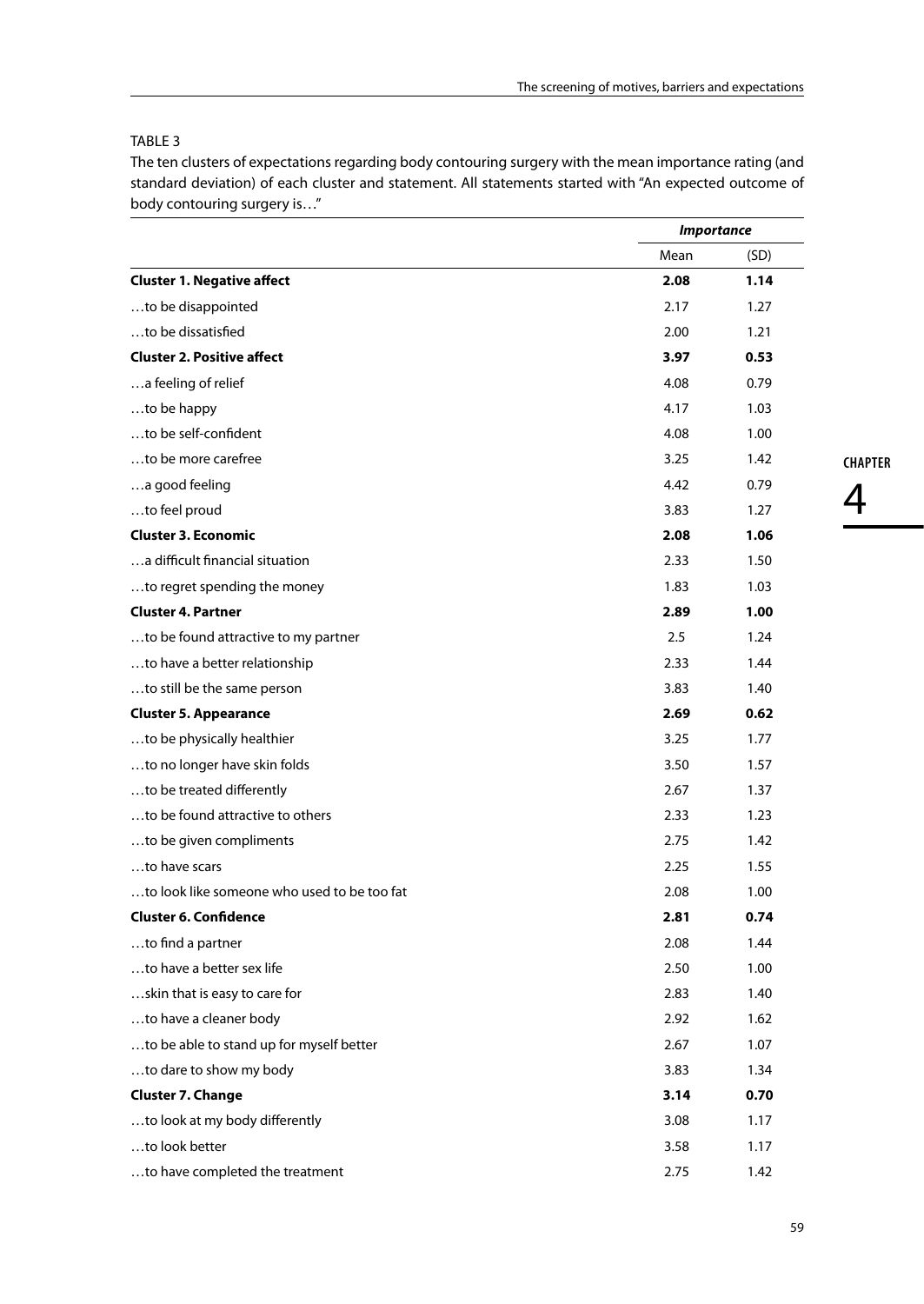TABLE 3

The ten clusters of expectations regarding body contouring surgery with the mean importance rating (and standard deviation) of each cluster and statement. All statements started with "An expected outcome of body contouring surgery is…"

| | Importance | |
|---|---|---|
| | Mean | (SD) |
| **Cluster 1. Negative affect** | **2.08** | **1.14** |
| …to be disappointed | 2.17 | 1.27 |
| …to be dissatisfied | 2.00 | 1.21 |
| **Cluster 2. Positive affect** | **3.97** | **0.53** |
| …a feeling of relief | 4.08 | 0.79 |
| …to be happy | 4.17 | 1.03 |
| …to be self-confident | 4.08 | 1.00 |
| …to be more carefree | 3.25 | 1.42 |
| …a good feeling | 4.42 | 0.79 |
| …to feel proud | 3.83 | 1.27 |
| **Cluster 3. Economic** | **2.08** | **1.06** |
| …a difficult financial situation | 2.33 | 1.50 |
| …to regret spending the money | 1.83 | 1.03 |
| **Cluster 4. Partner** | **2.89** | **1.00** |
| …to be found attractive to my partner | 2.5 | 1.24 |
| …to have a better relationship | 2.33 | 1.44 |
| …to still be the same person | 3.83 | 1.40 |
| **Cluster 5. Appearance** | **2.69** | **0.62** |
| …to be physically healthier | 3.25 | 1.77 |
| …to no longer have skin folds | 3.50 | 1.57 |
| …to be treated differently | 2.67 | 1.37 |
| …to be found attractive to others | 2.33 | 1.23 |
| …to be given compliments | 2.75 | 1.42 |
| …to have scars | 2.25 | 1.55 |
| …to look like someone who used to be too fat | 2.08 | 1.00 |
| **Cluster 6. Confidence** | **2.81** | **0.74** |
| …to find a partner | 2.08 | 1.44 |
| …to have a better sex life | 2.50 | 1.00 |
| …skin that is easy to care for | 2.83 | 1.40 |
| …to have a cleaner body | 2.92 | 1.62 |
| …to be able to stand up for myself better | 2.67 | 1.07 |
| …to dare to show my body | 3.83 | 1.34 |
| **Cluster 7. Change** | **3.14** | **0.70** |
| …to look at my body differently | 3.08 | 1.17 |
| …to look better | 3.58 | 1.17 |
| …to have completed the treatment | 2.75 | 1.42 |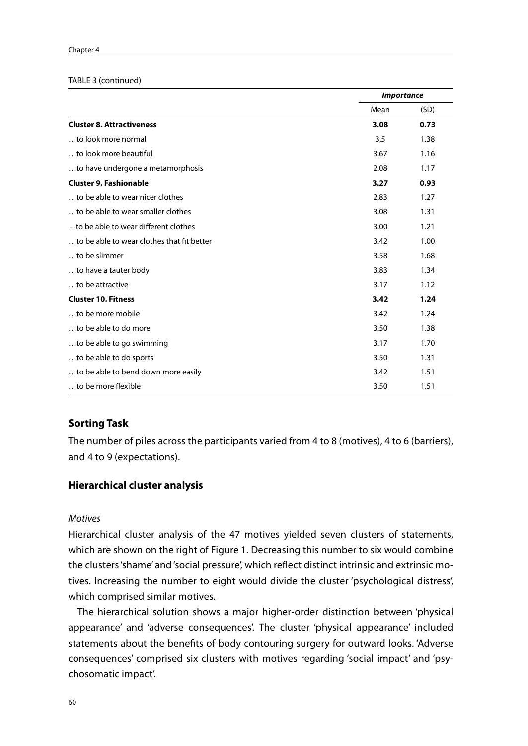TABLE 3 (continued)

| | *Importance* | |
|---|---|---|
| | Mean | (SD) |
| **Cluster 8. Attractiveness** | **3.08** | **0.73** |
| …to look more normal | 3.5 | 1.38 |
| …to look more beautiful | 3.67 | 1.16 |
| …to have undergone a metamorphosis | 2.08 | 1.17 |
| **Cluster 9. Fashionable** | **3.27** | **0.93** |
| …to be able to wear nicer clothes | 2.83 | 1.27 |
| …to be able to wear smaller clothes | 3.08 | 1.31 |
| ---to be able to wear different clothes | 3.00 | 1.21 |
| …to be able to wear clothes that fit better | 3.42 | 1.00 |
| …to be slimmer | 3.58 | 1.68 |
| …to have a tauter body | 3.83 | 1.34 |
| …to be attractive | 3.17 | 1.12 |
| **Cluster 10. Fitness** | **3.42** | **1.24** |
| …to be more mobile | 3.42 | 1.24 |
| …to be able to do more | 3.50 | 1.38 |
| …to be able to go swimming | 3.17 | 1.70 |
| …to be able to do sports | 3.50 | 1.31 |
| …to be able to bend down more easily | 3.42 | 1.51 |
| …to be more flexible | 3.50 | 1.51 |

## Sorting Task

The number of piles across the participants varied from 4 to 8 (motives), 4 to 6 (barriers), and 4 to 9 (expectations).

## Hierarchical cluster analysis

*Motives*

Hierarchical cluster analysis of the 47 motives yielded seven clusters of statements, which are shown on the right of Figure 1. Decreasing this number to six would combine the clusters 'shame' and 'social pressure', which reflect distinct intrinsic and extrinsic motives. Increasing the number to eight would divide the cluster 'psychological distress', which comprised similar motives.

The hierarchical solution shows a major higher-order distinction between 'physical appearance' and 'adverse consequences'. The cluster 'physical appearance' included statements about the benefits of body contouring surgery for outward looks. 'Adverse consequences' comprised six clusters with motives regarding 'social impact' and 'psychosomatic impact'.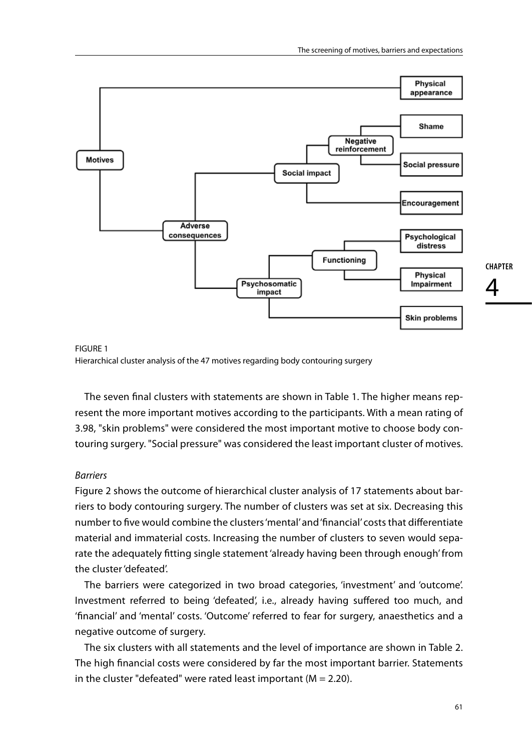FIGURE 1
Hierarchical cluster analysis of the 47 motives regarding body contouring surgery

The seven final clusters with statements are shown in Table 1. The higher means represent the more important motives according to the participants. With a mean rating of 3.98, "skin problems" were considered the most important motive to choose body contouring surgery. "Social pressure" was considered the least important cluster of motives.

*Barriers*

Figure 2 shows the outcome of hierarchical cluster analysis of 17 statements about barriers to body contouring surgery. The number of clusters was set at six. Decreasing this number to five would combine the clusters 'mental' and 'financial' costs that differentiate material and immaterial costs. Increasing the number of clusters to seven would separate the adequately fitting single statement 'already having been through enough' from the cluster 'defeated'.

The barriers were categorized in two broad categories, 'investment' and 'outcome'. Investment referred to being 'defeated', i.e., already having suffered too much, and 'financial' and 'mental' costs. 'Outcome' referred to fear for surgery, anaesthetics and a negative outcome of surgery.

The six clusters with all statements and the level of importance are shown in Table 2. The high financial costs were considered by far the most important barrier. Statements in the cluster "defeated" were rated least important (M = 2.20).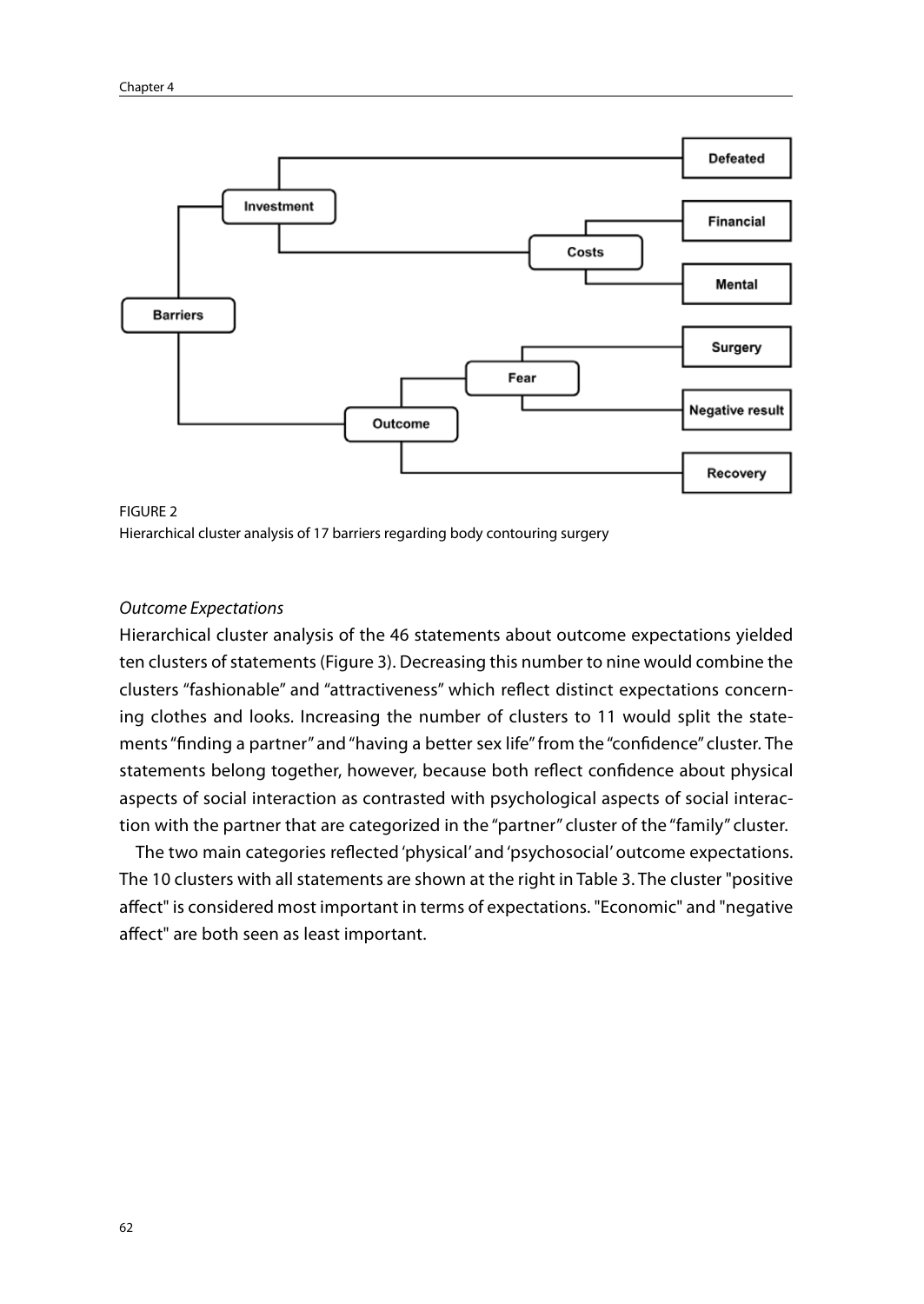FIGURE 2
Hierarchical cluster analysis of 17 barriers regarding body contouring surgery

*Outcome Expectations*

Hierarchical cluster analysis of the 46 statements about outcome expectations yielded ten clusters of statements (Figure 3). Decreasing this number to nine would combine the clusters "fashionable" and "attractiveness" which reflect distinct expectations concerning clothes and looks. Increasing the number of clusters to 11 would split the statements "finding a partner" and "having a better sex life" from the "confidence" cluster. The statements belong together, however, because both reflect confidence about physical aspects of social interaction as contrasted with psychological aspects of social interaction with the partner that are categorized in the "partner" cluster of the "family" cluster.

The two main categories reflected 'physical' and 'psychosocial' outcome expectations. The 10 clusters with all statements are shown at the right in Table 3. The cluster "positive affect" is considered most important in terms of expectations. "Economic" and "negative affect" are both seen as least important.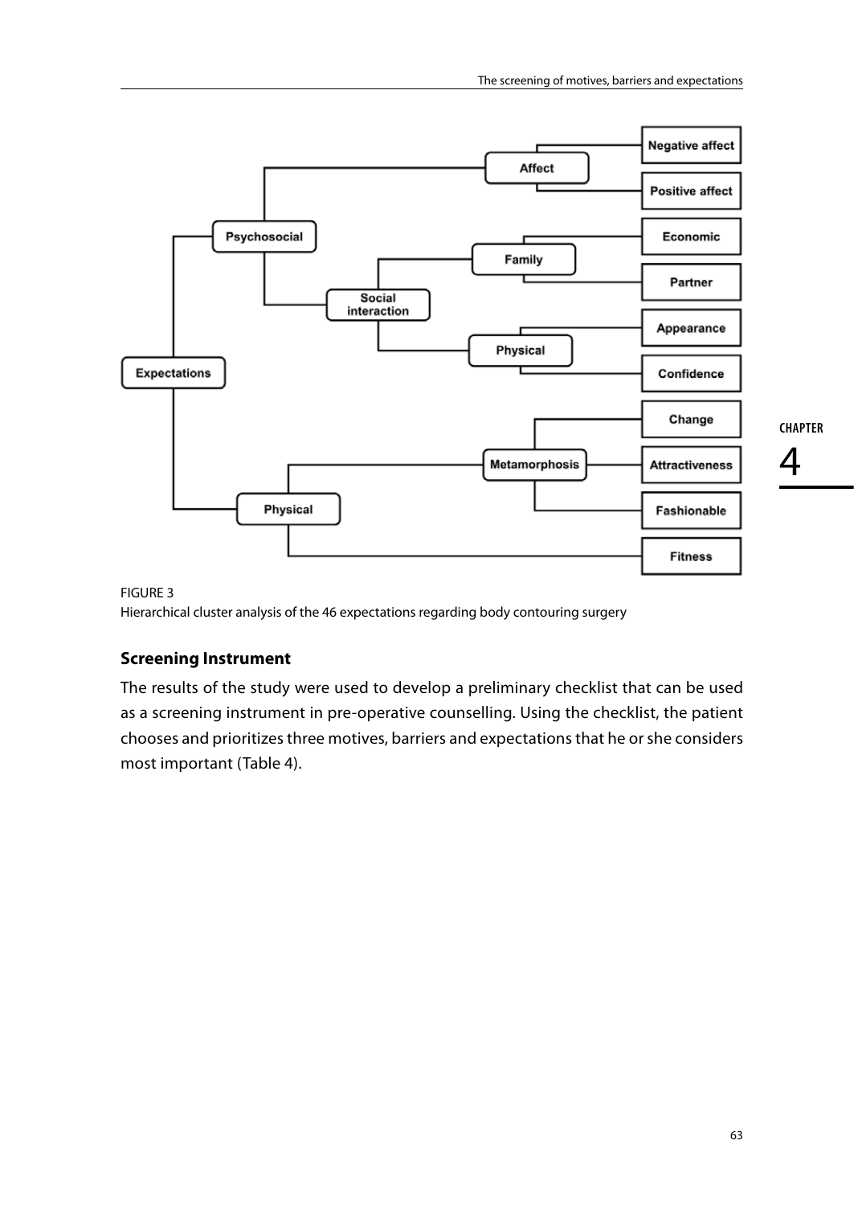- Expectations
  - Psychosocial
    - Affect
      - Negative affect
      - Positive affect
    - Social interaction
      - Family
        - Economic
        - Partner
      - Physical
        - Appearance
        - Confidence
  - Physical
    - Metamorphosis
      - Change
      - Attractiveness
      - Fashionable
    - Fitness

FIGURE 3
Hierarchical cluster analysis of the 46 expectations regarding body contouring surgery

### Screening Instrument

The results of the study were used to develop a preliminary checklist that can be used as a screening instrument in pre-operative counselling. Using the checklist, the patient chooses and prioritizes three motives, barriers and expectations that he or she considers most important (Table 4).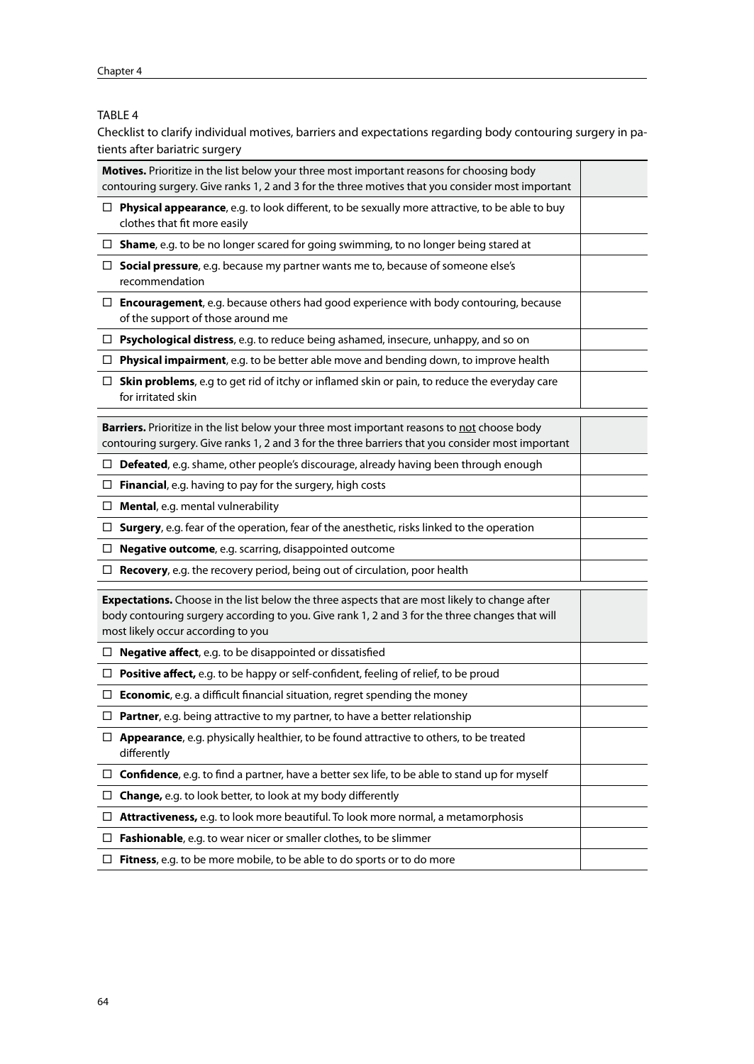TABLE 4

Checklist to clarify individual motives, barriers and expectations regarding body contouring surgery in patients after bariatric surgery

| **Motives.** Prioritize in the list below your three most important reasons for choosing body contouring surgery. Give ranks 1, 2 and 3 for the three motives that you consider most important | |
|---|---|
| ☐ **Physical appearance**, e.g. to look different, to be sexually more attractive, to be able to buy clothes that fit more easily | |
| ☐ **Shame**, e.g. to be no longer scared for going swimming, to no longer being stared at | |
| ☐ **Social pressure**, e.g. because my partner wants me to, because of someone else's recommendation | |
| ☐ **Encouragement**, e.g. because others had good experience with body contouring, because of the support of those around me | |
| ☐ **Psychological distress**, e.g. to reduce being ashamed, insecure, unhappy, and so on | |
| ☐ **Physical impairment**, e.g. to be better able move and bending down, to improve health | |
| ☐ **Skin problems**, e.g to get rid of itchy or inflamed skin or pain, to reduce the everyday care for irritated skin | |
| **Barriers.** Prioritize in the list below your three most important reasons to not choose body contouring surgery. Give ranks 1, 2 and 3 for the three barriers that you consider most important | |
| ☐ **Defeated**, e.g. shame, other people's discourage, already having been through enough | |
| ☐ **Financial**, e.g. having to pay for the surgery, high costs | |
| ☐ **Mental**, e.g. mental vulnerability | |
| ☐ **Surgery**, e.g. fear of the operation, fear of the anesthetic, risks linked to the operation | |
| ☐ **Negative outcome**, e.g. scarring, disappointed outcome | |
| ☐ **Recovery**, e.g. the recovery period, being out of circulation, poor health | |
| **Expectations.** Choose in the list below the three aspects that are most likely to change after body contouring surgery according to you. Give rank 1, 2 and 3 for the three changes that will most likely occur according to you | |
| ☐ **Negative affect**, e.g. to be disappointed or dissatisfied | |
| ☐ **Positive affect,** e.g. to be happy or self-confident, feeling of relief, to be proud | |
| ☐ **Economic**, e.g. a difficult financial situation, regret spending the money | |
| ☐ **Partner**, e.g. being attractive to my partner, to have a better relationship | |
| ☐ **Appearance**, e.g. physically healthier, to be found attractive to others, to be treated differently | |
| ☐ **Confidence**, e.g. to find a partner, have a better sex life, to be able to stand up for myself | |
| ☐ **Change,** e.g. to look better, to look at my body differently | |
| ☐ **Attractiveness,** e.g. to look more beautiful. To look more normal, a metamorphosis | |
| ☐ **Fashionable**, e.g. to wear nicer or smaller clothes, to be slimmer | |
| ☐ **Fitness**, e.g. to be more mobile, to be able to do sports or to do more | |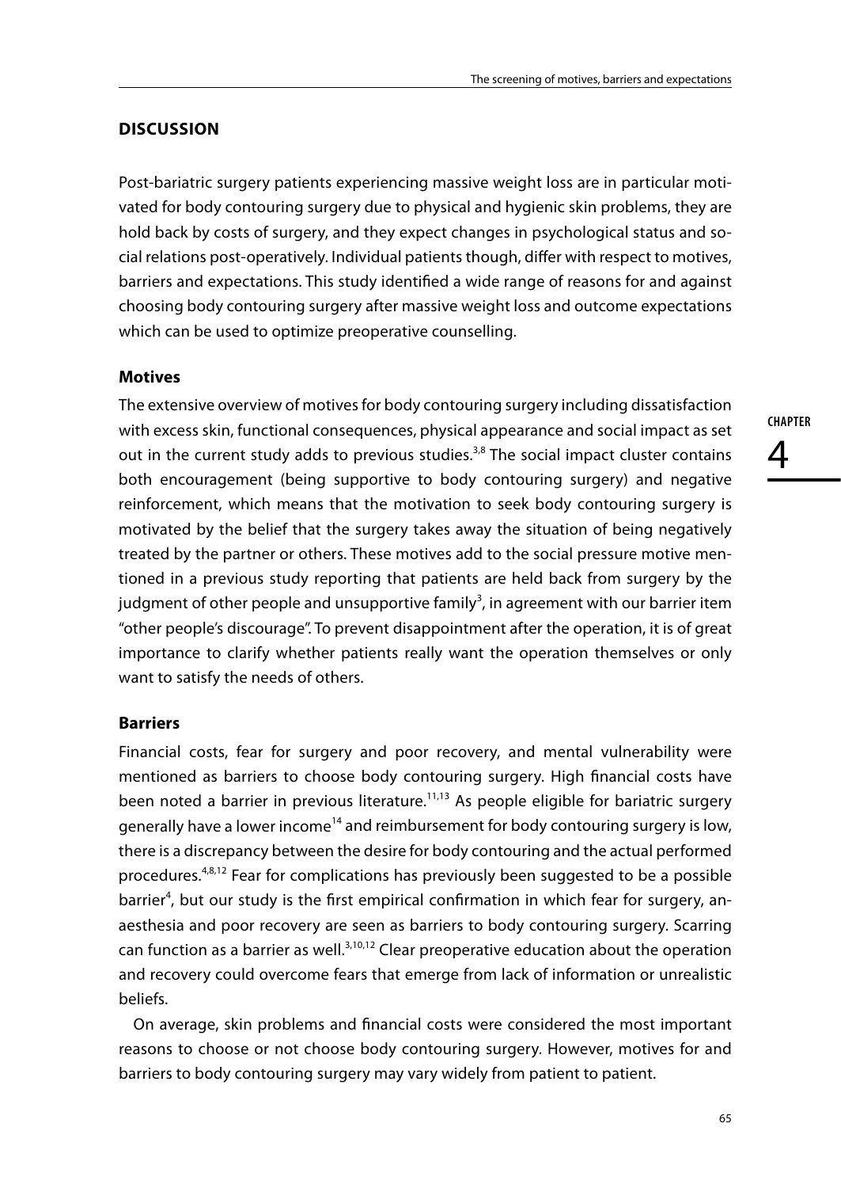## DISCUSSION

Post-bariatric surgery patients experiencing massive weight loss are in particular motivated for body contouring surgery due to physical and hygienic skin problems, they are hold back by costs of surgery, and they expect changes in psychological status and social relations post-operatively. Individual patients though, differ with respect to motives, barriers and expectations. This study identified a wide range of reasons for and against choosing body contouring surgery after massive weight loss and outcome expectations which can be used to optimize preoperative counselling.

### Motives

The extensive overview of motives for body contouring surgery including dissatisfaction with excess skin, functional consequences, physical appearance and social impact as set out in the current study adds to previous studies.[3,8] The social impact cluster contains both encouragement (being supportive to body contouring surgery) and negative reinforcement, which means that the motivation to seek body contouring surgery is motivated by the belief that the surgery takes away the situation of being negatively treated by the partner or others. These motives add to the social pressure motive mentioned in a previous study reporting that patients are held back from surgery by the judgment of other people and unsupportive family[3], in agreement with our barrier item "other people's discourage". To prevent disappointment after the operation, it is of great importance to clarify whether patients really want the operation themselves or only want to satisfy the needs of others.

### Barriers

Financial costs, fear for surgery and poor recovery, and mental vulnerability were mentioned as barriers to choose body contouring surgery. High financial costs have been noted a barrier in previous literature.[11,13] As people eligible for bariatric surgery generally have a lower income[14] and reimbursement for body contouring surgery is low, there is a discrepancy between the desire for body contouring and the actual performed procedures.[4,8,12] Fear for complications has previously been suggested to be a possible barrier[4], but our study is the first empirical confirmation in which fear for surgery, anaesthesia and poor recovery are seen as barriers to body contouring surgery. Scarring can function as a barrier as well.[3,10,12] Clear preoperative education about the operation and recovery could overcome fears that emerge from lack of information or unrealistic beliefs.

On average, skin problems and financial costs were considered the most important reasons to choose or not choose body contouring surgery. However, motives for and barriers to body contouring surgery may vary widely from patient to patient.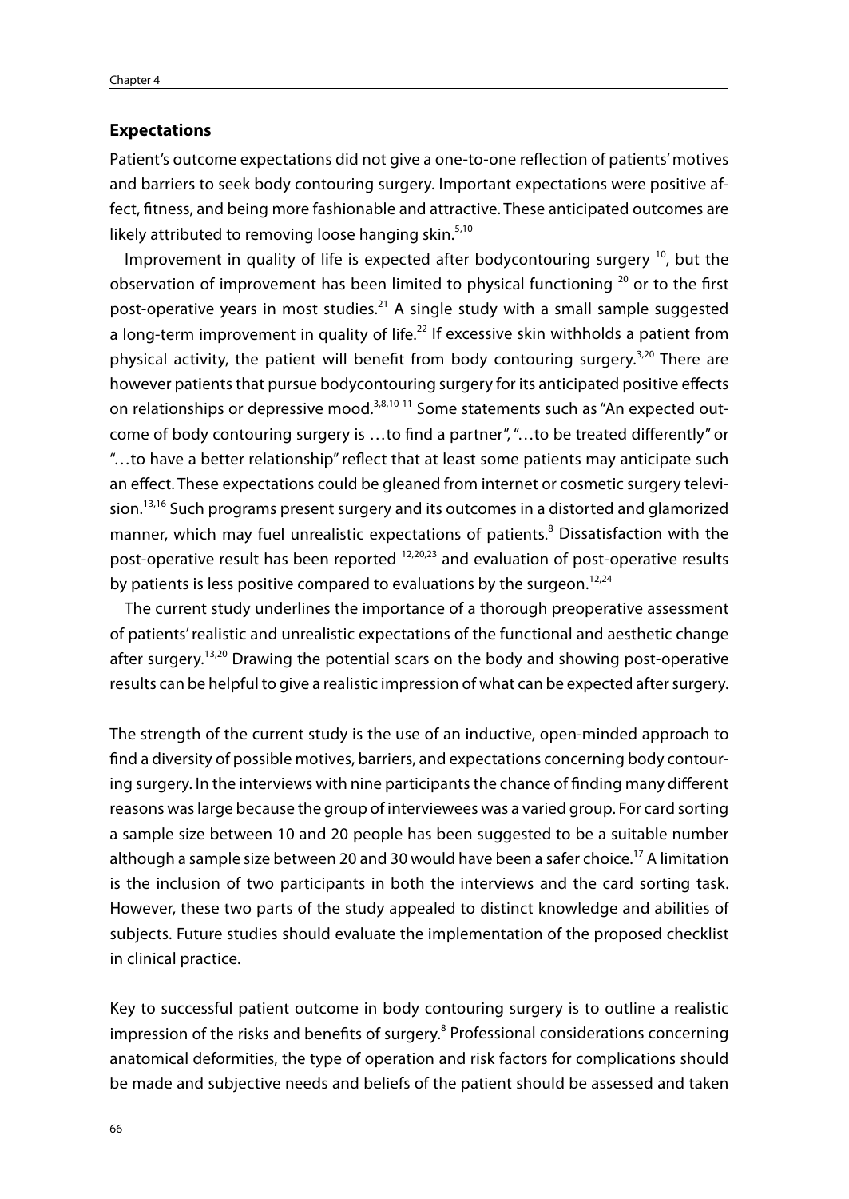## Expectations

Patient's outcome expectations did not give a one-to-one reflection of patients' motives and barriers to seek body contouring surgery. Important expectations were positive affect, fitness, and being more fashionable and attractive. These anticipated outcomes are likely attributed to removing loose hanging skin.[5,10]

Improvement in quality of life is expected after bodycontouring surgery [10], but the observation of improvement has been limited to physical functioning [20] or to the first post-operative years in most studies.[21] A single study with a small sample suggested a long-term improvement in quality of life.[22] If excessive skin withholds a patient from physical activity, the patient will benefit from body contouring surgery.[3,20] There are however patients that pursue bodycontouring surgery for its anticipated positive effects on relationships or depressive mood.[3,8,10-11] Some statements such as "An expected outcome of body contouring surgery is …to find a partner", "…to be treated differently" or "…to have a better relationship" reflect that at least some patients may anticipate such an effect. These expectations could be gleaned from internet or cosmetic surgery television.[13,16] Such programs present surgery and its outcomes in a distorted and glamorized manner, which may fuel unrealistic expectations of patients.[8] Dissatisfaction with the post-operative result has been reported [12,20,23] and evaluation of post-operative results by patients is less positive compared to evaluations by the surgeon.[12,24]

The current study underlines the importance of a thorough preoperative assessment of patients' realistic and unrealistic expectations of the functional and aesthetic change after surgery.[13,20] Drawing the potential scars on the body and showing post-operative results can be helpful to give a realistic impression of what can be expected after surgery.

The strength of the current study is the use of an inductive, open-minded approach to find a diversity of possible motives, barriers, and expectations concerning body contouring surgery. In the interviews with nine participants the chance of finding many different reasons was large because the group of interviewees was a varied group. For card sorting a sample size between 10 and 20 people has been suggested to be a suitable number although a sample size between 20 and 30 would have been a safer choice.[17] A limitation is the inclusion of two participants in both the interviews and the card sorting task. However, these two parts of the study appealed to distinct knowledge and abilities of subjects. Future studies should evaluate the implementation of the proposed checklist in clinical practice.

Key to successful patient outcome in body contouring surgery is to outline a realistic impression of the risks and benefits of surgery.[8] Professional considerations concerning anatomical deformities, the type of operation and risk factors for complications should be made and subjective needs and beliefs of the patient should be assessed and taken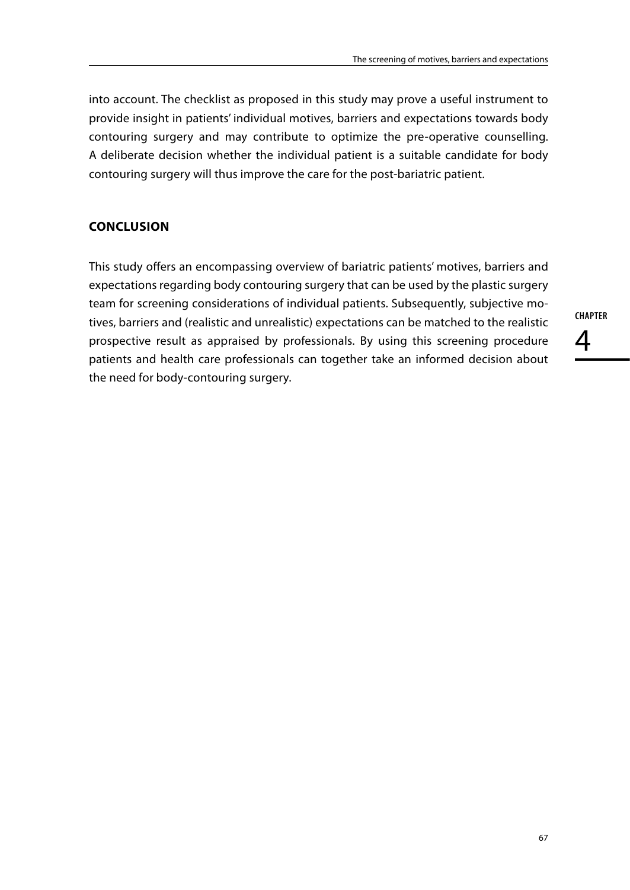into account. The checklist as proposed in this study may prove a useful instrument to provide insight in patients' individual motives, barriers and expectations towards body contouring surgery and may contribute to optimize the pre-operative counselling. A deliberate decision whether the individual patient is a suitable candidate for body contouring surgery will thus improve the care for the post-bariatric patient.

## CONCLUSION

This study offers an encompassing overview of bariatric patients' motives, barriers and expectations regarding body contouring surgery that can be used by the plastic surgery team for screening considerations of individual patients. Subsequently, subjective motives, barriers and (realistic and unrealistic) expectations can be matched to the realistic prospective result as appraised by professionals. By using this screening procedure patients and health care professionals can together take an informed decision about the need for body-contouring surgery.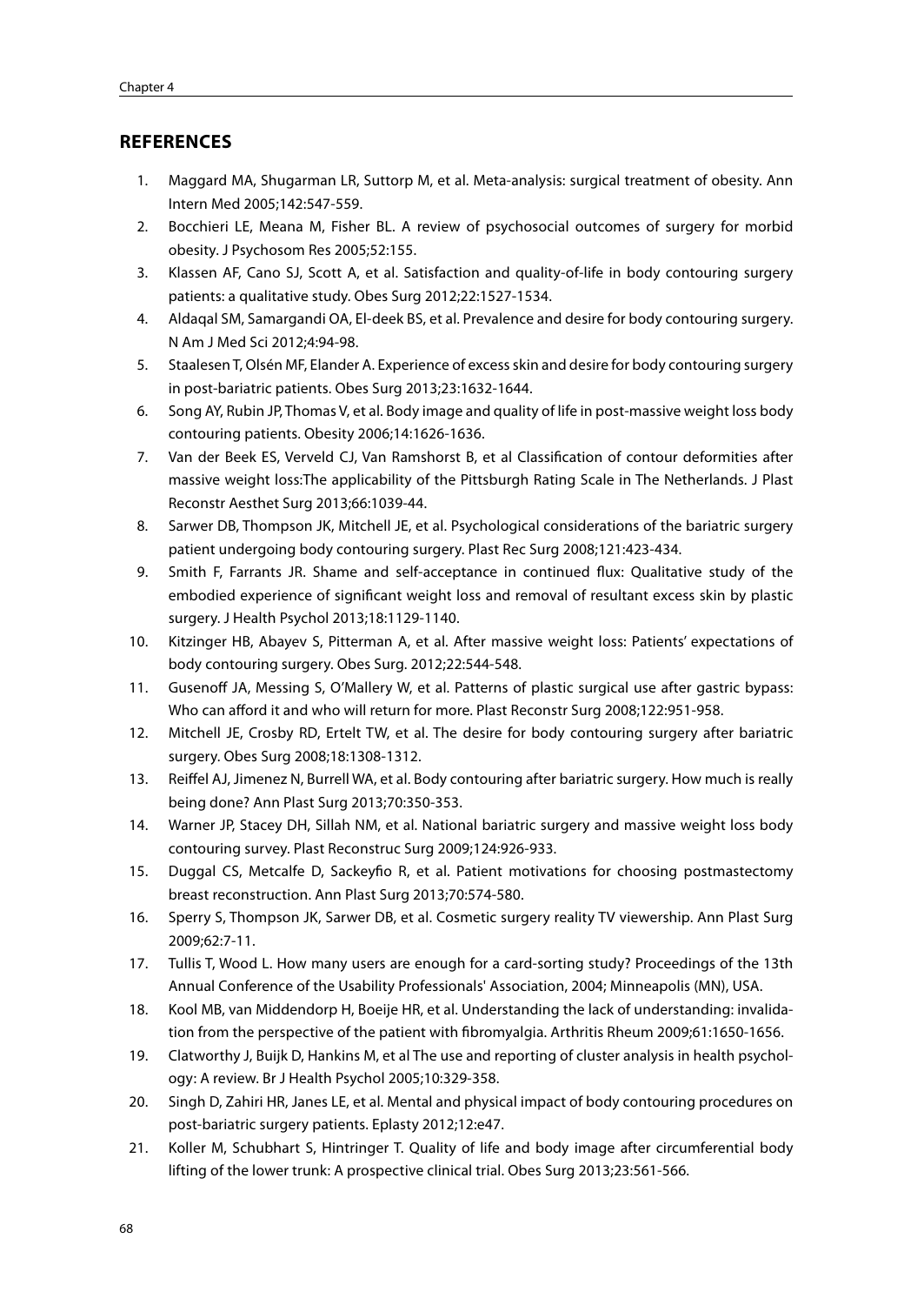## REFERENCES

1. Maggard MA, Shugarman LR, Suttorp M, et al. Meta-analysis: surgical treatment of obesity. Ann Intern Med 2005;142:547-559.
2. Bocchieri LE, Meana M, Fisher BL. A review of psychosocial outcomes of surgery for morbid obesity. J Psychosom Res 2005;52:155.
3. Klassen AF, Cano SJ, Scott A, et al. Satisfaction and quality-of-life in body contouring surgery patients: a qualitative study. Obes Surg 2012;22:1527-1534.
4. Aldaqal SM, Samargandi OA, El-deek BS, et al. Prevalence and desire for body contouring surgery. N Am J Med Sci 2012;4:94-98.
5. Staalesen T, Olsén MF, Elander A. Experience of excess skin and desire for body contouring surgery in post-bariatric patients. Obes Surg 2013;23:1632-1644.
6. Song AY, Rubin JP, Thomas V, et al. Body image and quality of life in post-massive weight loss body contouring patients. Obesity 2006;14:1626-1636.
7. Van der Beek ES, Verveld CJ, Van Ramshorst B, et al Classification of contour deformities after massive weight loss:The applicability of the Pittsburgh Rating Scale in The Netherlands. J Plast Reconstr Aesthet Surg 2013;66:1039-44.
8. Sarwer DB, Thompson JK, Mitchell JE, et al. Psychological considerations of the bariatric surgery patient undergoing body contouring surgery. Plast Rec Surg 2008;121:423-434.
9. Smith F, Farrants JR. Shame and self-acceptance in continued flux: Qualitative study of the embodied experience of significant weight loss and removal of resultant excess skin by plastic surgery. J Health Psychol 2013;18:1129-1140.
10. Kitzinger HB, Abayev S, Pitterman A, et al. After massive weight loss: Patients' expectations of body contouring surgery. Obes Surg. 2012;22:544-548.
11. Gusenoff JA, Messing S, O'Mallery W, et al. Patterns of plastic surgical use after gastric bypass: Who can afford it and who will return for more. Plast Reconstr Surg 2008;122:951-958.
12. Mitchell JE, Crosby RD, Ertelt TW, et al. The desire for body contouring surgery after bariatric surgery. Obes Surg 2008;18:1308-1312.
13. Reiffel AJ, Jimenez N, Burrell WA, et al. Body contouring after bariatric surgery. How much is really being done? Ann Plast Surg 2013;70:350-353.
14. Warner JP, Stacey DH, Sillah NM, et al. National bariatric surgery and massive weight loss body contouring survey. Plast Reconstruc Surg 2009;124:926-933.
15. Duggal CS, Metcalfe D, Sackeyfio R, et al. Patient motivations for choosing postmastectomy breast reconstruction. Ann Plast Surg 2013;70:574-580.
16. Sperry S, Thompson JK, Sarwer DB, et al. Cosmetic surgery reality TV viewership. Ann Plast Surg 2009;62:7-11.
17. Tullis T, Wood L. How many users are enough for a card-sorting study? Proceedings of the 13th Annual Conference of the Usability Professionals' Association, 2004; Minneapolis (MN), USA.
18. Kool MB, van Middendorp H, Boeije HR, et al. Understanding the lack of understanding: invalidation from the perspective of the patient with fibromyalgia. Arthritis Rheum 2009;61:1650-1656.
19. Clatworthy J, Buijk D, Hankins M, et al The use and reporting of cluster analysis in health psychology: A review. Br J Health Psychol 2005;10:329-358.
20. Singh D, Zahiri HR, Janes LE, et al. Mental and physical impact of body contouring procedures on post-bariatric surgery patients. Eplasty 2012;12:e47.
21. Koller M, Schubhart S, Hintringer T. Quality of life and body image after circumferential body lifting of the lower trunk: A prospective clinical trial. Obes Surg 2013;23:561-566.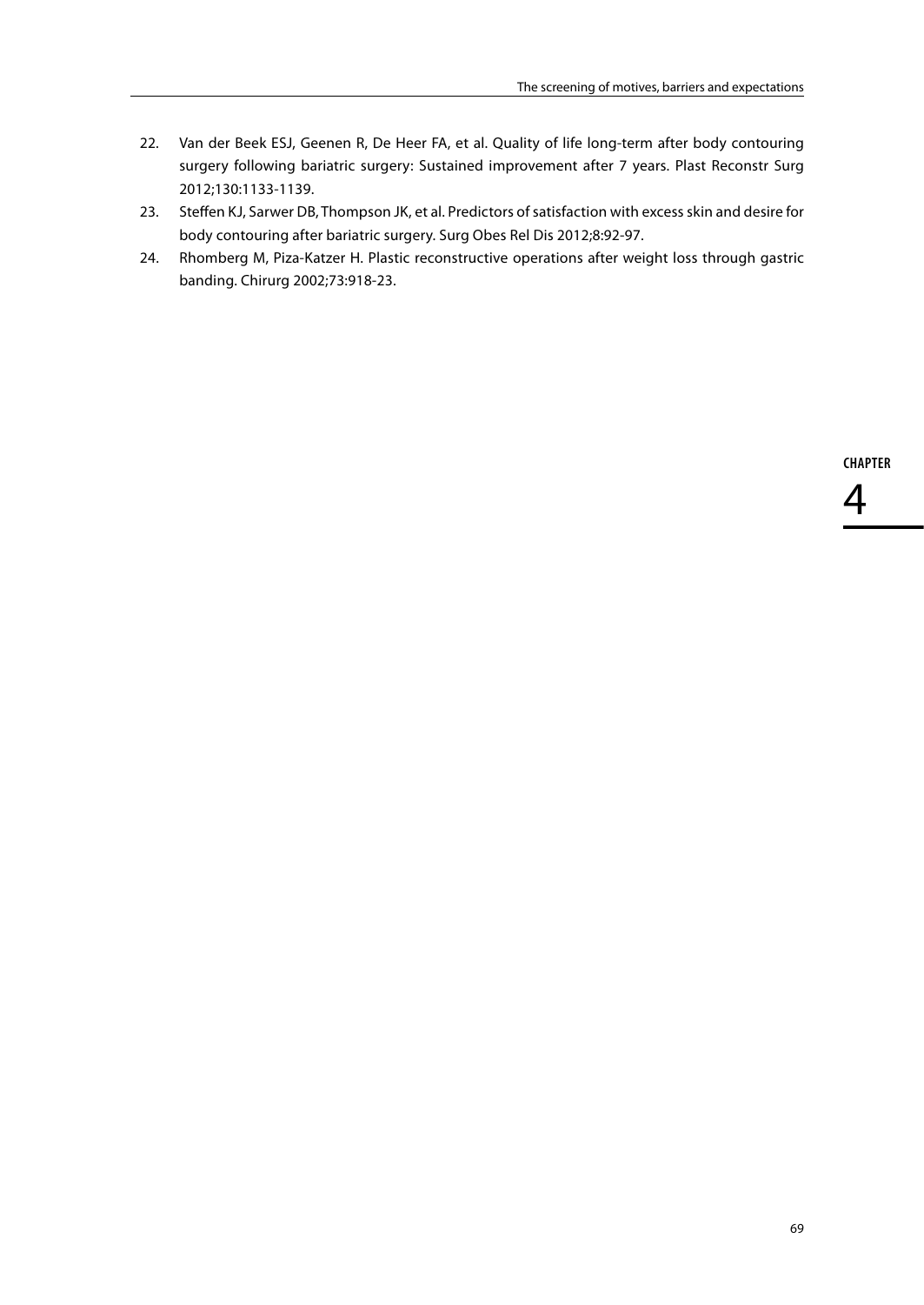22. Van der Beek ESJ, Geenen R, De Heer FA, et al. Quality of life long-term after body contouring surgery following bariatric surgery: Sustained improvement after 7 years. Plast Reconstr Surg 2012;130:1133-1139.
23. Steffen KJ, Sarwer DB, Thompson JK, et al. Predictors of satisfaction with excess skin and desire for body contouring after bariatric surgery. Surg Obes Rel Dis 2012;8:92-97.
24. Rhomberg M, Piza-Katzer H. Plastic reconstructive operations after weight loss through gastric banding. Chirurg 2002;73:918-23.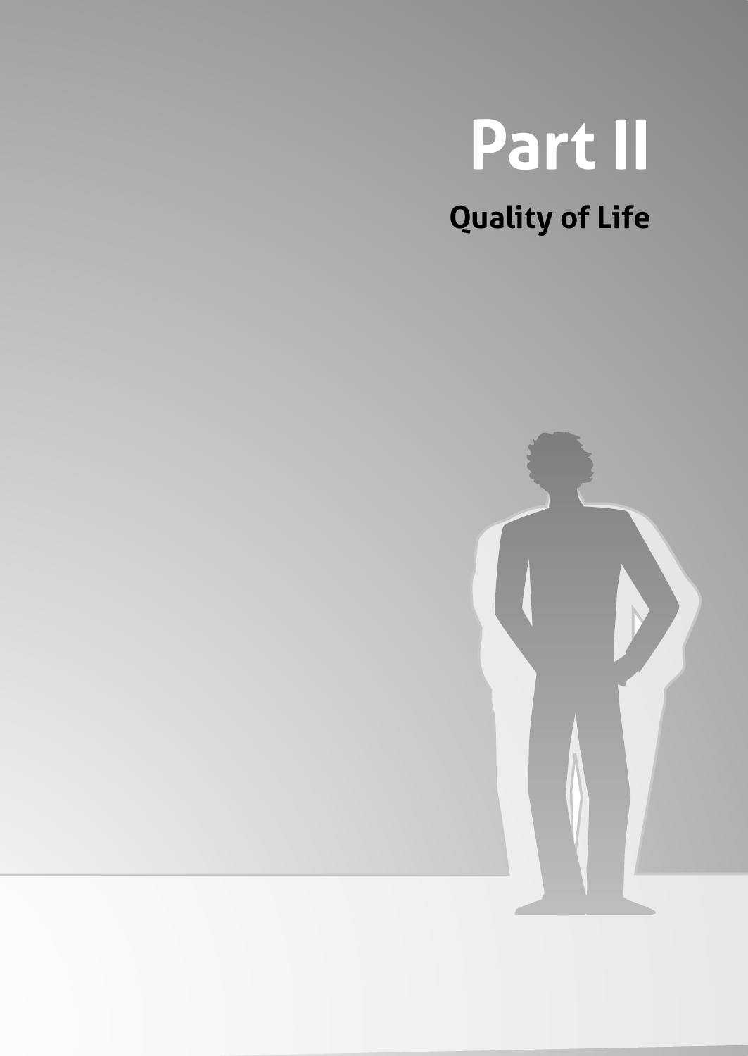# Part II

## Quality of Life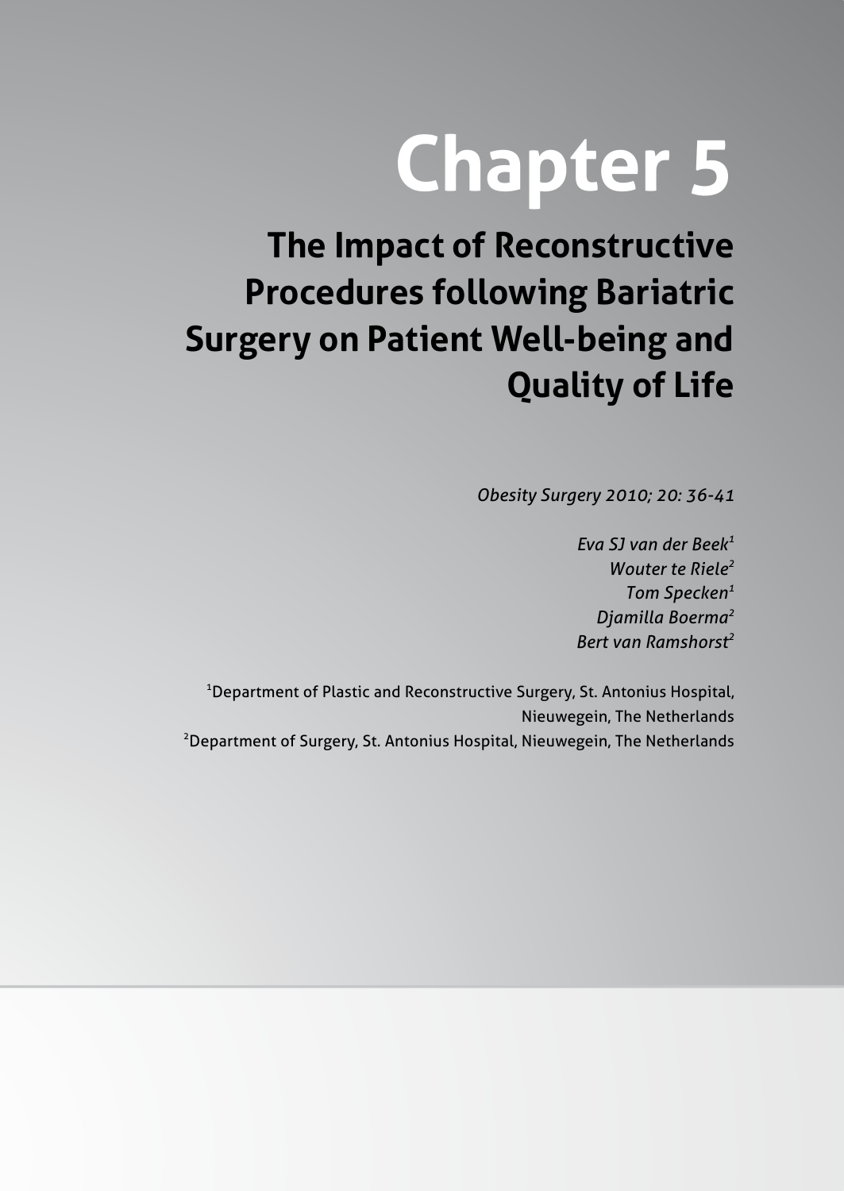# Chapter 5

## The Impact of Reconstructive Procedures following Bariatric Surgery on Patient Well-being and Quality of Life

*Obesity Surgery 2010; 20: 36-41*

*Eva SJ van der Beek*[1]
*Wouter te Riele*[2]
*Tom Specken*[1]
*Djamilla Boerma*[2]
*Bert van Ramshorst*[2]

[1]Department of Plastic and Reconstructive Surgery, St. Antonius Hospital, Nieuwegein, The Netherlands
[2]Department of Surgery, St. Antonius Hospital, Nieuwegein, The Netherlands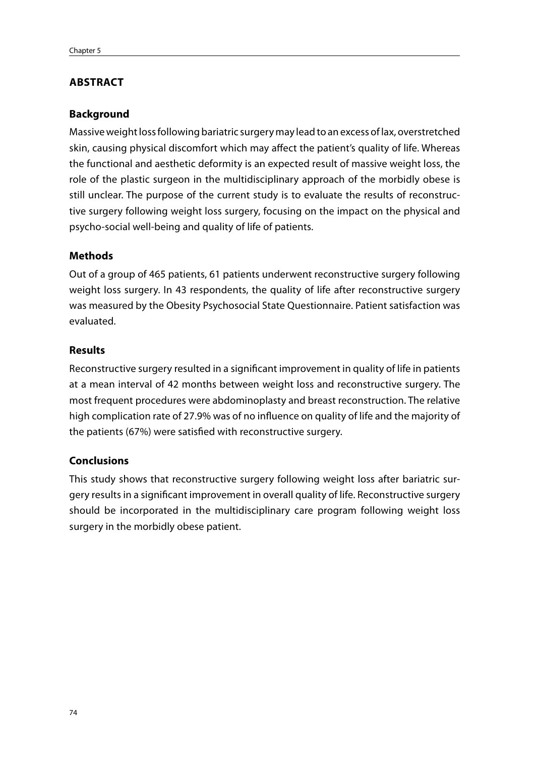## ABSTRACT

### Background

Massive weight loss following bariatric surgery may lead to an excess of lax, overstretched skin, causing physical discomfort which may affect the patient's quality of life. Whereas the functional and aesthetic deformity is an expected result of massive weight loss, the role of the plastic surgeon in the multidisciplinary approach of the morbidly obese is still unclear. The purpose of the current study is to evaluate the results of reconstructive surgery following weight loss surgery, focusing on the impact on the physical and psycho-social well-being and quality of life of patients.

### Methods

Out of a group of 465 patients, 61 patients underwent reconstructive surgery following weight loss surgery. In 43 respondents, the quality of life after reconstructive surgery was measured by the Obesity Psychosocial State Questionnaire. Patient satisfaction was evaluated.

### Results

Reconstructive surgery resulted in a significant improvement in quality of life in patients at a mean interval of 42 months between weight loss and reconstructive surgery. The most frequent procedures were abdominoplasty and breast reconstruction. The relative high complication rate of 27.9% was of no influence on quality of life and the majority of the patients (67%) were satisfied with reconstructive surgery.

### Conclusions

This study shows that reconstructive surgery following weight loss after bariatric surgery results in a significant improvement in overall quality of life. Reconstructive surgery should be incorporated in the multidisciplinary care program following weight loss surgery in the morbidly obese patient.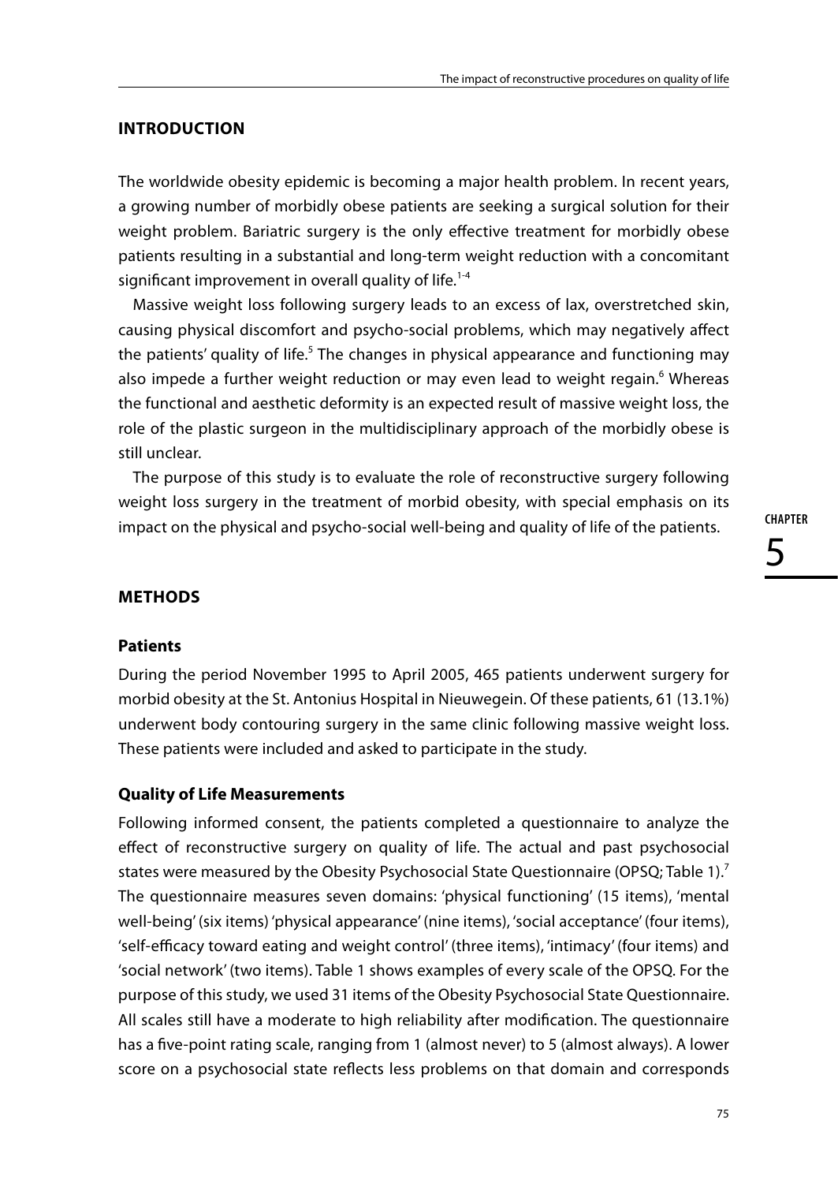## INTRODUCTION

The worldwide obesity epidemic is becoming a major health problem. In recent years, a growing number of morbidly obese patients are seeking a surgical solution for their weight problem. Bariatric surgery is the only effective treatment for morbidly obese patients resulting in a substantial and long-term weight reduction with a concomitant significant improvement in overall quality of life.[1-4]

Massive weight loss following surgery leads to an excess of lax, overstretched skin, causing physical discomfort and psycho-social problems, which may negatively affect the patients' quality of life.[5] The changes in physical appearance and functioning may also impede a further weight reduction or may even lead to weight regain.[6] Whereas the functional and aesthetic deformity is an expected result of massive weight loss, the role of the plastic surgeon in the multidisciplinary approach of the morbidly obese is still unclear.

The purpose of this study is to evaluate the role of reconstructive surgery following weight loss surgery in the treatment of morbid obesity, with special emphasis on its impact on the physical and psycho-social well-being and quality of life of the patients.

## METHODS

### Patients

During the period November 1995 to April 2005, 465 patients underwent surgery for morbid obesity at the St. Antonius Hospital in Nieuwegein. Of these patients, 61 (13.1%) underwent body contouring surgery in the same clinic following massive weight loss. These patients were included and asked to participate in the study.

### Quality of Life Measurements

Following informed consent, the patients completed a questionnaire to analyze the effect of reconstructive surgery on quality of life. The actual and past psychosocial states were measured by the Obesity Psychosocial State Questionnaire (OPSQ; Table 1).[7] The questionnaire measures seven domains: 'physical functioning' (15 items), 'mental well-being' (six items) 'physical appearance' (nine items), 'social acceptance' (four items), 'self-efficacy toward eating and weight control' (three items), 'intimacy' (four items) and 'social network' (two items). Table 1 shows examples of every scale of the OPSQ. For the purpose of this study, we used 31 items of the Obesity Psychosocial State Questionnaire. All scales still have a moderate to high reliability after modification. The questionnaire has a five-point rating scale, ranging from 1 (almost never) to 5 (almost always). A lower score on a psychosocial state reflects less problems on that domain and corresponds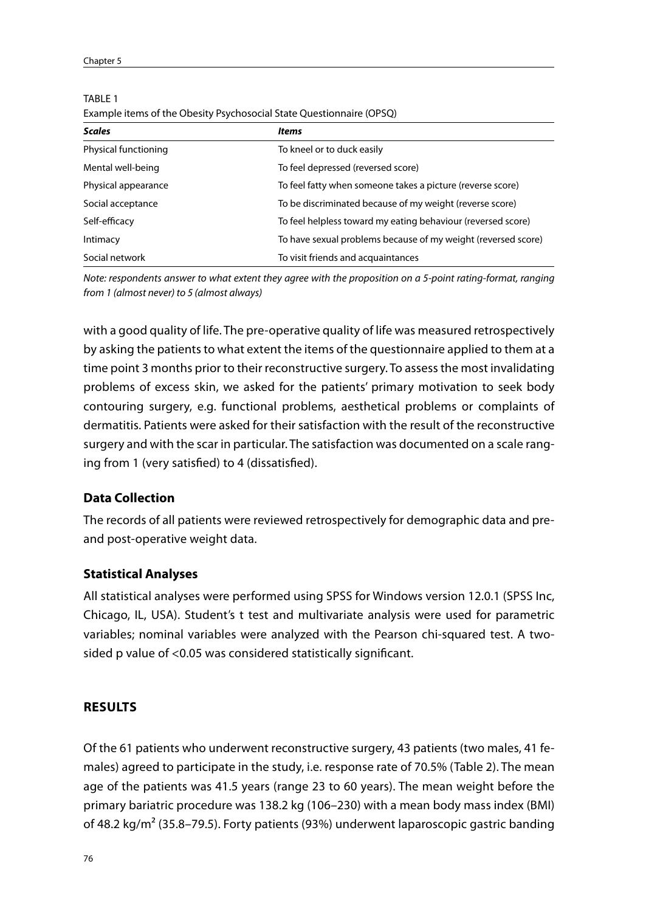TABLE 1

Example items of the Obesity Psychosocial State Questionnaire (OPSQ)

| ***Scales*** | ***Items*** |
|---|---|
| Physical functioning | To kneel or to duck easily |
| Mental well-being | To feel depressed (reversed score) |
| Physical appearance | To feel fatty when someone takes a picture (reverse score) |
| Social acceptance | To be discriminated because of my weight (reverse score) |
| Self-efficacy | To feel helpless toward my eating behaviour (reversed score) |
| Intimacy | To have sexual problems because of my weight (reversed score) |
| Social network | To visit friends and acquaintances |

*Note: respondents answer to what extent they agree with the proposition on a 5-point rating-format, ranging from 1 (almost never) to 5 (almost always)*

with a good quality of life. The pre-operative quality of life was measured retrospectively by asking the patients to what extent the items of the questionnaire applied to them at a time point 3 months prior to their reconstructive surgery. To assess the most invalidating problems of excess skin, we asked for the patients' primary motivation to seek body contouring surgery, e.g. functional problems, aesthetical problems or complaints of dermatitis. Patients were asked for their satisfaction with the result of the reconstructive surgery and with the scar in particular. The satisfaction was documented on a scale ranging from 1 (very satisfied) to 4 (dissatisfied).

### Data Collection

The records of all patients were reviewed retrospectively for demographic data and pre- and post-operative weight data.

### Statistical Analyses

All statistical analyses were performed using SPSS for Windows version 12.0.1 (SPSS Inc, Chicago, IL, USA). Student's t test and multivariate analysis were used for parametric variables; nominal variables were analyzed with the Pearson chi-squared test. A two-sided p value of <0.05 was considered statistically significant.

## RESULTS

Of the 61 patients who underwent reconstructive surgery, 43 patients (two males, 41 females) agreed to participate in the study, i.e. response rate of 70.5% (Table 2). The mean age of the patients was 41.5 years (range 23 to 60 years). The mean weight before the primary bariatric procedure was 138.2 kg (106–230) with a mean body mass index (BMI) of 48.2 kg/m$^2$ (35.8–79.5). Forty patients (93%) underwent laparoscopic gastric banding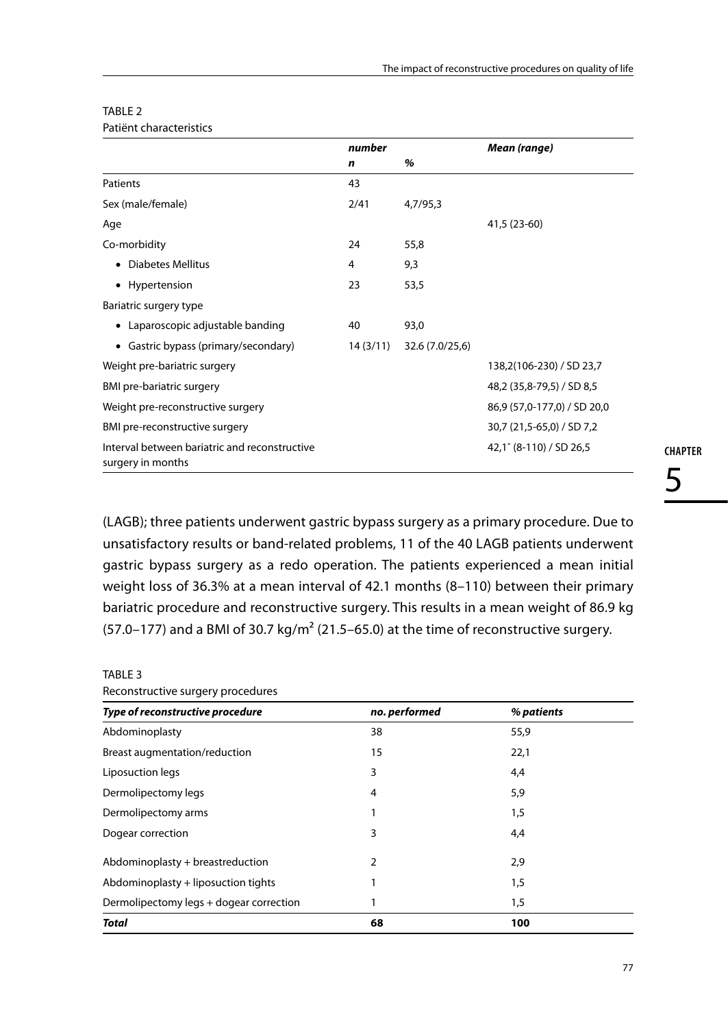TABLE 2
Patiënt characteristics

| | number | | Mean (range) |
|---|---|---|---|
| | *n* | *%* | |
| Patients | 43 | | |
| Sex (male/female) | 2/41 | 4,7/95,3 | |
| Age | | | 41,5 (23-60) |
| Co-morbidity | 24 | 55,8 | |
| • Diabetes Mellitus | 4 | 9,3 | |
| • Hypertension | 23 | 53,5 | |
| Bariatric surgery type | | | |
| • Laparoscopic adjustable banding | 40 | 93,0 | |
| • Gastric bypass (primary/secondary) | 14 (3/11) | 32.6 (7.0/25,6) | |
| Weight pre-bariatric surgery | | | 138,2(106-230) / SD 23,7 |
| BMI pre-bariatric surgery | | | 48,2 (35,8-79,5) / SD 8,5 |
| Weight pre-reconstructive surgery | | | 86,9 (57,0-177,0) / SD 20,0 |
| BMI pre-reconstructive surgery | | | 30,7 (21,5-65,0) / SD 7,2 |
| Interval between bariatric and reconstructive surgery in months | | | 42,1ˆ (8-110) / SD 26,5 |

(LAGB); three patients underwent gastric bypass surgery as a primary procedure. Due to unsatisfactory results or band-related problems, 11 of the 40 LAGB patients underwent gastric bypass surgery as a redo operation. The patients experienced a mean initial weight loss of 36.3% at a mean interval of 42.1 months (8–110) between their primary bariatric procedure and reconstructive surgery. This results in a mean weight of 86.9 kg (57.0–177) and a BMI of 30.7 kg/m² (21.5–65.0) at the time of reconstructive surgery.

TABLE 3
Reconstructive surgery procedures

| *Type of reconstructive procedure* | *no. performed* | *% patients* |
|---|---|---|
| Abdominoplasty | 38 | 55,9 |
| Breast augmentation/reduction | 15 | 22,1 |
| Liposuction legs | 3 | 4,4 |
| Dermolipectomy legs | 4 | 5,9 |
| Dermolipectomy arms | 1 | 1,5 |
| Dogear correction | 3 | 4,4 |
| Abdominoplasty + breastreduction | 2 | 2,9 |
| Abdominoplasty + liposuction tights | 1 | 1,5 |
| Dermolipectomy legs + dogear correction | 1 | 1,5 |
| ***Total*** | **68** | **100** |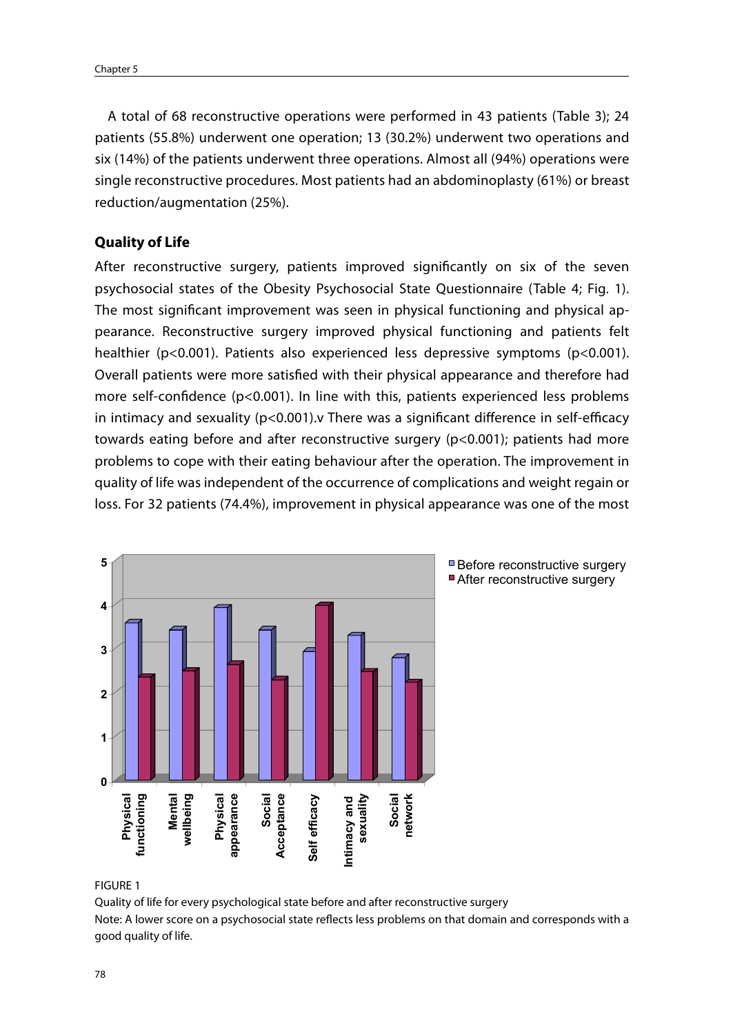A total of 68 reconstructive operations were performed in 43 patients (Table 3); 24 patients (55.8%) underwent one operation; 13 (30.2%) underwent two operations and six (14%) of the patients underwent three operations. Almost all (94%) operations were single reconstructive procedures. Most patients had an abdominoplasty (61%) or breast reduction/augmentation (25%).

### Quality of Life

After reconstructive surgery, patients improved significantly on six of the seven psychosocial states of the Obesity Psychosocial State Questionnaire (Table 4; Fig. 1). The most significant improvement was seen in physical functioning and physical appearance. Reconstructive surgery improved physical functioning and patients felt healthier ($p<0.001$). Patients also experienced less depressive symptoms ($p<0.001$). Overall patients were more satisfied with their physical appearance and therefore had more self-confidence ($p<0.001$). In line with this, patients experienced less problems in intimacy and sexuality ($p<0.001$).v There was a significant difference in self-efficacy towards eating before and after reconstructive surgery ($p<0.001$); patients had more problems to cope with their eating behaviour after the operation. The improvement in quality of life was independent of the occurrence of complications and weight regain or loss. For 32 patients (74.4%), improvement in physical appearance was one of the most

FIGURE 1

Quality of life for every psychological state before and after reconstructive surgery

Note: A lower score on a psychosocial state reflects less problems on that domain and corresponds with a good quality of life.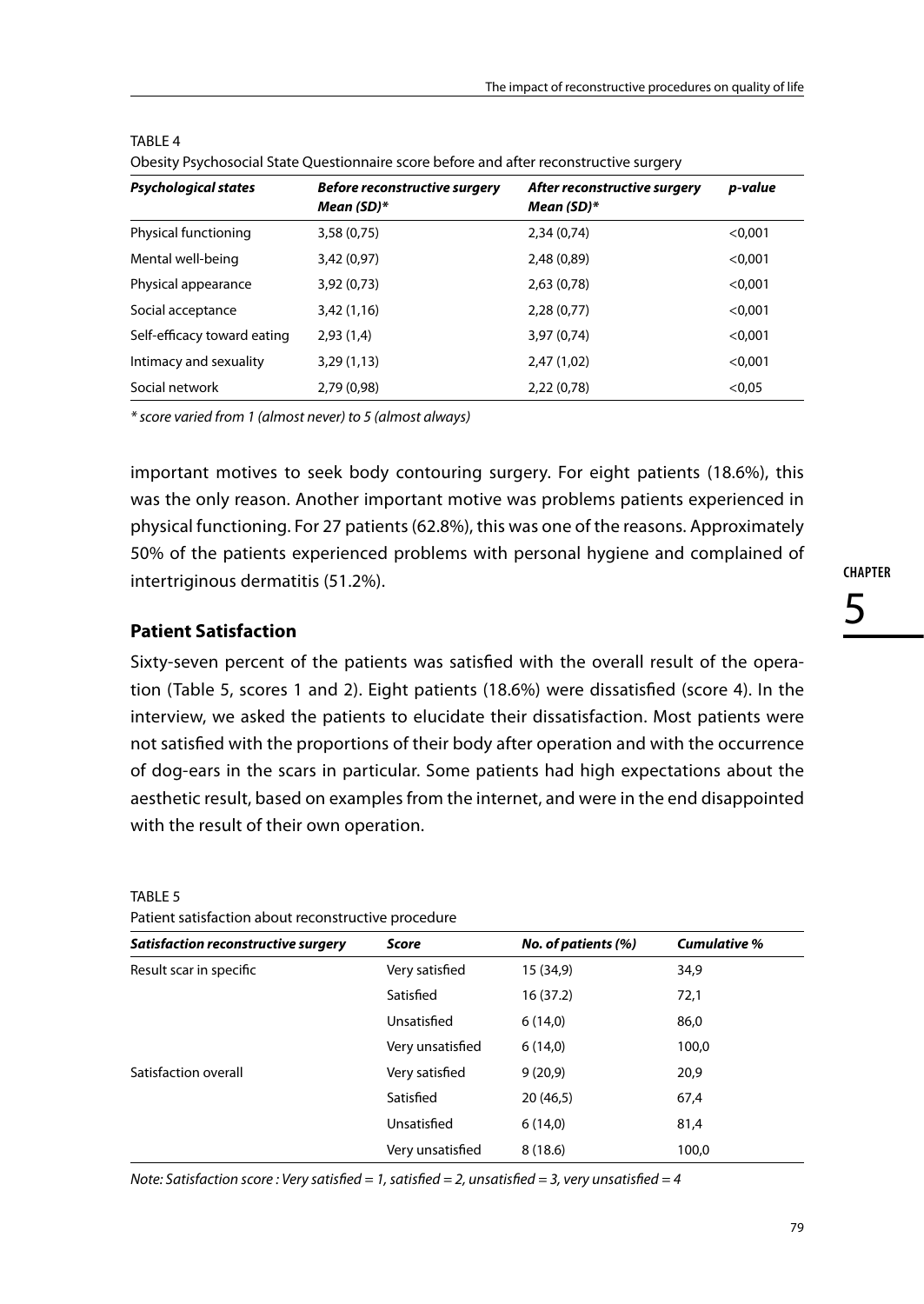TABLE 4

Obesity Psychosocial State Questionnaire score before and after reconstructive surgery

| *Psychological states* | *Before reconstructive surgery Mean (SD)** | *After reconstructive surgery Mean (SD)** | *p-value* |
|---|---|---|---|
| Physical functioning | 3,58 (0,75) | 2,34 (0,74) | <0,001 |
| Mental well-being | 3,42 (0,97) | 2,48 (0,89) | <0,001 |
| Physical appearance | 3,92 (0,73) | 2,63 (0,78) | <0,001 |
| Social acceptance | 3,42 (1,16) | 2,28 (0,77) | <0,001 |
| Self-efficacy toward eating | 2,93 (1,4) | 3,97 (0,74) | <0,001 |
| Intimacy and sexuality | 3,29 (1,13) | 2,47 (1,02) | <0,001 |
| Social network | 2,79 (0,98) | 2,22 (0,78) | <0,05 |

*\* score varied from 1 (almost never) to 5 (almost always)*

important motives to seek body contouring surgery. For eight patients (18.6%), this was the only reason. Another important motive was problems patients experienced in physical functioning. For 27 patients (62.8%), this was one of the reasons. Approximately 50% of the patients experienced problems with personal hygiene and complained of intertriginous dermatitis (51.2%).

### Patient Satisfaction

Sixty-seven percent of the patients was satisfied with the overall result of the operation (Table 5, scores 1 and 2). Eight patients (18.6%) were dissatisfied (score 4). In the interview, we asked the patients to elucidate their dissatisfaction. Most patients were not satisfied with the proportions of their body after operation and with the occurrence of dog-ears in the scars in particular. Some patients had high expectations about the aesthetic result, based on examples from the internet, and were in the end disappointed with the result of their own operation.

TABLE 5

Patient satisfaction about reconstructive procedure

| *Satisfaction reconstructive surgery* | *Score* | *No. of patients (%)* | *Cumulative %* |
|---|---|---|---|
| Result scar in specific | Very satisfied | 15 (34,9) | 34,9 |
| | Satisfied | 16 (37.2) | 72,1 |
| | Unsatisfied | 6 (14,0) | 86,0 |
| | Very unsatisfied | 6 (14,0) | 100,0 |
| Satisfaction overall | Very satisfied | 9 (20,9) | 20,9 |
| | Satisfied | 20 (46,5) | 67,4 |
| | Unsatisfied | 6 (14,0) | 81,4 |
| | Very unsatisfied | 8 (18.6) | 100,0 |

*Note: Satisfaction score : Very satisfied = 1, satisfied = 2, unsatisfied = 3, very unsatisfied = 4*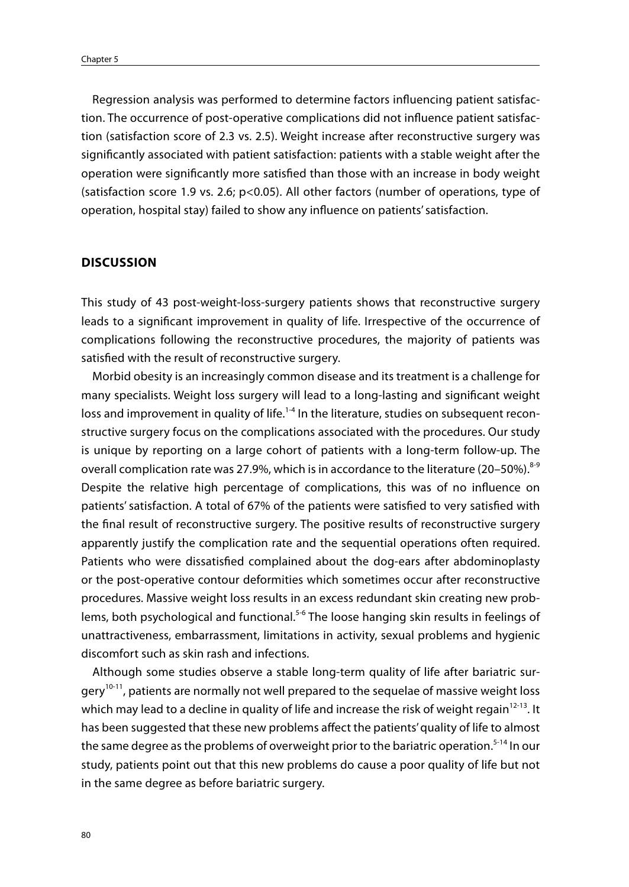Regression analysis was performed to determine factors influencing patient satisfaction. The occurrence of post-operative complications did not influence patient satisfaction (satisfaction score of 2.3 vs. 2.5). Weight increase after reconstructive surgery was significantly associated with patient satisfaction: patients with a stable weight after the operation were significantly more satisfied than those with an increase in body weight (satisfaction score 1.9 vs. 2.6; $p<0.05$). All other factors (number of operations, type of operation, hospital stay) failed to show any influence on patients' satisfaction.

## DISCUSSION

This study of 43 post-weight-loss-surgery patients shows that reconstructive surgery leads to a significant improvement in quality of life. Irrespective of the occurrence of complications following the reconstructive procedures, the majority of patients was satisfied with the result of reconstructive surgery.

Morbid obesity is an increasingly common disease and its treatment is a challenge for many specialists. Weight loss surgery will lead to a long-lasting and significant weight loss and improvement in quality of life.[1-4] In the literature, studies on subsequent reconstructive surgery focus on the complications associated with the procedures. Our study is unique by reporting on a large cohort of patients with a long-term follow-up. The overall complication rate was 27.9%, which is in accordance to the literature (20–50%).[8-9] Despite the relative high percentage of complications, this was of no influence on patients' satisfaction. A total of 67% of the patients were satisfied to very satisfied with the final result of reconstructive surgery. The positive results of reconstructive surgery apparently justify the complication rate and the sequential operations often required. Patients who were dissatisfied complained about the dog-ears after abdominoplasty or the post-operative contour deformities which sometimes occur after reconstructive procedures. Massive weight loss results in an excess redundant skin creating new problems, both psychological and functional.[5-6] The loose hanging skin results in feelings of unattractiveness, embarrassment, limitations in activity, sexual problems and hygienic discomfort such as skin rash and infections.

Although some studies observe a stable long-term quality of life after bariatric surgery[10-11], patients are normally not well prepared to the sequelae of massive weight loss which may lead to a decline in quality of life and increase the risk of weight regain[12-13]. It has been suggested that these new problems affect the patients' quality of life to almost the same degree as the problems of overweight prior to the bariatric operation.[5-14] In our study, patients point out that this new problems do cause a poor quality of life but not in the same degree as before bariatric surgery.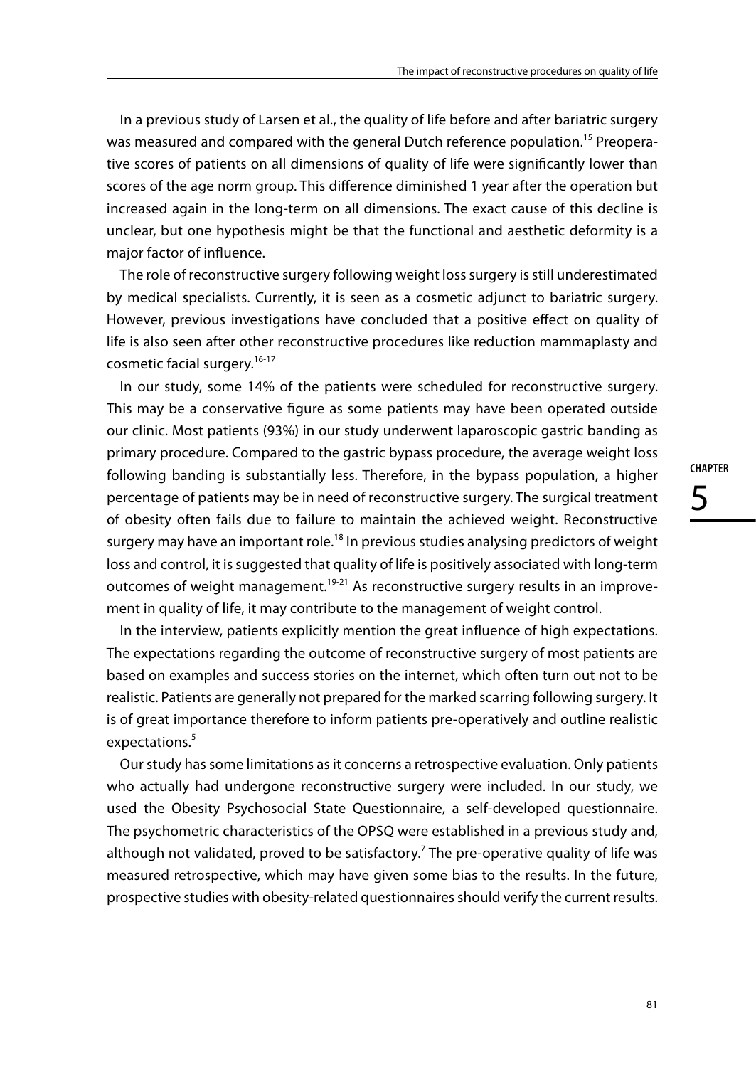In a previous study of Larsen et al., the quality of life before and after bariatric surgery was measured and compared with the general Dutch reference population.[15] Preoperative scores of patients on all dimensions of quality of life were significantly lower than scores of the age norm group. This difference diminished 1 year after the operation but increased again in the long-term on all dimensions. The exact cause of this decline is unclear, but one hypothesis might be that the functional and aesthetic deformity is a major factor of influence.

The role of reconstructive surgery following weight loss surgery is still underestimated by medical specialists. Currently, it is seen as a cosmetic adjunct to bariatric surgery. However, previous investigations have concluded that a positive effect on quality of life is also seen after other reconstructive procedures like reduction mammaplasty and cosmetic facial surgery.[16-17]

In our study, some 14% of the patients were scheduled for reconstructive surgery. This may be a conservative figure as some patients may have been operated outside our clinic. Most patients (93%) in our study underwent laparoscopic gastric banding as primary procedure. Compared to the gastric bypass procedure, the average weight loss following banding is substantially less. Therefore, in the bypass population, a higher percentage of patients may be in need of reconstructive surgery. The surgical treatment of obesity often fails due to failure to maintain the achieved weight. Reconstructive surgery may have an important role.[18] In previous studies analysing predictors of weight loss and control, it is suggested that quality of life is positively associated with long-term outcomes of weight management.[19-21] As reconstructive surgery results in an improvement in quality of life, it may contribute to the management of weight control.

In the interview, patients explicitly mention the great influence of high expectations. The expectations regarding the outcome of reconstructive surgery of most patients are based on examples and success stories on the internet, which often turn out not to be realistic. Patients are generally not prepared for the marked scarring following surgery. It is of great importance therefore to inform patients pre-operatively and outline realistic expectations.[5]

Our study has some limitations as it concerns a retrospective evaluation. Only patients who actually had undergone reconstructive surgery were included. In our study, we used the Obesity Psychosocial State Questionnaire, a self-developed questionnaire. The psychometric characteristics of the OPSQ were established in a previous study and, although not validated, proved to be satisfactory.[7] The pre-operative quality of life was measured retrospective, which may have given some bias to the results. In the future, prospective studies with obesity-related questionnaires should verify the current results.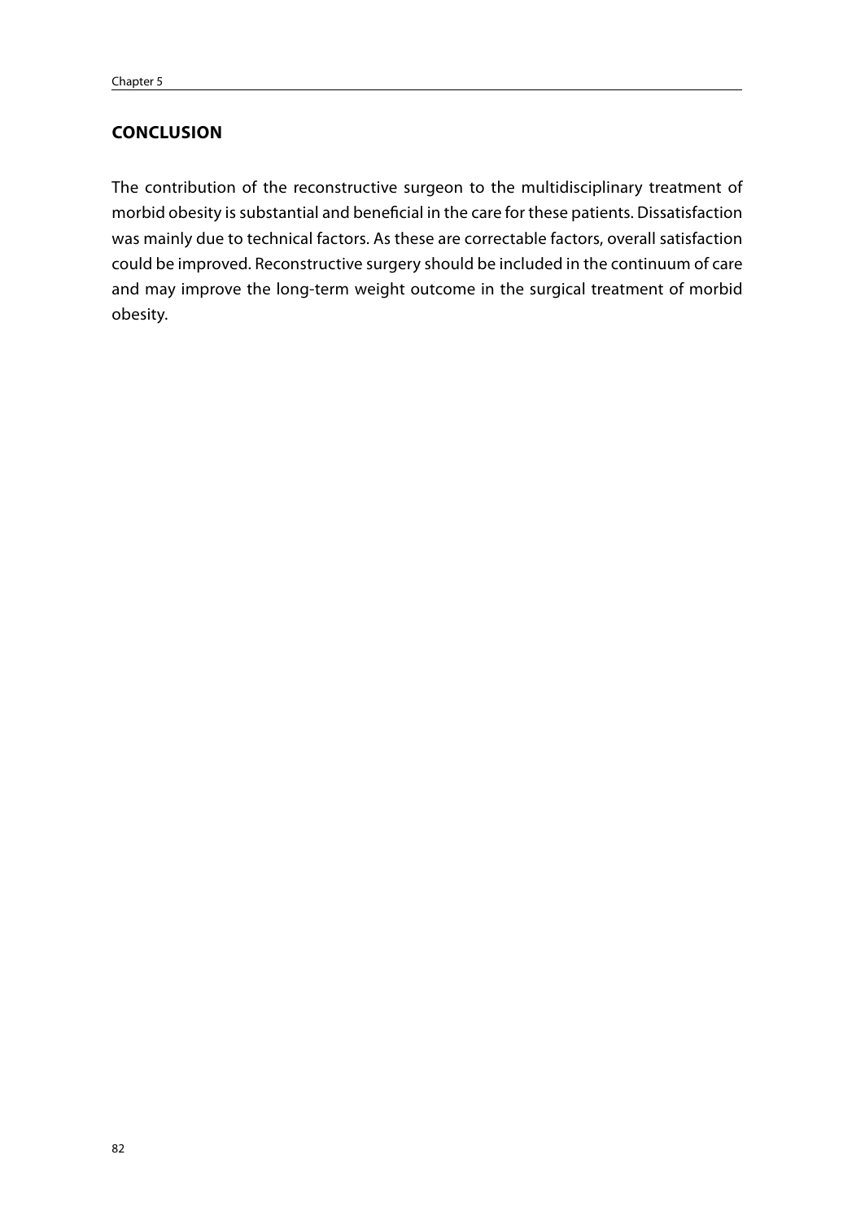## CONCLUSION

The contribution of the reconstructive surgeon to the multidisciplinary treatment of morbid obesity is substantial and beneficial in the care for these patients. Dissatisfaction was mainly due to technical factors. As these are correctable factors, overall satisfaction could be improved. Reconstructive surgery should be included in the continuum of care and may improve the long-term weight outcome in the surgical treatment of morbid obesity.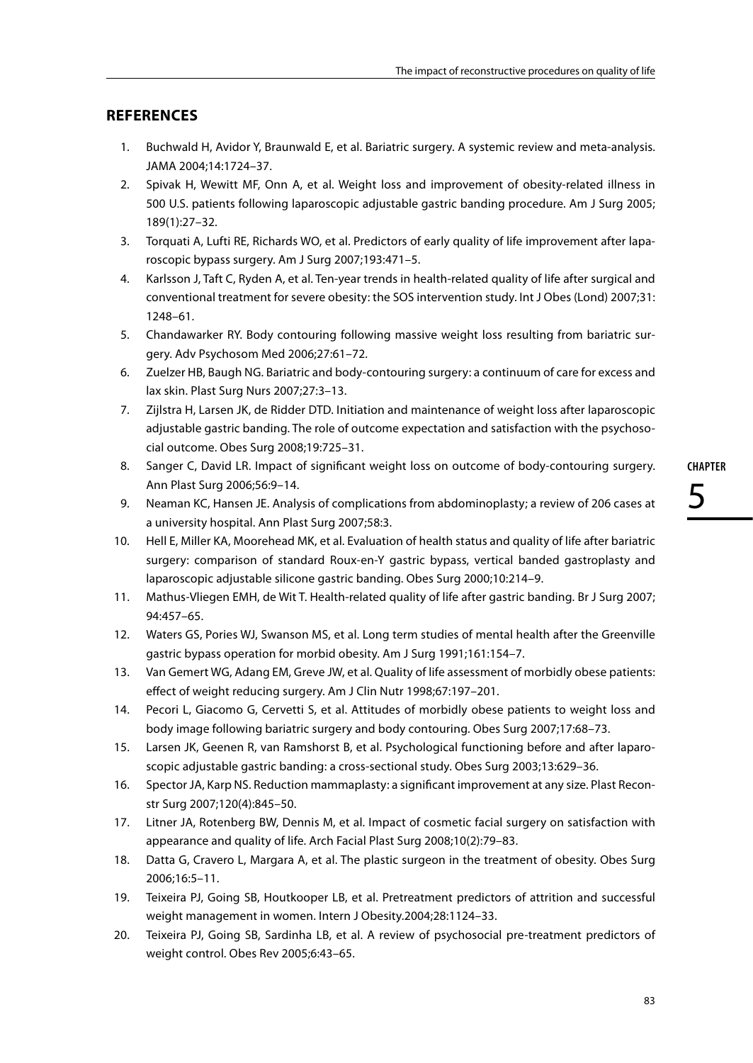## REFERENCES

1. Buchwald H, Avidor Y, Braunwald E, et al. Bariatric surgery. A systemic review and meta-analysis. JAMA 2004;14:1724–37.
2. Spivak H, Wewitt MF, Onn A, et al. Weight loss and improvement of obesity-related illness in 500 U.S. patients following laparoscopic adjustable gastric banding procedure. Am J Surg 2005; 189(1):27–32.
3. Torquati A, Lufti RE, Richards WO, et al. Predictors of early quality of life improvement after laparoscopic bypass surgery. Am J Surg 2007;193:471–5.
4. Karlsson J, Taft C, Ryden A, et al. Ten-year trends in health-related quality of life after surgical and conventional treatment for severe obesity: the SOS intervention study. Int J Obes (Lond) 2007;31: 1248–61.
5. Chandawarker RY. Body contouring following massive weight loss resulting from bariatric surgery. Adv Psychosom Med 2006;27:61–72.
6. Zuelzer HB, Baugh NG. Bariatric and body-contouring surgery: a continuum of care for excess and lax skin. Plast Surg Nurs 2007;27:3–13.
7. Zijlstra H, Larsen JK, de Ridder DTD. Initiation and maintenance of weight loss after laparoscopic adjustable gastric banding. The role of outcome expectation and satisfaction with the psychosocial outcome. Obes Surg 2008;19:725–31.
8. Sanger C, David LR. Impact of significant weight loss on outcome of body-contouring surgery. Ann Plast Surg 2006;56:9–14.
9. Neaman KC, Hansen JE. Analysis of complications from abdominoplasty; a review of 206 cases at a university hospital. Ann Plast Surg 2007;58:3.
10. Hell E, Miller KA, Moorehead MK, et al. Evaluation of health status and quality of life after bariatric surgery: comparison of standard Roux-en-Y gastric bypass, vertical banded gastroplasty and laparoscopic adjustable silicone gastric banding. Obes Surg 2000;10:214–9.
11. Mathus-Vliegen EMH, de Wit T. Health-related quality of life after gastric banding. Br J Surg 2007; 94:457–65.
12. Waters GS, Pories WJ, Swanson MS, et al. Long term studies of mental health after the Greenville gastric bypass operation for morbid obesity. Am J Surg 1991;161:154–7.
13. Van Gemert WG, Adang EM, Greve JW, et al. Quality of life assessment of morbidly obese patients: effect of weight reducing surgery. Am J Clin Nutr 1998;67:197–201.
14. Pecori L, Giacomo G, Cervetti S, et al. Attitudes of morbidly obese patients to weight loss and body image following bariatric surgery and body contouring. Obes Surg 2007;17:68–73.
15. Larsen JK, Geenen R, van Ramshorst B, et al. Psychological functioning before and after laparoscopic adjustable gastric banding: a cross-sectional study. Obes Surg 2003;13:629–36.
16. Spector JA, Karp NS. Reduction mammaplasty: a significant improvement at any size. Plast Reconstr Surg 2007;120(4):845–50.
17. Litner JA, Rotenberg BW, Dennis M, et al. Impact of cosmetic facial surgery on satisfaction with appearance and quality of life. Arch Facial Plast Surg 2008;10(2):79–83.
18. Datta G, Cravero L, Margara A, et al. The plastic surgeon in the treatment of obesity. Obes Surg 2006;16:5–11.
19. Teixeira PJ, Going SB, Houtkooper LB, et al. Pretreatment predictors of attrition and successful weight management in women. Intern J Obesity.2004;28:1124–33.
20. Teixeira PJ, Going SB, Sardinha LB, et al. A review of psychosocial pre-treatment predictors of weight control. Obes Rev 2005;6:43–65.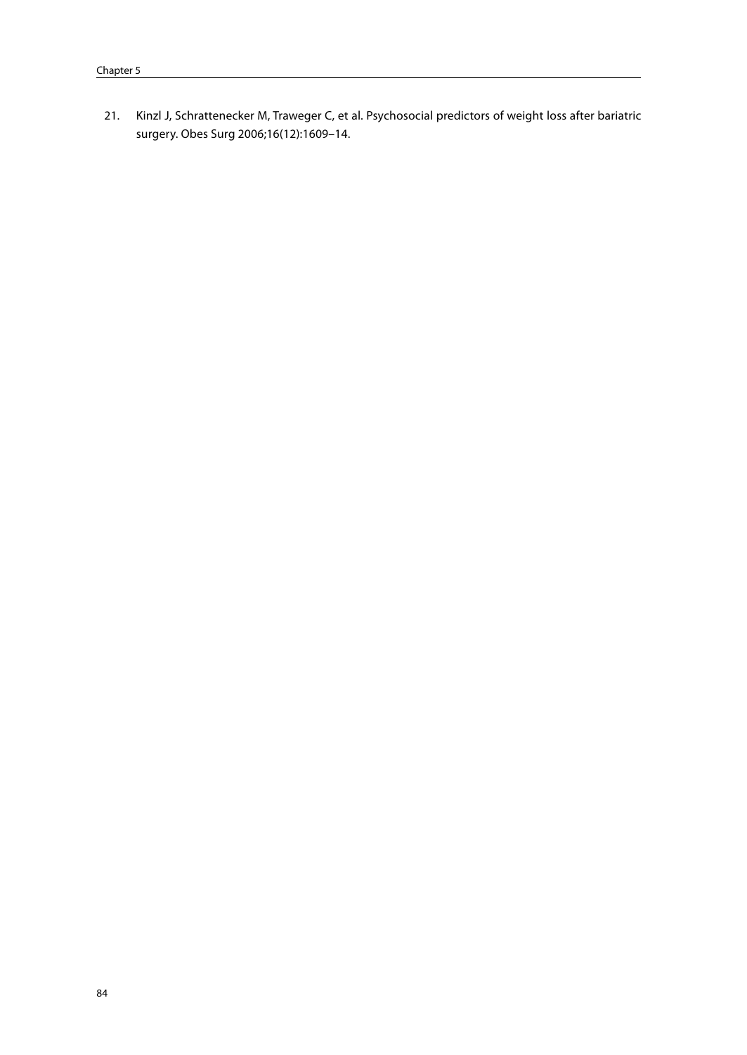21. Kinzl J, Schrattenecker M, Traweger C, et al. Psychosocial predictors of weight loss after bariatric surgery. Obes Surg 2006;16(12):1609–14.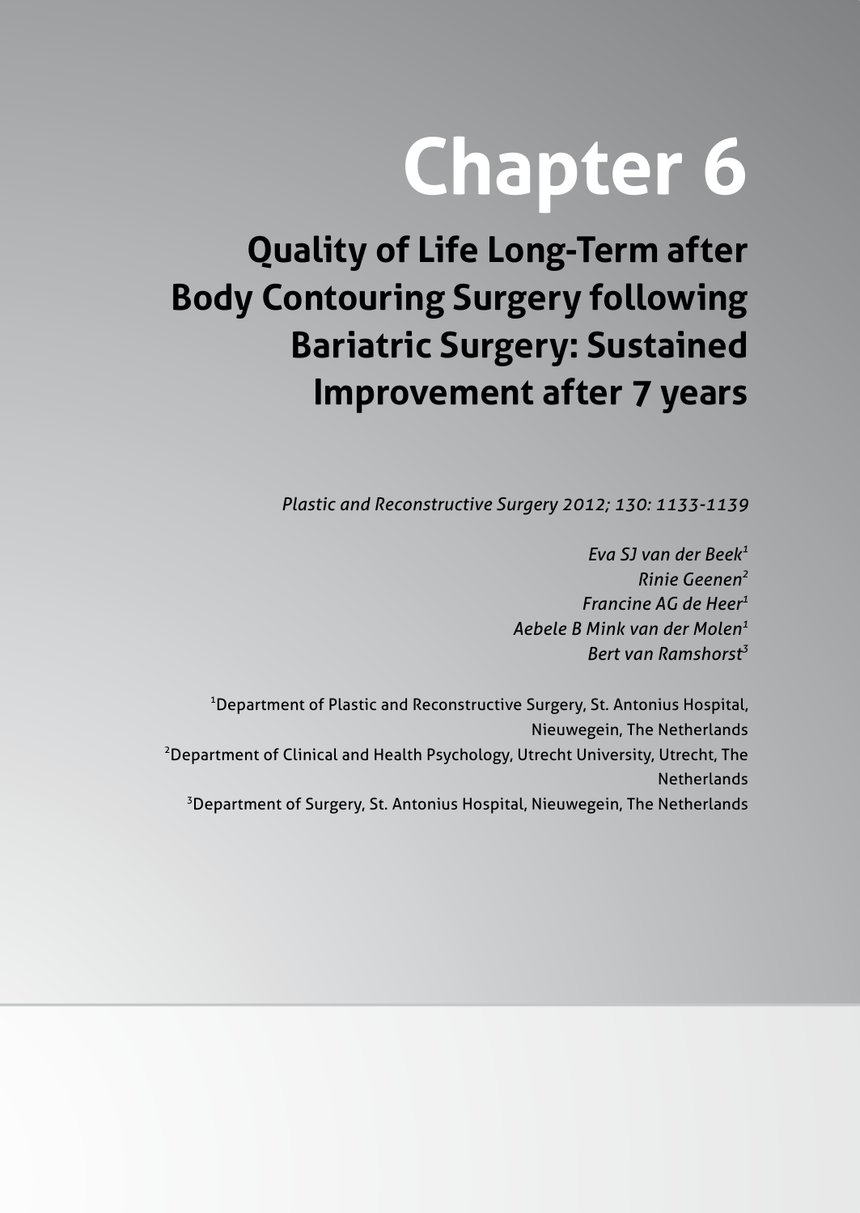# Chapter 6

## Quality of Life Long-Term after Body Contouring Surgery following Bariatric Surgery: Sustained Improvement after 7 years

*Plastic and Reconstructive Surgery 2012; 130: 1133-1139*

*Eva SJ van der Beek*[1]
*Rinie Geenen*[2]
*Francine AG de Heer*[1]
*Aebele B Mink van der Molen*[1]
*Bert van Ramshorst*[3]

[1]Department of Plastic and Reconstructive Surgery, St. Antonius Hospital, Nieuwegein, The Netherlands
[2]Department of Clinical and Health Psychology, Utrecht University, Utrecht, The Netherlands
[3]Department of Surgery, St. Antonius Hospital, Nieuwegein, The Netherlands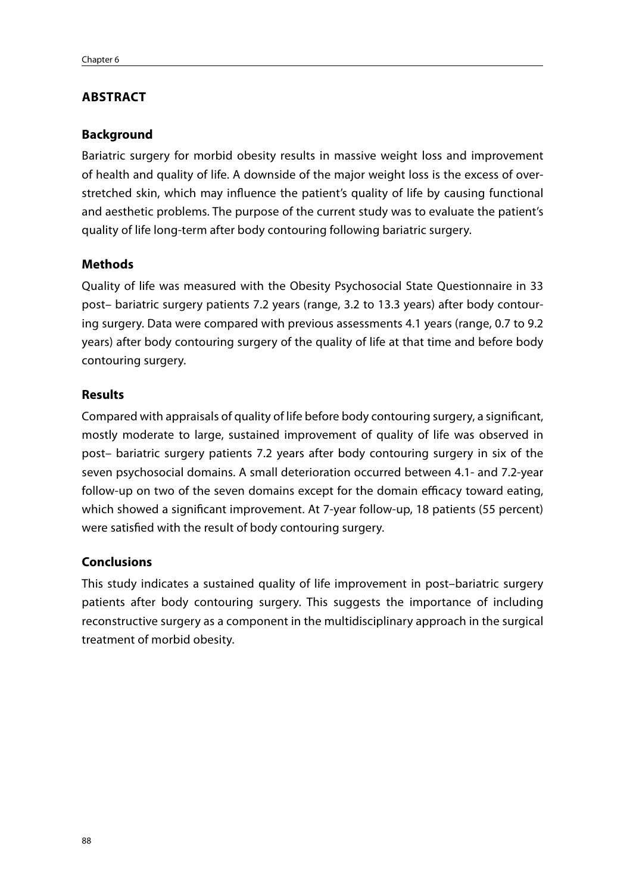## ABSTRACT

### Background

Bariatric surgery for morbid obesity results in massive weight loss and improvement of health and quality of life. A downside of the major weight loss is the excess of overstretched skin, which may influence the patient's quality of life by causing functional and aesthetic problems. The purpose of the current study was to evaluate the patient's quality of life long-term after body contouring following bariatric surgery.

### Methods

Quality of life was measured with the Obesity Psychosocial State Questionnaire in 33 post– bariatric surgery patients 7.2 years (range, 3.2 to 13.3 years) after body contouring surgery. Data were compared with previous assessments 4.1 years (range, 0.7 to 9.2 years) after body contouring surgery of the quality of life at that time and before body contouring surgery.

### Results

Compared with appraisals of quality of life before body contouring surgery, a significant, mostly moderate to large, sustained improvement of quality of life was observed in post– bariatric surgery patients 7.2 years after body contouring surgery in six of the seven psychosocial domains. A small deterioration occurred between 4.1- and 7.2-year follow-up on two of the seven domains except for the domain efficacy toward eating, which showed a significant improvement. At 7-year follow-up, 18 patients (55 percent) were satisfied with the result of body contouring surgery.

### Conclusions

This study indicates a sustained quality of life improvement in post–bariatric surgery patients after body contouring surgery. This suggests the importance of including reconstructive surgery as a component in the multidisciplinary approach in the surgical treatment of morbid obesity.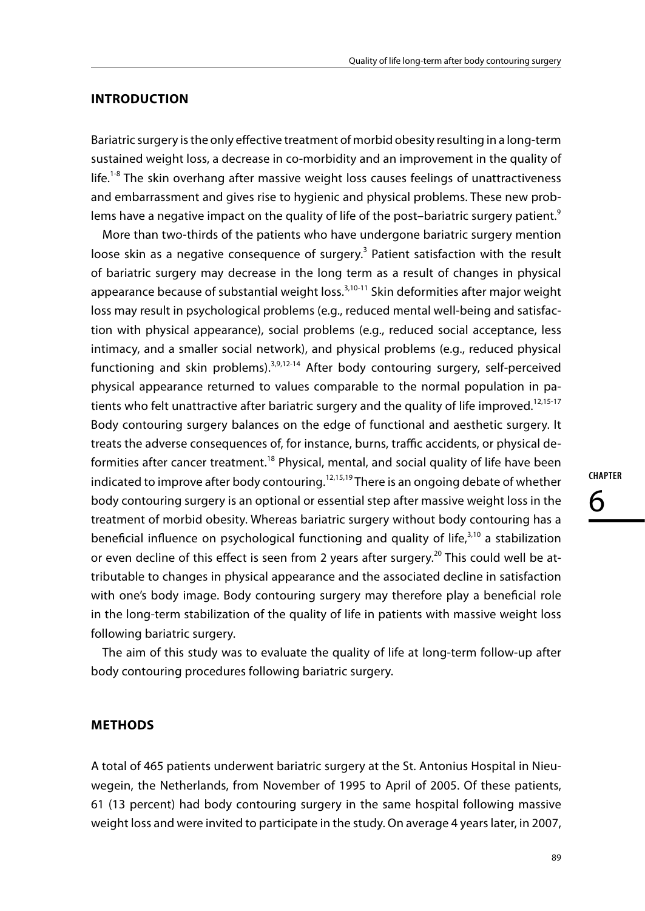## INTRODUCTION

Bariatric surgery is the only effective treatment of morbid obesity resulting in a long-term sustained weight loss, a decrease in co-morbidity and an improvement in the quality of life.[1-8] The skin overhang after massive weight loss causes feelings of unattractiveness and embarrassment and gives rise to hygienic and physical problems. These new problems have a negative impact on the quality of life of the post–bariatric surgery patient.[9]

More than two-thirds of the patients who have undergone bariatric surgery mention loose skin as a negative consequence of surgery.[3] Patient satisfaction with the result of bariatric surgery may decrease in the long term as a result of changes in physical appearance because of substantial weight loss.[3,10-11] Skin deformities after major weight loss may result in psychological problems (e.g., reduced mental well-being and satisfaction with physical appearance), social problems (e.g., reduced social acceptance, less intimacy, and a smaller social network), and physical problems (e.g., reduced physical functioning and skin problems).[3,9,12-14] After body contouring surgery, self-perceived physical appearance returned to values comparable to the normal population in patients who felt unattractive after bariatric surgery and the quality of life improved.[12,15-17] Body contouring surgery balances on the edge of functional and aesthetic surgery. It treats the adverse consequences of, for instance, burns, traffic accidents, or physical deformities after cancer treatment.[18] Physical, mental, and social quality of life have been indicated to improve after body contouring.[12,15,19] There is an ongoing debate of whether body contouring surgery is an optional or essential step after massive weight loss in the treatment of morbid obesity. Whereas bariatric surgery without body contouring has a beneficial influence on psychological functioning and quality of life,[3,10] a stabilization or even decline of this effect is seen from 2 years after surgery.[20] This could well be attributable to changes in physical appearance and the associated decline in satisfaction with one's body image. Body contouring surgery may therefore play a beneficial role in the long-term stabilization of the quality of life in patients with massive weight loss following bariatric surgery.

The aim of this study was to evaluate the quality of life at long-term follow-up after body contouring procedures following bariatric surgery.

## METHODS

A total of 465 patients underwent bariatric surgery at the St. Antonius Hospital in Nieuwegein, the Netherlands, from November of 1995 to April of 2005. Of these patients, 61 (13 percent) had body contouring surgery in the same hospital following massive weight loss and were invited to participate in the study. On average 4 years later, in 2007,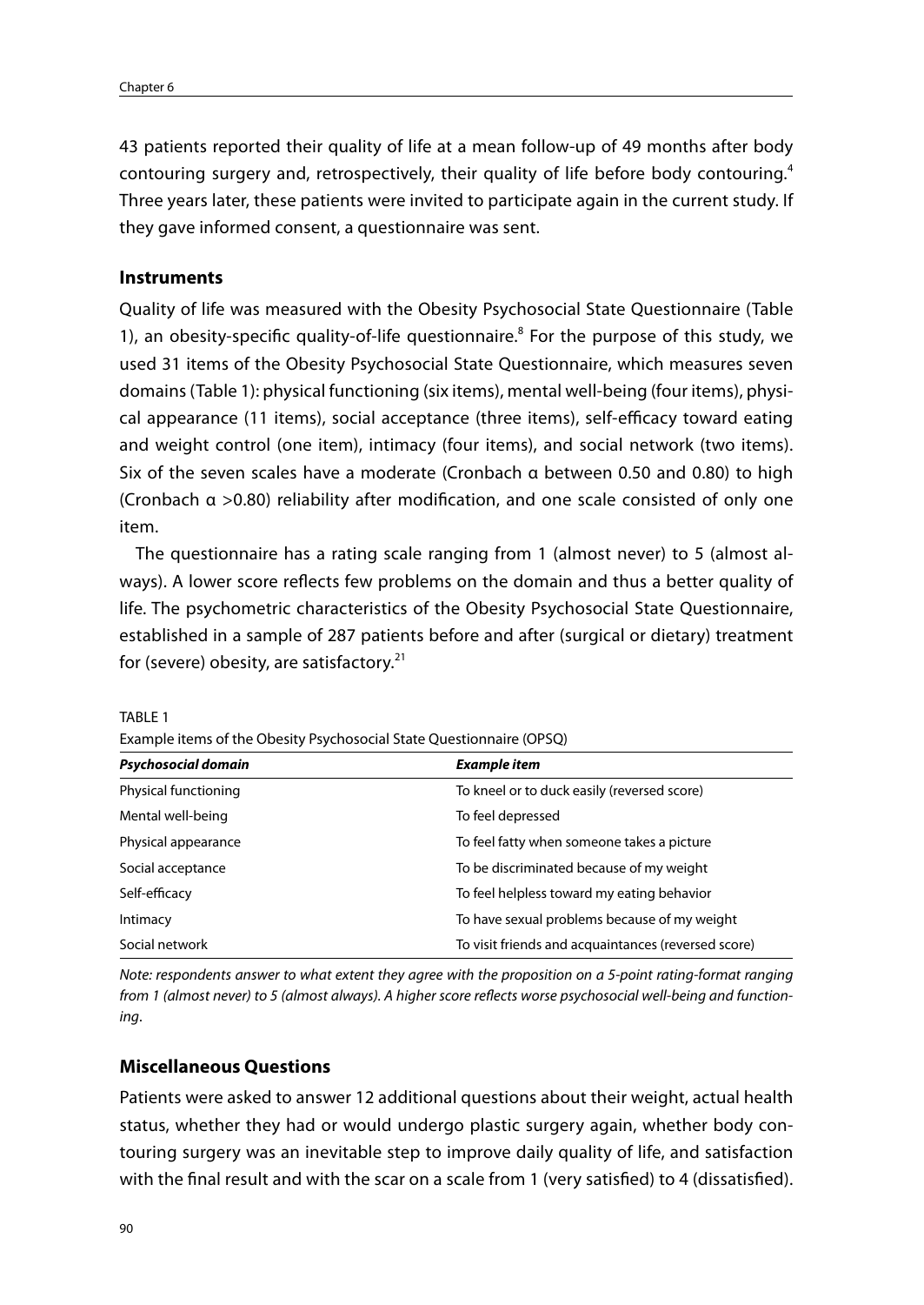43 patients reported their quality of life at a mean follow-up of 49 months after body contouring surgery and, retrospectively, their quality of life before body contouring.[4] Three years later, these patients were invited to participate again in the current study. If they gave informed consent, a questionnaire was sent.

### Instruments

Quality of life was measured with the Obesity Psychosocial State Questionnaire (Table 1), an obesity-specific quality-of-life questionnaire.[8] For the purpose of this study, we used 31 items of the Obesity Psychosocial State Questionnaire, which measures seven domains (Table 1): physical functioning (six items), mental well-being (four items), physical appearance (11 items), social acceptance (three items), self-efficacy toward eating and weight control (one item), intimacy (four items), and social network (two items). Six of the seven scales have a moderate (Cronbach α between 0.50 and 0.80) to high (Cronbach α >0.80) reliability after modification, and one scale consisted of only one item.

The questionnaire has a rating scale ranging from 1 (almost never) to 5 (almost always). A lower score reflects few problems on the domain and thus a better quality of life. The psychometric characteristics of the Obesity Psychosocial State Questionnaire, established in a sample of 287 patients before and after (surgical or dietary) treatment for (severe) obesity, are satisfactory.[21]

TABLE 1
Example items of the Obesity Psychosocial State Questionnaire (OPSQ)

| ***Psychosocial domain*** | ***Example item*** |
|---|---|
| Physical functioning | To kneel or to duck easily (reversed score) |
| Mental well-being | To feel depressed |
| Physical appearance | To feel fatty when someone takes a picture |
| Social acceptance | To be discriminated because of my weight |
| Self-efficacy | To feel helpless toward my eating behavior |
| Intimacy | To have sexual problems because of my weight |
| Social network | To visit friends and acquaintances (reversed score) |

*Note: respondents answer to what extent they agree with the proposition on a 5-point rating-format ranging from 1 (almost never) to 5 (almost always). A higher score reflects worse psychosocial well-being and functioning.*

### Miscellaneous Questions

Patients were asked to answer 12 additional questions about their weight, actual health status, whether they had or would undergo plastic surgery again, whether body contouring surgery was an inevitable step to improve daily quality of life, and satisfaction with the final result and with the scar on a scale from 1 (very satisfied) to 4 (dissatisfied).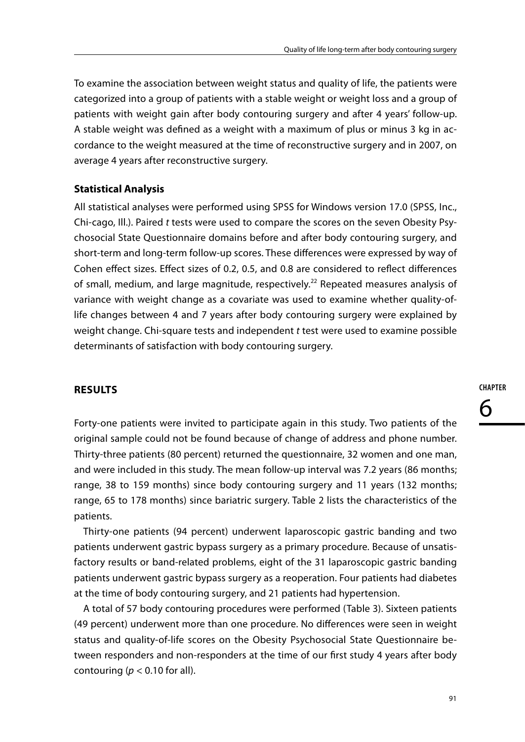To examine the association between weight status and quality of life, the patients were categorized into a group of patients with a stable weight or weight loss and a group of patients with weight gain after body contouring surgery and after 4 years' follow-up. A stable weight was defined as a weight with a maximum of plus or minus 3 kg in accordance to the weight measured at the time of reconstructive surgery and in 2007, on average 4 years after reconstructive surgery.

### Statistical Analysis

All statistical analyses were performed using SPSS for Windows version 17.0 (SPSS, Inc., Chi-cago, Ill.). Paired *t* tests were used to compare the scores on the seven Obesity Psychosocial State Questionnaire domains before and after body contouring surgery, and short-term and long-term follow-up scores. These differences were expressed by way of Cohen effect sizes. Effect sizes of 0.2, 0.5, and 0.8 are considered to reflect differences of small, medium, and large magnitude, respectively.[22] Repeated measures analysis of variance with weight change as a covariate was used to examine whether quality-of-life changes between 4 and 7 years after body contouring surgery were explained by weight change. Chi-square tests and independent *t* test were used to examine possible determinants of satisfaction with body contouring surgery.

## RESULTS

Forty-one patients were invited to participate again in this study. Two patients of the original sample could not be found because of change of address and phone number. Thirty-three patients (80 percent) returned the questionnaire, 32 women and one man, and were included in this study. The mean follow-up interval was 7.2 years (86 months; range, 38 to 159 months) since body contouring surgery and 11 years (132 months; range, 65 to 178 months) since bariatric surgery. Table 2 lists the characteristics of the patients.

Thirty-one patients (94 percent) underwent laparoscopic gastric banding and two patients underwent gastric bypass surgery as a primary procedure. Because of unsatisfactory results or band-related problems, eight of the 31 laparoscopic gastric banding patients underwent gastric bypass surgery as a reoperation. Four patients had diabetes at the time of body contouring surgery, and 21 patients had hypertension.

A total of 57 body contouring procedures were performed (Table 3). Sixteen patients (49 percent) underwent more than one procedure. No differences were seen in weight status and quality-of-life scores on the Obesity Psychosocial State Questionnaire between responders and non-responders at the time of our first study 4 years after body contouring ($p < 0.10$ for all).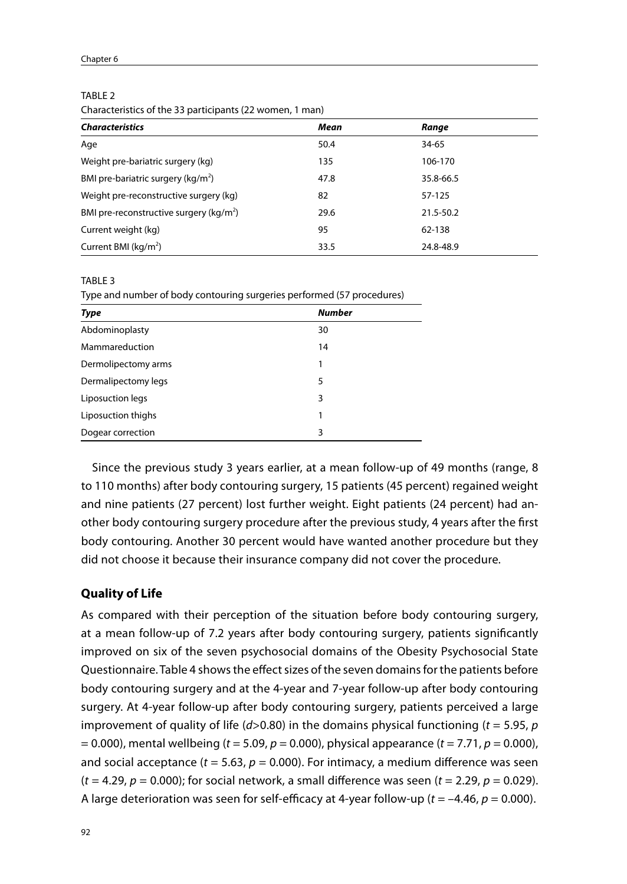TABLE 2

Characteristics of the 33 participants (22 women, 1 man)

| ***Characteristics*** | ***Mean*** | ***Range*** |
|---|---|---|
| Age | 50.4 | 34-65 |
| Weight pre-bariatric surgery (kg) | 135 | 106-170 |
| BMI pre-bariatric surgery (kg/m$^2$) | 47.8 | 35.8-66.5 |
| Weight pre-reconstructive surgery (kg) | 82 | 57-125 |
| BMI pre-reconstructive surgery (kg/m$^2$) | 29.6 | 21.5-50.2 |
| Current weight (kg) | 95 | 62-138 |
| Current BMI (kg/m$^2$) | 33.5 | 24.8-48.9 |

TABLE 3

Type and number of body contouring surgeries performed (57 procedures)

| ***Type*** | ***Number*** |
|---|---|
| Abdominoplasty | 30 |
| Mammareduction | 14 |
| Dermolipectomy arms | 1 |
| Dermalipectomy legs | 5 |
| Liposuction legs | 3 |
| Liposuction thighs | 1 |
| Dogear correction | 3 |

Since the previous study 3 years earlier, at a mean follow-up of 49 months (range, 8 to 110 months) after body contouring surgery, 15 patients (45 percent) regained weight and nine patients (27 percent) lost further weight. Eight patients (24 percent) had another body contouring surgery procedure after the previous study, 4 years after the first body contouring. Another 30 percent would have wanted another procedure but they did not choose it because their insurance company did not cover the procedure.

## Quality of Life

As compared with their perception of the situation before body contouring surgery, at a mean follow-up of 7.2 years after body contouring surgery, patients significantly improved on six of the seven psychosocial domains of the Obesity Psychosocial State Questionnaire. Table 4 shows the effect sizes of the seven domains for the patients before body contouring surgery and at the 4-year and 7-year follow-up after body contouring surgery. At 4-year follow-up after body contouring surgery, patients perceived a large improvement of quality of life ($d > 0.80$) in the domains physical functioning ($t = 5.95$, $p = 0.000$), mental wellbeing ($t = 5.09$, $p = 0.000$), physical appearance ($t = 7.71$, $p = 0.000$), and social acceptance ($t = 5.63$, $p = 0.000$). For intimacy, a medium difference was seen ($t = 4.29$, $p = 0.000$); for social network, a small difference was seen ($t = 2.29$, $p = 0.029$). A large deterioration was seen for self-efficacy at 4-year follow-up ($t = -4.46$, $p = 0.000$).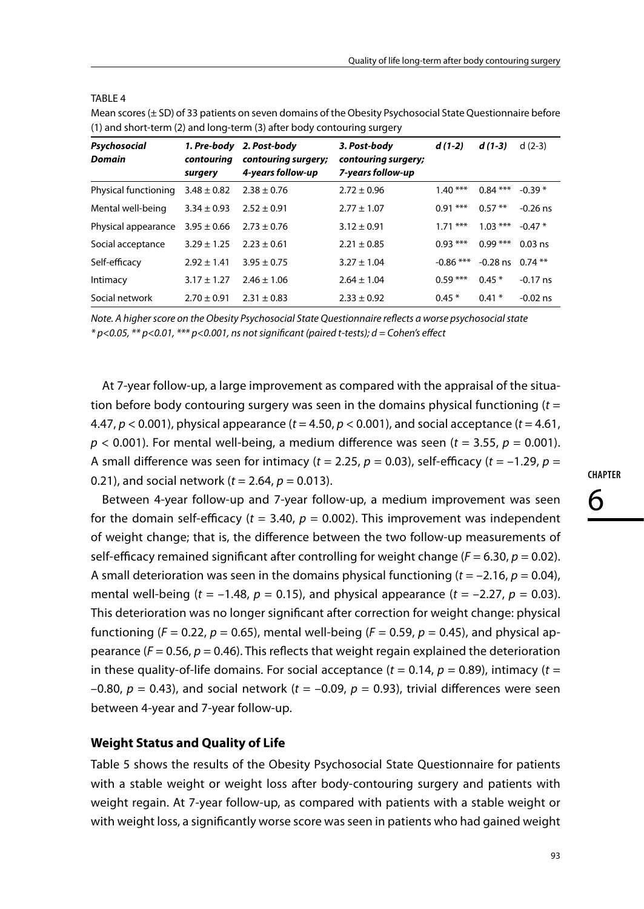TABLE 4

Mean scores (± SD) of 33 patients on seven domains of the Obesity Psychosocial State Questionnaire before (1) and short-term (2) and long-term (3) after body contouring surgery

| ***Psychosocial Domain*** | ***1. Pre-body contouring surgery*** | ***2. Post-body contouring surgery; 4-years follow-up*** | ***3. Post-body contouring surgery; 7-years follow-up*** | ***d (1-2)*** | ***d (1-3)*** | d (2-3) |
|---|---|---|---|---|---|---|
| Physical functioning | 3.48 ± 0.82 | 2.38 ± 0.76 | 2.72 ± 0.96 | 1.40 *** | 0.84 *** | -0.39 * |
| Mental well-being | 3.34 ± 0.93 | 2.52 ± 0.91 | 2.77 ± 1.07 | 0.91 *** | 0.57 ** | -0.26 ns |
| Physical appearance | 3.95 ± 0.66 | 2.73 ± 0.76 | 3.12 ± 0.91 | 1.71 *** | 1.03 *** | -0.47 * |
| Social acceptance | 3.29 ± 1.25 | 2.23 ± 0.61 | 2.21 ± 0.85 | 0.93 *** | 0.99 *** | 0.03 ns |
| Self-efficacy | 2.92 ± 1.41 | 3.95 ± 0.75 | 3.27 ± 1.04 | -0.86 *** | -0.28 ns | 0.74 ** |
| Intimacy | 3.17 ± 1.27 | 2.46 ± 1.06 | 2.64 ± 1.04 | 0.59 *** | 0.45 * | -0.17 ns |
| Social network | 2.70 ± 0.91 | 2.31 ± 0.83 | 2.33 ± 0.92 | 0.45 * | 0.41 * | -0.02 ns |

*Note. A higher score on the Obesity Psychosocial State Questionnaire reflects a worse psychosocial state*
*\* p<0.05, \*\* p<0.01, \*\*\* p<0.001, ns not significant (paired t-tests); d = Cohen's effect*

At 7-year follow-up, a large improvement as compared with the appraisal of the situation before body contouring surgery was seen in the domains physical functioning ($t$ = 4.47, $p < 0.001$), physical appearance ($t = 4.50$, $p < 0.001$), and social acceptance ($t = 4.61$, $p < 0.001$). For mental well-being, a medium difference was seen ($t = 3.55$, $p = 0.001$). A small difference was seen for intimacy ($t = 2.25$, $p = 0.03$), self-efficacy ($t = -1.29$, $p$ = 0.21), and social network ($t = 2.64$, $p = 0.013$).

Between 4-year follow-up and 7-year follow-up, a medium improvement was seen for the domain self-efficacy ($t = 3.40$, $p = 0.002$). This improvement was independent of weight change; that is, the difference between the two follow-up measurements of self-efficacy remained significant after controlling for weight change ($F = 6.30$, $p = 0.02$). A small deterioration was seen in the domains physical functioning ($t = -2.16$, $p = 0.04$), mental well-being ($t = -1.48$, $p = 0.15$), and physical appearance ($t = -2.27$, $p = 0.03$). This deterioration was no longer significant after correction for weight change: physical functioning ($F = 0.22$, $p = 0.65$), mental well-being ($F = 0.59$, $p = 0.45$), and physical appearance ($F = 0.56$, $p = 0.46$). This reflects that weight regain explained the deterioration in these quality-of-life domains. For social acceptance ($t = 0.14$, $p = 0.89$), intimacy ($t$ = $-0.80$, $p = 0.43$), and social network ($t = -0.09$, $p = 0.93$), trivial differences were seen between 4-year and 7-year follow-up.

## Weight Status and Quality of Life

Table 5 shows the results of the Obesity Psychosocial State Questionnaire for patients with a stable weight or weight loss after body-contouring surgery and patients with weight regain. At 7-year follow-up, as compared with patients with a stable weight or with weight loss, a significantly worse score was seen in patients who had gained weight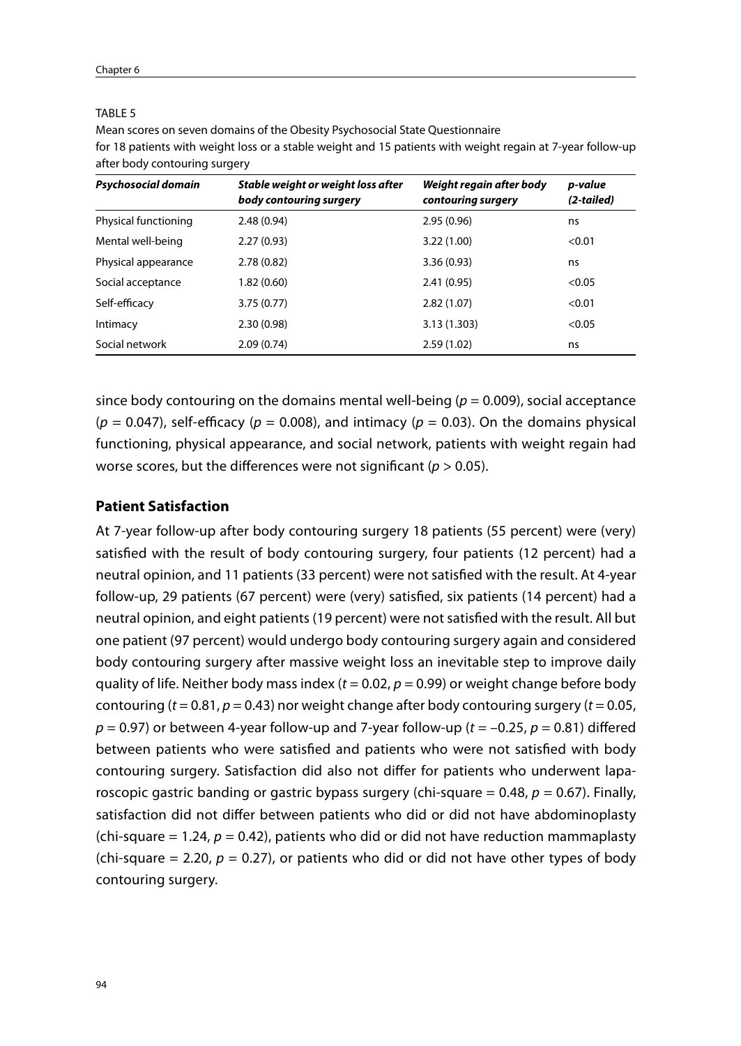TABLE 5

Mean scores on seven domains of the Obesity Psychosocial State Questionnaire for 18 patients with weight loss or a stable weight and 15 patients with weight regain at 7-year follow-up after body contouring surgery

| *Psychosocial domain* | *Stable weight or weight loss after body contouring surgery* | *Weight regain after body contouring surgery* | *p-value (2-tailed)* |
|---|---|---|---|
| Physical functioning | 2.48 (0.94) | 2.95 (0.96) | ns |
| Mental well-being | 2.27 (0.93) | 3.22 (1.00) | <0.01 |
| Physical appearance | 2.78 (0.82) | 3.36 (0.93) | ns |
| Social acceptance | 1.82 (0.60) | 2.41 (0.95) | <0.05 |
| Self-efficacy | 3.75 (0.77) | 2.82 (1.07) | <0.01 |
| Intimacy | 2.30 (0.98) | 3.13 (1.303) | <0.05 |
| Social network | 2.09 (0.74) | 2.59 (1.02) | ns |

since body contouring on the domains mental well-being ($p = 0.009$), social acceptance ($p = 0.047$), self-efficacy ($p = 0.008$), and intimacy ($p = 0.03$). On the domains physical functioning, physical appearance, and social network, patients with weight regain had worse scores, but the differences were not significant ($p > 0.05$).

## Patient Satisfaction

At 7-year follow-up after body contouring surgery 18 patients (55 percent) were (very) satisfied with the result of body contouring surgery, four patients (12 percent) had a neutral opinion, and 11 patients (33 percent) were not satisfied with the result. At 4-year follow-up, 29 patients (67 percent) were (very) satisfied, six patients (14 percent) had a neutral opinion, and eight patients (19 percent) were not satisfied with the result. All but one patient (97 percent) would undergo body contouring surgery again and considered body contouring surgery after massive weight loss an inevitable step to improve daily quality of life. Neither body mass index ($t = 0.02$, $p = 0.99$) or weight change before body contouring ($t = 0.81$, $p = 0.43$) nor weight change after body contouring surgery ($t = 0.05$, $p = 0.97$) or between 4-year follow-up and 7-year follow-up ($t = -0.25$, $p = 0.81$) differed between patients who were satisfied and patients who were not satisfied with body contouring surgery. Satisfaction did also not differ for patients who underwent laparoscopic gastric banding or gastric bypass surgery (chi-square = 0.48, $p = 0.67$). Finally, satisfaction did not differ between patients who did or did not have abdominoplasty (chi-square = 1.24, $p = 0.42$), patients who did or did not have reduction mammaplasty (chi-square = 2.20, $p = 0.27$), or patients who did or did not have other types of body contouring surgery.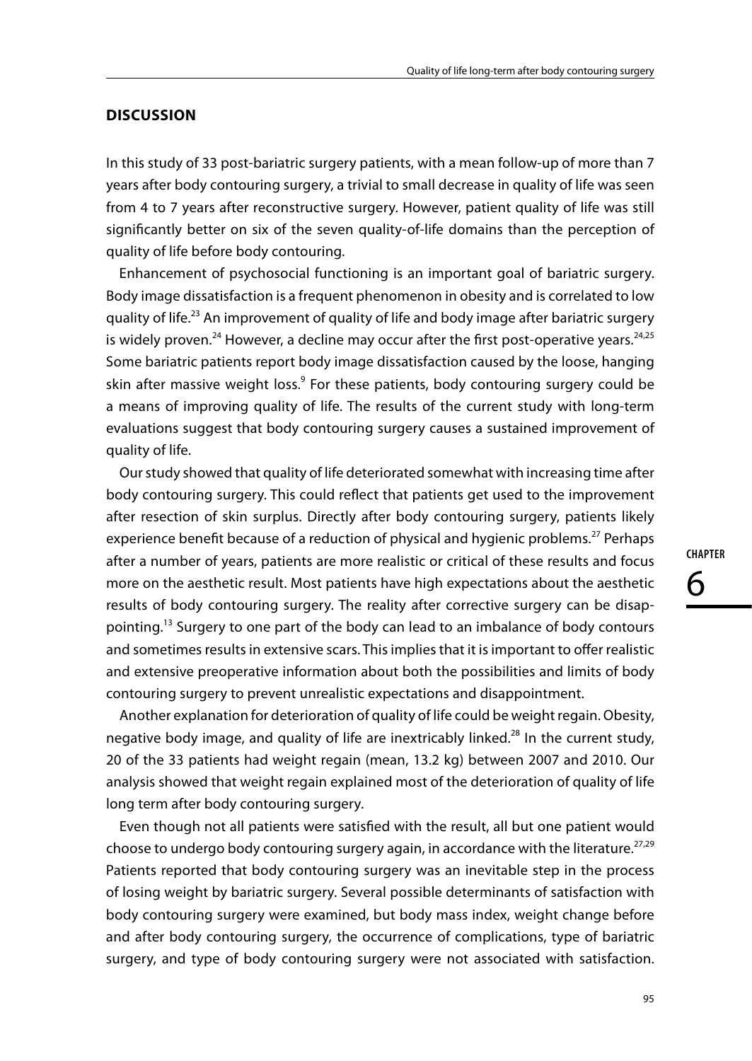## DISCUSSION

In this study of 33 post-bariatric surgery patients, with a mean follow-up of more than 7 years after body contouring surgery, a trivial to small decrease in quality of life was seen from 4 to 7 years after reconstructive surgery. However, patient quality of life was still significantly better on six of the seven quality-of-life domains than the perception of quality of life before body contouring.

Enhancement of psychosocial functioning is an important goal of bariatric surgery. Body image dissatisfaction is a frequent phenomenon in obesity and is correlated to low quality of life.[23] An improvement of quality of life and body image after bariatric surgery is widely proven.[24] However, a decline may occur after the first post-operative years.[24,25] Some bariatric patients report body image dissatisfaction caused by the loose, hanging skin after massive weight loss.[9] For these patients, body contouring surgery could be a means of improving quality of life. The results of the current study with long-term evaluations suggest that body contouring surgery causes a sustained improvement of quality of life.

Our study showed that quality of life deteriorated somewhat with increasing time after body contouring surgery. This could reflect that patients get used to the improvement after resection of skin surplus. Directly after body contouring surgery, patients likely experience benefit because of a reduction of physical and hygienic problems.[27] Perhaps after a number of years, patients are more realistic or critical of these results and focus more on the aesthetic result. Most patients have high expectations about the aesthetic results of body contouring surgery. The reality after corrective surgery can be disappointing.[13] Surgery to one part of the body can lead to an imbalance of body contours and sometimes results in extensive scars. This implies that it is important to offer realistic and extensive preoperative information about both the possibilities and limits of body contouring surgery to prevent unrealistic expectations and disappointment.

Another explanation for deterioration of quality of life could be weight regain. Obesity, negative body image, and quality of life are inextricably linked.[28] In the current study, 20 of the 33 patients had weight regain (mean, 13.2 kg) between 2007 and 2010. Our analysis showed that weight regain explained most of the deterioration of quality of life long term after body contouring surgery.

Even though not all patients were satisfied with the result, all but one patient would choose to undergo body contouring surgery again, in accordance with the literature.[27,29] Patients reported that body contouring surgery was an inevitable step in the process of losing weight by bariatric surgery. Several possible determinants of satisfaction with body contouring surgery were examined, but body mass index, weight change before and after body contouring surgery, the occurrence of complications, type of bariatric surgery, and type of body contouring surgery were not associated with satisfaction.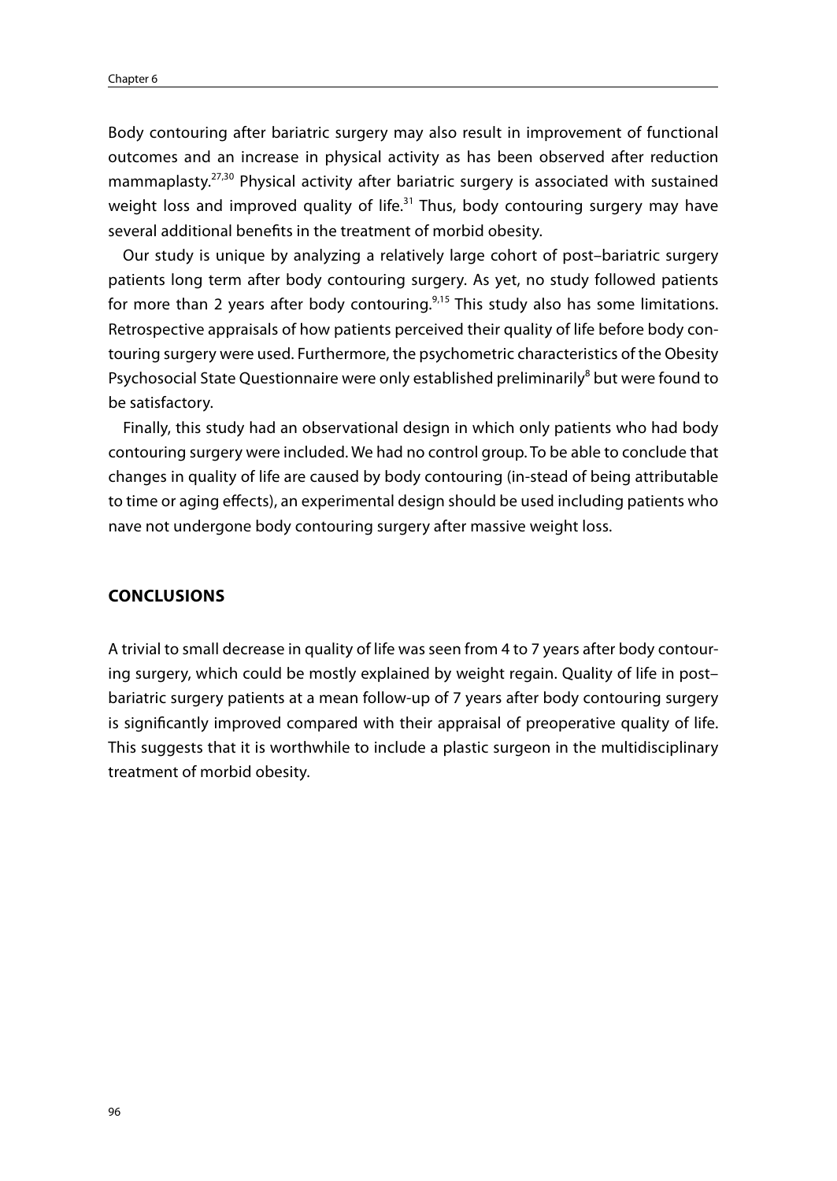Body contouring after bariatric surgery may also result in improvement of functional outcomes and an increase in physical activity as has been observed after reduction mammaplasty.[27,30] Physical activity after bariatric surgery is associated with sustained weight loss and improved quality of life.[31] Thus, body contouring surgery may have several additional benefits in the treatment of morbid obesity.

Our study is unique by analyzing a relatively large cohort of post–bariatric surgery patients long term after body contouring surgery. As yet, no study followed patients for more than 2 years after body contouring.[9,15] This study also has some limitations. Retrospective appraisals of how patients perceived their quality of life before body contouring surgery were used. Furthermore, the psychometric characteristics of the Obesity Psychosocial State Questionnaire were only established preliminarily[8] but were found to be satisfactory.

Finally, this study had an observational design in which only patients who had body contouring surgery were included. We had no control group. To be able to conclude that changes in quality of life are caused by body contouring (in-stead of being attributable to time or aging effects), an experimental design should be used including patients who nave not undergone body contouring surgery after massive weight loss.

## CONCLUSIONS

A trivial to small decrease in quality of life was seen from 4 to 7 years after body contouring surgery, which could be mostly explained by weight regain. Quality of life in post–bariatric surgery patients at a mean follow-up of 7 years after body contouring surgery is significantly improved compared with their appraisal of preoperative quality of life. This suggests that it is worthwhile to include a plastic surgeon in the multidisciplinary treatment of morbid obesity.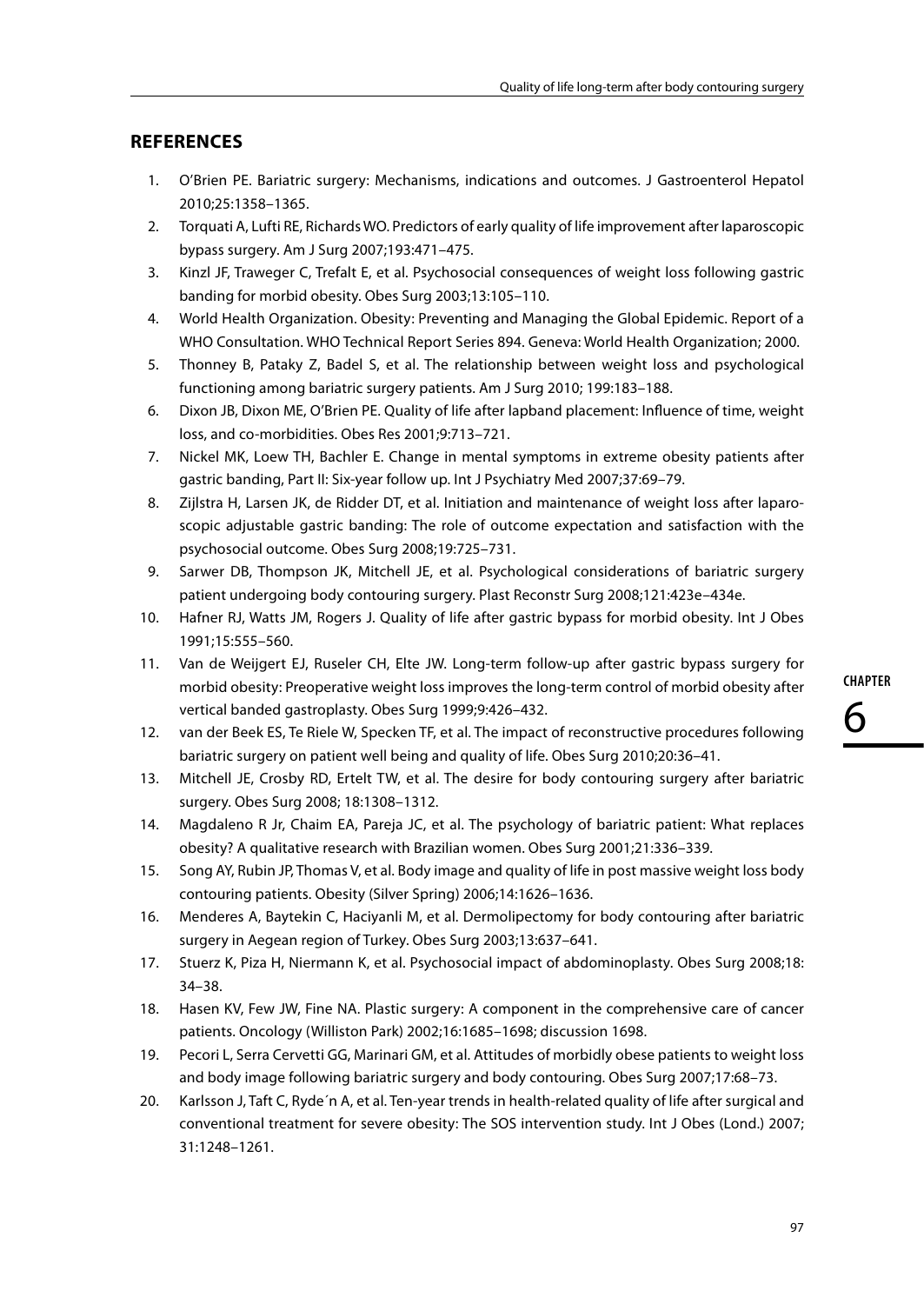## REFERENCES

1. O'Brien PE. Bariatric surgery: Mechanisms, indications and outcomes. J Gastroenterol Hepatol 2010;25:1358–1365.
2. Torquati A, Lufti RE, Richards WO. Predictors of early quality of life improvement after laparoscopic bypass surgery. Am J Surg 2007;193:471–475.
3. Kinzl JF, Traweger C, Trefalt E, et al. Psychosocial consequences of weight loss following gastric banding for morbid obesity. Obes Surg 2003;13:105–110.
4. World Health Organization. Obesity: Preventing and Managing the Global Epidemic. Report of a WHO Consultation. WHO Technical Report Series 894. Geneva: World Health Organization; 2000.
5. Thonney B, Pataky Z, Badel S, et al. The relationship between weight loss and psychological functioning among bariatric surgery patients. Am J Surg 2010; 199:183–188.
6. Dixon JB, Dixon ME, O'Brien PE. Quality of life after lapband placement: Influence of time, weight loss, and co-morbidities. Obes Res 2001;9:713–721.
7. Nickel MK, Loew TH, Bachler E. Change in mental symptoms in extreme obesity patients after gastric banding, Part II: Six-year follow up. Int J Psychiatry Med 2007;37:69–79.
8. Zijlstra H, Larsen JK, de Ridder DT, et al. Initiation and maintenance of weight loss after laparoscopic adjustable gastric banding: The role of outcome expectation and satisfaction with the psychosocial outcome. Obes Surg 2008;19:725–731.
9. Sarwer DB, Thompson JK, Mitchell JE, et al. Psychological considerations of bariatric surgery patient undergoing body contouring surgery. Plast Reconstr Surg 2008;121:423e–434e.
10. Hafner RJ, Watts JM, Rogers J. Quality of life after gastric bypass for morbid obesity. Int J Obes 1991;15:555–560.
11. Van de Weijgert EJ, Ruseler CH, Elte JW. Long-term follow-up after gastric bypass surgery for morbid obesity: Preoperative weight loss improves the long-term control of morbid obesity after vertical banded gastroplasty. Obes Surg 1999;9:426–432.
12. van der Beek ES, Te Riele W, Specken TF, et al. The impact of reconstructive procedures following bariatric surgery on patient well being and quality of life. Obes Surg 2010;20:36–41.
13. Mitchell JE, Crosby RD, Ertelt TW, et al. The desire for body contouring surgery after bariatric surgery. Obes Surg 2008; 18:1308–1312.
14. Magdaleno R Jr, Chaim EA, Pareja JC, et al. The psychology of bariatric patient: What replaces obesity? A qualitative research with Brazilian women. Obes Surg 2001;21:336–339.
15. Song AY, Rubin JP, Thomas V, et al. Body image and quality of life in post massive weight loss body contouring patients. Obesity (Silver Spring) 2006;14:1626–1636.
16. Menderes A, Baytekin C, Haciyanli M, et al. Dermolipectomy for body contouring after bariatric surgery in Aegean region of Turkey. Obes Surg 2003;13:637–641.
17. Stuerz K, Piza H, Niermann K, et al. Psychosocial impact of abdominoplasty. Obes Surg 2008;18: 34–38.
18. Hasen KV, Few JW, Fine NA. Plastic surgery: A component in the comprehensive care of cancer patients. Oncology (Williston Park) 2002;16:1685–1698; discussion 1698.
19. Pecori L, Serra Cervetti GG, Marinari GM, et al. Attitudes of morbidly obese patients to weight loss and body image following bariatric surgery and body contouring. Obes Surg 2007;17:68–73.
20. Karlsson J, Taft C, Ryde´n A, et al. Ten-year trends in health-related quality of life after surgical and conventional treatment for severe obesity: The SOS intervention study. Int J Obes (Lond.) 2007; 31:1248–1261.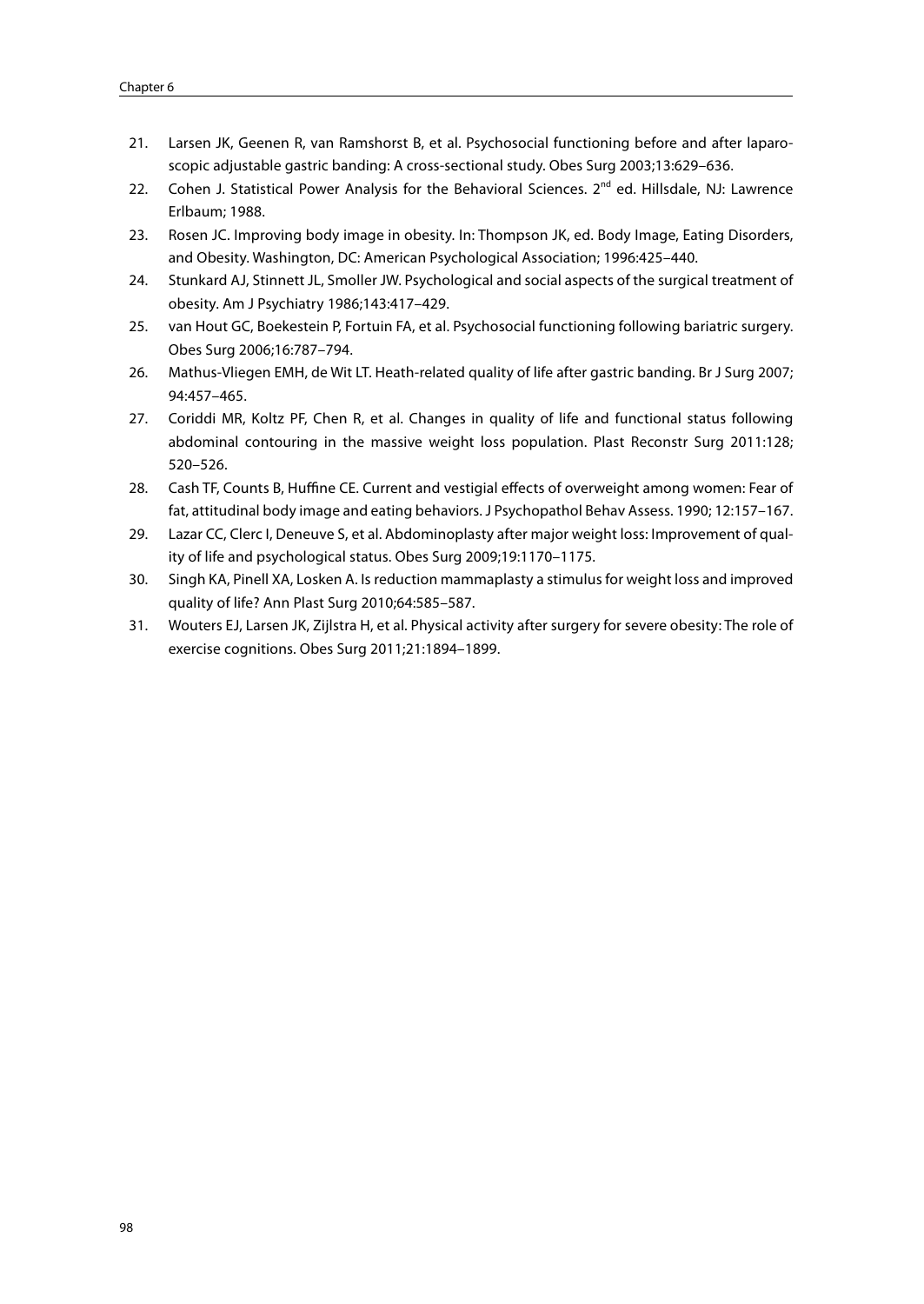21. Larsen JK, Geenen R, van Ramshorst B, et al. Psychosocial functioning before and after laparoscopic adjustable gastric banding: A cross-sectional study. Obes Surg 2003;13:629–636.
22. Cohen J. Statistical Power Analysis for the Behavioral Sciences. 2nd ed. Hillsdale, NJ: Lawrence Erlbaum; 1988.
23. Rosen JC. Improving body image in obesity. In: Thompson JK, ed. Body Image, Eating Disorders, and Obesity. Washington, DC: American Psychological Association; 1996:425–440.
24. Stunkard AJ, Stinnett JL, Smoller JW. Psychological and social aspects of the surgical treatment of obesity. Am J Psychiatry 1986;143:417–429.
25. van Hout GC, Boekestein P, Fortuin FA, et al. Psychosocial functioning following bariatric surgery. Obes Surg 2006;16:787–794.
26. Mathus-Vliegen EMH, de Wit LT. Heath-related quality of life after gastric banding. Br J Surg 2007; 94:457–465.
27. Coriddi MR, Koltz PF, Chen R, et al. Changes in quality of life and functional status following abdominal contouring in the massive weight loss population. Plast Reconstr Surg 2011:128; 520–526.
28. Cash TF, Counts B, Huffine CE. Current and vestigial effects of overweight among women: Fear of fat, attitudinal body image and eating behaviors. J Psychopathol Behav Assess. 1990; 12:157–167.
29. Lazar CC, Clerc I, Deneuve S, et al. Abdominoplasty after major weight loss: Improvement of quality of life and psychological status. Obes Surg 2009;19:1170–1175.
30. Singh KA, Pinell XA, Losken A. Is reduction mammaplasty a stimulus for weight loss and improved quality of life? Ann Plast Surg 2010;64:585–587.
31. Wouters EJ, Larsen JK, Zijlstra H, et al. Physical activity after surgery for severe obesity: The role of exercise cognitions. Obes Surg 2011;21:1894–1899.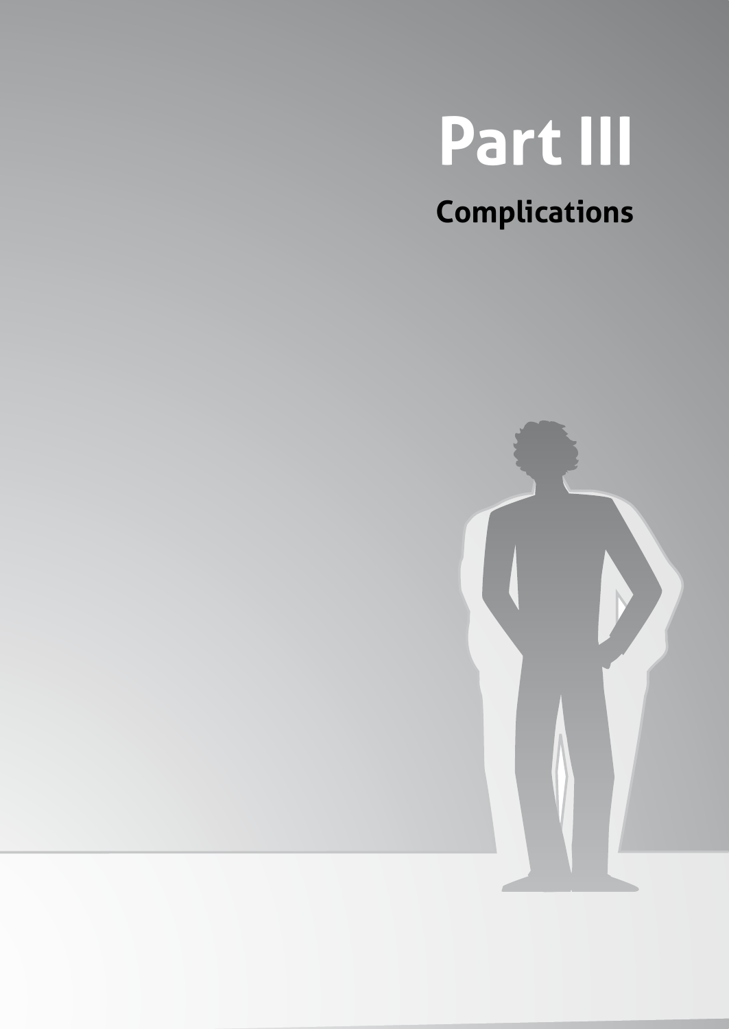# Part III

## Complications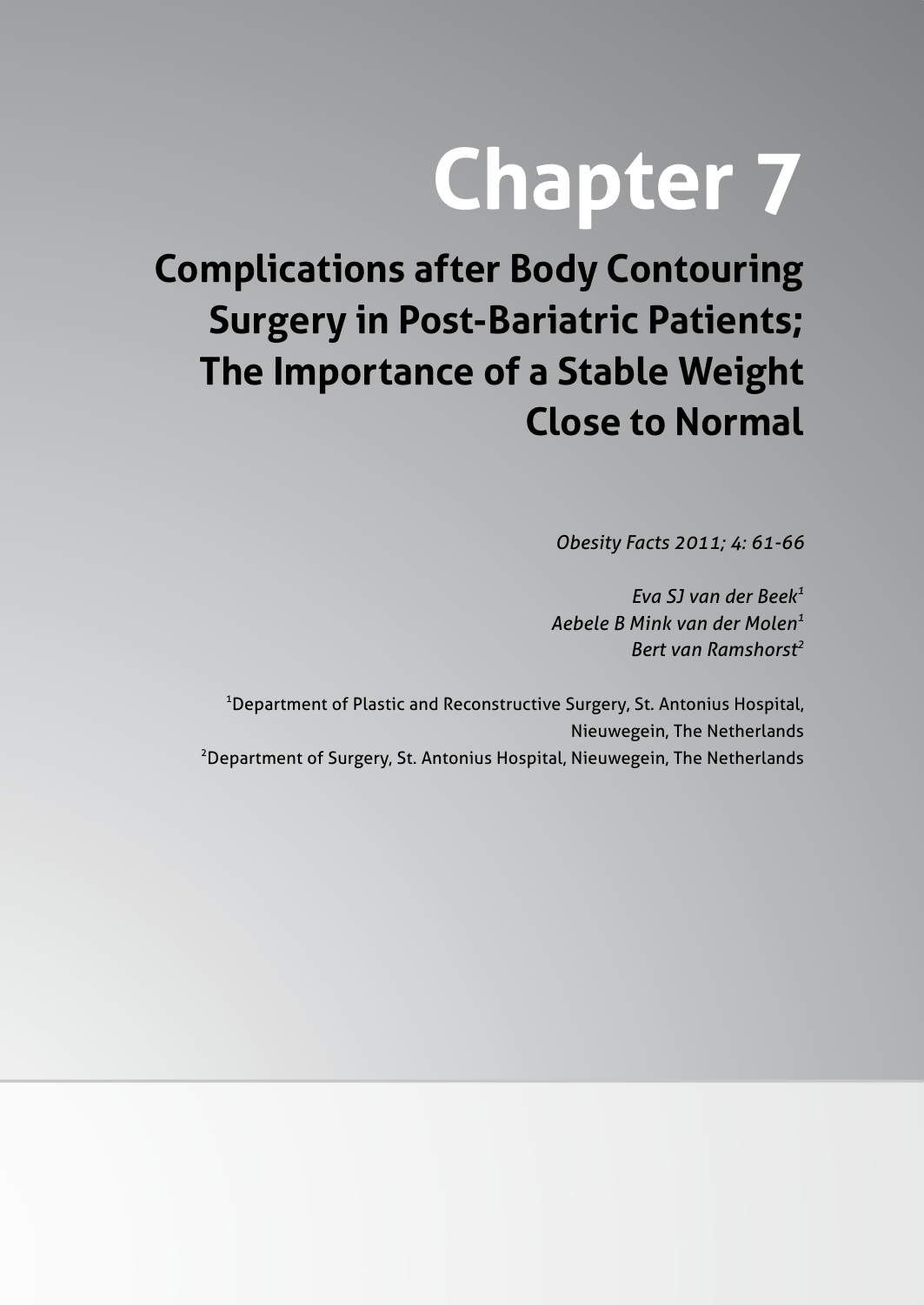# Chapter 7

## Complications after Body Contouring Surgery in Post-Bariatric Patients; The Importance of a Stable Weight Close to Normal

*Obesity Facts 2011; 4: 61-66*

*Eva SJ van der Beek[1]*
*Aebele B Mink van der Molen[1]*
*Bert van Ramshorst[2]*

[1]Department of Plastic and Reconstructive Surgery, St. Antonius Hospital, Nieuwegein, The Netherlands
[2]Department of Surgery, St. Antonius Hospital, Nieuwegein, The Netherlands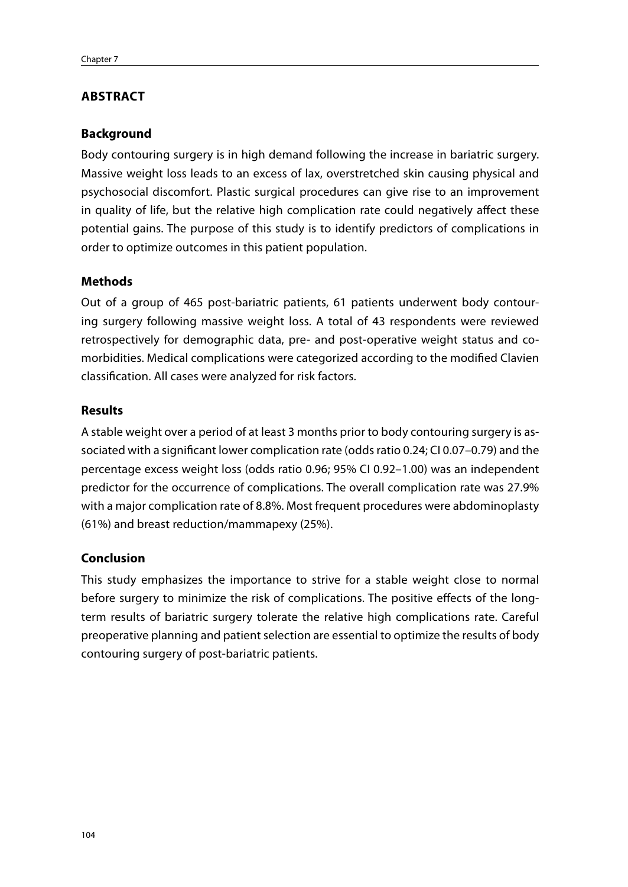## ABSTRACT

### Background

Body contouring surgery is in high demand following the increase in bariatric surgery. Massive weight loss leads to an excess of lax, overstretched skin causing physical and psychosocial discomfort. Plastic surgical procedures can give rise to an improvement in quality of life, but the relative high complication rate could negatively affect these potential gains. The purpose of this study is to identify predictors of complications in order to optimize outcomes in this patient population.

### Methods

Out of a group of 465 post-bariatric patients, 61 patients underwent body contouring surgery following massive weight loss. A total of 43 respondents were reviewed retrospectively for demographic data, pre- and post-operative weight status and comorbidities. Medical complications were categorized according to the modified Clavien classification. All cases were analyzed for risk factors.

### Results

A stable weight over a period of at least 3 months prior to body contouring surgery is associated with a significant lower complication rate (odds ratio 0.24; CI 0.07–0.79) and the percentage excess weight loss (odds ratio 0.96; 95% CI 0.92–1.00) was an independent predictor for the occurrence of complications. The overall complication rate was 27.9% with a major complication rate of 8.8%. Most frequent procedures were abdominoplasty (61%) and breast reduction/mammapexy (25%).

### Conclusion

This study emphasizes the importance to strive for a stable weight close to normal before surgery to minimize the risk of complications. The positive effects of the long-term results of bariatric surgery tolerate the relative high complications rate. Careful preoperative planning and patient selection are essential to optimize the results of body contouring surgery of post-bariatric patients.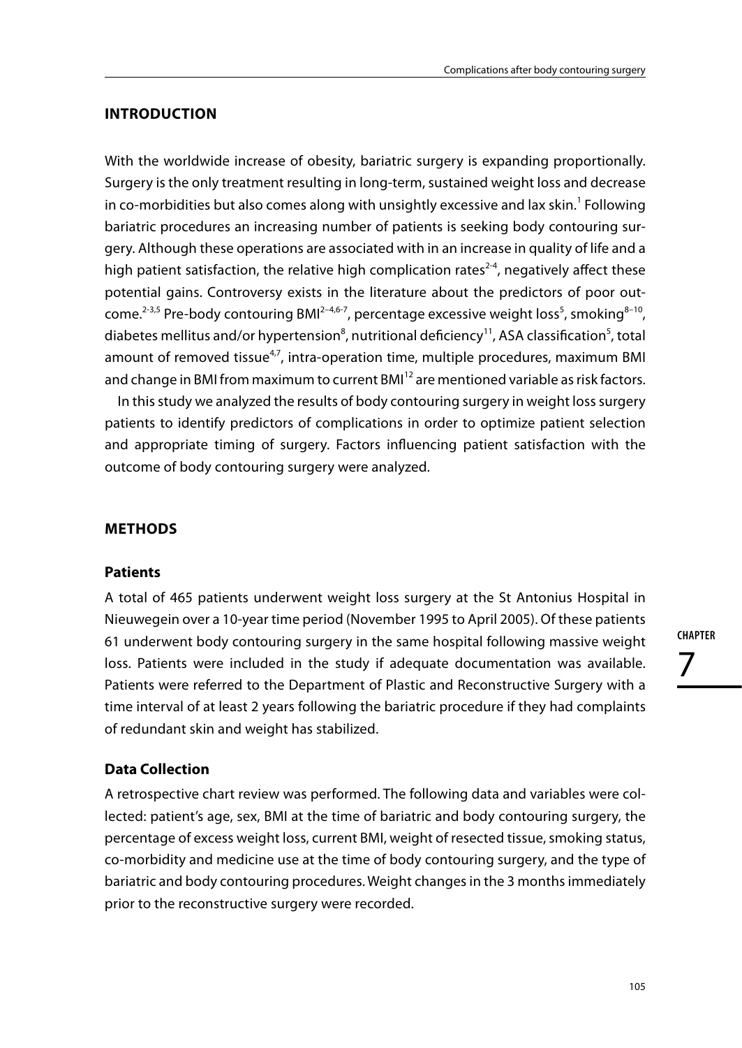## INTRODUCTION

With the worldwide increase of obesity, bariatric surgery is expanding proportionally. Surgery is the only treatment resulting in long-term, sustained weight loss and decrease in co-morbidities but also comes along with unsightly excessive and lax skin.[1] Following bariatric procedures an increasing number of patients is seeking body contouring surgery. Although these operations are associated with in an increase in quality of life and a high patient satisfaction, the relative high complication rates[2-4], negatively affect these potential gains. Controversy exists in the literature about the predictors of poor outcome.[2-3,5] Pre-body contouring BMI[2–4,6-7], percentage excessive weight loss[5], smoking[8–10], diabetes mellitus and/or hypertension[8], nutritional deficiency[11], ASA classification[5], total amount of removed tissue[4,7], intra-operation time, multiple procedures, maximum BMI and change in BMI from maximum to current BMI[12] are mentioned variable as risk factors.

In this study we analyzed the results of body contouring surgery in weight loss surgery patients to identify predictors of complications in order to optimize patient selection and appropriate timing of surgery. Factors influencing patient satisfaction with the outcome of body contouring surgery were analyzed.

## METHODS

### Patients

A total of 465 patients underwent weight loss surgery at the St Antonius Hospital in Nieuwegein over a 10-year time period (November 1995 to April 2005). Of these patients 61 underwent body contouring surgery in the same hospital following massive weight loss. Patients were included in the study if adequate documentation was available. Patients were referred to the Department of Plastic and Reconstructive Surgery with a time interval of at least 2 years following the bariatric procedure if they had complaints of redundant skin and weight has stabilized.

### Data Collection

A retrospective chart review was performed. The following data and variables were collected: patient's age, sex, BMI at the time of bariatric and body contouring surgery, the percentage of excess weight loss, current BMI, weight of resected tissue, smoking status, co-morbidity and medicine use at the time of body contouring surgery, and the type of bariatric and body contouring procedures. Weight changes in the 3 months immediately prior to the reconstructive surgery were recorded.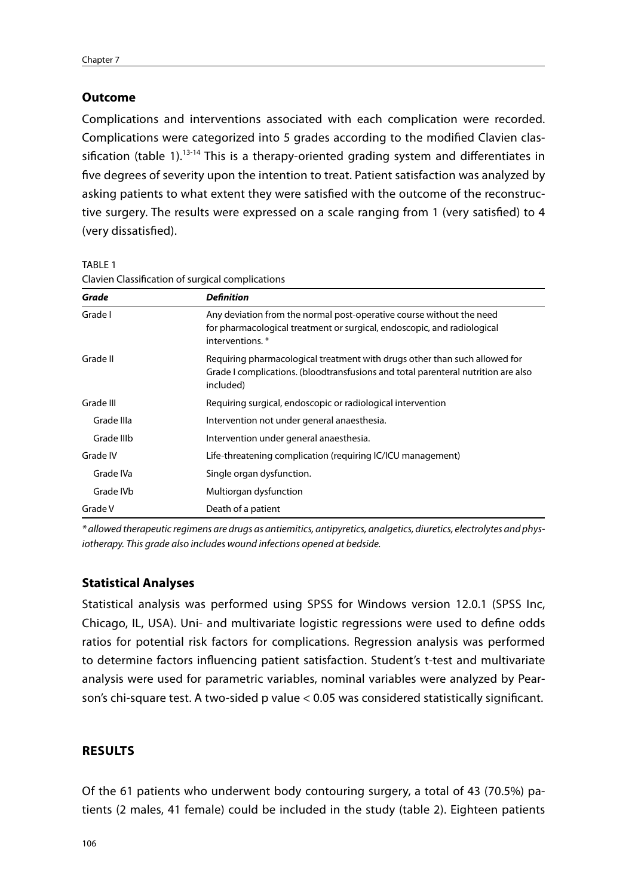## Outcome

Complications and interventions associated with each complication were recorded. Complications were categorized into 5 grades according to the modified Clavien classification (table 1).[13-14] This is a therapy-oriented grading system and differentiates in five degrees of severity upon the intention to treat. Patient satisfaction was analyzed by asking patients to what extent they were satisfied with the outcome of the reconstructive surgery. The results were expressed on a scale ranging from 1 (very satisfied) to 4 (very dissatisfied).

TABLE 1
Clavien Classification of surgical complications

| *Grade* | *Definition* |
|---|---|
| Grade I | Any deviation from the normal post-operative course without the need for pharmacological treatment or surgical, endoscopic, and radiological interventions. * |
| Grade II | Requiring pharmacological treatment with drugs other than such allowed for Grade I complications. (bloodtransfusions and total parenteral nutrition are also included) |
| Grade III | Requiring surgical, endoscopic or radiological intervention |
| Grade IIIa | Intervention not under general anaesthesia. |
| Grade IIIb | Intervention under general anaesthesia. |
| Grade IV | Life-threatening complication (requiring IC/ICU management) |
| Grade IVa | Single organ dysfunction. |
| Grade IVb | Multiorgan dysfunction |
| Grade V | Death of a patient |

*\* allowed therapeutic regimens are drugs as antiemitics, antipyretics, analgetics, diuretics, electrolytes and physiotherapy. This grade also includes wound infections opened at bedside.*

## Statistical Analyses

Statistical analysis was performed using SPSS for Windows version 12.0.1 (SPSS Inc, Chicago, IL, USA). Uni- and multivariate logistic regressions were used to define odds ratios for potential risk factors for complications. Regression analysis was performed to determine factors influencing patient satisfaction. Student's t-test and multivariate analysis were used for parametric variables, nominal variables were analyzed by Pearson's chi-square test. A two-sided p value $< 0.05$ was considered statistically significant.

## RESULTS

Of the 61 patients who underwent body contouring surgery, a total of 43 (70.5%) patients (2 males, 41 female) could be included in the study (table 2). Eighteen patients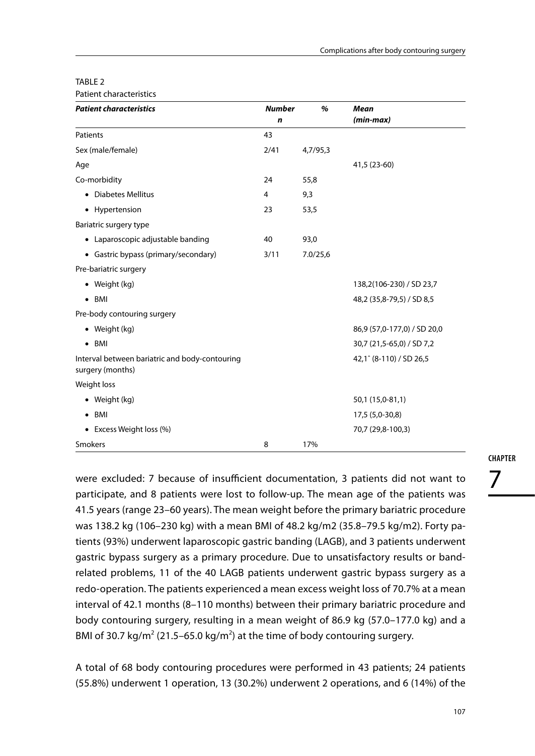TABLE 2

Patient characteristics

| *Patient characteristics* | *Number n* | *%* | *Mean (min-max)* |
|---|---|---|---|
| Patients | 43 | | |
| Sex (male/female) | 2/41 | 4,7/95,3 | |
| Age | | | 41,5 (23-60) |
| Co-morbidity | 24 | 55,8 | |
| • Diabetes Mellitus | 4 | 9,3 | |
| • Hypertension | 23 | 53,5 | |
| Bariatric surgery type | | | |
| • Laparoscopic adjustable banding | 40 | 93,0 | |
| • Gastric bypass (primary/secondary) | 3/11 | 7.0/25,6 | |
| Pre-bariatric surgery | | | |
| • Weight (kg) | | | 138,2(106-230) / SD 23,7 |
| • BMI | | | 48,2 (35,8-79,5) / SD 8,5 |
| Pre-body contouring surgery | | | |
| • Weight (kg) | | | 86,9 (57,0-177,0) / SD 20,0 |
| • BMI | | | 30,7 (21,5-65,0) / SD 7,2 |
| Interval between bariatric and body-contouring surgery (months) | | | 42,1ˆ (8-110) / SD 26,5 |
| Weight loss | | | |
| • Weight (kg) | | | 50,1 (15,0-81,1) |
| • BMI | | | 17,5 (5,0-30,8) |
| • Excess Weight loss (%) | | | 70,7 (29,8-100,3) |
| Smokers | 8 | 17% | |

were excluded: 7 because of insufficient documentation, 3 patients did not want to participate, and 8 patients were lost to follow-up. The mean age of the patients was 41.5 years (range 23–60 years). The mean weight before the primary bariatric procedure was 138.2 kg (106–230 kg) with a mean BMI of 48.2 kg/m2 (35.8–79.5 kg/m2). Forty patients (93%) underwent laparoscopic gastric banding (LAGB), and 3 patients underwent gastric bypass surgery as a primary procedure. Due to unsatisfactory results or band-related problems, 11 of the 40 LAGB patients underwent gastric bypass surgery as a redo-operation. The patients experienced a mean excess weight loss of 70.7% at a mean interval of 42.1 months (8–110 months) between their primary bariatric procedure and body contouring surgery, resulting in a mean weight of 86.9 kg (57.0–177.0 kg) and a BMI of 30.7 kg/m$^2$ (21.5–65.0 kg/m$^2$) at the time of body contouring surgery.

A total of 68 body contouring procedures were performed in 43 patients; 24 patients (55.8%) underwent 1 operation, 13 (30.2%) underwent 2 operations, and 6 (14%) of the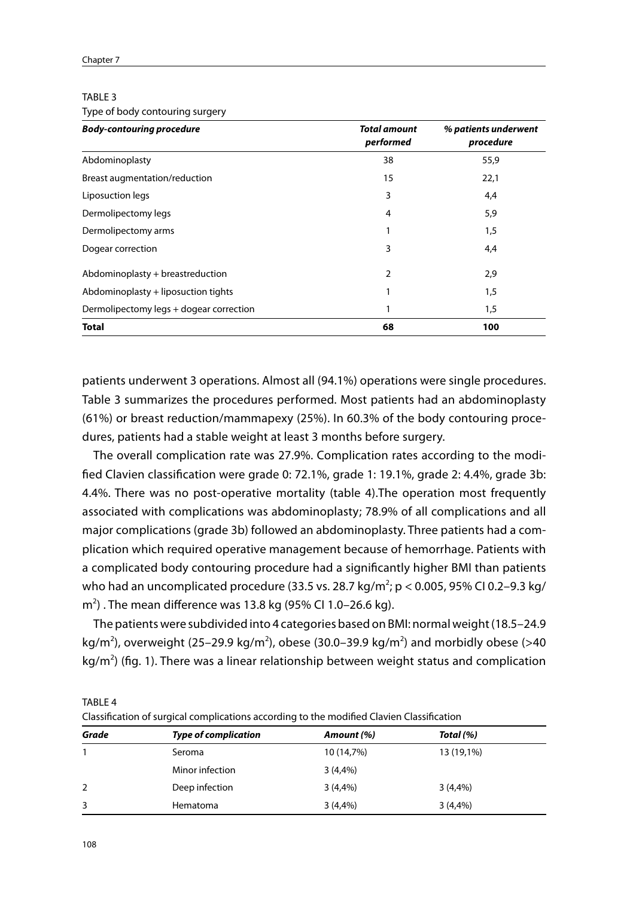TABLE 3

Type of body contouring surgery

| ***Body-contouring procedure*** | ***Total amount performed*** | ***% patients underwent procedure*** |
|---|---|---|
| Abdominoplasty | 38 | 55,9 |
| Breast augmentation/reduction | 15 | 22,1 |
| Liposuction legs | 3 | 4,4 |
| Dermolipectomy legs | 4 | 5,9 |
| Dermolipectomy arms | 1 | 1,5 |
| Dogear correction | 3 | 4,4 |
| Abdominoplasty + breastreduction | 2 | 2,9 |
| Abdominoplasty + liposuction tights | 1 | 1,5 |
| Dermolipectomy legs + dogear correction | 1 | 1,5 |
| **Total** | **68** | **100** |

patients underwent 3 operations. Almost all (94.1%) operations were single procedures. Table 3 summarizes the procedures performed. Most patients had an abdominoplasty (61%) or breast reduction/mammapexy (25%). In 60.3% of the body contouring procedures, patients had a stable weight at least 3 months before surgery.

The overall complication rate was 27.9%. Complication rates according to the modified Clavien classification were grade 0: 72.1%, grade 1: 19.1%, grade 2: 4.4%, grade 3b: 4.4%. There was no post-operative mortality (table 4).The operation most frequently associated with complications was abdominoplasty; 78.9% of all complications and all major complications (grade 3b) followed an abdominoplasty. Three patients had a complication which required operative management because of hemorrhage. Patients with a complicated body contouring procedure had a significantly higher BMI than patients who had an uncomplicated procedure (33.5 vs. 28.7 kg/m$^2$; $p < 0.005$, 95% CI 0.2–9.3 kg/m$^2$) . The mean difference was 13.8 kg (95% CI 1.0–26.6 kg).

The patients were subdivided into 4 categories based on BMI: normal weight (18.5–24.9 kg/m$^2$), overweight (25–29.9 kg/m$^2$), obese (30.0–39.9 kg/m$^2$) and morbidly obese (>40 kg/m$^2$) (fig. 1). There was a linear relationship between weight status and complication

TABLE 4

Classification of surgical complications according to the modified Clavien Classification

| ***Grade*** | ***Type of complication*** | ***Amount (%)*** | ***Total (%)*** |
|---|---|---|---|
| 1 | Seroma | 10 (14,7%) | 13 (19,1%) |
| | Minor infection | 3 (4,4%) | |
| 2 | Deep infection | 3 (4,4%) | 3 (4,4%) |
| 3 | Hematoma | 3 (4,4%) | 3 (4,4%) |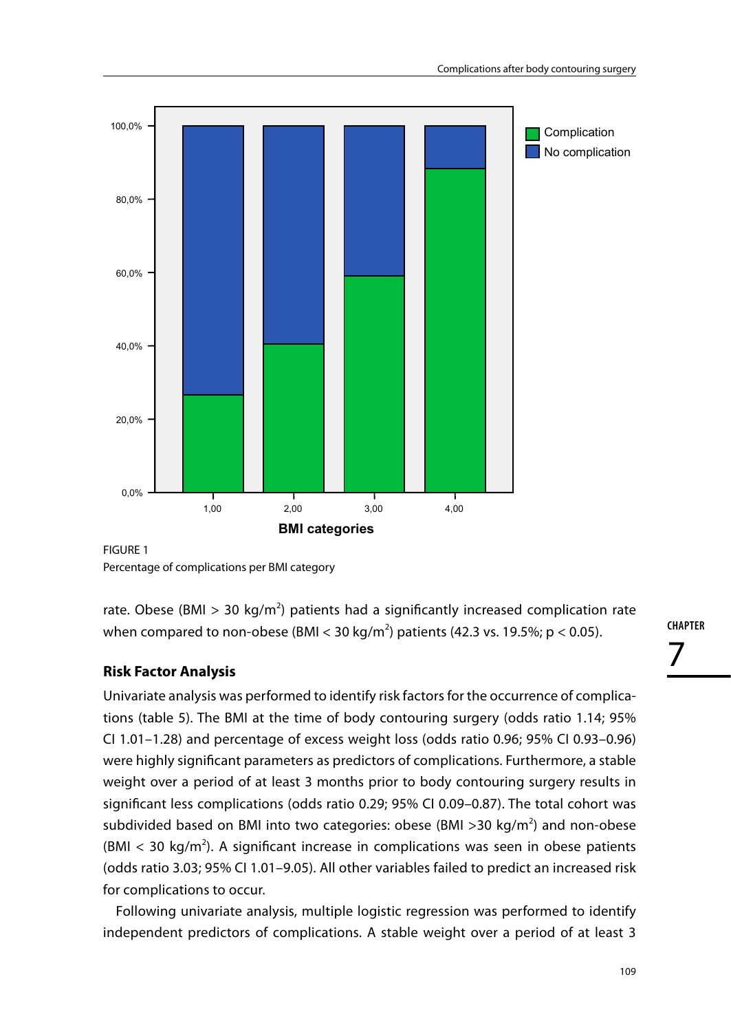FIGURE 1
Percentage of complications per BMI category

rate. Obese (BMI > 30 kg/m$^2$) patients had a significantly increased complication rate when compared to non-obese (BMI < 30 kg/m$^2$) patients (42.3 vs. 19.5%; $p < 0.05$).

### Risk Factor Analysis

Univariate analysis was performed to identify risk factors for the occurrence of complications (table 5). The BMI at the time of body contouring surgery (odds ratio 1.14; 95% CI 1.01–1.28) and percentage of excess weight loss (odds ratio 0.96; 95% CI 0.93–0.96) were highly significant parameters as predictors of complications. Furthermore, a stable weight over a period of at least 3 months prior to body contouring surgery results in significant less complications (odds ratio 0.29; 95% CI 0.09–0.87). The total cohort was subdivided based on BMI into two categories: obese (BMI >30 kg/m$^2$) and non-obese (BMI < 30 kg/m$^2$). A significant increase in complications was seen in obese patients (odds ratio 3.03; 95% CI 1.01–9.05). All other variables failed to predict an increased risk for complications to occur.

Following univariate analysis, multiple logistic regression was performed to identify independent predictors of complications. A stable weight over a period of at least 3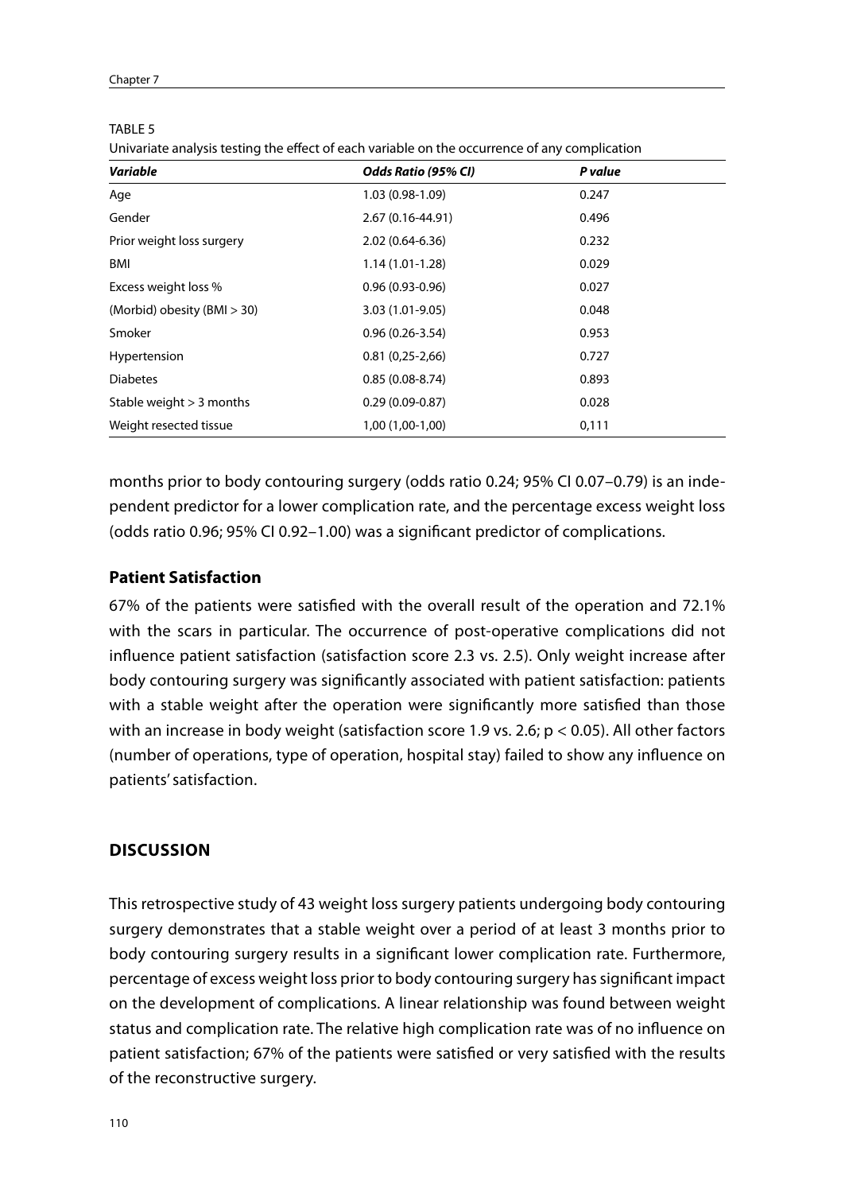TABLE 5

Univariate analysis testing the effect of each variable on the occurrence of any complication

| *Variable* | *Odds Ratio (95% CI)* | *P value* |
|---|---|---|
| Age | 1.03 (0.98-1.09) | 0.247 |
| Gender | 2.67 (0.16-44.91) | 0.496 |
| Prior weight loss surgery | 2.02 (0.64-6.36) | 0.232 |
| BMI | 1.14 (1.01-1.28) | 0.029 |
| Excess weight loss % | 0.96 (0.93-0.96) | 0.027 |
| (Morbid) obesity (BMI > 30) | 3.03 (1.01-9.05) | 0.048 |
| Smoker | 0.96 (0.26-3.54) | 0.953 |
| Hypertension | 0.81 (0,25-2,66) | 0.727 |
| Diabetes | 0.85 (0.08-8.74) | 0.893 |
| Stable weight > 3 months | 0.29 (0.09-0.87) | 0.028 |
| Weight resected tissue | 1,00 (1,00-1,00) | 0,111 |

months prior to body contouring surgery (odds ratio 0.24; 95% CI 0.07–0.79) is an independent predictor for a lower complication rate, and the percentage excess weight loss (odds ratio 0.96; 95% CI 0.92–1.00) was a significant predictor of complications.

### Patient Satisfaction

67% of the patients were satisfied with the overall result of the operation and 72.1% with the scars in particular. The occurrence of post-operative complications did not influence patient satisfaction (satisfaction score 2.3 vs. 2.5). Only weight increase after body contouring surgery was significantly associated with patient satisfaction: patients with a stable weight after the operation were significantly more satisfied than those with an increase in body weight (satisfaction score 1.9 vs. 2.6; $p < 0.05$). All other factors (number of operations, type of operation, hospital stay) failed to show any influence on patients' satisfaction.

## DISCUSSION

This retrospective study of 43 weight loss surgery patients undergoing body contouring surgery demonstrates that a stable weight over a period of at least 3 months prior to body contouring surgery results in a significant lower complication rate. Furthermore, percentage of excess weight loss prior to body contouring surgery has significant impact on the development of complications. A linear relationship was found between weight status and complication rate. The relative high complication rate was of no influence on patient satisfaction; 67% of the patients were satisfied or very satisfied with the results of the reconstructive surgery.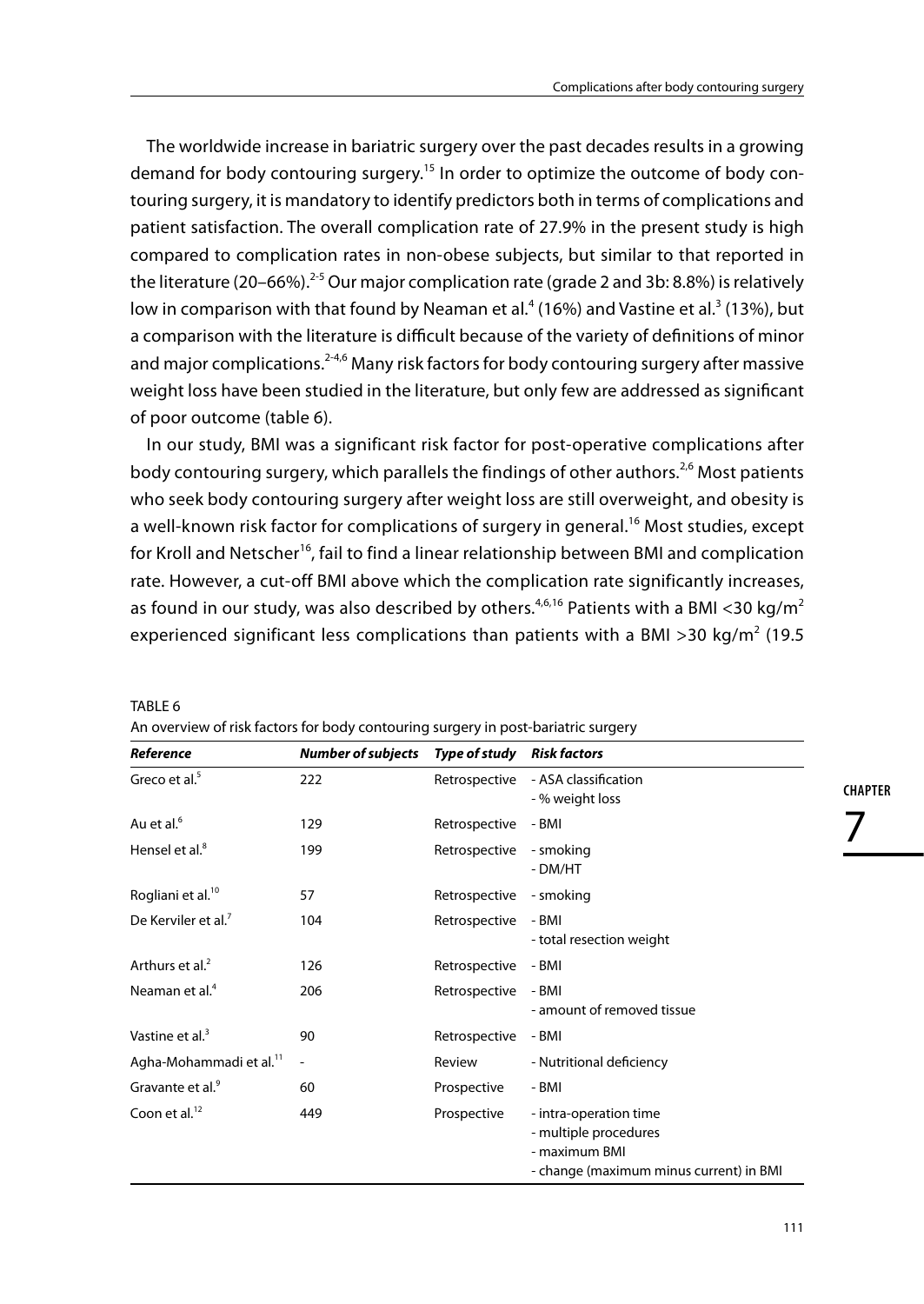The worldwide increase in bariatric surgery over the past decades results in a growing demand for body contouring surgery.[15] In order to optimize the outcome of body contouring surgery, it is mandatory to identify predictors both in terms of complications and patient satisfaction. The overall complication rate of 27.9% in the present study is high compared to complication rates in non-obese subjects, but similar to that reported in the literature (20–66%).[2-5] Our major complication rate (grade 2 and 3b: 8.8%) is relatively low in comparison with that found by Neaman et al.[4] (16%) and Vastine et al.[3] (13%), but a comparison with the literature is difficult because of the variety of definitions of minor and major complications.[2-4,6] Many risk factors for body contouring surgery after massive weight loss have been studied in the literature, but only few are addressed as significant of poor outcome (table 6).

In our study, BMI was a significant risk factor for post-operative complications after body contouring surgery, which parallels the findings of other authors.[2,6] Most patients who seek body contouring surgery after weight loss are still overweight, and obesity is a well-known risk factor for complications of surgery in general.[16] Most studies, except for Kroll and Netscher[16], fail to find a linear relationship between BMI and complication rate. However, a cut-off BMI above which the complication rate significantly increases, as found in our study, was also described by others.[4,6,16] Patients with a BMI <30 kg/m$^2$ experienced significant less complications than patients with a BMI >30 kg/m$^2$ (19.5

TABLE 6

An overview of risk factors for body contouring surgery in post-bariatric surgery

| ***Reference*** | ***Number of subjects*** | ***Type of study*** | ***Risk factors*** |
|---|---|---|---|
| Greco et al.[5] | 222 | Retrospective | - ASA classification<br>- % weight loss |
| Au et al.[6] | 129 | Retrospective | - BMI |
| Hensel et al.[8] | 199 | Retrospective | - smoking<br>- DM/HT |
| Rogliani et al.[10] | 57 | Retrospective | - smoking |
| De Kerviler et al.[7] | 104 | Retrospective | - BMI<br>- total resection weight |
| Arthurs et al.[2] | 126 | Retrospective | - BMI |
| Neaman et al.[4] | 206 | Retrospective | - BMI<br>- amount of removed tissue |
| Vastine et al.[3] | 90 | Retrospective | - BMI |
| Agha-Mohammadi et al.[11] | - | Review | - Nutritional deficiency |
| Gravante et al.[9] | 60 | Prospective | - BMI |
| Coon et al.[12] | 449 | Prospective | - intra-operation time<br>- multiple procedures<br>- maximum BMI<br>- change (maximum minus current) in BMI |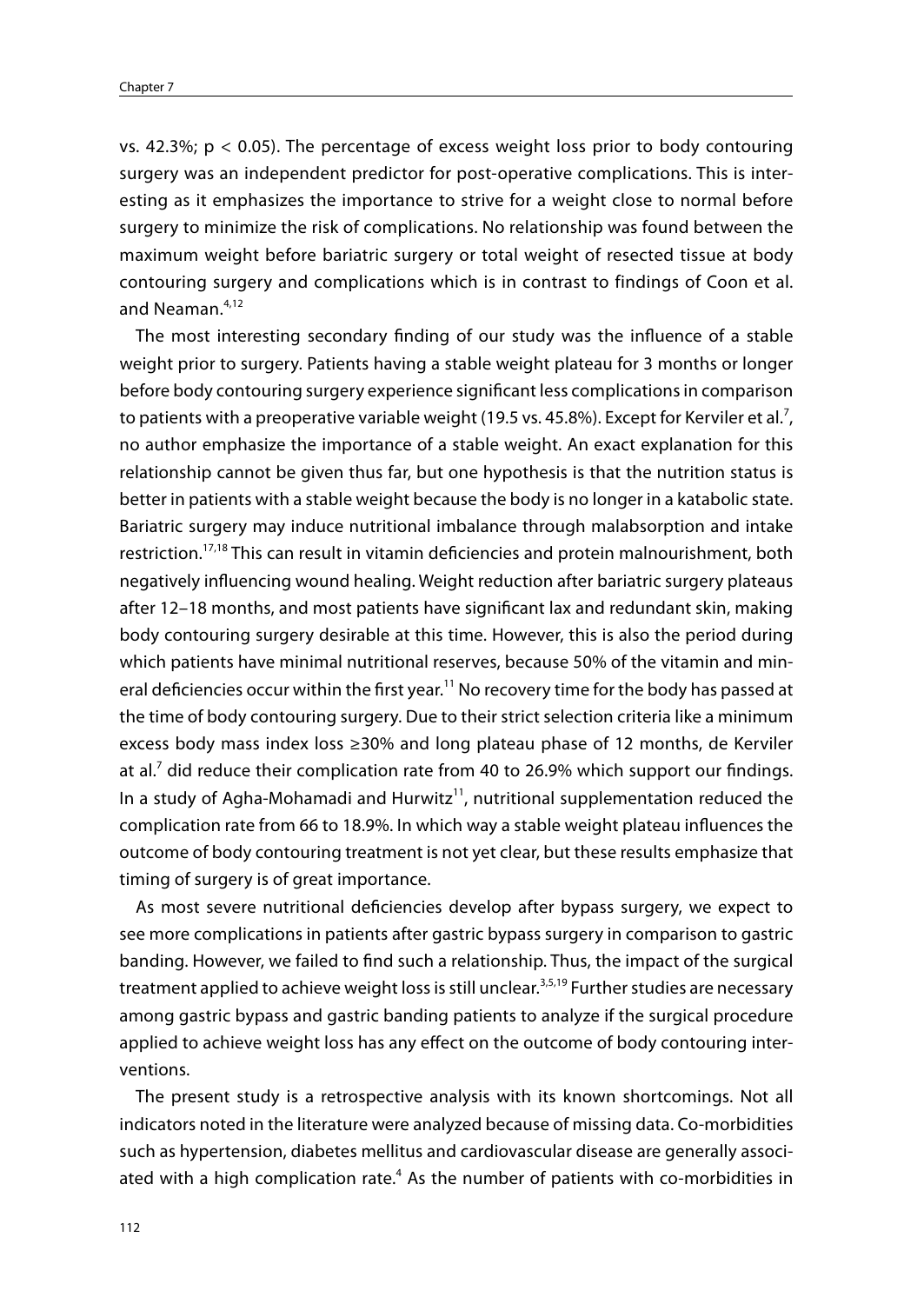vs. 42.3%; $p < 0.05$). The percentage of excess weight loss prior to body contouring surgery was an independent predictor for post-operative complications. This is interesting as it emphasizes the importance to strive for a weight close to normal before surgery to minimize the risk of complications. No relationship was found between the maximum weight before bariatric surgery or total weight of resected tissue at body contouring surgery and complications which is in contrast to findings of Coon et al. and Neaman.[4,12]

The most interesting secondary finding of our study was the influence of a stable weight prior to surgery. Patients having a stable weight plateau for 3 months or longer before body contouring surgery experience significant less complications in comparison to patients with a preoperative variable weight (19.5 vs. 45.8%). Except for Kerviler et al.[7], no author emphasize the importance of a stable weight. An exact explanation for this relationship cannot be given thus far, but one hypothesis is that the nutrition status is better in patients with a stable weight because the body is no longer in a katabolic state. Bariatric surgery may induce nutritional imbalance through malabsorption and intake restriction.[17,18] This can result in vitamin deficiencies and protein malnourishment, both negatively influencing wound healing. Weight reduction after bariatric surgery plateaus after 12–18 months, and most patients have significant lax and redundant skin, making body contouring surgery desirable at this time. However, this is also the period during which patients have minimal nutritional reserves, because 50% of the vitamin and mineral deficiencies occur within the first year.[11] No recovery time for the body has passed at the time of body contouring surgery. Due to their strict selection criteria like a minimum excess body mass index loss ≥30% and long plateau phase of 12 months, de Kerviler at al.[7] did reduce their complication rate from 40 to 26.9% which support our findings. In a study of Agha-Mohamadi and Hurwitz[11], nutritional supplementation reduced the complication rate from 66 to 18.9%. In which way a stable weight plateau influences the outcome of body contouring treatment is not yet clear, but these results emphasize that timing of surgery is of great importance.

As most severe nutritional deficiencies develop after bypass surgery, we expect to see more complications in patients after gastric bypass surgery in comparison to gastric banding. However, we failed to find such a relationship. Thus, the impact of the surgical treatment applied to achieve weight loss is still unclear.[3,5,19] Further studies are necessary among gastric bypass and gastric banding patients to analyze if the surgical procedure applied to achieve weight loss has any effect on the outcome of body contouring interventions.

The present study is a retrospective analysis with its known shortcomings. Not all indicators noted in the literature were analyzed because of missing data. Co-morbidities such as hypertension, diabetes mellitus and cardiovascular disease are generally associated with a high complication rate.[4] As the number of patients with co-morbidities in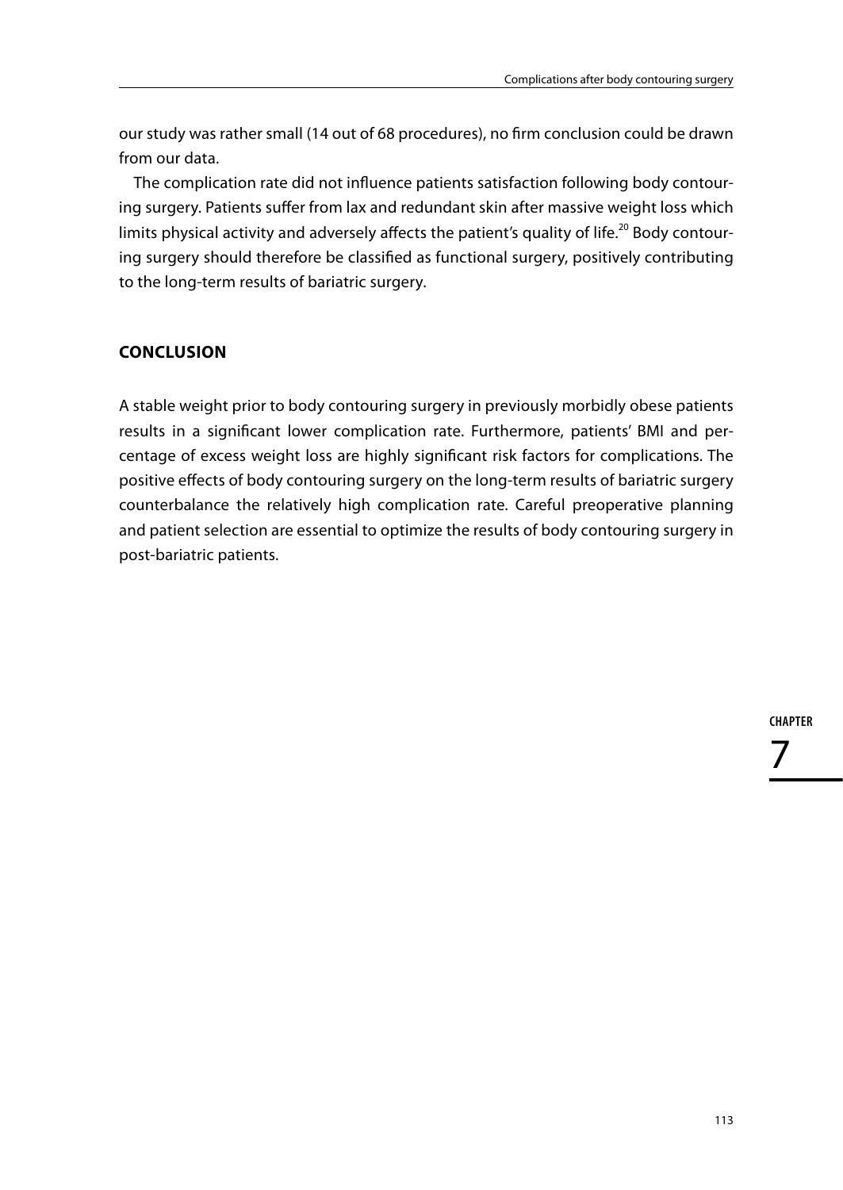our study was rather small (14 out of 68 procedures), no firm conclusion could be drawn from our data.

The complication rate did not influence patients satisfaction following body contouring surgery. Patients suffer from lax and redundant skin after massive weight loss which limits physical activity and adversely affects the patient's quality of life.[20] Body contouring surgery should therefore be classified as functional surgery, positively contributing to the long-term results of bariatric surgery.

## CONCLUSION

A stable weight prior to body contouring surgery in previously morbidly obese patients results in a significant lower complication rate. Furthermore, patients' BMI and percentage of excess weight loss are highly significant risk factors for complications. The positive effects of body contouring surgery on the long-term results of bariatric surgery counterbalance the relatively high complication rate. Careful preoperative planning and patient selection are essential to optimize the results of body contouring surgery in post-bariatric patients.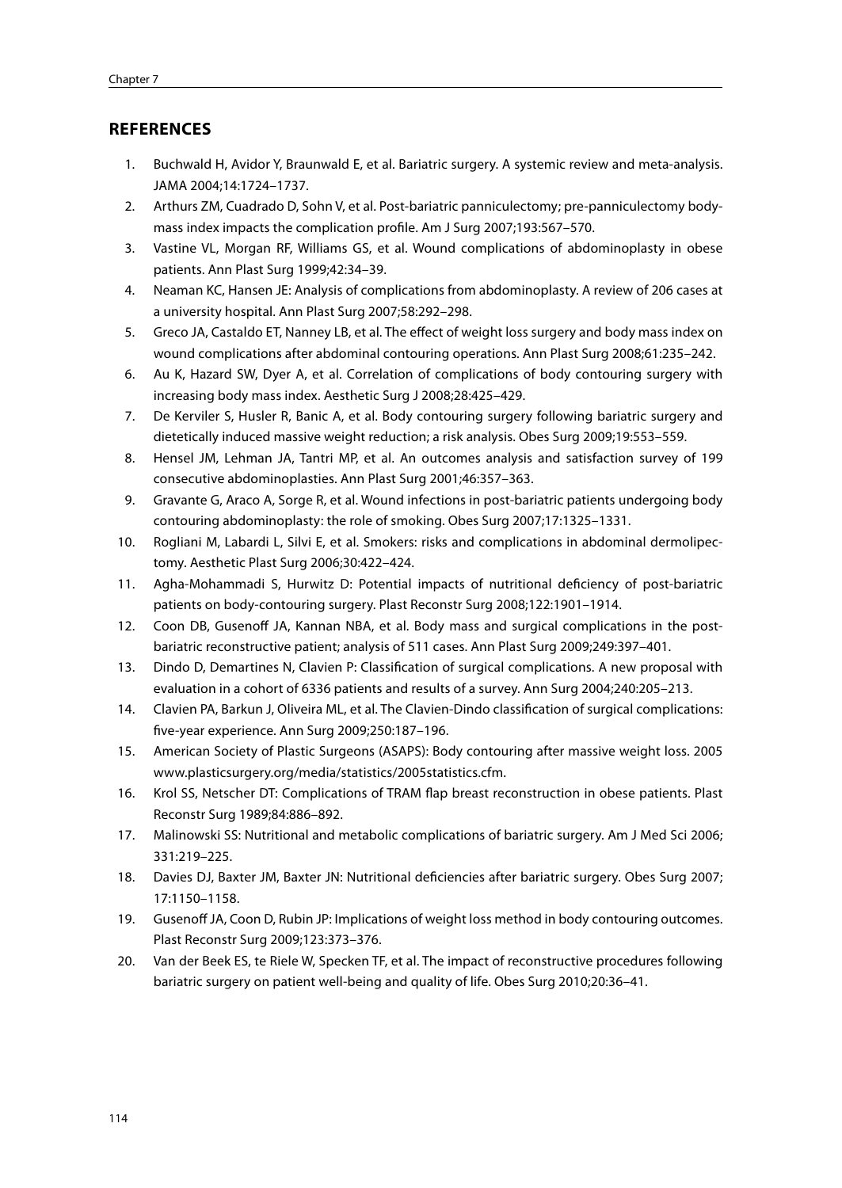## REFERENCES

1. Buchwald H, Avidor Y, Braunwald E, et al. Bariatric surgery. A systemic review and meta-analysis. JAMA 2004;14:1724–1737.
2. Arthurs ZM, Cuadrado D, Sohn V, et al. Post-bariatric panniculectomy; pre-panniculectomy body-mass index impacts the complication profile. Am J Surg 2007;193:567–570.
3. Vastine VL, Morgan RF, Williams GS, et al. Wound complications of abdominoplasty in obese patients. Ann Plast Surg 1999;42:34–39.
4. Neaman KC, Hansen JE: Analysis of complications from abdominoplasty. A review of 206 cases at a university hospital. Ann Plast Surg 2007;58:292–298.
5. Greco JA, Castaldo ET, Nanney LB, et al. The effect of weight loss surgery and body mass index on wound complications after abdominal contouring operations. Ann Plast Surg 2008;61:235–242.
6. Au K, Hazard SW, Dyer A, et al. Correlation of complications of body contouring surgery with increasing body mass index. Aesthetic Surg J 2008;28:425–429.
7. De Kerviler S, Husler R, Banic A, et al. Body contouring surgery following bariatric surgery and dietetically induced massive weight reduction; a risk analysis. Obes Surg 2009;19:553–559.
8. Hensel JM, Lehman JA, Tantri MP, et al. An outcomes analysis and satisfaction survey of 199 consecutive abdominoplasties. Ann Plast Surg 2001;46:357–363.
9. Gravante G, Araco A, Sorge R, et al. Wound infections in post-bariatric patients undergoing body contouring abdominoplasty: the role of smoking. Obes Surg 2007;17:1325–1331.
10. Rogliani M, Labardi L, Silvi E, et al. Smokers: risks and complications in abdominal dermolipectomy. Aesthetic Plast Surg 2006;30:422–424.
11. Agha-Mohammadi S, Hurwitz D: Potential impacts of nutritional deficiency of post-bariatric patients on body-contouring surgery. Plast Reconstr Surg 2008;122:1901–1914.
12. Coon DB, Gusenoff JA, Kannan NBA, et al. Body mass and surgical complications in the post-bariatric reconstructive patient; analysis of 511 cases. Ann Plast Surg 2009;249:397–401.
13. Dindo D, Demartines N, Clavien P: Classification of surgical complications. A new proposal with evaluation in a cohort of 6336 patients and results of a survey. Ann Surg 2004;240:205–213.
14. Clavien PA, Barkun J, Oliveira ML, et al. The Clavien-Dindo classification of surgical complications: five-year experience. Ann Surg 2009;250:187–196.
15. American Society of Plastic Surgeons (ASAPS): Body contouring after massive weight loss. 2005 www.plasticsurgery.org/media/statistics/2005statistics.cfm.
16. Krol SS, Netscher DT: Complications of TRAM flap breast reconstruction in obese patients. Plast Reconstr Surg 1989;84:886–892.
17. Malinowski SS: Nutritional and metabolic complications of bariatric surgery. Am J Med Sci 2006; 331:219–225.
18. Davies DJ, Baxter JM, Baxter JN: Nutritional deficiencies after bariatric surgery. Obes Surg 2007; 17:1150–1158.
19. Gusenoff JA, Coon D, Rubin JP: Implications of weight loss method in body contouring outcomes. Plast Reconstr Surg 2009;123:373–376.
20. Van der Beek ES, te Riele W, Specken TF, et al. The impact of reconstructive procedures following bariatric surgery on patient well-being and quality of life. Obes Surg 2010;20:36–41.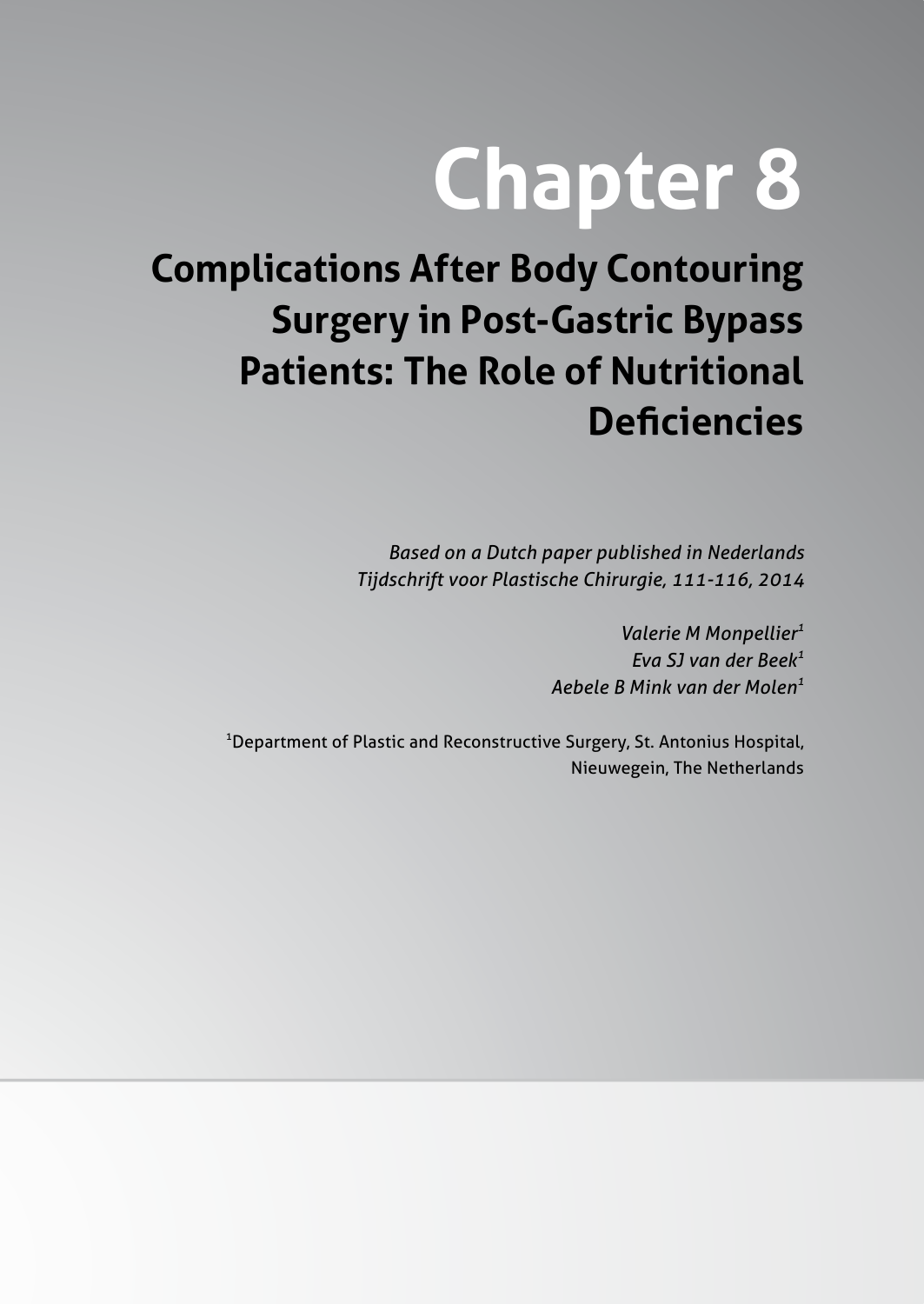# Chapter 8

## Complications After Body Contouring Surgery in Post-Gastric Bypass Patients: The Role of Nutritional Deficiencies

*Based on a Dutch paper published in Nederlands Tijdschrift voor Plastische Chirurgie, 111-116, 2014*

*Valerie M Monpellier*[1]
*Eva SJ van der Beek*[1]
*Aebele B Mink van der Molen*[1]

[1]Department of Plastic and Reconstructive Surgery, St. Antonius Hospital, Nieuwegein, The Netherlands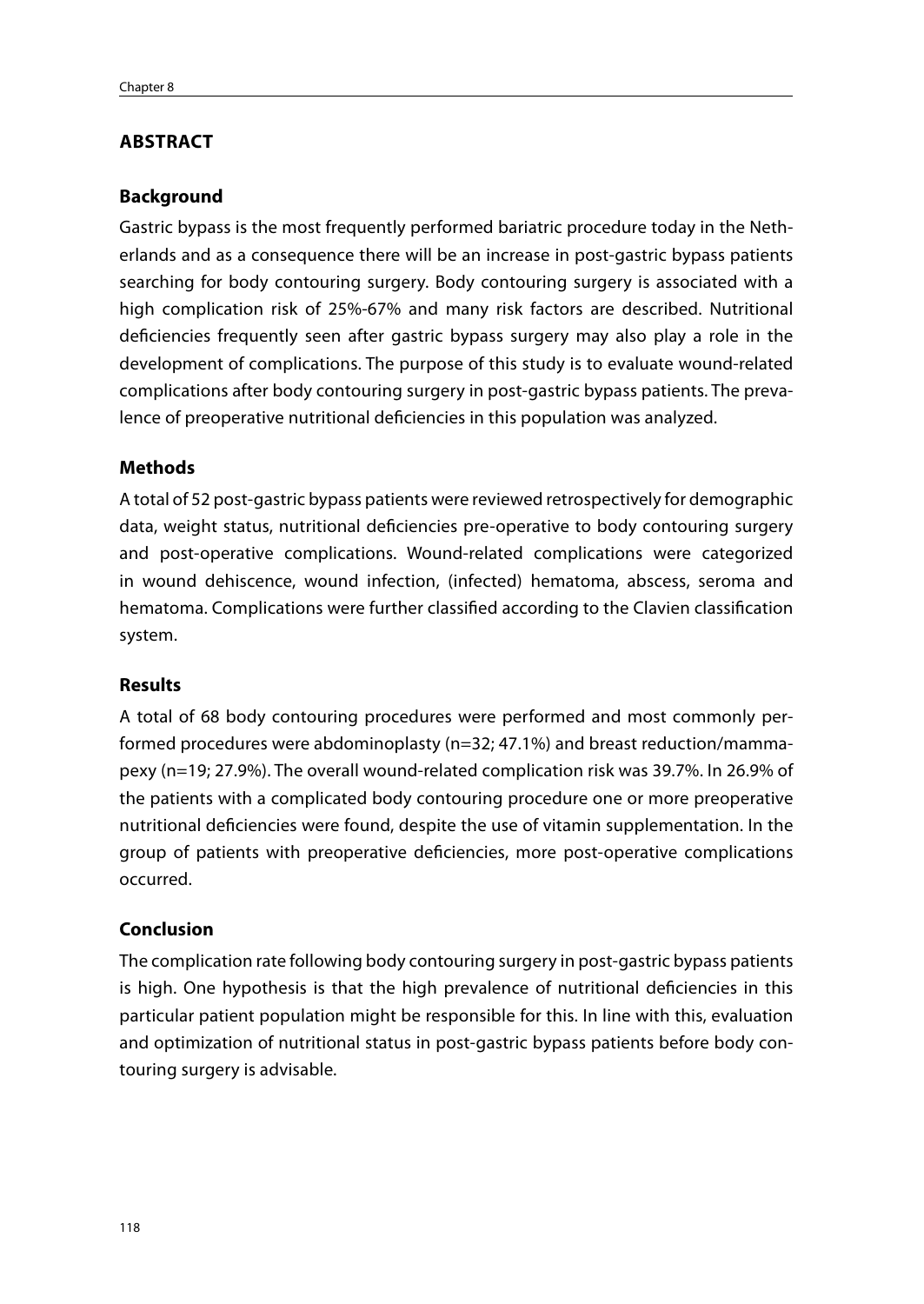## ABSTRACT

### Background

Gastric bypass is the most frequently performed bariatric procedure today in the Netherlands and as a consequence there will be an increase in post-gastric bypass patients searching for body contouring surgery. Body contouring surgery is associated with a high complication risk of 25%-67% and many risk factors are described. Nutritional deficiencies frequently seen after gastric bypass surgery may also play a role in the development of complications. The purpose of this study is to evaluate wound-related complications after body contouring surgery in post-gastric bypass patients. The prevalence of preoperative nutritional deficiencies in this population was analyzed.

### Methods

A total of 52 post-gastric bypass patients were reviewed retrospectively for demographic data, weight status, nutritional deficiencies pre-operative to body contouring surgery and post-operative complications. Wound-related complications were categorized in wound dehiscence, wound infection, (infected) hematoma, abscess, seroma and hematoma. Complications were further classified according to the Clavien classification system.

### Results

A total of 68 body contouring procedures were performed and most commonly performed procedures were abdominoplasty (n=32; 47.1%) and breast reduction/mammapexy (n=19; 27.9%). The overall wound-related complication risk was 39.7%. In 26.9% of the patients with a complicated body contouring procedure one or more preoperative nutritional deficiencies were found, despite the use of vitamin supplementation. In the group of patients with preoperative deficiencies, more post-operative complications occurred.

### Conclusion

The complication rate following body contouring surgery in post-gastric bypass patients is high. One hypothesis is that the high prevalence of nutritional deficiencies in this particular patient population might be responsible for this. In line with this, evaluation and optimization of nutritional status in post-gastric bypass patients before body contouring surgery is advisable.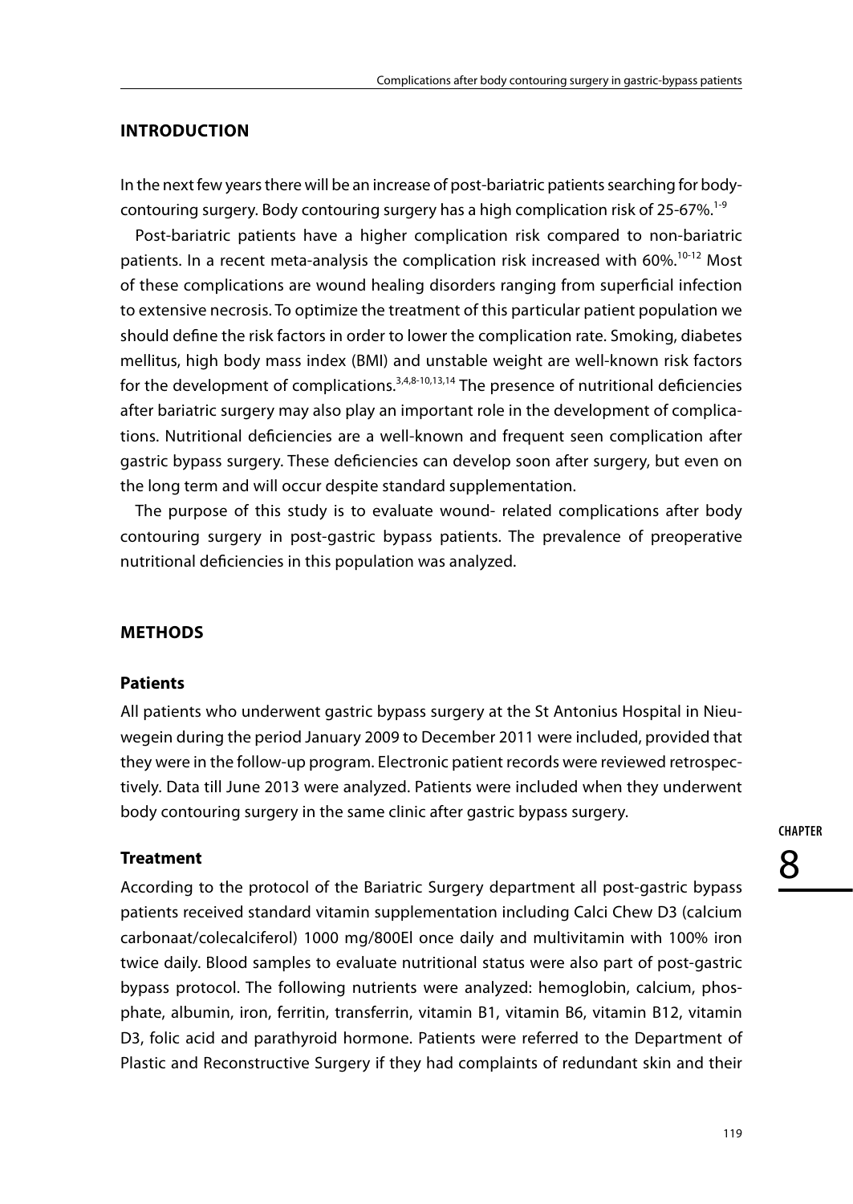## INTRODUCTION

In the next few years there will be an increase of post-bariatric patients searching for body-contouring surgery. Body contouring surgery has a high complication risk of 25-67%.[1-9]

Post-bariatric patients have a higher complication risk compared to non-bariatric patients. In a recent meta-analysis the complication risk increased with 60%.[10-12] Most of these complications are wound healing disorders ranging from superficial infection to extensive necrosis. To optimize the treatment of this particular patient population we should define the risk factors in order to lower the complication rate. Smoking, diabetes mellitus, high body mass index (BMI) and unstable weight are well-known risk factors for the development of complications.[3,4,8-10,13,14] The presence of nutritional deficiencies after bariatric surgery may also play an important role in the development of complications. Nutritional deficiencies are a well-known and frequent seen complication after gastric bypass surgery. These deficiencies can develop soon after surgery, but even on the long term and will occur despite standard supplementation.

The purpose of this study is to evaluate wound- related complications after body contouring surgery in post-gastric bypass patients. The prevalence of preoperative nutritional deficiencies in this population was analyzed.

## METHODS

### Patients

All patients who underwent gastric bypass surgery at the St Antonius Hospital in Nieuwegein during the period January 2009 to December 2011 were included, provided that they were in the follow-up program. Electronic patient records were reviewed retrospectively. Data till June 2013 were analyzed. Patients were included when they underwent body contouring surgery in the same clinic after gastric bypass surgery.

### Treatment

According to the protocol of the Bariatric Surgery department all post-gastric bypass patients received standard vitamin supplementation including Calci Chew D3 (calcium carbonaat/colecalciferol) 1000 mg/800El once daily and multivitamin with 100% iron twice daily. Blood samples to evaluate nutritional status were also part of post-gastric bypass protocol. The following nutrients were analyzed: hemoglobin, calcium, phosphate, albumin, iron, ferritin, transferrin, vitamin B1, vitamin B6, vitamin B12, vitamin D3, folic acid and parathyroid hormone. Patients were referred to the Department of Plastic and Reconstructive Surgery if they had complaints of redundant skin and their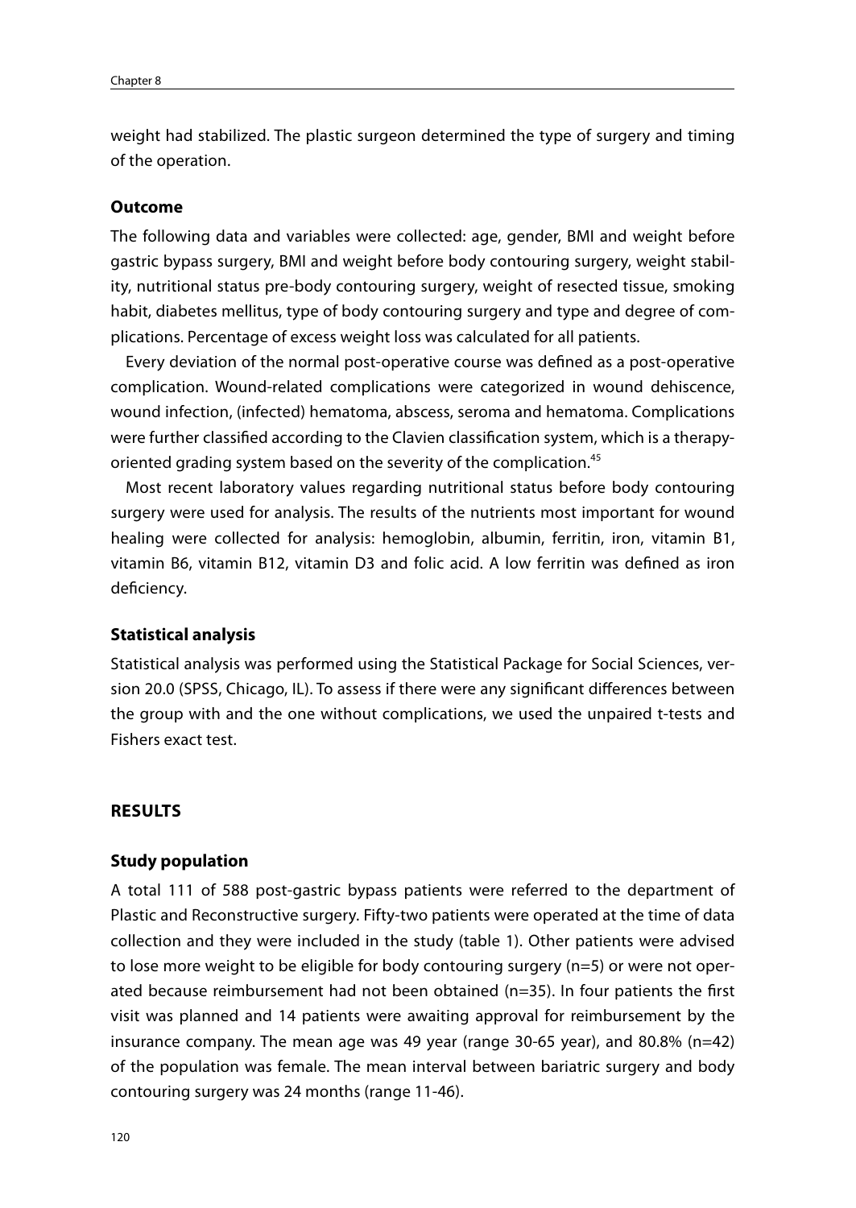weight had stabilized. The plastic surgeon determined the type of surgery and timing of the operation.

### Outcome

The following data and variables were collected: age, gender, BMI and weight before gastric bypass surgery, BMI and weight before body contouring surgery, weight stability, nutritional status pre-body contouring surgery, weight of resected tissue, smoking habit, diabetes mellitus, type of body contouring surgery and type and degree of complications. Percentage of excess weight loss was calculated for all patients.

Every deviation of the normal post-operative course was defined as a post-operative complication. Wound-related complications were categorized in wound dehiscence, wound infection, (infected) hematoma, abscess, seroma and hematoma. Complications were further classified according to the Clavien classification system, which is a therapy-oriented grading system based on the severity of the complication.[45]

Most recent laboratory values regarding nutritional status before body contouring surgery were used for analysis. The results of the nutrients most important for wound healing were collected for analysis: hemoglobin, albumin, ferritin, iron, vitamin B1, vitamin B6, vitamin B12, vitamin D3 and folic acid. A low ferritin was defined as iron deficiency.

### Statistical analysis

Statistical analysis was performed using the Statistical Package for Social Sciences, version 20.0 (SPSS, Chicago, IL). To assess if there were any significant differences between the group with and the one without complications, we used the unpaired t-tests and Fishers exact test.

## RESULTS

### Study population

A total 111 of 588 post-gastric bypass patients were referred to the department of Plastic and Reconstructive surgery. Fifty-two patients were operated at the time of data collection and they were included in the study (table 1). Other patients were advised to lose more weight to be eligible for body contouring surgery (n=5) or were not operated because reimbursement had not been obtained (n=35). In four patients the first visit was planned and 14 patients were awaiting approval for reimbursement by the insurance company. The mean age was 49 year (range 30-65 year), and 80.8% (n=42) of the population was female. The mean interval between bariatric surgery and body contouring surgery was 24 months (range 11-46).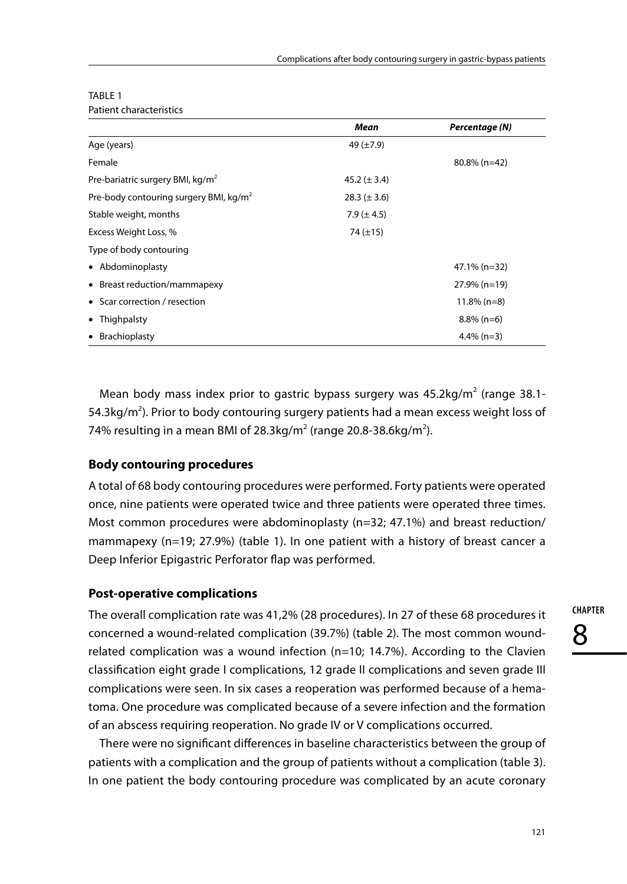TABLE 1
Patient characteristics

| | *Mean* | *Percentage (N)* |
|---|---|---|
| Age (years) | 49 (±7.9) | |
| Female | | 80.8% (n=42) |
| Pre-bariatric surgery BMI, kg/m$^2$ | 45.2 (± 3.4) | |
| Pre-body contouring surgery BMI, kg/m$^2$ | 28.3 (± 3.6) | |
| Stable weight, months | 7.9 (± 4.5) | |
| Excess Weight Loss, % | 74 (±15) | |
| Type of body contouring | | |
| • Abdominoplasty | | 47.1% (n=32) |
| • Breast reduction/mammapexy | | 27.9% (n=19) |
| • Scar correction / resection | | 11.8% (n=8) |
| • Thighpalsty | | 8.8% (n=6) |
| • Brachioplasty | | 4.4% (n=3) |

Mean body mass index prior to gastric bypass surgery was 45.2kg/m$^2$ (range 38.1-54.3kg/m$^2$). Prior to body contouring surgery patients had a mean excess weight loss of 74% resulting in a mean BMI of 28.3kg/m$^2$ (range 20.8-38.6kg/m$^2$).

### Body contouring procedures

A total of 68 body contouring procedures were performed. Forty patients were operated once, nine patients were operated twice and three patients were operated three times. Most common procedures were abdominoplasty (n=32; 47.1%) and breast reduction/mammapexy (n=19; 27.9%) (table 1). In one patient with a history of breast cancer a Deep Inferior Epigastric Perforator flap was performed.

### Post-operative complications

The overall complication rate was 41,2% (28 procedures). In 27 of these 68 procedures it concerned a wound-related complication (39.7%) (table 2). The most common wound-related complication was a wound infection (n=10; 14.7%). According to the Clavien classification eight grade I complications, 12 grade II complications and seven grade III complications were seen. In six cases a reoperation was performed because of a hematoma. One procedure was complicated because of a severe infection and the formation of an abscess requiring reoperation. No grade IV or V complications occurred.

There were no significant differences in baseline characteristics between the group of patients with a complication and the group of patients without a complication (table 3). In one patient the body contouring procedure was complicated by an acute coronary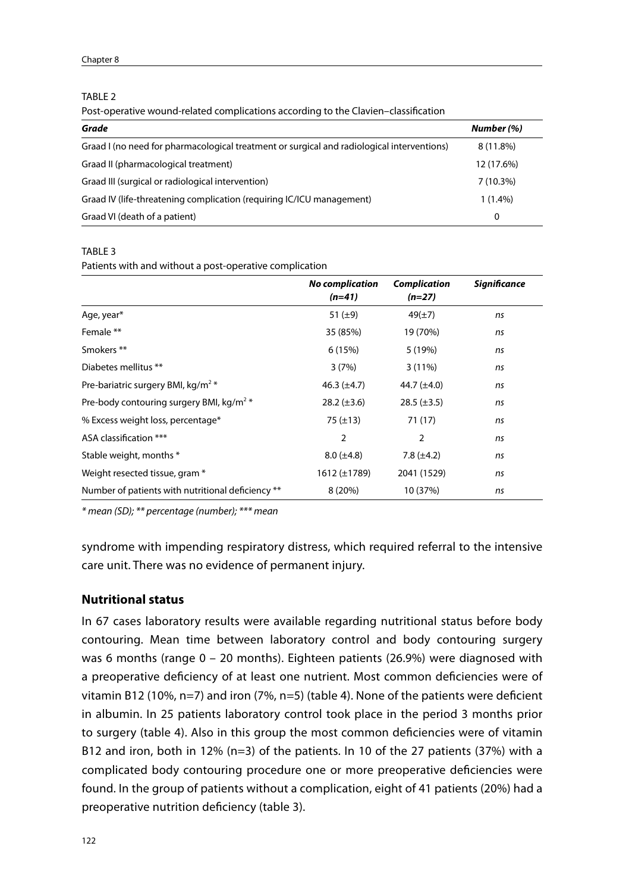TABLE 2

Post-operative wound-related complications according to the Clavien–classification

| *Grade* | *Number (%)* |
|---|---|
| Graad I (no need for pharmacological treatment or surgical and radiological interventions) | 8 (11.8%) |
| Graad II (pharmacological treatment) | 12 (17.6%) |
| Graad III (surgical or radiological intervention) | 7 (10.3%) |
| Graad IV (life-threatening complication (requiring IC/ICU management) | 1 (1.4%) |
| Graad VI (death of a patient) | 0 |

TABLE 3

Patients with and without a post-operative complication

| | *No complication (n=41)* | *Complication (n=27)* | *Significance* |
|---|---|---|---|
| Age, year* | 51 (±9) | 49(±7) | *ns* |
| Female ** | 35 (85%) | 19 (70%) | *ns* |
| Smokers ** | 6 (15%) | 5 (19%) | *ns* |
| Diabetes mellitus ** | 3 (7%) | 3 (11%) | *ns* |
| Pre-bariatric surgery BMI, $kg/m^2$ * | 46.3 (±4.7) | 44.7 (±4.0) | *ns* |
| Pre-body contouring surgery BMI, $kg/m^2$ * | 28.2 (±3.6) | 28.5 (±3.5) | *ns* |
| % Excess weight loss, percentage* | 75 (±13) | 71 (17) | *ns* |
| ASA classification *** | 2 | 2 | *ns* |
| Stable weight, months * | 8.0 (±4.8) | 7.8 (±4.2) | *ns* |
| Weight resected tissue, gram * | 1612 (±1789) | 2041 (1529) | *ns* |
| Number of patients with nutritional deficiency ** | 8 (20%) | 10 (37%) | *ns* |

*\* mean (SD); \*\* percentage (number); \*\*\* mean*

syndrome with impending respiratory distress, which required referral to the intensive care unit. There was no evidence of permanent injury.

### Nutritional status

In 67 cases laboratory results were available regarding nutritional status before body contouring. Mean time between laboratory control and body contouring surgery was 6 months (range 0 – 20 months). Eighteen patients (26.9%) were diagnosed with a preoperative deficiency of at least one nutrient. Most common deficiencies were of vitamin B12 (10%, n=7) and iron (7%, n=5) (table 4). None of the patients were deficient in albumin. In 25 patients laboratory control took place in the period 3 months prior to surgery (table 4). Also in this group the most common deficiencies were of vitamin B12 and iron, both in 12% (n=3) of the patients. In 10 of the 27 patients (37%) with a complicated body contouring procedure one or more preoperative deficiencies were found. In the group of patients without a complication, eight of 41 patients (20%) had a preoperative nutrition deficiency (table 3).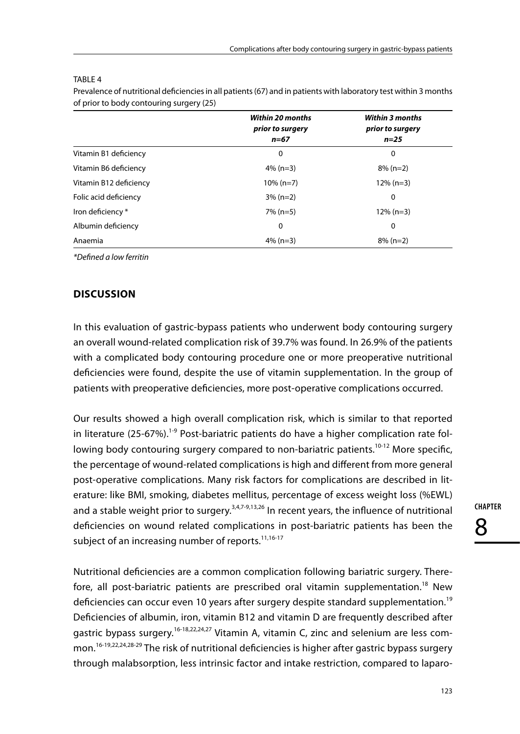TABLE 4

Prevalence of nutritional deficiencies in all patients (67) and in patients with laboratory test within 3 months of prior to body contouring surgery (25)

| | *Within 20 months prior to surgery n=67* | *Within 3 months prior to surgery n=25* |
|---|---|---|
| Vitamin B1 deficiency | 0 | 0 |
| Vitamin B6 deficiency | 4% (n=3) | 8% (n=2) |
| Vitamin B12 deficiency | 10% (n=7) | 12% (n=3) |
| Folic acid deficiency | 3% (n=2) | 0 |
| Iron deficiency * | 7% (n=5) | 12% (n=3) |
| Albumin deficiency | 0 | 0 |
| Anaemia | 4% (n=3) | 8% (n=2) |

*\*Defined a low ferritin*

## DISCUSSION

In this evaluation of gastric-bypass patients who underwent body contouring surgery an overall wound-related complication risk of 39.7% was found. In 26.9% of the patients with a complicated body contouring procedure one or more preoperative nutritional deficiencies were found, despite the use of vitamin supplementation. In the group of patients with preoperative deficiencies, more post-operative complications occurred.

Our results showed a high overall complication risk, which is similar to that reported in literature (25-67%).[1-9] Post-bariatric patients do have a higher complication rate following body contouring surgery compared to non-bariatric patients.[10-12] More specific, the percentage of wound-related complications is high and different from more general post-operative complications. Many risk factors for complications are described in literature: like BMI, smoking, diabetes mellitus, percentage of excess weight loss (%EWL) and a stable weight prior to surgery.[3,4,7-9,13,26] In recent years, the influence of nutritional deficiencies on wound related complications in post-bariatric patients has been the subject of an increasing number of reports.[11,16-17]

Nutritional deficiencies are a common complication following bariatric surgery. Therefore, all post-bariatric patients are prescribed oral vitamin supplementation.[18] New deficiencies can occur even 10 years after surgery despite standard supplementation.[19] Deficiencies of albumin, iron, vitamin B12 and vitamin D are frequently described after gastric bypass surgery.[16-18,22,24,27] Vitamin A, vitamin C, zinc and selenium are less common.[16-19,22,24,28-29] The risk of nutritional deficiencies is higher after gastric bypass surgery through malabsorption, less intrinsic factor and intake restriction, compared to laparo-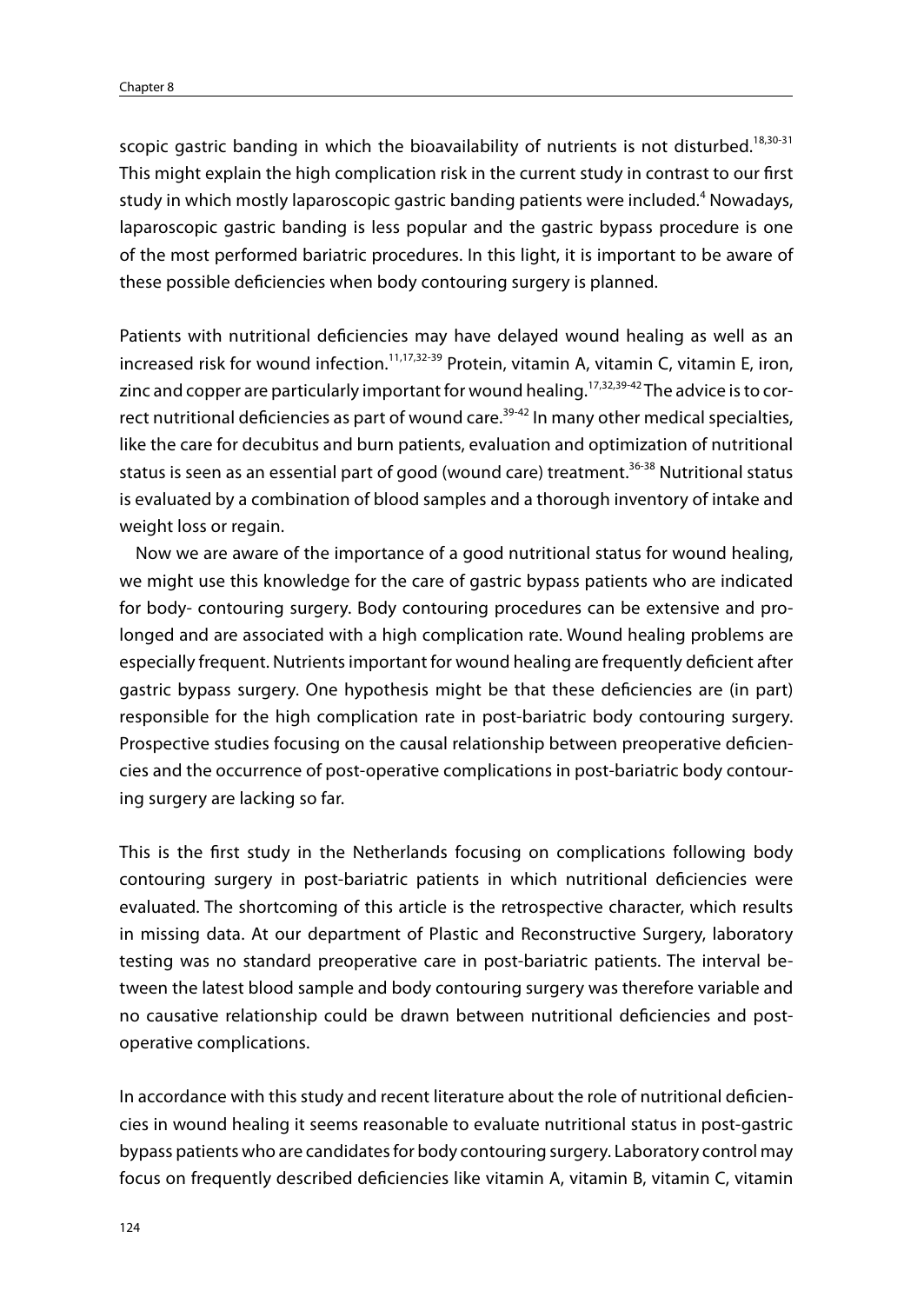scopic gastric banding in which the bioavailability of nutrients is not disturbed.[18,30-31] This might explain the high complication risk in the current study in contrast to our first study in which mostly laparoscopic gastric banding patients were included.[4] Nowadays, laparoscopic gastric banding is less popular and the gastric bypass procedure is one of the most performed bariatric procedures. In this light, it is important to be aware of these possible deficiencies when body contouring surgery is planned.

Patients with nutritional deficiencies may have delayed wound healing as well as an increased risk for wound infection.[11,17,32-39] Protein, vitamin A, vitamin C, vitamin E, iron, zinc and copper are particularly important for wound healing.[17,32,39-42] The advice is to correct nutritional deficiencies as part of wound care.[39-42] In many other medical specialties, like the care for decubitus and burn patients, evaluation and optimization of nutritional status is seen as an essential part of good (wound care) treatment.[36-38] Nutritional status is evaluated by a combination of blood samples and a thorough inventory of intake and weight loss or regain.

Now we are aware of the importance of a good nutritional status for wound healing, we might use this knowledge for the care of gastric bypass patients who are indicated for body- contouring surgery. Body contouring procedures can be extensive and prolonged and are associated with a high complication rate. Wound healing problems are especially frequent. Nutrients important for wound healing are frequently deficient after gastric bypass surgery. One hypothesis might be that these deficiencies are (in part) responsible for the high complication rate in post-bariatric body contouring surgery. Prospective studies focusing on the causal relationship between preoperative deficiencies and the occurrence of post-operative complications in post-bariatric body contouring surgery are lacking so far.

This is the first study in the Netherlands focusing on complications following body contouring surgery in post-bariatric patients in which nutritional deficiencies were evaluated. The shortcoming of this article is the retrospective character, which results in missing data. At our department of Plastic and Reconstructive Surgery, laboratory testing was no standard preoperative care in post-bariatric patients. The interval between the latest blood sample and body contouring surgery was therefore variable and no causative relationship could be drawn between nutritional deficiencies and post-operative complications.

In accordance with this study and recent literature about the role of nutritional deficiencies in wound healing it seems reasonable to evaluate nutritional status in post-gastric bypass patients who are candidates for body contouring surgery. Laboratory control may focus on frequently described deficiencies like vitamin A, vitamin B, vitamin C, vitamin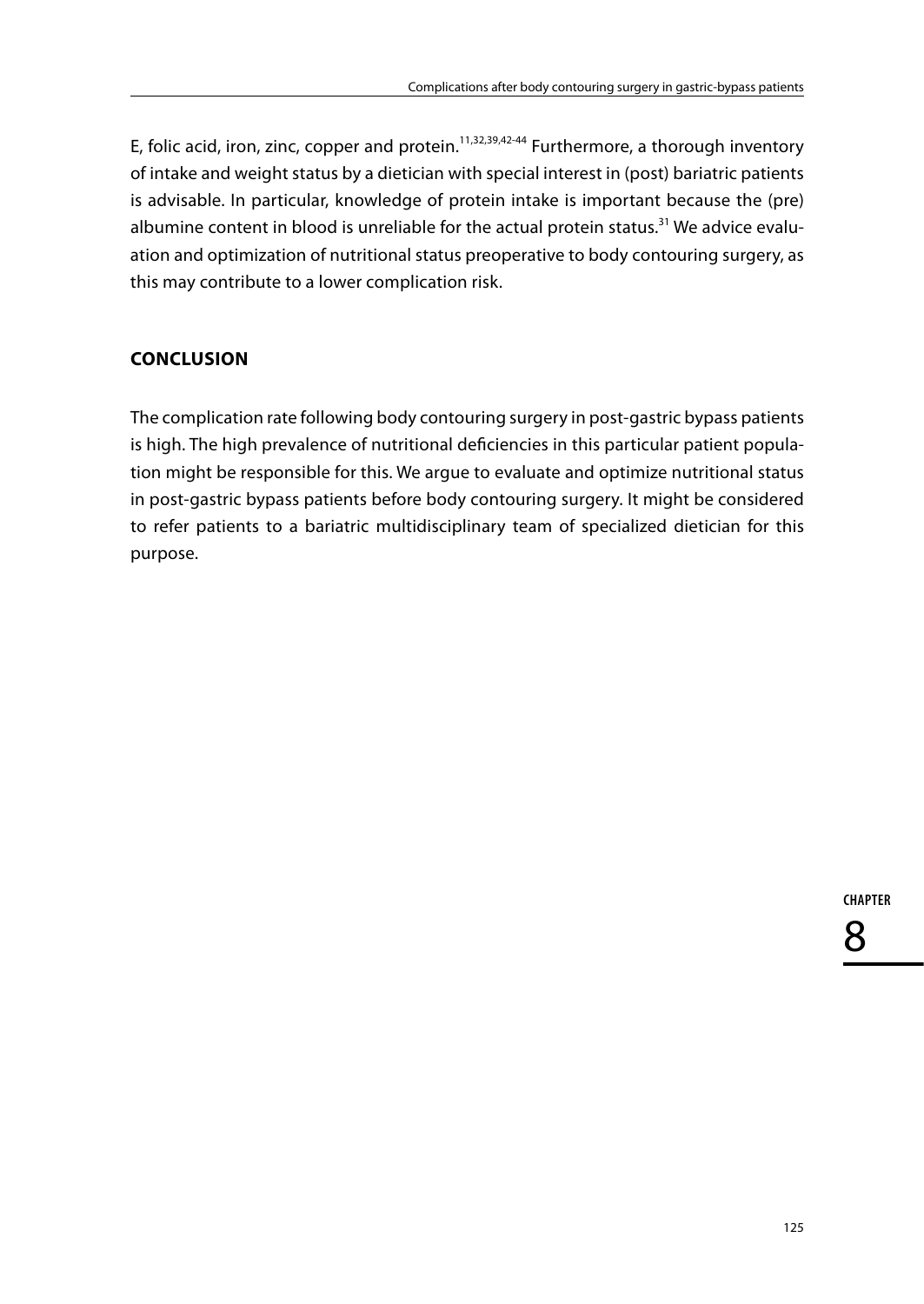E, folic acid, iron, zinc, copper and protein.[11,32,39,42-44] Furthermore, a thorough inventory of intake and weight status by a dietician with special interest in (post) bariatric patients is advisable. In particular, knowledge of protein intake is important because the (pre) albumine content in blood is unreliable for the actual protein status.[31] We advice evaluation and optimization of nutritional status preoperative to body contouring surgery, as this may contribute to a lower complication risk.

## CONCLUSION

The complication rate following body contouring surgery in post-gastric bypass patients is high. The high prevalence of nutritional deficiencies in this particular patient population might be responsible for this. We argue to evaluate and optimize nutritional status in post-gastric bypass patients before body contouring surgery. It might be considered to refer patients to a bariatric multidisciplinary team of specialized dietician for this purpose.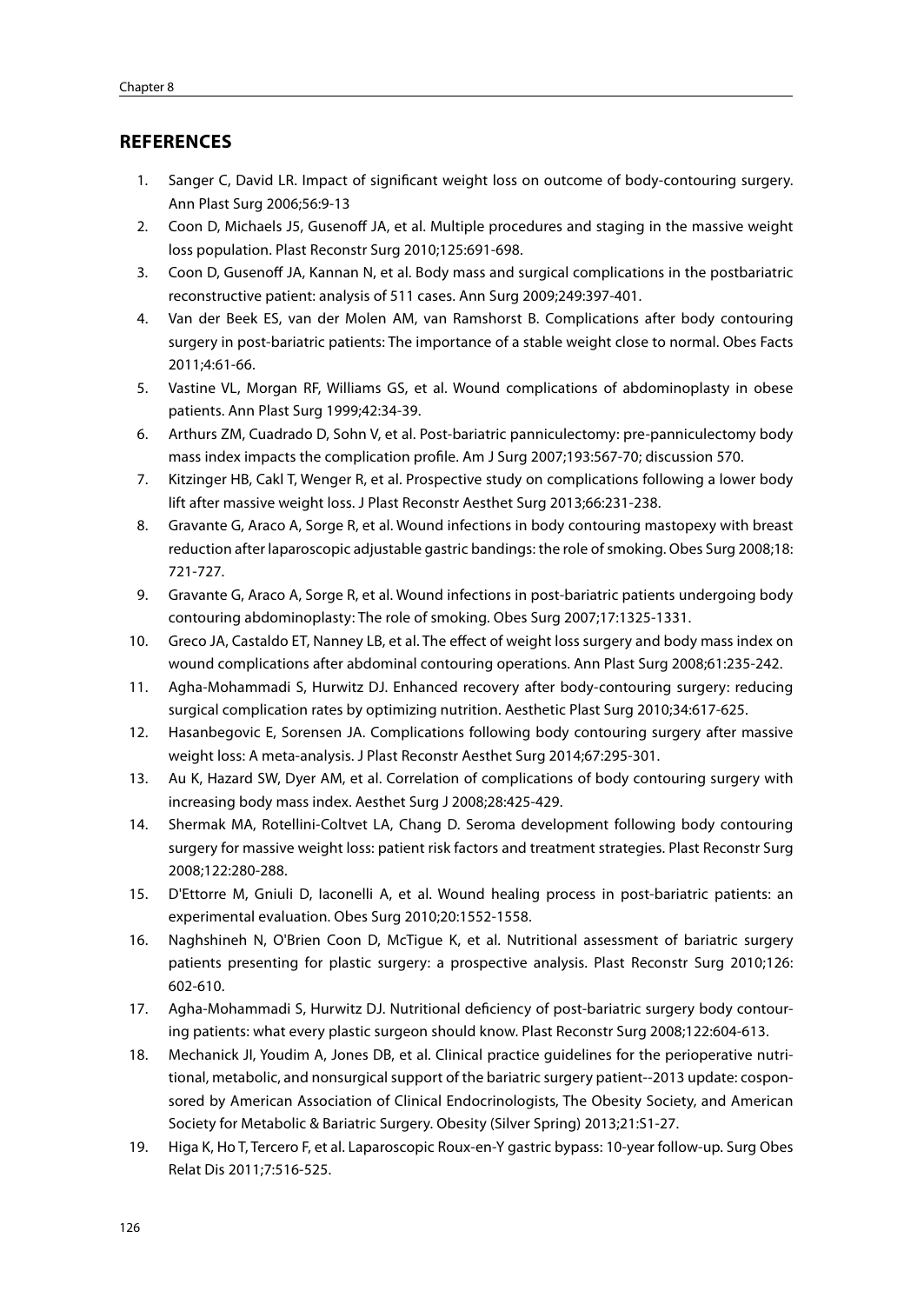## REFERENCES

1. Sanger C, David LR. Impact of significant weight loss on outcome of body-contouring surgery. Ann Plast Surg 2006;56:9-13
2. Coon D, Michaels J5, Gusenoff JA, et al. Multiple procedures and staging in the massive weight loss population. Plast Reconstr Surg 2010;125:691-698.
3. Coon D, Gusenoff JA, Kannan N, et al. Body mass and surgical complications in the postbariatric reconstructive patient: analysis of 511 cases. Ann Surg 2009;249:397-401.
4. Van der Beek ES, van der Molen AM, van Ramshorst B. Complications after body contouring surgery in post-bariatric patients: The importance of a stable weight close to normal. Obes Facts 2011;4:61-66.
5. Vastine VL, Morgan RF, Williams GS, et al. Wound complications of abdominoplasty in obese patients. Ann Plast Surg 1999;42:34-39.
6. Arthurs ZM, Cuadrado D, Sohn V, et al. Post-bariatric panniculectomy: pre-panniculectomy body mass index impacts the complication profile. Am J Surg 2007;193:567-70; discussion 570.
7. Kitzinger HB, Cakl T, Wenger R, et al. Prospective study on complications following a lower body lift after massive weight loss. J Plast Reconstr Aesthet Surg 2013;66:231-238.
8. Gravante G, Araco A, Sorge R, et al. Wound infections in body contouring mastopexy with breast reduction after laparoscopic adjustable gastric bandings: the role of smoking. Obes Surg 2008;18: 721-727.
9. Gravante G, Araco A, Sorge R, et al. Wound infections in post-bariatric patients undergoing body contouring abdominoplasty: The role of smoking. Obes Surg 2007;17:1325-1331.
10. Greco JA, Castaldo ET, Nanney LB, et al. The effect of weight loss surgery and body mass index on wound complications after abdominal contouring operations. Ann Plast Surg 2008;61:235-242.
11. Agha-Mohammadi S, Hurwitz DJ. Enhanced recovery after body-contouring surgery: reducing surgical complication rates by optimizing nutrition. Aesthetic Plast Surg 2010;34:617-625.
12. Hasanbegovic E, Sorensen JA. Complications following body contouring surgery after massive weight loss: A meta-analysis. J Plast Reconstr Aesthet Surg 2014;67:295-301.
13. Au K, Hazard SW, Dyer AM, et al. Correlation of complications of body contouring surgery with increasing body mass index. Aesthet Surg J 2008;28:425-429.
14. Shermak MA, Rotellini-Coltvet LA, Chang D. Seroma development following body contouring surgery for massive weight loss: patient risk factors and treatment strategies. Plast Reconstr Surg 2008;122:280-288.
15. D'Ettorre M, Gniuli D, Iaconelli A, et al. Wound healing process in post-bariatric patients: an experimental evaluation. Obes Surg 2010;20:1552-1558.
16. Naghshineh N, O'Brien Coon D, McTigue K, et al. Nutritional assessment of bariatric surgery patients presenting for plastic surgery: a prospective analysis. Plast Reconstr Surg 2010;126: 602-610.
17. Agha-Mohammadi S, Hurwitz DJ. Nutritional deficiency of post-bariatric surgery body contouring patients: what every plastic surgeon should know. Plast Reconstr Surg 2008;122:604-613.
18. Mechanick JI, Youdim A, Jones DB, et al. Clinical practice guidelines for the perioperative nutritional, metabolic, and nonsurgical support of the bariatric surgery patient--2013 update: cosponsored by American Association of Clinical Endocrinologists, The Obesity Society, and American Society for Metabolic & Bariatric Surgery. Obesity (Silver Spring) 2013;21:S1-27.
19. Higa K, Ho T, Tercero F, et al. Laparoscopic Roux-en-Y gastric bypass: 10-year follow-up. Surg Obes Relat Dis 2011;7:516-525.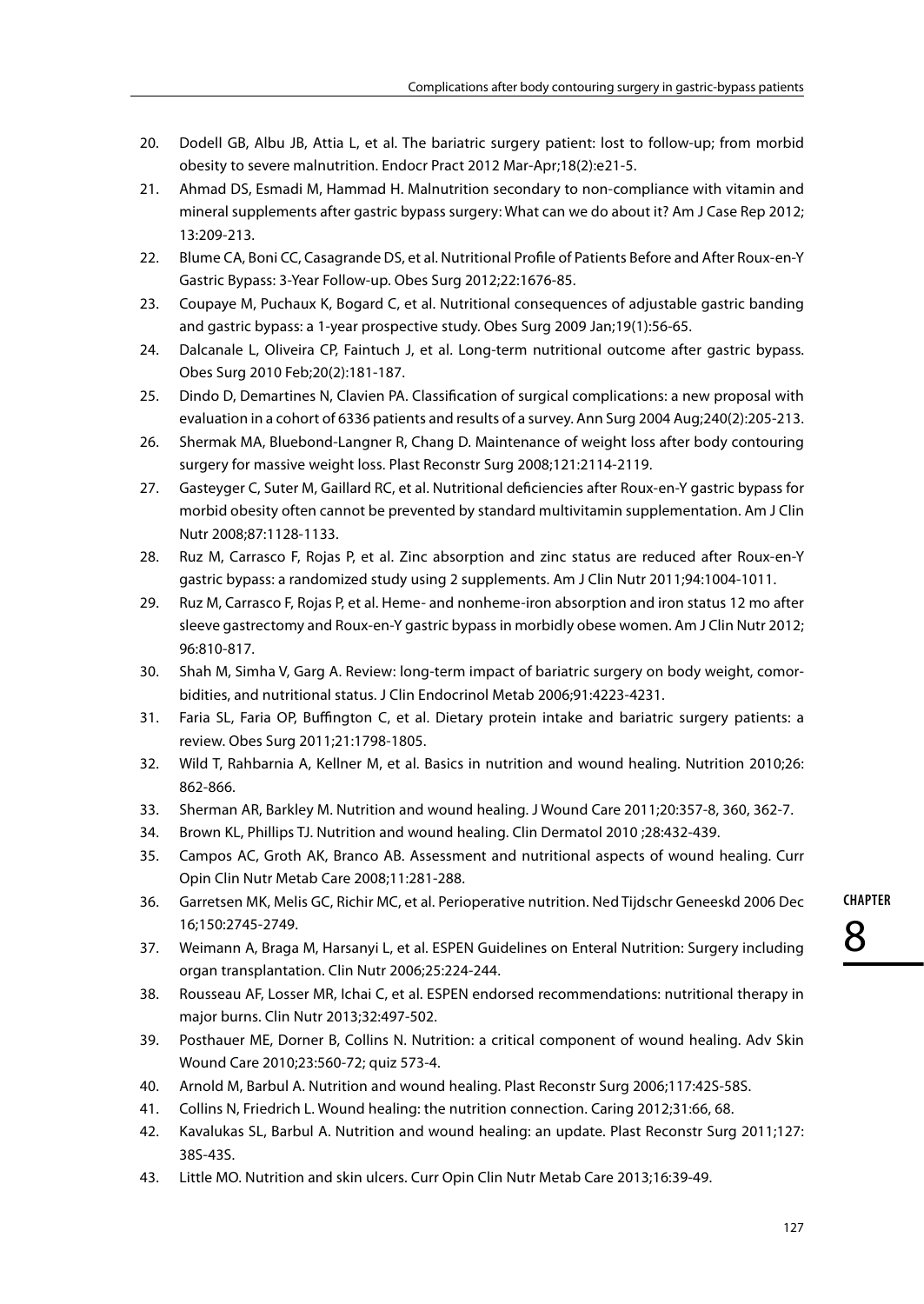20. Dodell GB, Albu JB, Attia L, et al. The bariatric surgery patient: lost to follow-up; from morbid obesity to severe malnutrition. Endocr Pract 2012 Mar-Apr;18(2):e21-5.
21. Ahmad DS, Esmadi M, Hammad H. Malnutrition secondary to non-compliance with vitamin and mineral supplements after gastric bypass surgery: What can we do about it? Am J Case Rep 2012; 13:209-213.
22. Blume CA, Boni CC, Casagrande DS, et al. Nutritional Profile of Patients Before and After Roux-en-Y Gastric Bypass: 3-Year Follow-up. Obes Surg 2012;22:1676-85.
23. Coupaye M, Puchaux K, Bogard C, et al. Nutritional consequences of adjustable gastric banding and gastric bypass: a 1-year prospective study. Obes Surg 2009 Jan;19(1):56-65.
24. Dalcanale L, Oliveira CP, Faintuch J, et al. Long-term nutritional outcome after gastric bypass. Obes Surg 2010 Feb;20(2):181-187.
25. Dindo D, Demartines N, Clavien PA. Classification of surgical complications: a new proposal with evaluation in a cohort of 6336 patients and results of a survey. Ann Surg 2004 Aug;240(2):205-213.
26. Shermak MA, Bluebond-Langner R, Chang D. Maintenance of weight loss after body contouring surgery for massive weight loss. Plast Reconstr Surg 2008;121:2114-2119.
27. Gasteyger C, Suter M, Gaillard RC, et al. Nutritional deficiencies after Roux-en-Y gastric bypass for morbid obesity often cannot be prevented by standard multivitamin supplementation. Am J Clin Nutr 2008;87:1128-1133.
28. Ruz M, Carrasco F, Rojas P, et al. Zinc absorption and zinc status are reduced after Roux-en-Y gastric bypass: a randomized study using 2 supplements. Am J Clin Nutr 2011;94:1004-1011.
29. Ruz M, Carrasco F, Rojas P, et al. Heme- and nonheme-iron absorption and iron status 12 mo after sleeve gastrectomy and Roux-en-Y gastric bypass in morbidly obese women. Am J Clin Nutr 2012; 96:810-817.
30. Shah M, Simha V, Garg A. Review: long-term impact of bariatric surgery on body weight, comorbidities, and nutritional status. J Clin Endocrinol Metab 2006;91:4223-4231.
31. Faria SL, Faria OP, Buffington C, et al. Dietary protein intake and bariatric surgery patients: a review. Obes Surg 2011;21:1798-1805.
32. Wild T, Rahbarnia A, Kellner M, et al. Basics in nutrition and wound healing. Nutrition 2010;26: 862-866.
33. Sherman AR, Barkley M. Nutrition and wound healing. J Wound Care 2011;20:357-8, 360, 362-7.
34. Brown KL, Phillips TJ. Nutrition and wound healing. Clin Dermatol 2010 ;28:432-439.
35. Campos AC, Groth AK, Branco AB. Assessment and nutritional aspects of wound healing. Curr Opin Clin Nutr Metab Care 2008;11:281-288.
36. Garretsen MK, Melis GC, Richir MC, et al. Perioperative nutrition. Ned Tijdschr Geneeskd 2006 Dec 16;150:2745-2749.
37. Weimann A, Braga M, Harsanyi L, et al. ESPEN Guidelines on Enteral Nutrition: Surgery including organ transplantation. Clin Nutr 2006;25:224-244.
38. Rousseau AF, Losser MR, Ichai C, et al. ESPEN endorsed recommendations: nutritional therapy in major burns. Clin Nutr 2013;32:497-502.
39. Posthauer ME, Dorner B, Collins N. Nutrition: a critical component of wound healing. Adv Skin Wound Care 2010;23:560-72; quiz 573-4.
40. Arnold M, Barbul A. Nutrition and wound healing. Plast Reconstr Surg 2006;117:42S-58S.
41. Collins N, Friedrich L. Wound healing: the nutrition connection. Caring 2012;31:66, 68.
42. Kavalukas SL, Barbul A. Nutrition and wound healing: an update. Plast Reconstr Surg 2011;127: 38S-43S.
43. Little MO. Nutrition and skin ulcers. Curr Opin Clin Nutr Metab Care 2013;16:39-49.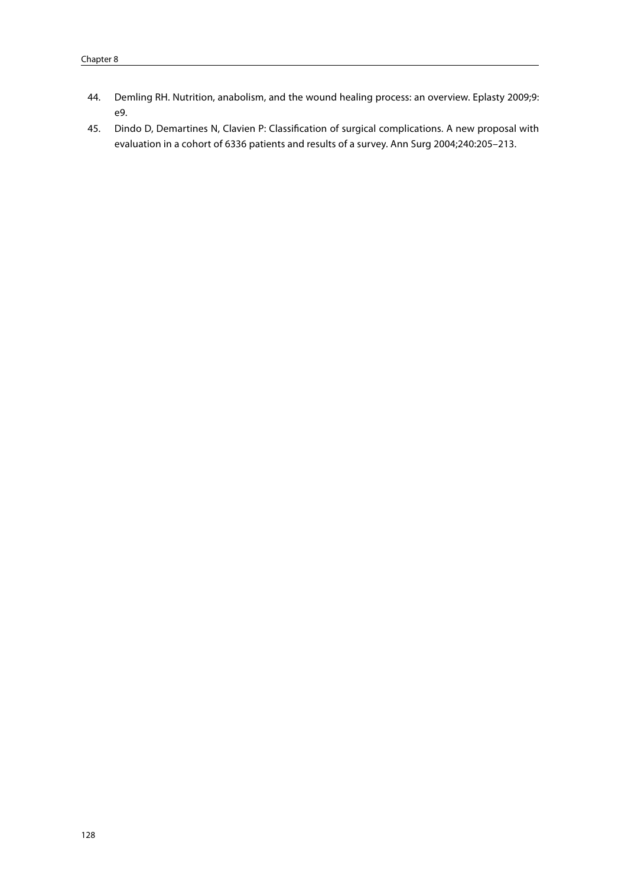44. Demling RH. Nutrition, anabolism, and the wound healing process: an overview. Eplasty 2009;9: e9.
45. Dindo D, Demartines N, Clavien P: Classification of surgical complications. A new proposal with evaluation in a cohort of 6336 patients and results of a survey. Ann Surg 2004;240:205–213.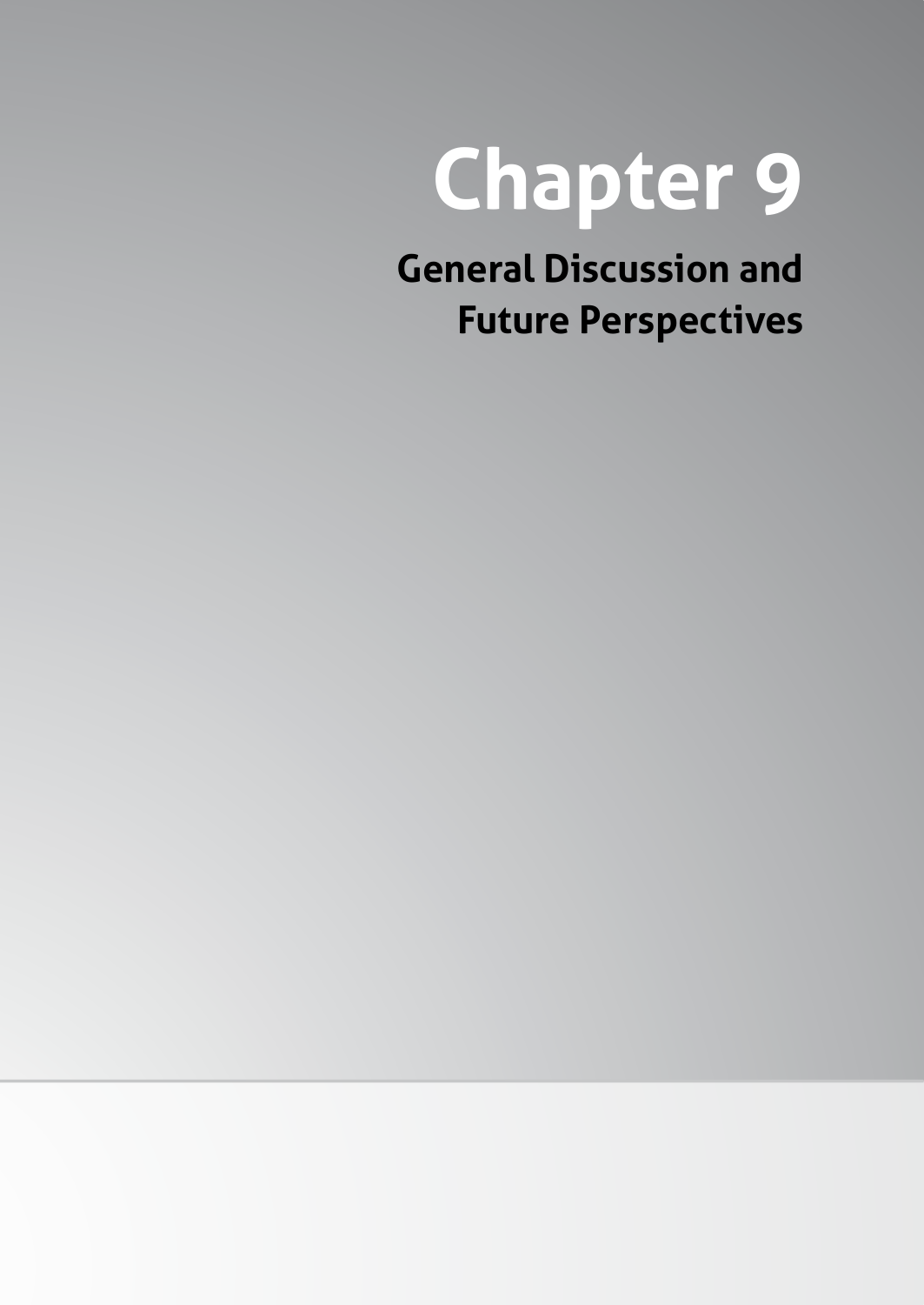# Chapter 9

## General Discussion and Future Perspectives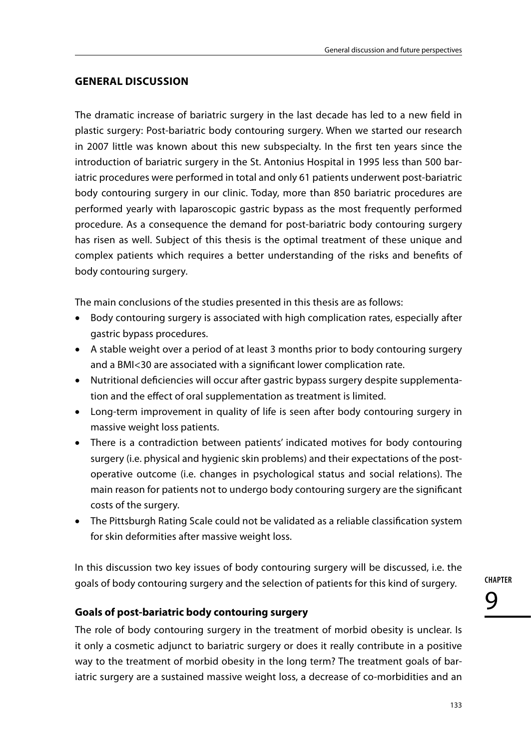## GENERAL DISCUSSION

The dramatic increase of bariatric surgery in the last decade has led to a new field in plastic surgery: Post-bariatric body contouring surgery. When we started our research in 2007 little was known about this new subspecialty. In the first ten years since the introduction of bariatric surgery in the St. Antonius Hospital in 1995 less than 500 bariatric procedures were performed in total and only 61 patients underwent post-bariatric body contouring surgery in our clinic. Today, more than 850 bariatric procedures are performed yearly with laparoscopic gastric bypass as the most frequently performed procedure. As a consequence the demand for post-bariatric body contouring surgery has risen as well. Subject of this thesis is the optimal treatment of these unique and complex patients which requires a better understanding of the risks and benefits of body contouring surgery.

The main conclusions of the studies presented in this thesis are as follows:

- Body contouring surgery is associated with high complication rates, especially after gastric bypass procedures.
- A stable weight over a period of at least 3 months prior to body contouring surgery and a BMI<30 are associated with a significant lower complication rate.
- Nutritional deficiencies will occur after gastric bypass surgery despite supplementation and the effect of oral supplementation as treatment is limited.
- Long-term improvement in quality of life is seen after body contouring surgery in massive weight loss patients.
- There is a contradiction between patients' indicated motives for body contouring surgery (i.e. physical and hygienic skin problems) and their expectations of the postoperative outcome (i.e. changes in psychological status and social relations). The main reason for patients not to undergo body contouring surgery are the significant costs of the surgery.
- The Pittsburgh Rating Scale could not be validated as a reliable classification system for skin deformities after massive weight loss.

In this discussion two key issues of body contouring surgery will be discussed, i.e. the goals of body contouring surgery and the selection of patients for this kind of surgery.

### Goals of post-bariatric body contouring surgery

The role of body contouring surgery in the treatment of morbid obesity is unclear. Is it only a cosmetic adjunct to bariatric surgery or does it really contribute in a positive way to the treatment of morbid obesity in the long term? The treatment goals of bariatric surgery are a sustained massive weight loss, a decrease of co-morbidities and an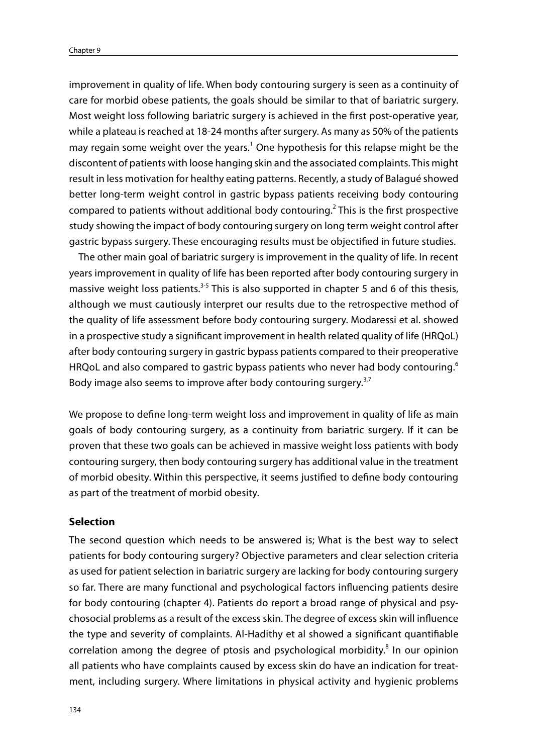improvement in quality of life. When body contouring surgery is seen as a continuity of care for morbid obese patients, the goals should be similar to that of bariatric surgery. Most weight loss following bariatric surgery is achieved in the first post-operative year, while a plateau is reached at 18-24 months after surgery. As many as 50% of the patients may regain some weight over the years.[1] One hypothesis for this relapse might be the discontent of patients with loose hanging skin and the associated complaints. This might result in less motivation for healthy eating patterns. Recently, a study of Balagué showed better long-term weight control in gastric bypass patients receiving body contouring compared to patients without additional body contouring.[2] This is the first prospective study showing the impact of body contouring surgery on long term weight control after gastric bypass surgery. These encouraging results must be objectified in future studies.

The other main goal of bariatric surgery is improvement in the quality of life. In recent years improvement in quality of life has been reported after body contouring surgery in massive weight loss patients.[3-5] This is also supported in chapter 5 and 6 of this thesis, although we must cautiously interpret our results due to the retrospective method of the quality of life assessment before body contouring surgery. Modaressi et al. showed in a prospective study a significant improvement in health related quality of life (HRQoL) after body contouring surgery in gastric bypass patients compared to their preoperative HRQoL and also compared to gastric bypass patients who never had body contouring.[6] Body image also seems to improve after body contouring surgery.[3,7]

We propose to define long-term weight loss and improvement in quality of life as main goals of body contouring surgery, as a continuity from bariatric surgery. If it can be proven that these two goals can be achieved in massive weight loss patients with body contouring surgery, then body contouring surgery has additional value in the treatment of morbid obesity. Within this perspective, it seems justified to define body contouring as part of the treatment of morbid obesity.

### Selection

The second question which needs to be answered is; What is the best way to select patients for body contouring surgery? Objective parameters and clear selection criteria as used for patient selection in bariatric surgery are lacking for body contouring surgery so far. There are many functional and psychological factors influencing patients desire for body contouring (chapter 4). Patients do report a broad range of physical and psychosocial problems as a result of the excess skin. The degree of excess skin will influence the type and severity of complaints. Al-Hadithy et al showed a significant quantifiable correlation among the degree of ptosis and psychological morbidity.[8] In our opinion all patients who have complaints caused by excess skin do have an indication for treatment, including surgery. Where limitations in physical activity and hygienic problems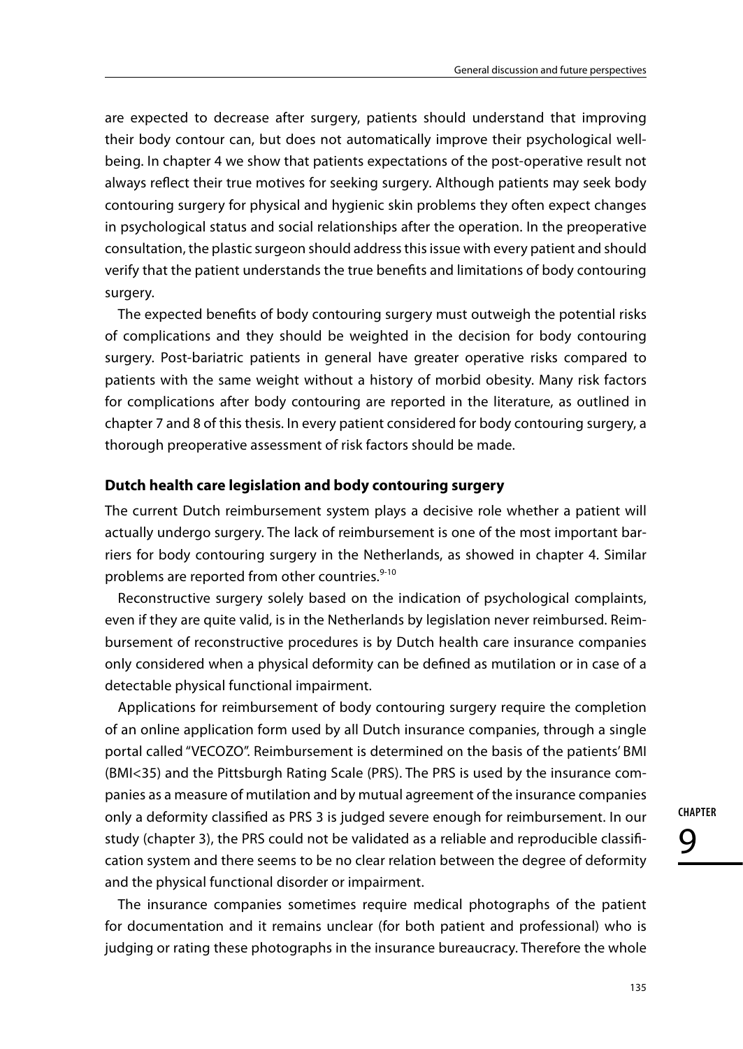are expected to decrease after surgery, patients should understand that improving their body contour can, but does not automatically improve their psychological well-being. In chapter 4 we show that patients expectations of the post-operative result not always reflect their true motives for seeking surgery. Although patients may seek body contouring surgery for physical and hygienic skin problems they often expect changes in psychological status and social relationships after the operation. In the preoperative consultation, the plastic surgeon should address this issue with every patient and should verify that the patient understands the true benefits and limitations of body contouring surgery.

The expected benefits of body contouring surgery must outweigh the potential risks of complications and they should be weighted in the decision for body contouring surgery. Post-bariatric patients in general have greater operative risks compared to patients with the same weight without a history of morbid obesity. Many risk factors for complications after body contouring are reported in the literature, as outlined in chapter 7 and 8 of this thesis. In every patient considered for body contouring surgery, a thorough preoperative assessment of risk factors should be made.

### Dutch health care legislation and body contouring surgery

The current Dutch reimbursement system plays a decisive role whether a patient will actually undergo surgery. The lack of reimbursement is one of the most important barriers for body contouring surgery in the Netherlands, as showed in chapter 4. Similar problems are reported from other countries.[9-10]

Reconstructive surgery solely based on the indication of psychological complaints, even if they are quite valid, is in the Netherlands by legislation never reimbursed. Reimbursement of reconstructive procedures is by Dutch health care insurance companies only considered when a physical deformity can be defined as mutilation or in case of a detectable physical functional impairment.

Applications for reimbursement of body contouring surgery require the completion of an online application form used by all Dutch insurance companies, through a single portal called "VECOZO". Reimbursement is determined on the basis of the patients' BMI (BMI<35) and the Pittsburgh Rating Scale (PRS). The PRS is used by the insurance companies as a measure of mutilation and by mutual agreement of the insurance companies only a deformity classified as PRS 3 is judged severe enough for reimbursement. In our study (chapter 3), the PRS could not be validated as a reliable and reproducible classification system and there seems to be no clear relation between the degree of deformity and the physical functional disorder or impairment.

The insurance companies sometimes require medical photographs of the patient for documentation and it remains unclear (for both patient and professional) who is judging or rating these photographs in the insurance bureaucracy. Therefore the whole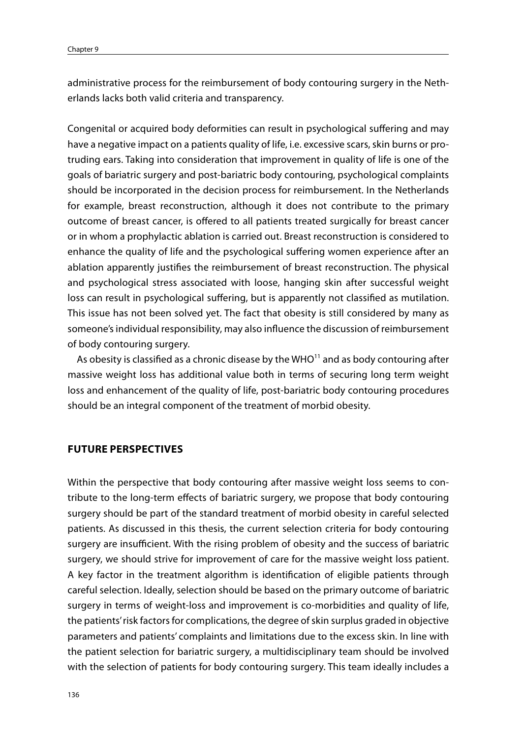administrative process for the reimbursement of body contouring surgery in the Netherlands lacks both valid criteria and transparency.

Congenital or acquired body deformities can result in psychological suffering and may have a negative impact on a patients quality of life, i.e. excessive scars, skin burns or protruding ears. Taking into consideration that improvement in quality of life is one of the goals of bariatric surgery and post-bariatric body contouring, psychological complaints should be incorporated in the decision process for reimbursement. In the Netherlands for example, breast reconstruction, although it does not contribute to the primary outcome of breast cancer, is offered to all patients treated surgically for breast cancer or in whom a prophylactic ablation is carried out. Breast reconstruction is considered to enhance the quality of life and the psychological suffering women experience after an ablation apparently justifies the reimbursement of breast reconstruction. The physical and psychological stress associated with loose, hanging skin after successful weight loss can result in psychological suffering, but is apparently not classified as mutilation. This issue has not been solved yet. The fact that obesity is still considered by many as someone's individual responsibility, may also influence the discussion of reimbursement of body contouring surgery.

As obesity is classified as a chronic disease by the WHO[11] and as body contouring after massive weight loss has additional value both in terms of securing long term weight loss and enhancement of the quality of life, post-bariatric body contouring procedures should be an integral component of the treatment of morbid obesity.

## FUTURE PERSPECTIVES

Within the perspective that body contouring after massive weight loss seems to contribute to the long-term effects of bariatric surgery, we propose that body contouring surgery should be part of the standard treatment of morbid obesity in careful selected patients. As discussed in this thesis, the current selection criteria for body contouring surgery are insufficient. With the rising problem of obesity and the success of bariatric surgery, we should strive for improvement of care for the massive weight loss patient. A key factor in the treatment algorithm is identification of eligible patients through careful selection. Ideally, selection should be based on the primary outcome of bariatric surgery in terms of weight-loss and improvement is co-morbidities and quality of life, the patients' risk factors for complications, the degree of skin surplus graded in objective parameters and patients' complaints and limitations due to the excess skin. In line with the patient selection for bariatric surgery, a multidisciplinary team should be involved with the selection of patients for body contouring surgery. This team ideally includes a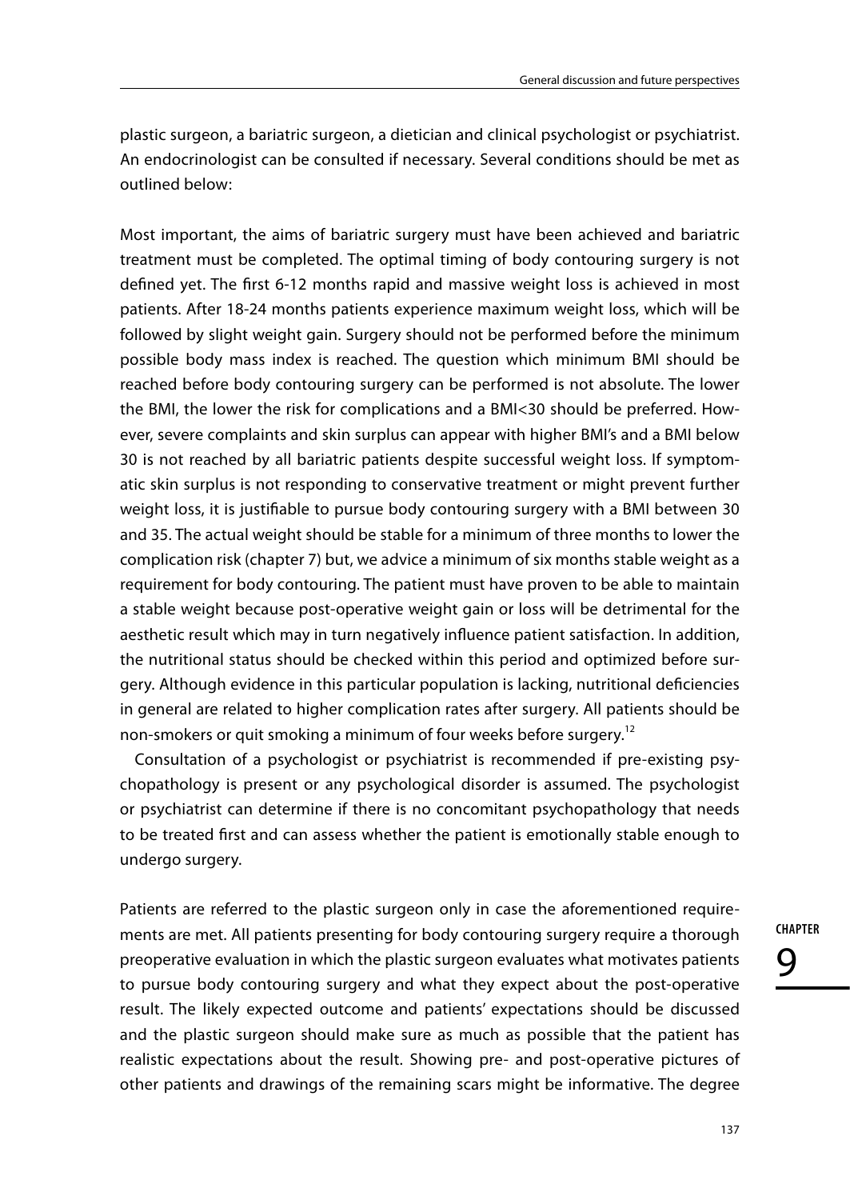plastic surgeon, a bariatric surgeon, a dietician and clinical psychologist or psychiatrist. An endocrinologist can be consulted if necessary. Several conditions should be met as outlined below:

Most important, the aims of bariatric surgery must have been achieved and bariatric treatment must be completed. The optimal timing of body contouring surgery is not defined yet. The first 6-12 months rapid and massive weight loss is achieved in most patients. After 18-24 months patients experience maximum weight loss, which will be followed by slight weight gain. Surgery should not be performed before the minimum possible body mass index is reached. The question which minimum BMI should be reached before body contouring surgery can be performed is not absolute. The lower the BMI, the lower the risk for complications and a BMI<30 should be preferred. However, severe complaints and skin surplus can appear with higher BMI's and a BMI below 30 is not reached by all bariatric patients despite successful weight loss. If symptomatic skin surplus is not responding to conservative treatment or might prevent further weight loss, it is justifiable to pursue body contouring surgery with a BMI between 30 and 35. The actual weight should be stable for a minimum of three months to lower the complication risk (chapter 7) but, we advice a minimum of six months stable weight as a requirement for body contouring. The patient must have proven to be able to maintain a stable weight because post-operative weight gain or loss will be detrimental for the aesthetic result which may in turn negatively influence patient satisfaction. In addition, the nutritional status should be checked within this period and optimized before surgery. Although evidence in this particular population is lacking, nutritional deficiencies in general are related to higher complication rates after surgery. All patients should be non-smokers or quit smoking a minimum of four weeks before surgery.[12]

Consultation of a psychologist or psychiatrist is recommended if pre-existing psychopathology is present or any psychological disorder is assumed. The psychologist or psychiatrist can determine if there is no concomitant psychopathology that needs to be treated first and can assess whether the patient is emotionally stable enough to undergo surgery.

Patients are referred to the plastic surgeon only in case the aforementioned requirements are met. All patients presenting for body contouring surgery require a thorough preoperative evaluation in which the plastic surgeon evaluates what motivates patients to pursue body contouring surgery and what they expect about the post-operative result. The likely expected outcome and patients' expectations should be discussed and the plastic surgeon should make sure as much as possible that the patient has realistic expectations about the result. Showing pre- and post-operative pictures of other patients and drawings of the remaining scars might be informative. The degree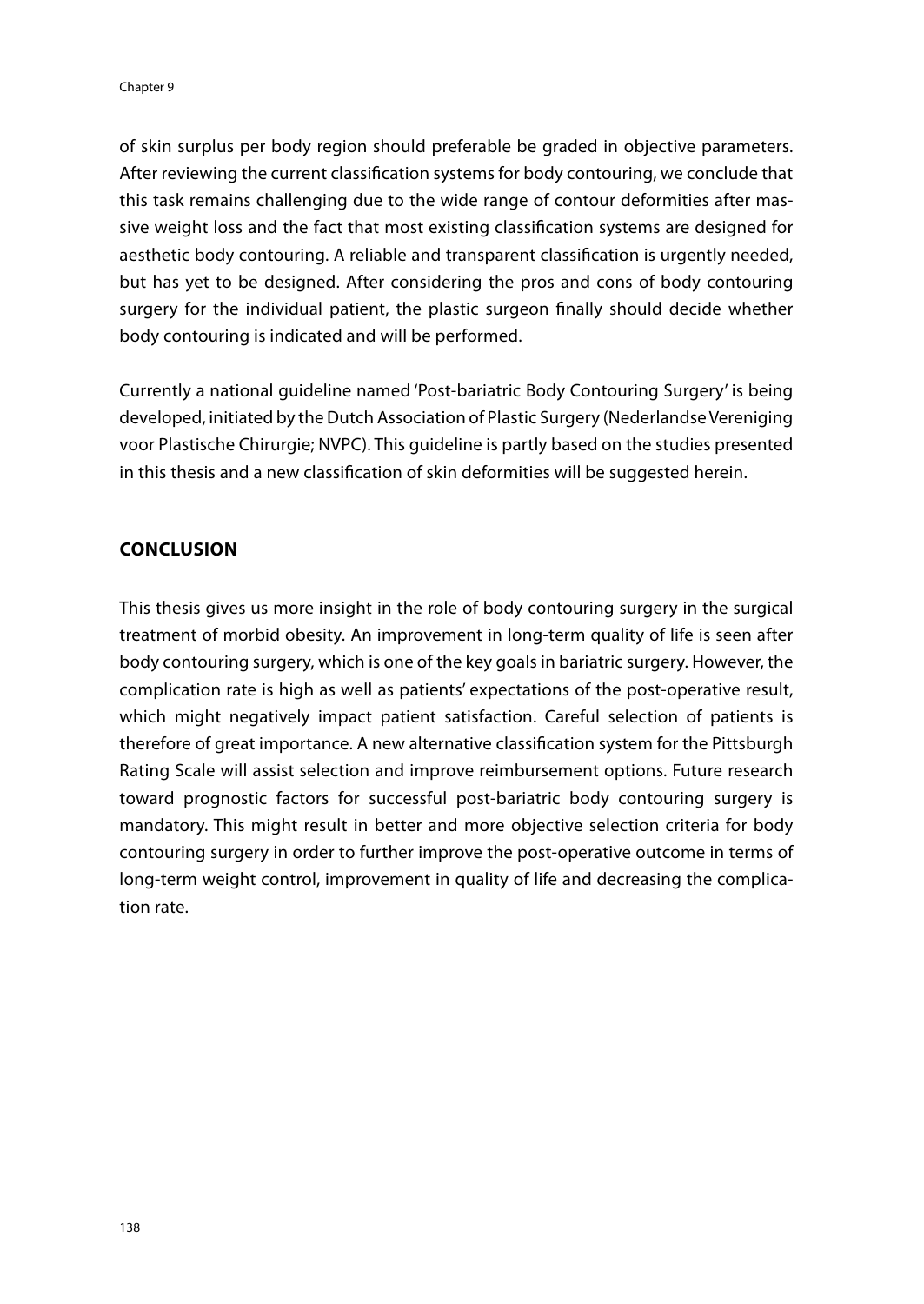of skin surplus per body region should preferable be graded in objective parameters. After reviewing the current classification systems for body contouring, we conclude that this task remains challenging due to the wide range of contour deformities after massive weight loss and the fact that most existing classification systems are designed for aesthetic body contouring. A reliable and transparent classification is urgently needed, but has yet to be designed. After considering the pros and cons of body contouring surgery for the individual patient, the plastic surgeon finally should decide whether body contouring is indicated and will be performed.

Currently a national guideline named 'Post-bariatric Body Contouring Surgery' is being developed, initiated by the Dutch Association of Plastic Surgery (Nederlandse Vereniging voor Plastische Chirurgie; NVPC). This guideline is partly based on the studies presented in this thesis and a new classification of skin deformities will be suggested herein.

## CONCLUSION

This thesis gives us more insight in the role of body contouring surgery in the surgical treatment of morbid obesity. An improvement in long-term quality of life is seen after body contouring surgery, which is one of the key goals in bariatric surgery. However, the complication rate is high as well as patients' expectations of the post-operative result, which might negatively impact patient satisfaction. Careful selection of patients is therefore of great importance. A new alternative classification system for the Pittsburgh Rating Scale will assist selection and improve reimbursement options. Future research toward prognostic factors for successful post-bariatric body contouring surgery is mandatory. This might result in better and more objective selection criteria for body contouring surgery in order to further improve the post-operative outcome in terms of long-term weight control, improvement in quality of life and decreasing the complication rate.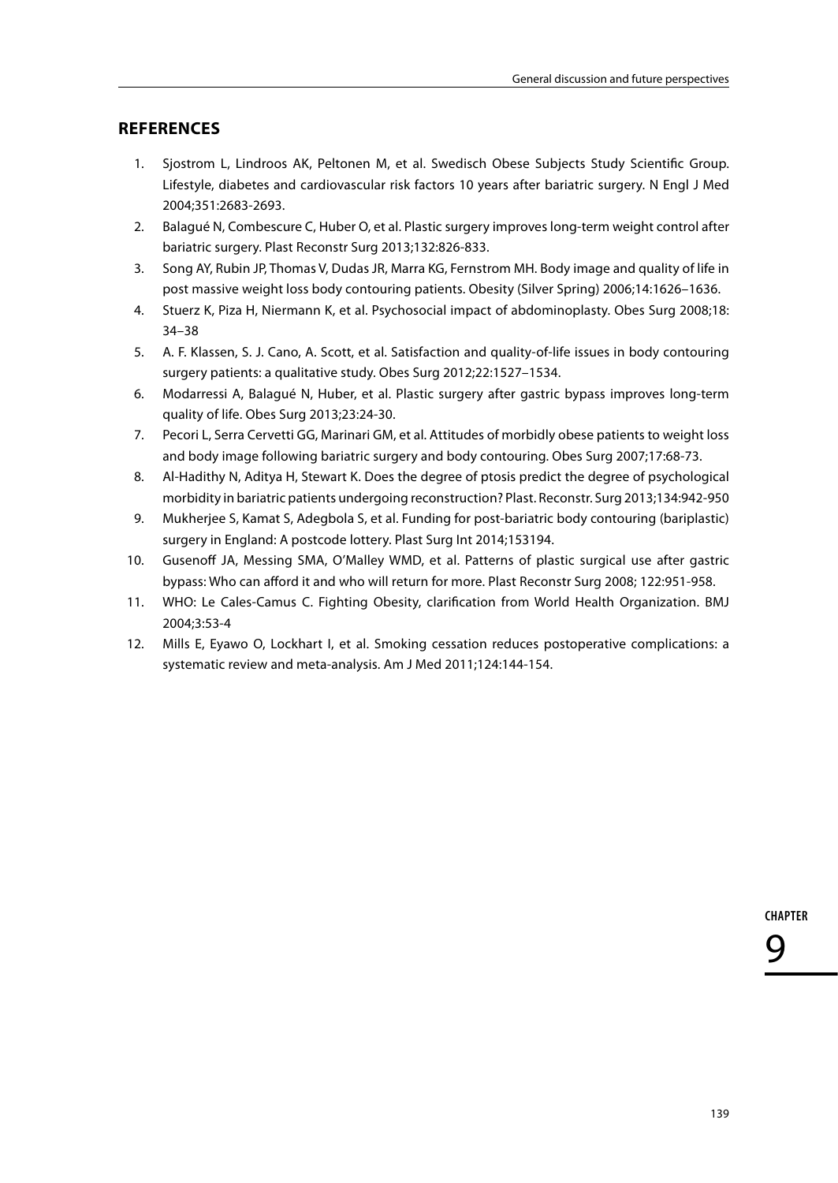## REFERENCES

1. Sjostrom L, Lindroos AK, Peltonen M, et al. Swedisch Obese Subjects Study Scientific Group. Lifestyle, diabetes and cardiovascular risk factors 10 years after bariatric surgery. N Engl J Med 2004;351:2683-2693.
2. Balagué N, Combescure C, Huber O, et al. Plastic surgery improves long-term weight control after bariatric surgery. Plast Reconstr Surg 2013;132:826-833.
3. Song AY, Rubin JP, Thomas V, Dudas JR, Marra KG, Fernstrom MH. Body image and quality of life in post massive weight loss body contouring patients. Obesity (Silver Spring) 2006;14:1626–1636.
4. Stuerz K, Piza H, Niermann K, et al. Psychosocial impact of abdominoplasty. Obes Surg 2008;18: 34–38
5. A. F. Klassen, S. J. Cano, A. Scott, et al. Satisfaction and quality-of-life issues in body contouring surgery patients: a qualitative study. Obes Surg 2012;22:1527–1534.
6. Modarressi A, Balagué N, Huber, et al. Plastic surgery after gastric bypass improves long-term quality of life. Obes Surg 2013;23:24-30.
7. Pecori L, Serra Cervetti GG, Marinari GM, et al. Attitudes of morbidly obese patients to weight loss and body image following bariatric surgery and body contouring. Obes Surg 2007;17:68-73.
8. Al-Hadithy N, Aditya H, Stewart K. Does the degree of ptosis predict the degree of psychological morbidity in bariatric patients undergoing reconstruction? Plast. Reconstr. Surg 2013;134:942-950
9. Mukherjee S, Kamat S, Adegbola S, et al. Funding for post-bariatric body contouring (bariplastic) surgery in England: A postcode lottery. Plast Surg Int 2014;153194.
10. Gusenoff JA, Messing SMA, O'Malley WMD, et al. Patterns of plastic surgical use after gastric bypass: Who can afford it and who will return for more. Plast Reconstr Surg 2008; 122:951-958.
11. WHO: Le Cales-Camus C. Fighting Obesity, clarification from World Health Organization. BMJ 2004;3:53-4
12. Mills E, Eyawo O, Lockhart I, et al. Smoking cessation reduces postoperative complications: a systematic review and meta-analysis. Am J Med 2011;124:144-154.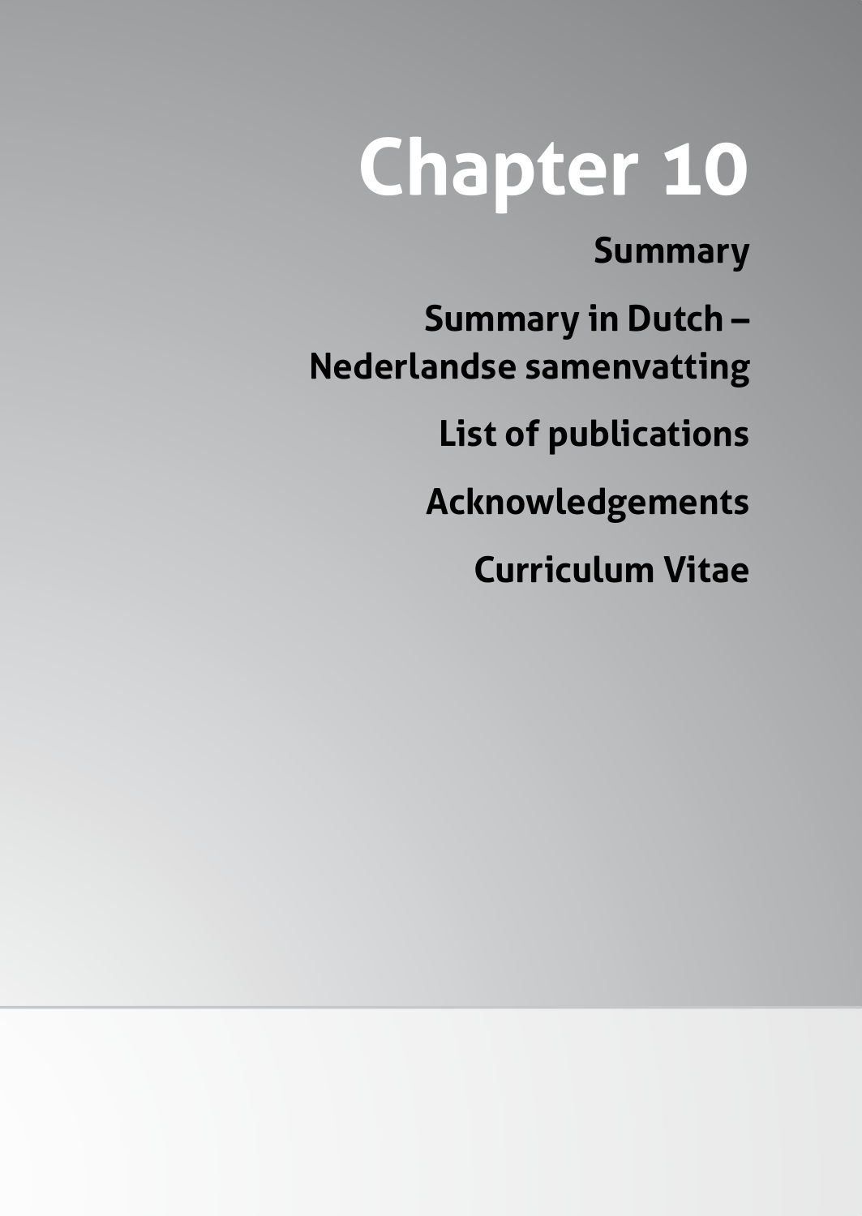# Chapter 10

**Summary**

**Summary in Dutch – Nederlandse samenvatting**

**List of publications**

**Acknowledgements**

**Curriculum Vitae**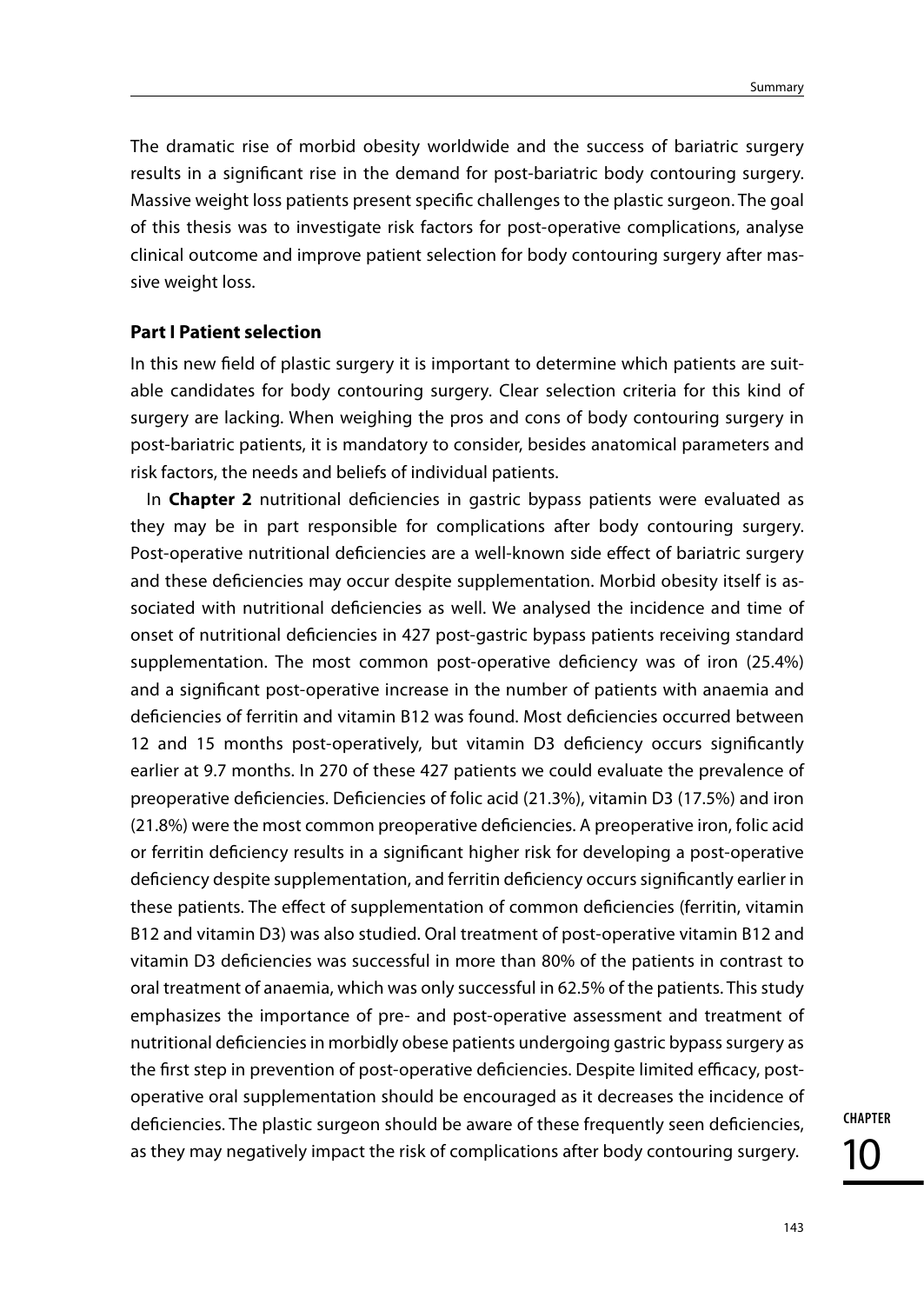The dramatic rise of morbid obesity worldwide and the success of bariatric surgery results in a significant rise in the demand for post-bariatric body contouring surgery. Massive weight loss patients present specific challenges to the plastic surgeon. The goal of this thesis was to investigate risk factors for post-operative complications, analyse clinical outcome and improve patient selection for body contouring surgery after massive weight loss.

### Part I Patient selection

In this new field of plastic surgery it is important to determine which patients are suitable candidates for body contouring surgery. Clear selection criteria for this kind of surgery are lacking. When weighing the pros and cons of body contouring surgery in post-bariatric patients, it is mandatory to consider, besides anatomical parameters and risk factors, the needs and beliefs of individual patients.

In **Chapter 2** nutritional deficiencies in gastric bypass patients were evaluated as they may be in part responsible for complications after body contouring surgery. Post-operative nutritional deficiencies are a well-known side effect of bariatric surgery and these deficiencies may occur despite supplementation. Morbid obesity itself is associated with nutritional deficiencies as well. We analysed the incidence and time of onset of nutritional deficiencies in 427 post-gastric bypass patients receiving standard supplementation. The most common post-operative deficiency was of iron (25.4%) and a significant post-operative increase in the number of patients with anaemia and deficiencies of ferritin and vitamin B12 was found. Most deficiencies occurred between 12 and 15 months post-operatively, but vitamin D3 deficiency occurs significantly earlier at 9.7 months. In 270 of these 427 patients we could evaluate the prevalence of preoperative deficiencies. Deficiencies of folic acid (21.3%), vitamin D3 (17.5%) and iron (21.8%) were the most common preoperative deficiencies. A preoperative iron, folic acid or ferritin deficiency results in a significant higher risk for developing a post-operative deficiency despite supplementation, and ferritin deficiency occurs significantly earlier in these patients. The effect of supplementation of common deficiencies (ferritin, vitamin B12 and vitamin D3) was also studied. Oral treatment of post-operative vitamin B12 and vitamin D3 deficiencies was successful in more than 80% of the patients in contrast to oral treatment of anaemia, which was only successful in 62.5% of the patients. This study emphasizes the importance of pre- and post-operative assessment and treatment of nutritional deficiencies in morbidly obese patients undergoing gastric bypass surgery as the first step in prevention of post-operative deficiencies. Despite limited efficacy, post-operative oral supplementation should be encouraged as it decreases the incidence of deficiencies. The plastic surgeon should be aware of these frequently seen deficiencies, as they may negatively impact the risk of complications after body contouring surgery.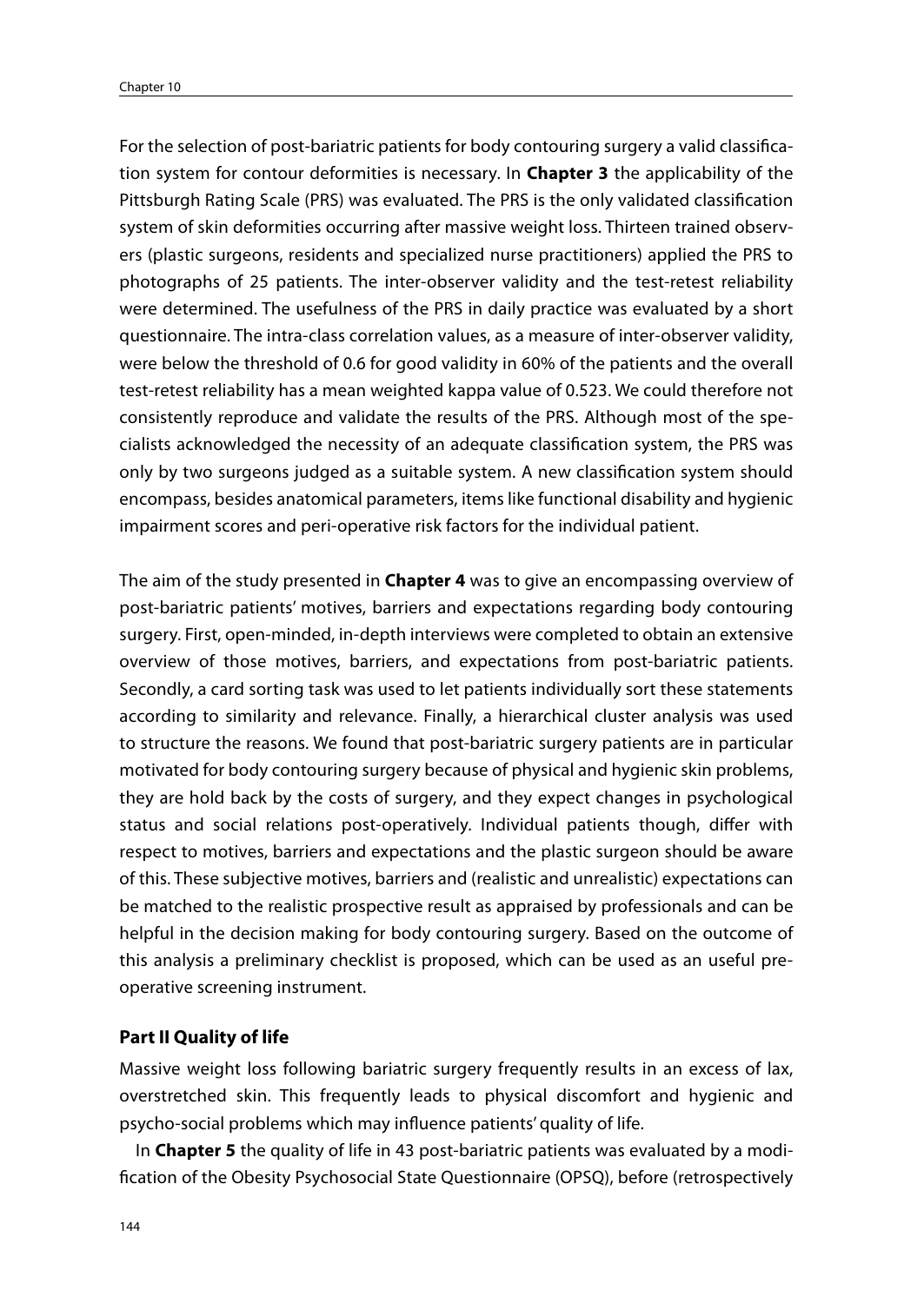For the selection of post-bariatric patients for body contouring surgery a valid classification system for contour deformities is necessary. In **Chapter 3** the applicability of the Pittsburgh Rating Scale (PRS) was evaluated. The PRS is the only validated classification system of skin deformities occurring after massive weight loss. Thirteen trained observers (plastic surgeons, residents and specialized nurse practitioners) applied the PRS to photographs of 25 patients. The inter-observer validity and the test-retest reliability were determined. The usefulness of the PRS in daily practice was evaluated by a short questionnaire. The intra-class correlation values, as a measure of inter-observer validity, were below the threshold of 0.6 for good validity in 60% of the patients and the overall test-retest reliability has a mean weighted kappa value of 0.523. We could therefore not consistently reproduce and validate the results of the PRS. Although most of the specialists acknowledged the necessity of an adequate classification system, the PRS was only by two surgeons judged as a suitable system. A new classification system should encompass, besides anatomical parameters, items like functional disability and hygienic impairment scores and peri-operative risk factors for the individual patient.

The aim of the study presented in **Chapter 4** was to give an encompassing overview of post-bariatric patients' motives, barriers and expectations regarding body contouring surgery. First, open-minded, in-depth interviews were completed to obtain an extensive overview of those motives, barriers, and expectations from post-bariatric patients. Secondly, a card sorting task was used to let patients individually sort these statements according to similarity and relevance. Finally, a hierarchical cluster analysis was used to structure the reasons. We found that post-bariatric surgery patients are in particular motivated for body contouring surgery because of physical and hygienic skin problems, they are hold back by the costs of surgery, and they expect changes in psychological status and social relations post-operatively. Individual patients though, differ with respect to motives, barriers and expectations and the plastic surgeon should be aware of this. These subjective motives, barriers and (realistic and unrealistic) expectations can be matched to the realistic prospective result as appraised by professionals and can be helpful in the decision making for body contouring surgery. Based on the outcome of this analysis a preliminary checklist is proposed, which can be used as an useful pre-operative screening instrument.

### Part II Quality of life

Massive weight loss following bariatric surgery frequently results in an excess of lax, overstretched skin. This frequently leads to physical discomfort and hygienic and psycho-social problems which may influence patients' quality of life.

In **Chapter 5** the quality of life in 43 post-bariatric patients was evaluated by a modification of the Obesity Psychosocial State Questionnaire (OPSQ), before (retrospectively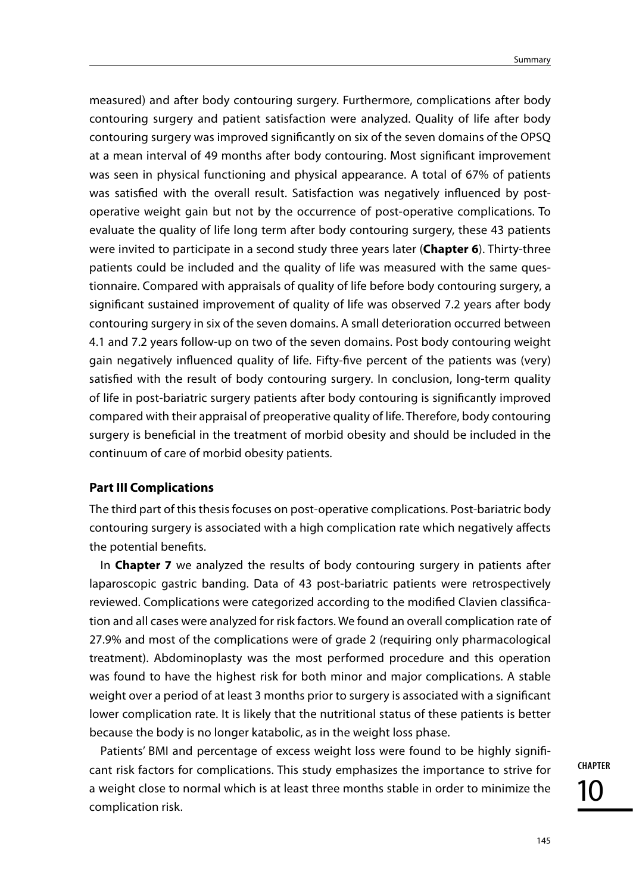measured) and after body contouring surgery. Furthermore, complications after body contouring surgery and patient satisfaction were analyzed. Quality of life after body contouring surgery was improved significantly on six of the seven domains of the OPSQ at a mean interval of 49 months after body contouring. Most significant improvement was seen in physical functioning and physical appearance. A total of 67% of patients was satisfied with the overall result. Satisfaction was negatively influenced by post-operative weight gain but not by the occurrence of post-operative complications. To evaluate the quality of life long term after body contouring surgery, these 43 patients were invited to participate in a second study three years later (**Chapter 6**). Thirty-three patients could be included and the quality of life was measured with the same questionnaire. Compared with appraisals of quality of life before body contouring surgery, a significant sustained improvement of quality of life was observed 7.2 years after body contouring surgery in six of the seven domains. A small deterioration occurred between 4.1 and 7.2 years follow-up on two of the seven domains. Post body contouring weight gain negatively influenced quality of life. Fifty-five percent of the patients was (very) satisfied with the result of body contouring surgery. In conclusion, long-term quality of life in post-bariatric surgery patients after body contouring is significantly improved compared with their appraisal of preoperative quality of life. Therefore, body contouring surgery is beneficial in the treatment of morbid obesity and should be included in the continuum of care of morbid obesity patients.

### Part III Complications

The third part of this thesis focuses on post-operative complications. Post-bariatric body contouring surgery is associated with a high complication rate which negatively affects the potential benefits.

In **Chapter 7** we analyzed the results of body contouring surgery in patients after laparoscopic gastric banding. Data of 43 post-bariatric patients were retrospectively reviewed. Complications were categorized according to the modified Clavien classification and all cases were analyzed for risk factors. We found an overall complication rate of 27.9% and most of the complications were of grade 2 (requiring only pharmacological treatment). Abdominoplasty was the most performed procedure and this operation was found to have the highest risk for both minor and major complications. A stable weight over a period of at least 3 months prior to surgery is associated with a significant lower complication rate. It is likely that the nutritional status of these patients is better because the body is no longer katabolic, as in the weight loss phase.

Patients' BMI and percentage of excess weight loss were found to be highly significant risk factors for complications. This study emphasizes the importance to strive for a weight close to normal which is at least three months stable in order to minimize the complication risk.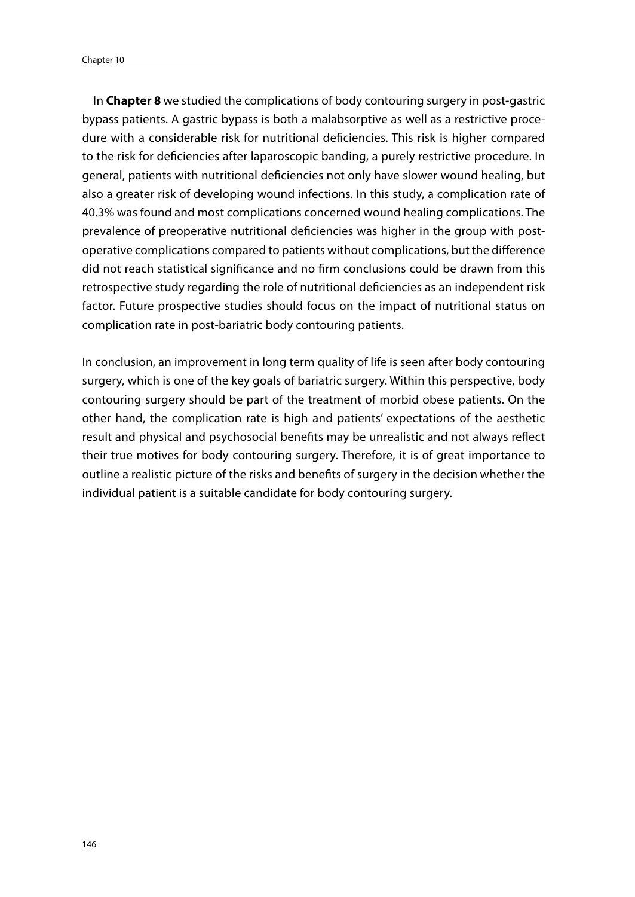In **Chapter 8** we studied the complications of body contouring surgery in post-gastric bypass patients. A gastric bypass is both a malabsorptive as well as a restrictive procedure with a considerable risk for nutritional deficiencies. This risk is higher compared to the risk for deficiencies after laparoscopic banding, a purely restrictive procedure. In general, patients with nutritional deficiencies not only have slower wound healing, but also a greater risk of developing wound infections. In this study, a complication rate of 40.3% was found and most complications concerned wound healing complications. The prevalence of preoperative nutritional deficiencies was higher in the group with postoperative complications compared to patients without complications, but the difference did not reach statistical significance and no firm conclusions could be drawn from this retrospective study regarding the role of nutritional deficiencies as an independent risk factor. Future prospective studies should focus on the impact of nutritional status on complication rate in post-bariatric body contouring patients.

In conclusion, an improvement in long term quality of life is seen after body contouring surgery, which is one of the key goals of bariatric surgery. Within this perspective, body contouring surgery should be part of the treatment of morbid obese patients. On the other hand, the complication rate is high and patients' expectations of the aesthetic result and physical and psychosocial benefits may be unrealistic and not always reflect their true motives for body contouring surgery. Therefore, it is of great importance to outline a realistic picture of the risks and benefits of surgery in the decision whether the individual patient is a suitable candidate for body contouring surgery.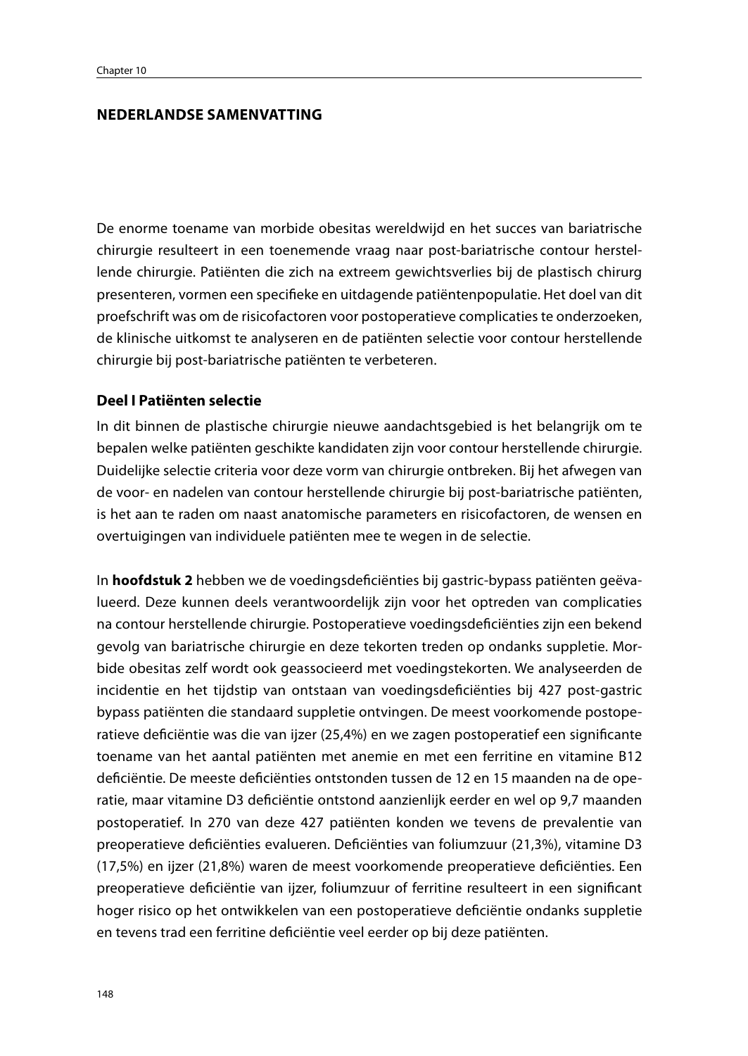# NEDERLANDSE SAMENVATTING

De enorme toename van morbide obesitas wereldwijd en het succes van bariatrische chirurgie resulteert in een toenemende vraag naar post-bariatrische contour herstellende chirurgie. Patiënten die zich na extreem gewichtsverlies bij de plastisch chirurg presenteren, vormen een specifieke en uitdagende patiëntenpopulatie. Het doel van dit proefschrift was om de risicofactoren voor postoperatieve complicaties te onderzoeken, de klinische uitkomst te analyseren en de patiënten selectie voor contour herstellende chirurgie bij post-bariatrische patiënten te verbeteren.

## Deel I Patiënten selectie

In dit binnen de plastische chirurgie nieuwe aandachtsgebied is het belangrijk om te bepalen welke patiënten geschikte kandidaten zijn voor contour herstellende chirurgie. Duidelijke selectie criteria voor deze vorm van chirurgie ontbreken. Bij het afwegen van de voor- en nadelen van contour herstellende chirurgie bij post-bariatrische patiënten, is het aan te raden om naast anatomische parameters en risicofactoren, de wensen en overtuigingen van individuele patiënten mee te wegen in de selectie.

In **hoofdstuk 2** hebben we de voedingsdeficiënties bij gastric-bypass patiënten geëvalueerd. Deze kunnen deels verantwoordelijk zijn voor het optreden van complicaties na contour herstellende chirurgie. Postoperatieve voedingsdeficiënties zijn een bekend gevolg van bariatrische chirurgie en deze tekorten treden op ondanks suppletie. Morbide obesitas zelf wordt ook geassocieerd met voedingstekorten. We analyseerden de incidentie en het tijdstip van ontstaan van voedingsdeficiënties bij 427 post-gastric bypass patiënten die standaard suppletie ontvingen. De meest voorkomende postoperatieve deficiëntie was die van ijzer (25,4%) en we zagen postoperatief een significante toename van het aantal patiënten met anemie en met een ferritine en vitamine B12 deficiëntie. De meeste deficiënties ontstonden tussen de 12 en 15 maanden na de operatie, maar vitamine D3 deficiëntie ontstond aanzienlijk eerder en wel op 9,7 maanden postoperatief. In 270 van deze 427 patiënten konden we tevens de prevalentie van preoperatieve deficiënties evalueren. Deficiënties van foliumzuur (21,3%), vitamine D3 (17,5%) en ijzer (21,8%) waren de meest voorkomende preoperatieve deficiënties. Een preoperatieve deficiëntie van ijzer, foliumzuur of ferritine resulteert in een significant hoger risico op het ontwikkelen van een postoperatieve deficiëntie ondanks suppletie en tevens trad een ferritine deficiëntie veel eerder op bij deze patiënten.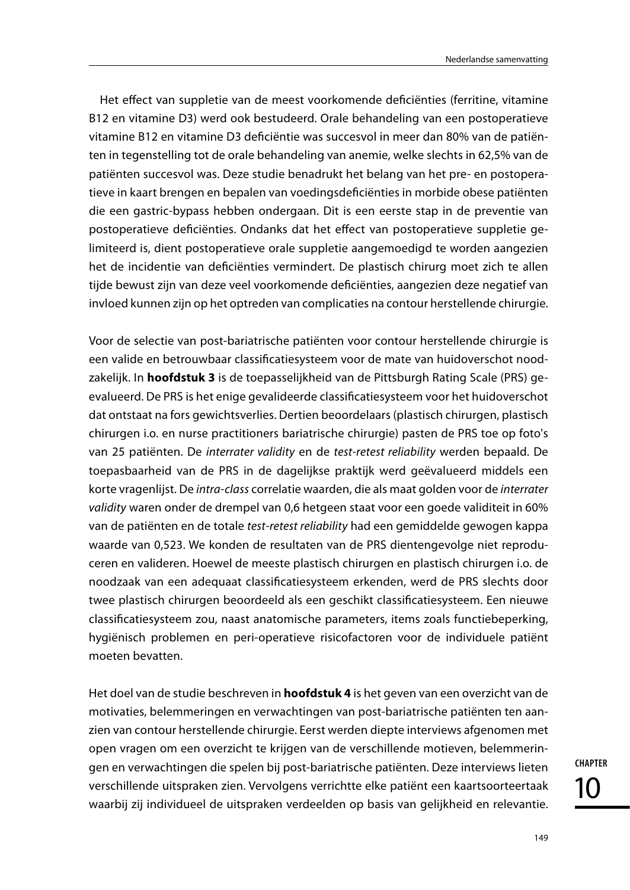Het effect van suppletie van de meest voorkomende deficiënties (ferritine, vitamine B12 en vitamine D3) werd ook bestudeerd. Orale behandeling van een postoperatieve vitamine B12 en vitamine D3 deficiëntie was succesvol in meer dan 80% van de patiënten in tegenstelling tot de orale behandeling van anemie, welke slechts in 62,5% van de patiënten succesvol was. Deze studie benadrukt het belang van het pre- en postoperatieve in kaart brengen en bepalen van voedingsdeficiënties in morbide obese patiënten die een gastric-bypass hebben ondergaan. Dit is een eerste stap in de preventie van postoperatieve deficiënties. Ondanks dat het effect van postoperatieve suppletie gelimiteerd is, dient postoperatieve orale suppletie aangemoedigd te worden aangezien het de incidentie van deficiënties vermindert. De plastisch chirurg moet zich te allen tijde bewust zijn van deze veel voorkomende deficiënties, aangezien deze negatief van invloed kunnen zijn op het optreden van complicaties na contour herstellende chirurgie.

Voor de selectie van post-bariatrische patiënten voor contour herstellende chirurgie is een valide en betrouwbaar classificatiesysteem voor de mate van huidoverschot noodzakelijk. In **hoofdstuk 3** is de toepasselijkheid van de Pittsburgh Rating Scale (PRS) geëvalueerd. De PRS is het enige gevalideerde classificatiesysteem voor het huidoverschot dat ontstaat na fors gewichtsverlies. Dertien beoordelaars (plastisch chirurgen, plastisch chirurgen i.o. en nurse practitioners bariatrische chirurgie) pasten de PRS toe op foto's van 25 patiënten. De *interrater validity* en de *test-retest reliability* werden bepaald. De toepasbaarheid van de PRS in de dagelijkse praktijk werd geëvalueerd middels een korte vragenlijst. De *intra-class* correlatie waarden, die als maat golden voor de *interrater validity* waren onder de drempel van 0,6 hetgeen staat voor een goede validiteit in 60% van de patiënten en de totale *test-retest reliability* had een gemiddelde gewogen kappa waarde van 0,523. We konden de resultaten van de PRS dientengevolge niet reproduceren en valideren. Hoewel de meeste plastisch chirurgen en plastisch chirurgen i.o. de noodzaak van een adequaat classificatiesysteem erkenden, werd de PRS slechts door twee plastisch chirurgen beoordeeld als een geschikt classificatiesysteem. Een nieuwe classificatiesysteem zou, naast anatomische parameters, items zoals functiebeperking, hygiënisch problemen en peri-operatieve risicofactoren voor de individuele patiënt moeten bevatten.

Het doel van de studie beschreven in **hoofdstuk 4** is het geven van een overzicht van de motivaties, belemmeringen en verwachtingen van post-bariatrische patiënten ten aanzien van contour herstellende chirurgie. Eerst werden diepte interviews afgenomen met open vragen om een overzicht te krijgen van de verschillende motieven, belemmeringen en verwachtingen die spelen bij post-bariatrische patiënten. Deze interviews lieten verschillende uitspraken zien. Vervolgens verrichtte elke patiënt een kaartsoorteertaak waarbij zij individueel de uitspraken verdeelden op basis van gelijkheid en relevantie.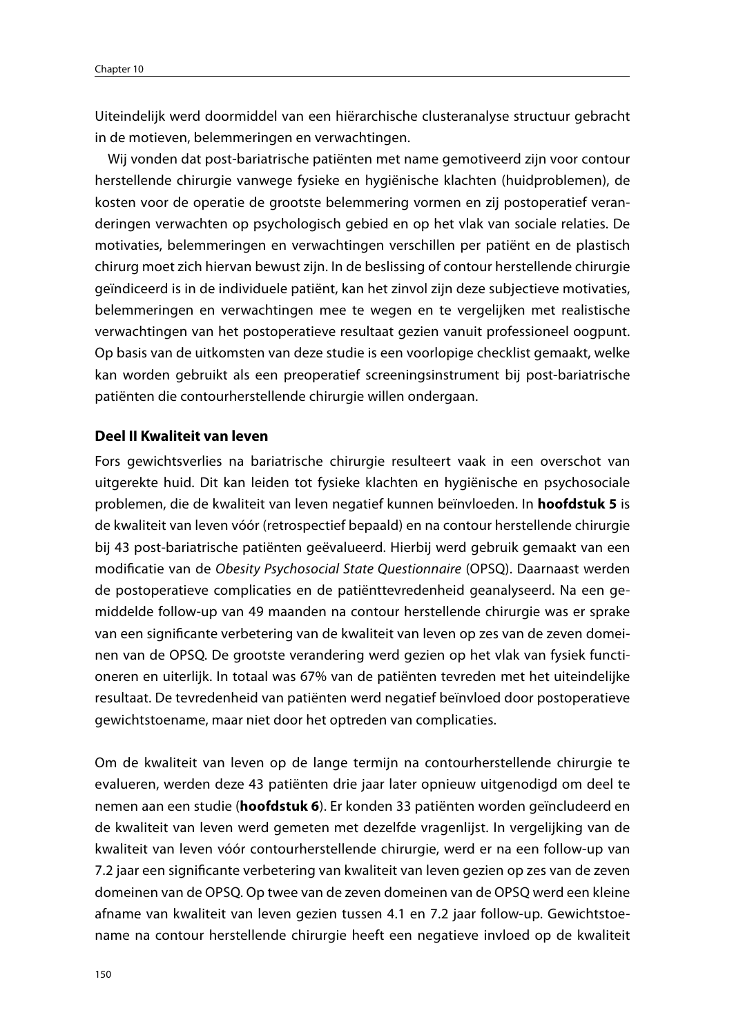Uiteindelijk werd doormiddel van een hiërarchische clusteranalyse structuur gebracht in de motieven, belemmeringen en verwachtingen.

Wij vonden dat post-bariatrische patiënten met name gemotiveerd zijn voor contour herstellende chirurgie vanwege fysieke en hygiënische klachten (huidproblemen), de kosten voor de operatie de grootste belemmering vormen en zij postoperatief veranderingen verwachten op psychologisch gebied en op het vlak van sociale relaties. De motivaties, belemmeringen en verwachtingen verschillen per patiënt en de plastisch chirurg moet zich hiervan bewust zijn. In de beslissing of contour herstellende chirurgie geïndiceerd is in de individuele patiënt, kan het zinvol zijn deze subjectieve motivaties, belemmeringen en verwachtingen mee te wegen en te vergelijken met realistische verwachtingen van het postoperatieve resultaat gezien vanuit professioneel oogpunt. Op basis van de uitkomsten van deze studie is een voorlopige checklist gemaakt, welke kan worden gebruikt als een preoperatief screeningsinstrument bij post-bariatrische patiënten die contourherstellende chirurgie willen ondergaan.

### Deel II Kwaliteit van leven

Fors gewichtsverlies na bariatrische chirurgie resulteert vaak in een overschot van uitgerekte huid. Dit kan leiden tot fysieke klachten en hygiënische en psychosociale problemen, die de kwaliteit van leven negatief kunnen beïnvloeden. In **hoofdstuk 5** is de kwaliteit van leven vóór (retrospectief bepaald) en na contour herstellende chirurgie bij 43 post-bariatrische patiënten geëvalueerd. Hierbij werd gebruik gemaakt van een modificatie van de *Obesity Psychosocial State Questionnaire* (OPSQ). Daarnaast werden de postoperatieve complicaties en de patiënttevredenheid geanalyseerd. Na een gemiddelde follow-up van 49 maanden na contour herstellende chirurgie was er sprake van een significante verbetering van de kwaliteit van leven op zes van de zeven domeinen van de OPSQ. De grootste verandering werd gezien op het vlak van fysiek functioneren en uiterlijk. In totaal was 67% van de patiënten tevreden met het uiteindelijke resultaat. De tevredenheid van patiënten werd negatief beïnvloed door postoperatieve gewichtstoename, maar niet door het optreden van complicaties.

Om de kwaliteit van leven op de lange termijn na contourherstellende chirurgie te evalueren, werden deze 43 patiënten drie jaar later opnieuw uitgenodigd om deel te nemen aan een studie (**hoofdstuk 6**). Er konden 33 patiënten worden geïncludeerd en de kwaliteit van leven werd gemeten met dezelfde vragenlijst. In vergelijking van de kwaliteit van leven vóór contourherstellende chirurgie, werd er na een follow-up van 7.2 jaar een significante verbetering van kwaliteit van leven gezien op zes van de zeven domeinen van de OPSQ. Op twee van de zeven domeinen van de OPSQ werd een kleine afname van kwaliteit van leven gezien tussen 4.1 en 7.2 jaar follow-up. Gewichtstoename na contour herstellende chirurgie heeft een negatieve invloed op de kwaliteit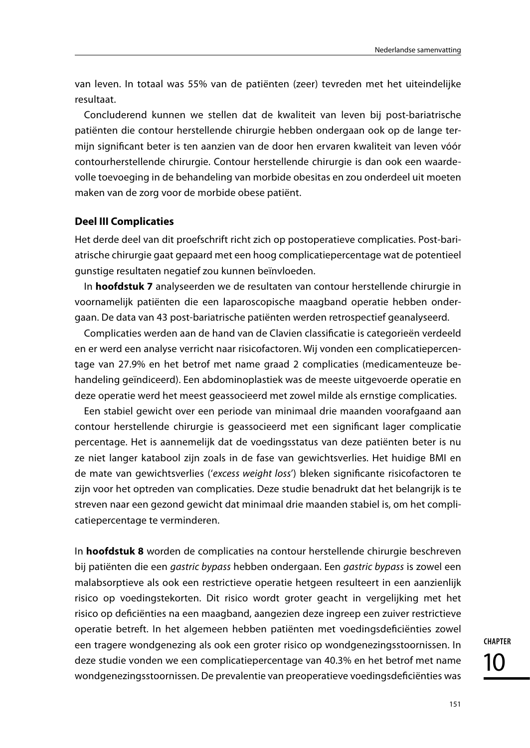van leven. In totaal was 55% van de patiënten (zeer) tevreden met het uiteindelijke resultaat.

Concluderend kunnen we stellen dat de kwaliteit van leven bij post-bariatrische patiënten die contour herstellende chirurgie hebben ondergaan ook op de lange termijn significant beter is ten aanzien van de door hen ervaren kwaliteit van leven vóór contourherstellende chirurgie. Contour herstellende chirurgie is dan ook een waardevolle toevoeging in de behandeling van morbide obesitas en zou onderdeel uit moeten maken van de zorg voor de morbide obese patiënt.

### Deel III Complicaties

Het derde deel van dit proefschrift richt zich op postoperatieve complicaties. Post-bariatrische chirurgie gaat gepaard met een hoog complicatiepercentage wat de potentieel gunstige resultaten negatief zou kunnen beïnvloeden.

In **hoofdstuk 7** analyseerden we de resultaten van contour herstellende chirurgie in voornamelijk patiënten die een laparoscopische maagband operatie hebben ondergaan. De data van 43 post-bariatrische patiënten werden retrospectief geanalyseerd.

Complicaties werden aan de hand van de Clavien classificatie is categorieën verdeeld en er werd een analyse verricht naar risicofactoren. Wij vonden een complicatiepercentage van 27.9% en het betrof met name graad 2 complicaties (medicamenteuze behandeling geïndiceerd). Een abdominoplastiek was de meeste uitgevoerde operatie en deze operatie werd het meest geassocieerd met zowel milde als ernstige complicaties.

Een stabiel gewicht over een periode van minimaal drie maanden voorafgaand aan contour herstellende chirurgie is geassocieerd met een significant lager complicatie percentage. Het is aannemelijk dat de voedingsstatus van deze patiënten beter is nu ze niet langer katabool zijn zoals in de fase van gewichtsverlies. Het huidige BMI en de mate van gewichtsverlies ('*excess weight loss*') bleken significante risicofactoren te zijn voor het optreden van complicaties. Deze studie benadrukt dat het belangrijk is te streven naar een gezond gewicht dat minimaal drie maanden stabiel is, om het complicatiepercentage te verminderen.

In **hoofdstuk 8** worden de complicaties na contour herstellende chirurgie beschreven bij patiënten die een *gastric bypass* hebben ondergaan. Een *gastric bypass* is zowel een malabsorptieve als ook een restrictieve operatie hetgeen resulteert in een aanzienlijk risico op voedingstekorten. Dit risico wordt groter geacht in vergelijking met het risico op deficiënties na een maagband, aangezien deze ingreep een zuiver restrictieve operatie betreft. In het algemeen hebben patiënten met voedingsdeficiënties zowel een tragere wondgenezing als ook een groter risico op wondgenezingsstoornissen. In deze studie vonden we een complicatiepercentage van 40.3% en het betrof met name wondgenezingsstoornissen. De prevalentie van preoperatieve voedingsdeficiënties was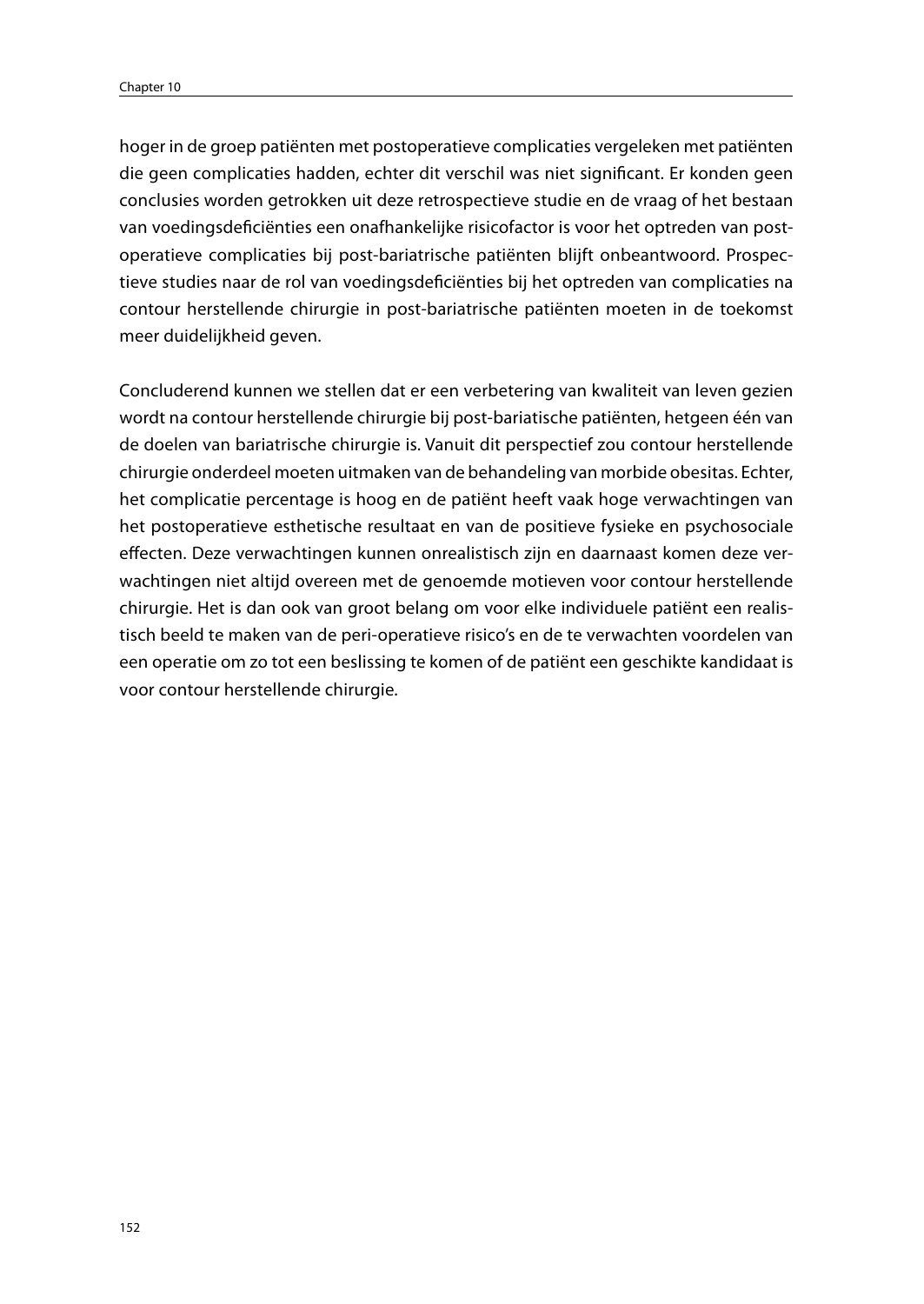hoger in de groep patiënten met postoperatieve complicaties vergeleken met patiënten die geen complicaties hadden, echter dit verschil was niet significant. Er konden geen conclusies worden getrokken uit deze retrospectieve studie en de vraag of het bestaan van voedingsdeficiënties een onafhankelijke risicofactor is voor het optreden van postoperatieve complicaties bij post-bariatrische patiënten blijft onbeantwoord. Prospectieve studies naar de rol van voedingsdeficiënties bij het optreden van complicaties na contour herstellende chirurgie in post-bariatrische patiënten moeten in de toekomst meer duidelijkheid geven.

Concluderend kunnen we stellen dat er een verbetering van kwaliteit van leven gezien wordt na contour herstellende chirurgie bij post-bariatische patiënten, hetgeen één van de doelen van bariatrische chirurgie is. Vanuit dit perspectief zou contour herstellende chirurgie onderdeel moeten uitmaken van de behandeling van morbide obesitas. Echter, het complicatie percentage is hoog en de patiënt heeft vaak hoge verwachtingen van het postoperatieve esthetische resultaat en van de positieve fysieke en psychosociale effecten. Deze verwachtingen kunnen onrealistisch zijn en daarnaast komen deze verwachtingen niet altijd overeen met de genoemde motieven voor contour herstellende chirurgie. Het is dan ook van groot belang om voor elke individuele patiënt een realistisch beeld te maken van de peri-operatieve risico's en de te verwachten voordelen van een operatie om zo tot een beslissing te komen of de patiënt een geschikte kandidaat is voor contour herstellende chirurgie.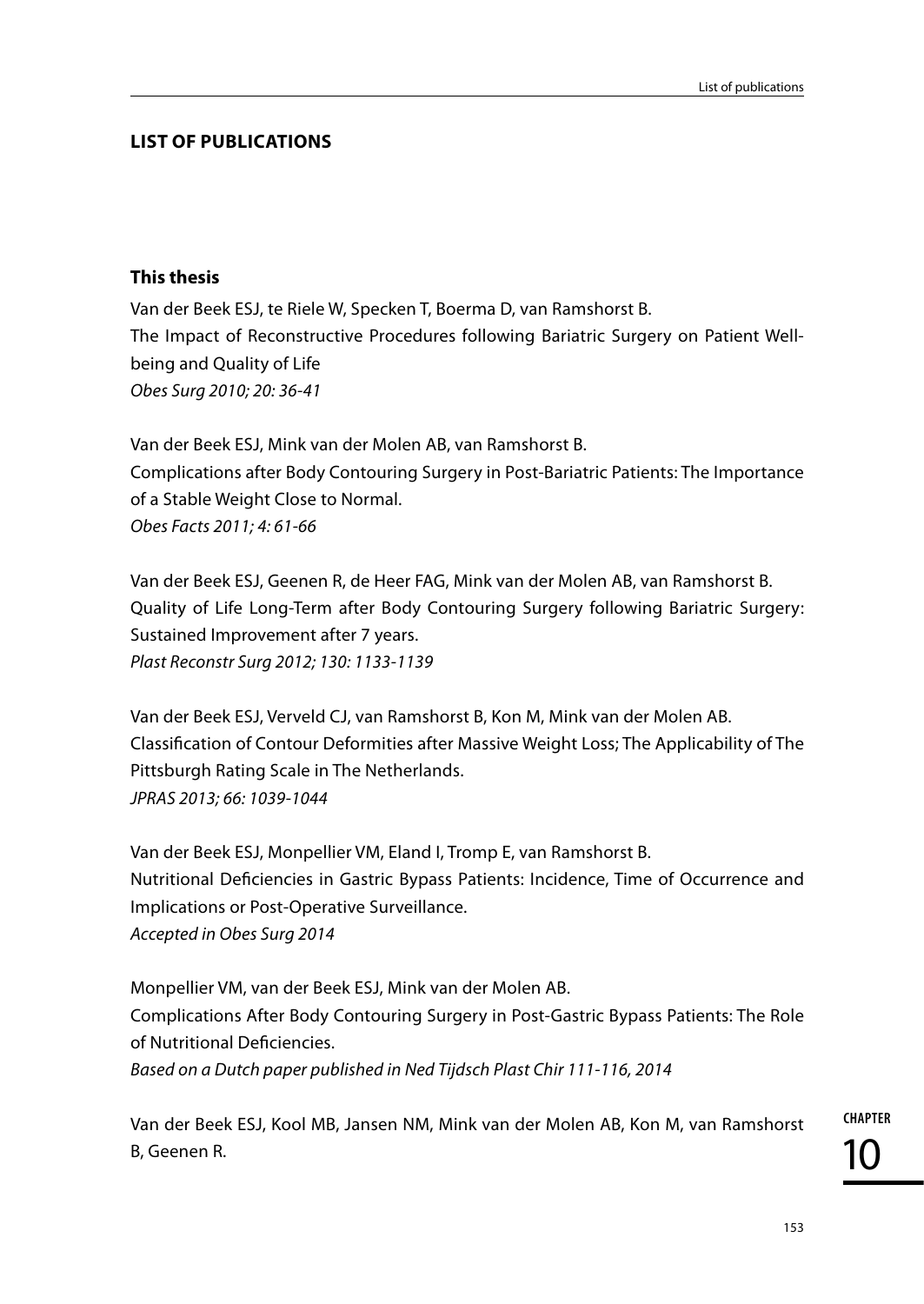## LIST OF PUBLICATIONS

### This thesis

Van der Beek ESJ, te Riele W, Specken T, Boerma D, van Ramshorst B.
The Impact of Reconstructive Procedures following Bariatric Surgery on Patient Well-being and Quality of Life
*Obes Surg 2010; 20: 36-41*

Van der Beek ESJ, Mink van der Molen AB, van Ramshorst B.
Complications after Body Contouring Surgery in Post-Bariatric Patients: The Importance of a Stable Weight Close to Normal.
*Obes Facts 2011; 4: 61-66*

Van der Beek ESJ, Geenen R, de Heer FAG, Mink van der Molen AB, van Ramshorst B.
Quality of Life Long-Term after Body Contouring Surgery following Bariatric Surgery: Sustained Improvement after 7 years.
*Plast Reconstr Surg 2012; 130: 1133-1139*

Van der Beek ESJ, Verveld CJ, van Ramshorst B, Kon M, Mink van der Molen AB.
Classification of Contour Deformities after Massive Weight Loss; The Applicability of The Pittsburgh Rating Scale in The Netherlands.
*JPRAS 2013; 66: 1039-1044*

Van der Beek ESJ, Monpellier VM, Eland I, Tromp E, van Ramshorst B.
Nutritional Deficiencies in Gastric Bypass Patients: Incidence, Time of Occurrence and Implications or Post-Operative Surveillance.
*Accepted in Obes Surg 2014*

Monpellier VM, van der Beek ESJ, Mink van der Molen AB.
Complications After Body Contouring Surgery in Post-Gastric Bypass Patients: The Role of Nutritional Deficiencies.
*Based on a Dutch paper published in Ned Tijdsch Plast Chir 111-116, 2014*

Van der Beek ESJ, Kool MB, Jansen NM, Mink van der Molen AB, Kon M, van Ramshorst B, Geenen R.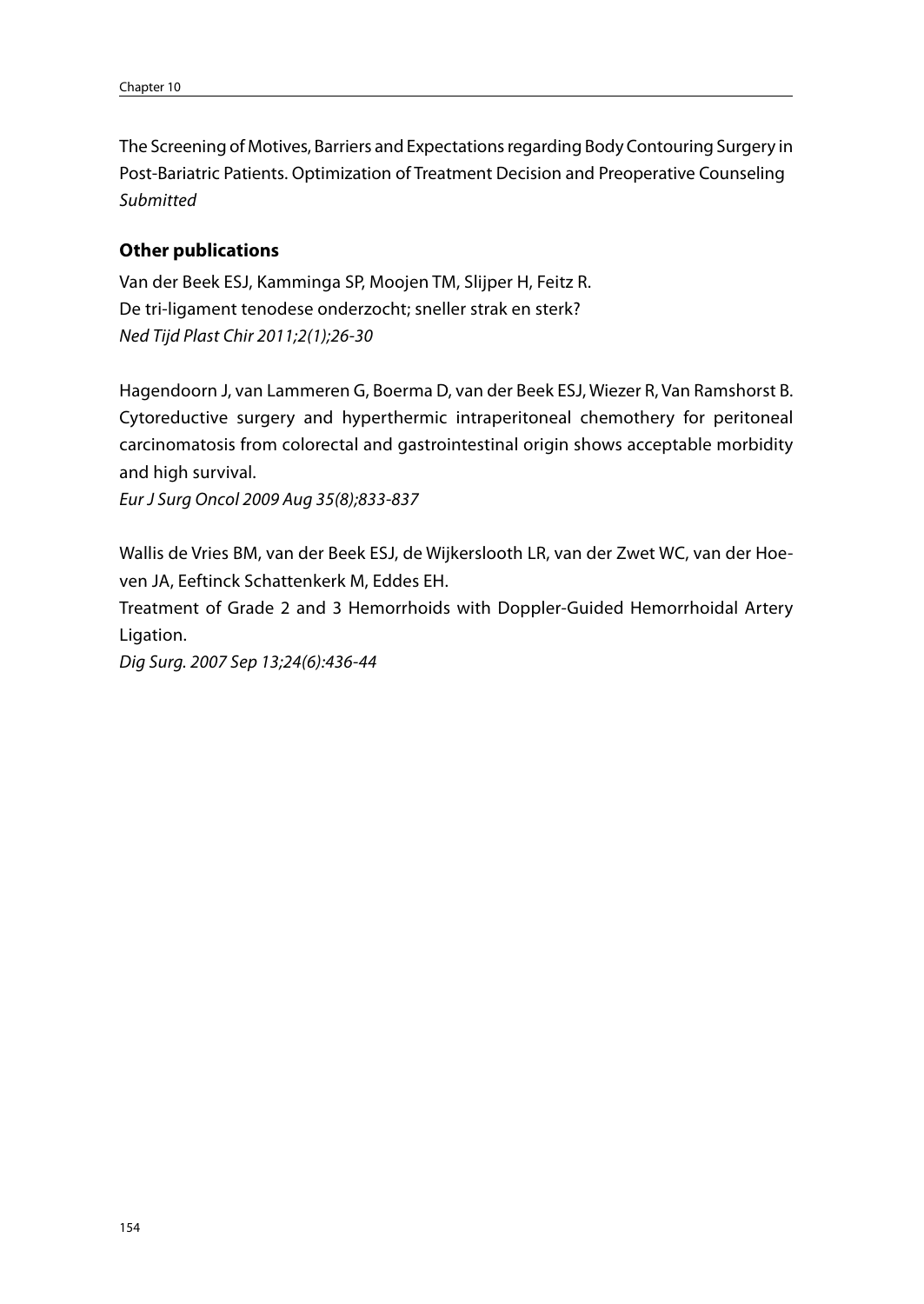The Screening of Motives, Barriers and Expectations regarding Body Contouring Surgery in Post-Bariatric Patients. Optimization of Treatment Decision and Preoperative Counseling
*Submitted*

### Other publications

Van der Beek ESJ, Kamminga SP, Moojen TM, Slijper H, Feitz R.
De tri-ligament tenodese onderzocht; sneller strak en sterk?
*Ned Tijd Plast Chir 2011;2(1);26-30*

Hagendoorn J, van Lammeren G, Boerma D, van der Beek ESJ, Wiezer R, Van Ramshorst B. Cytoreductive surgery and hyperthermic intraperitoneal chemothery for peritoneal carcinomatosis from colorectal and gastrointestinal origin shows acceptable morbidity and high survival.
*Eur J Surg Oncol 2009 Aug 35(8);833-837*

Wallis de Vries BM, van der Beek ESJ, de Wijkerslooth LR, van der Zwet WC, van der Hoeven JA, Eeftinck Schattenkerk M, Eddes EH.
Treatment of Grade 2 and 3 Hemorrhoids with Doppler-Guided Hemorrhoidal Artery Ligation.
*Dig Surg. 2007 Sep 13;24(6):436-44*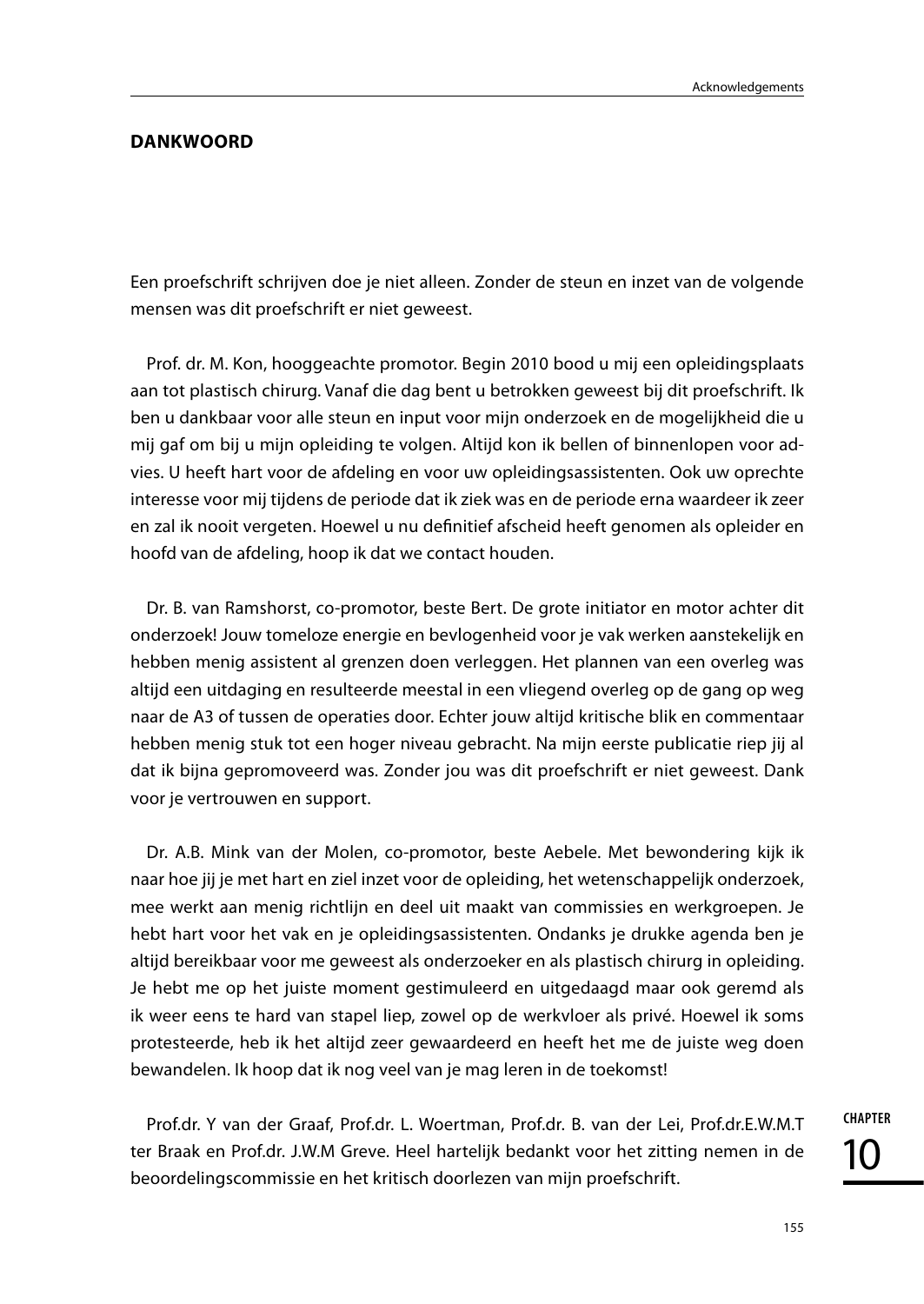## DANKWOORD

Een proefschrift schrijven doe je niet alleen. Zonder de steun en inzet van de volgende mensen was dit proefschrift er niet geweest.

Prof. dr. M. Kon, hooggeachte promotor. Begin 2010 bood u mij een opleidingsplaats aan tot plastisch chirurg. Vanaf die dag bent u betrokken geweest bij dit proefschrift. Ik ben u dankbaar voor alle steun en input voor mijn onderzoek en de mogelijkheid die u mij gaf om bij u mijn opleiding te volgen. Altijd kon ik bellen of binnenlopen voor advies. U heeft hart voor de afdeling en voor uw opleidingsassistenten. Ook uw oprechte interesse voor mij tijdens de periode dat ik ziek was en de periode erna waardeer ik zeer en zal ik nooit vergeten. Hoewel u nu definitief afscheid heeft genomen als opleider en hoofd van de afdeling, hoop ik dat we contact houden.

Dr. B. van Ramshorst, co-promotor, beste Bert. De grote initiator en motor achter dit onderzoek! Jouw tomeloze energie en bevlogenheid voor je vak werken aanstekelijk en hebben menig assistent al grenzen doen verleggen. Het plannen van een overleg was altijd een uitdaging en resulteerde meestal in een vliegend overleg op de gang op weg naar de A3 of tussen de operaties door. Echter jouw altijd kritische blik en commentaar hebben menig stuk tot een hoger niveau gebracht. Na mijn eerste publicatie riep jij al dat ik bijna gepromoveerd was. Zonder jou was dit proefschrift er niet geweest. Dank voor je vertrouwen en support.

Dr. A.B. Mink van der Molen, co-promotor, beste Aebele. Met bewondering kijk ik naar hoe jij je met hart en ziel inzet voor de opleiding, het wetenschappelijk onderzoek, mee werkt aan menig richtlijn en deel uit maakt van commissies en werkgroepen. Je hebt hart voor het vak en je opleidingsassistenten. Ondanks je drukke agenda ben je altijd bereikbaar voor me geweest als onderzoeker en als plastisch chirurg in opleiding. Je hebt me op het juiste moment gestimuleerd en uitgedaagd maar ook geremd als ik weer eens te hard van stapel liep, zowel op de werkvloer als privé. Hoewel ik soms protesteerde, heb ik het altijd zeer gewaardeerd en heeft het me de juiste weg doen bewandelen. Ik hoop dat ik nog veel van je mag leren in de toekomst!

Prof.dr. Y van der Graaf, Prof.dr. L. Woertman, Prof.dr. B. van der Lei, Prof.dr.E.W.M.T ter Braak en Prof.dr. J.W.M Greve. Heel hartelijk bedankt voor het zitting nemen in de beoordelingscommissie en het kritisch doorlezen van mijn proefschrift.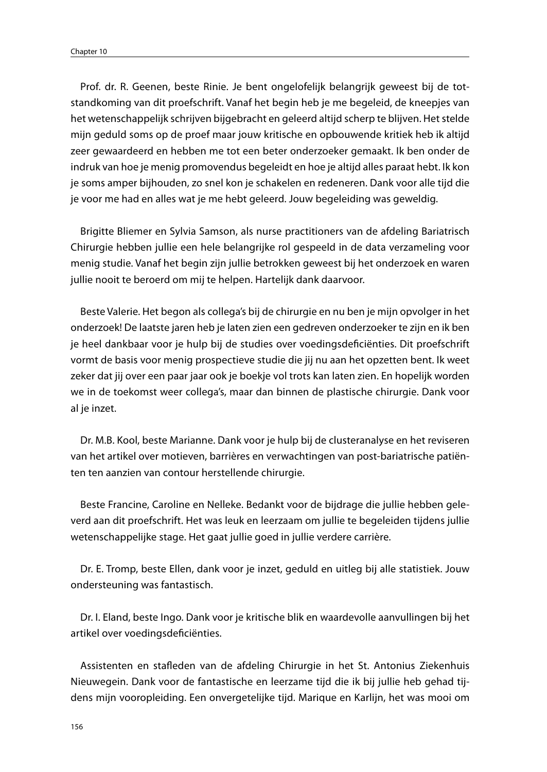Prof. dr. R. Geenen, beste Rinie. Je bent ongelofelijk belangrijk geweest bij de totstandkoming van dit proefschrift. Vanaf het begin heb je me begeleid, de kneepjes van het wetenschappelijk schrijven bijgebracht en geleerd altijd scherp te blijven. Het stelde mijn geduld soms op de proef maar jouw kritische en opbouwende kritiek heb ik altijd zeer gewaardeerd en hebben me tot een beter onderzoeker gemaakt. Ik ben onder de indruk van hoe je menig promovendus begeleidt en hoe je altijd alles paraat hebt. Ik kon je soms amper bijhouden, zo snel kon je schakelen en redeneren. Dank voor alle tijd die je voor me had en alles wat je me hebt geleerd. Jouw begeleiding was geweldig.

Brigitte Bliemer en Sylvia Samson, als nurse practitioners van de afdeling Bariatrisch Chirurgie hebben jullie een hele belangrijke rol gespeeld in de data verzameling voor menig studie. Vanaf het begin zijn jullie betrokken geweest bij het onderzoek en waren jullie nooit te beroerd om mij te helpen. Hartelijk dank daarvoor.

Beste Valerie. Het begon als collega's bij de chirurgie en nu ben je mijn opvolger in het onderzoek! De laatste jaren heb je laten zien een gedreven onderzoeker te zijn en ik ben je heel dankbaar voor je hulp bij de studies over voedingsdeficiënties. Dit proefschrift vormt de basis voor menig prospectieve studie die jij nu aan het opzetten bent. Ik weet zeker dat jij over een paar jaar ook je boekje vol trots kan laten zien. En hopelijk worden we in de toekomst weer collega's, maar dan binnen de plastische chirurgie. Dank voor al je inzet.

Dr. M.B. Kool, beste Marianne. Dank voor je hulp bij de clusteranalyse en het reviseren van het artikel over motieven, barrières en verwachtingen van post-bariatrische patiënten ten aanzien van contour herstellende chirurgie.

Beste Francine, Caroline en Nelleke. Bedankt voor de bijdrage die jullie hebben geleverd aan dit proefschrift. Het was leuk en leerzaam om jullie te begeleiden tijdens jullie wetenschappelijke stage. Het gaat jullie goed in jullie verdere carrière.

Dr. E. Tromp, beste Ellen, dank voor je inzet, geduld en uitleg bij alle statistiek. Jouw ondersteuning was fantastisch.

Dr. I. Eland, beste Ingo. Dank voor je kritische blik en waardevolle aanvullingen bij het artikel over voedingsdeficiënties.

Assistenten en stafleden van de afdeling Chirurgie in het St. Antonius Ziekenhuis Nieuwegein. Dank voor de fantastische en leerzame tijd die ik bij jullie heb gehad tijdens mijn vooropleiding. Een onvergetelijke tijd. Marique en Karlijn, het was mooi om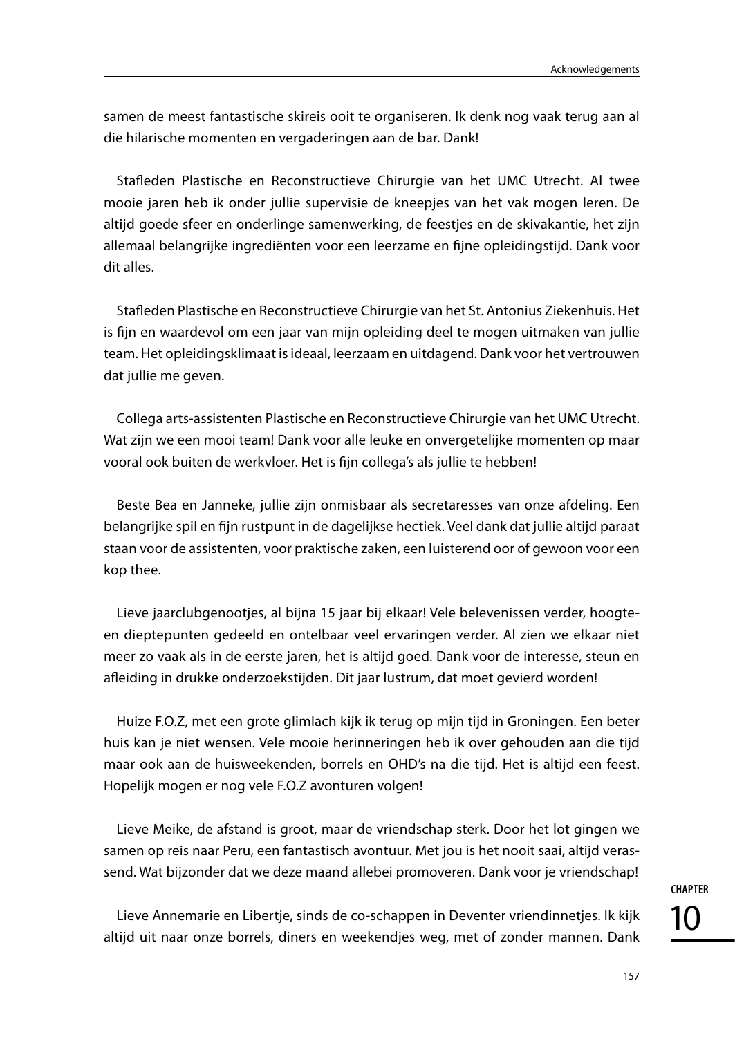samen de meest fantastische skireis ooit te organiseren. Ik denk nog vaak terug aan al die hilarische momenten en vergaderingen aan de bar. Dank!

Stafleden Plastische en Reconstructieve Chirurgie van het UMC Utrecht. Al twee mooie jaren heb ik onder jullie supervisie de kneepjes van het vak mogen leren. De altijd goede sfeer en onderlinge samenwerking, de feestjes en de skivakantie, het zijn allemaal belangrijke ingrediënten voor een leerzame en fijne opleidingstijd. Dank voor dit alles.

Stafleden Plastische en Reconstructieve Chirurgie van het St. Antonius Ziekenhuis. Het is fijn en waardevol om een jaar van mijn opleiding deel te mogen uitmaken van jullie team. Het opleidingsklimaat is ideaal, leerzaam en uitdagend. Dank voor het vertrouwen dat jullie me geven.

Collega arts-assistenten Plastische en Reconstructieve Chirurgie van het UMC Utrecht. Wat zijn we een mooi team! Dank voor alle leuke en onvergetelijke momenten op maar vooral ook buiten de werkvloer. Het is fijn collega's als jullie te hebben!

Beste Bea en Janneke, jullie zijn onmisbaar als secretaresses van onze afdeling. Een belangrijke spil en fijn rustpunt in de dagelijkse hectiek. Veel dank dat jullie altijd paraat staan voor de assistenten, voor praktische zaken, een luisterend oor of gewoon voor een kop thee.

Lieve jaarclubgenootjes, al bijna 15 jaar bij elkaar! Vele belevenissen verder, hoogte- en dieptepunten gedeeld en ontelbaar veel ervaringen verder. Al zien we elkaar niet meer zo vaak als in de eerste jaren, het is altijd goed. Dank voor de interesse, steun en afleiding in drukke onderzoekstijden. Dit jaar lustrum, dat moet gevierd worden!

Huize F.O.Z, met een grote glimlach kijk ik terug op mijn tijd in Groningen. Een beter huis kan je niet wensen. Vele mooie herinneringen heb ik over gehouden aan die tijd maar ook aan de huisweekenden, borrels en OHD's na die tijd. Het is altijd een feest. Hopelijk mogen er nog vele F.O.Z avonturen volgen!

Lieve Meike, de afstand is groot, maar de vriendschap sterk. Door het lot gingen we samen op reis naar Peru, een fantastisch avontuur. Met jou is het nooit saai, altijd verassend. Wat bijzonder dat we deze maand allebei promoveren. Dank voor je vriendschap!

Lieve Annemarie en Libertje, sinds de co-schappen in Deventer vriendinnetjes. Ik kijk altijd uit naar onze borrels, diners en weekendjes weg, met of zonder mannen. Dank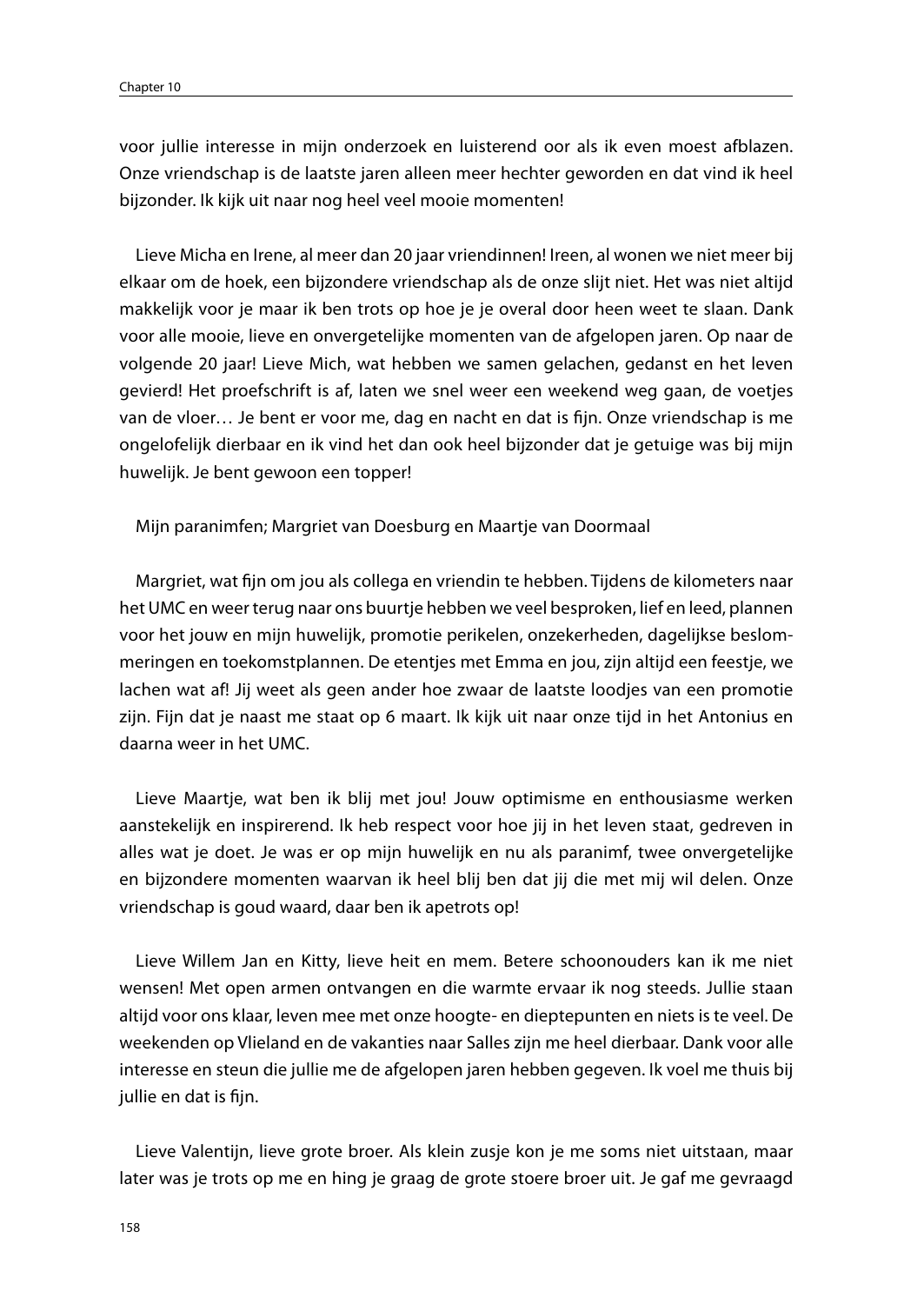voor jullie interesse in mijn onderzoek en luisterend oor als ik even moest afblazen. Onze vriendschap is de laatste jaren alleen meer hechter geworden en dat vind ik heel bijzonder. Ik kijk uit naar nog heel veel mooie momenten!

Lieve Micha en Irene, al meer dan 20 jaar vriendinnen! Ireen, al wonen we niet meer bij elkaar om de hoek, een bijzondere vriendschap als de onze slijt niet. Het was niet altijd makkelijk voor je maar ik ben trots op hoe je je overal door heen weet te slaan. Dank voor alle mooie, lieve en onvergetelijke momenten van de afgelopen jaren. Op naar de volgende 20 jaar! Lieve Mich, wat hebben we samen gelachen, gedanst en het leven gevierd! Het proefschrift is af, laten we snel weer een weekend weg gaan, de voetjes van de vloer… Je bent er voor me, dag en nacht en dat is fijn. Onze vriendschap is me ongelofelijk dierbaar en ik vind het dan ook heel bijzonder dat je getuige was bij mijn huwelijk. Je bent gewoon een topper!

Mijn paranimfen; Margriet van Doesburg en Maartje van Doormaal

Margriet, wat fijn om jou als collega en vriendin te hebben. Tijdens de kilometers naar het UMC en weer terug naar ons buurtje hebben we veel besproken, lief en leed, plannen voor het jouw en mijn huwelijk, promotie perikelen, onzekerheden, dagelijkse beslommeringen en toekomstplannen. De etentjes met Emma en jou, zijn altijd een feestje, we lachen wat af! Jij weet als geen ander hoe zwaar de laatste loodjes van een promotie zijn. Fijn dat je naast me staat op 6 maart. Ik kijk uit naar onze tijd in het Antonius en daarna weer in het UMC.

Lieve Maartje, wat ben ik blij met jou! Jouw optimisme en enthousiasme werken aanstekelijk en inspirerend. Ik heb respect voor hoe jij in het leven staat, gedreven in alles wat je doet. Je was er op mijn huwelijk en nu als paranimf, twee onvergetelijke en bijzondere momenten waarvan ik heel blij ben dat jij die met mij wil delen. Onze vriendschap is goud waard, daar ben ik apetrots op!

Lieve Willem Jan en Kitty, lieve heit en mem. Betere schoonouders kan ik me niet wensen! Met open armen ontvangen en die warmte ervaar ik nog steeds. Jullie staan altijd voor ons klaar, leven mee met onze hoogte- en dieptepunten en niets is te veel. De weekenden op Vlieland en de vakanties naar Salles zijn me heel dierbaar. Dank voor alle interesse en steun die jullie me de afgelopen jaren hebben gegeven. Ik voel me thuis bij jullie en dat is fijn.

Lieve Valentijn, lieve grote broer. Als klein zusje kon je me soms niet uitstaan, maar later was je trots op me en hing je graag de grote stoere broer uit. Je gaf me gevraagd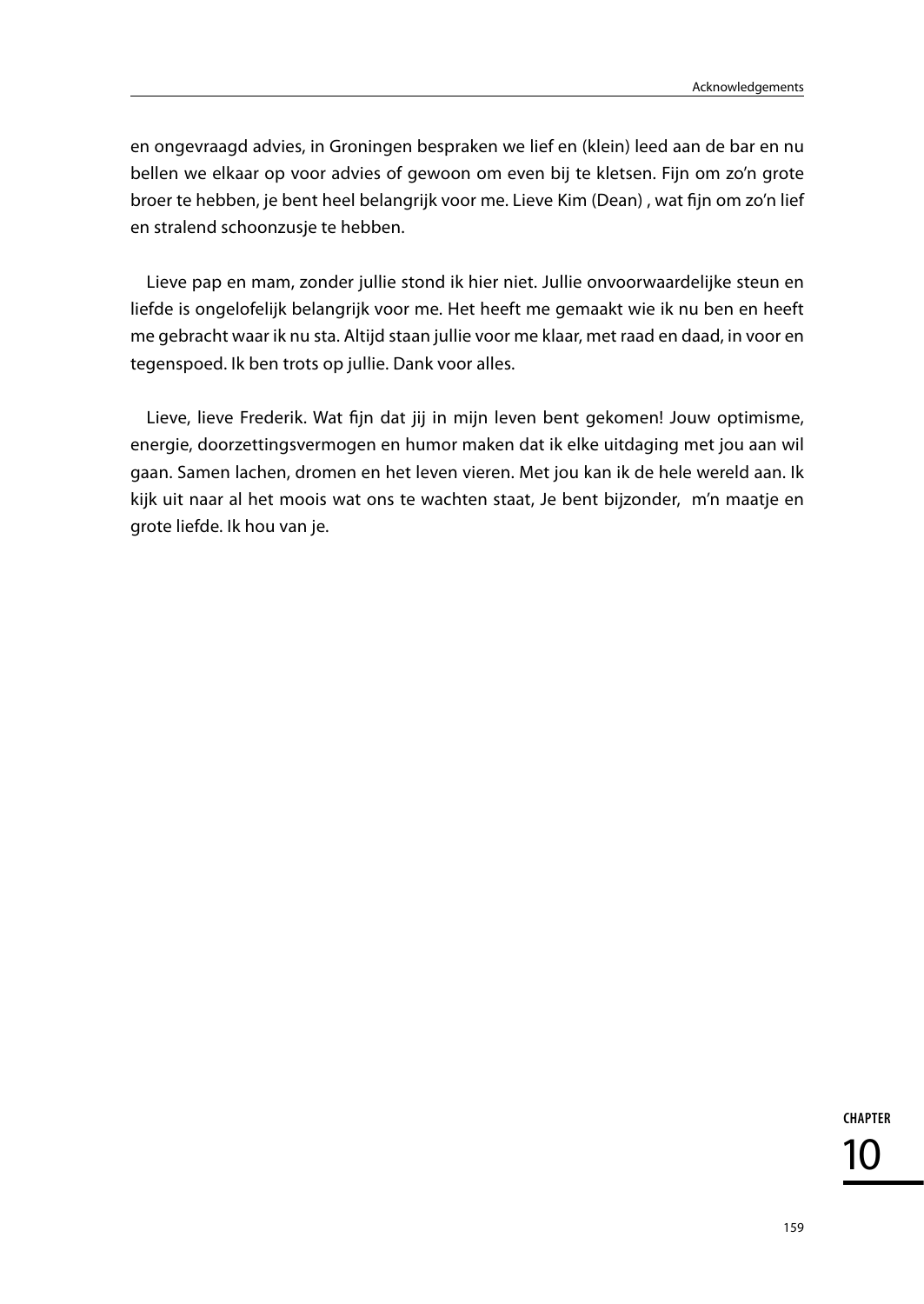en ongevraagd advies, in Groningen bespraken we lief en (klein) leed aan de bar en nu bellen we elkaar op voor advies of gewoon om even bij te kletsen. Fijn om zo'n grote broer te hebben, je bent heel belangrijk voor me. Lieve Kim (Dean) , wat fijn om zo'n lief en stralend schoonzusje te hebben.

Lieve pap en mam, zonder jullie stond ik hier niet. Jullie onvoorwaardelijke steun en liefde is ongelofelijk belangrijk voor me. Het heeft me gemaakt wie ik nu ben en heeft me gebracht waar ik nu sta. Altijd staan jullie voor me klaar, met raad en daad, in voor en tegenspoed. Ik ben trots op jullie. Dank voor alles.

Lieve, lieve Frederik. Wat fijn dat jij in mijn leven bent gekomen! Jouw optimisme, energie, doorzettingsvermogen en humor maken dat ik elke uitdaging met jou aan wil gaan. Samen lachen, dromen en het leven vieren. Met jou kan ik de hele wereld aan. Ik kijk uit naar al het moois wat ons te wachten staat, Je bent bijzonder, m'n maatje en grote liefde. Ik hou van je.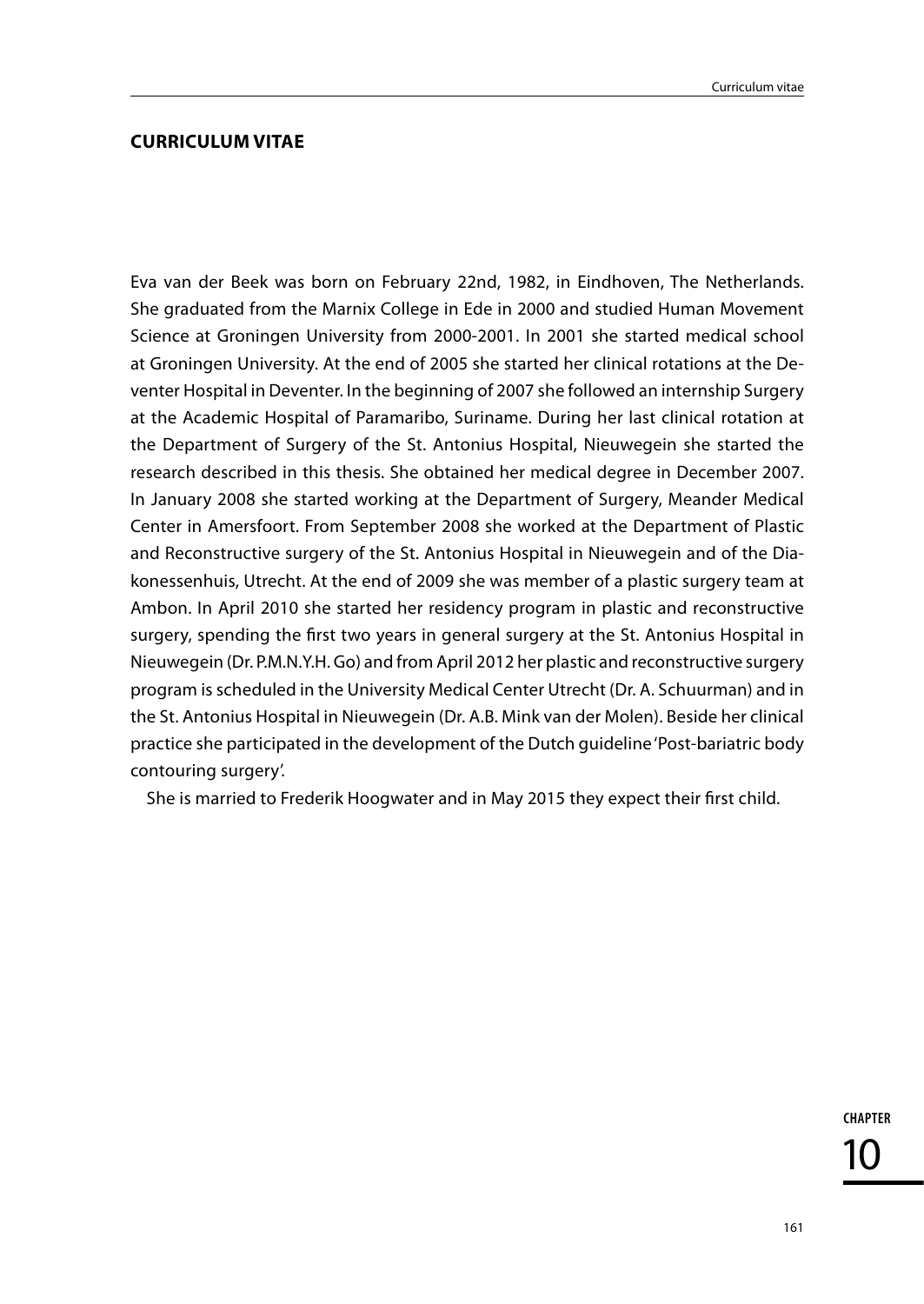# CURRICULUM VITAE

Eva van der Beek was born on February 22nd, 1982, in Eindhoven, The Netherlands. She graduated from the Marnix College in Ede in 2000 and studied Human Movement Science at Groningen University from 2000-2001. In 2001 she started medical school at Groningen University. At the end of 2005 she started her clinical rotations at the Deventer Hospital in Deventer. In the beginning of 2007 she followed an internship Surgery at the Academic Hospital of Paramaribo, Suriname. During her last clinical rotation at the Department of Surgery of the St. Antonius Hospital, Nieuwegein she started the research described in this thesis. She obtained her medical degree in December 2007. In January 2008 she started working at the Department of Surgery, Meander Medical Center in Amersfoort. From September 2008 she worked at the Department of Plastic and Reconstructive surgery of the St. Antonius Hospital in Nieuwegein and of the Diakonessenhuis, Utrecht. At the end of 2009 she was member of a plastic surgery team at Ambon. In April 2010 she started her residency program in plastic and reconstructive surgery, spending the first two years in general surgery at the St. Antonius Hospital in Nieuwegein (Dr. P.M.N.Y.H. Go) and from April 2012 her plastic and reconstructive surgery program is scheduled in the University Medical Center Utrecht (Dr. A. Schuurman) and in the St. Antonius Hospital in Nieuwegein (Dr. A.B. Mink van der Molen). Beside her clinical practice she participated in the development of the Dutch guideline 'Post-bariatric body contouring surgery'.

She is married to Frederik Hoogwater and in May 2015 they expect their first child.